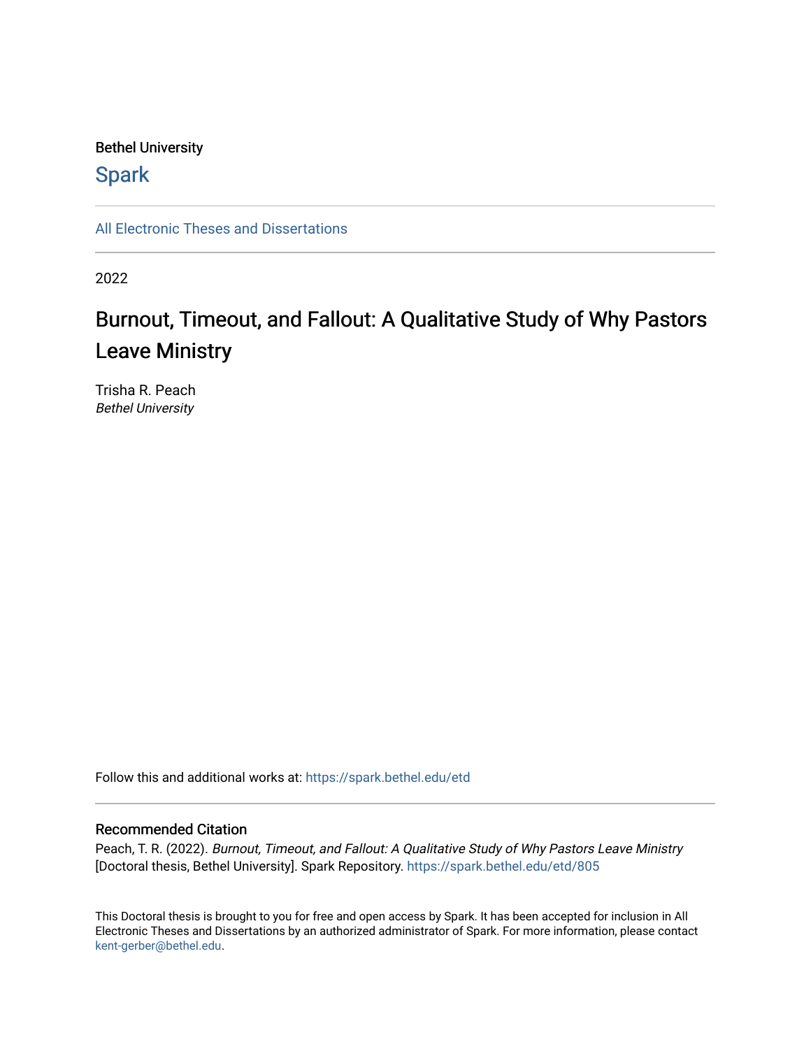Bethel University

Spark

All Electronic Theses and Dissertations

2022

# Burnout, Timeout, and Fallout: A Qualitative Study of Why Pastors Leave Ministry

Trisha R. Peach
*Bethel University*

Follow this and additional works at: https://spark.bethel.edu/etd

## Recommended Citation

Peach, T. R. (2022). *Burnout, Timeout, and Fallout: A Qualitative Study of Why Pastors Leave Ministry* [Doctoral thesis, Bethel University]. Spark Repository. https://spark.bethel.edu/etd/805

This Doctoral thesis is brought to you for free and open access by Spark. It has been accepted for inclusion in All Electronic Theses and Dissertations by an authorized administrator of Spark. For more information, please contact kent-gerber@bethel.edu.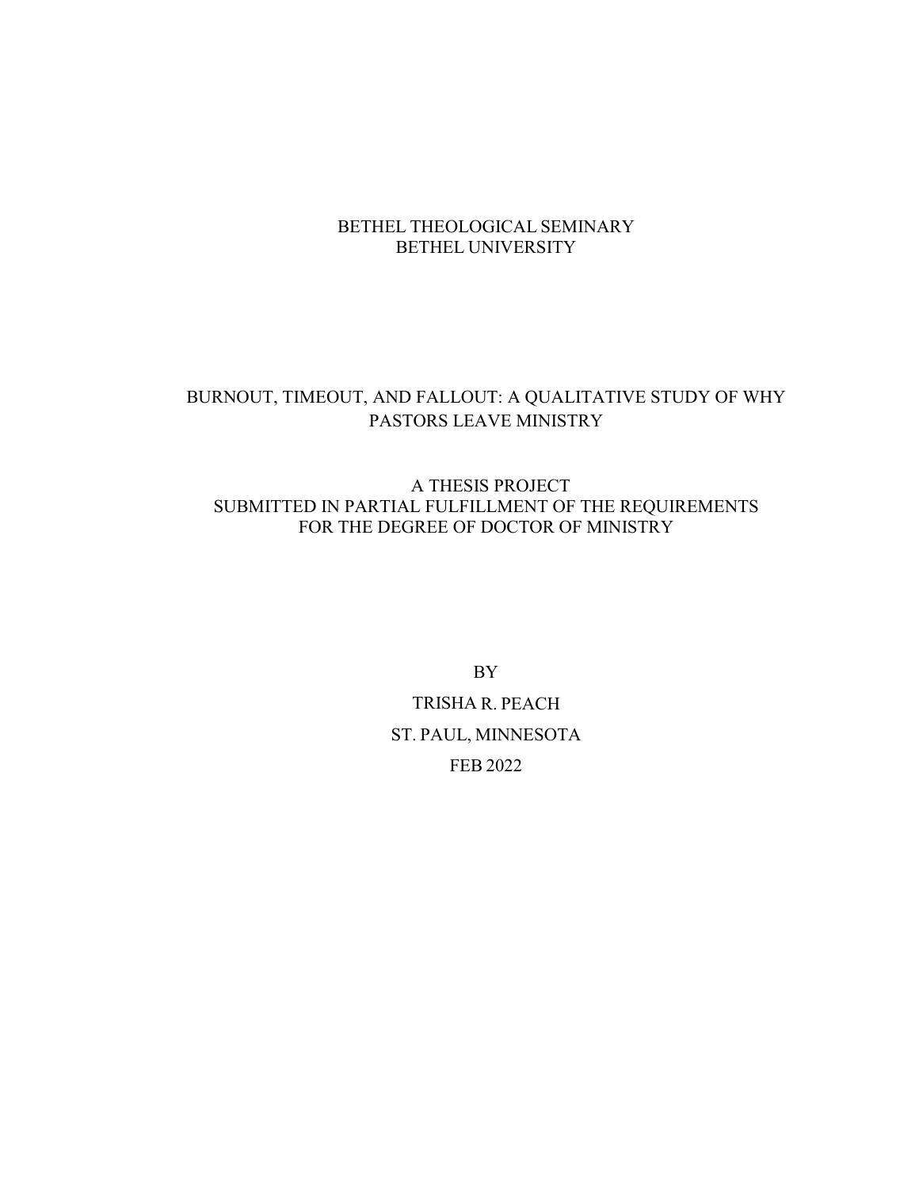BETHEL THEOLOGICAL SEMINARY
BETHEL UNIVERSITY

BURNOUT, TIMEOUT, AND FALLOUT: A QUALITATIVE STUDY OF WHY PASTORS LEAVE MINISTRY

A THESIS PROJECT
SUBMITTED IN PARTIAL FULFILLMENT OF THE REQUIREMENTS FOR THE DEGREE OF DOCTOR OF MINISTRY

BY

TRISHA R. PEACH

ST. PAUL, MINNESOTA

FEB 2022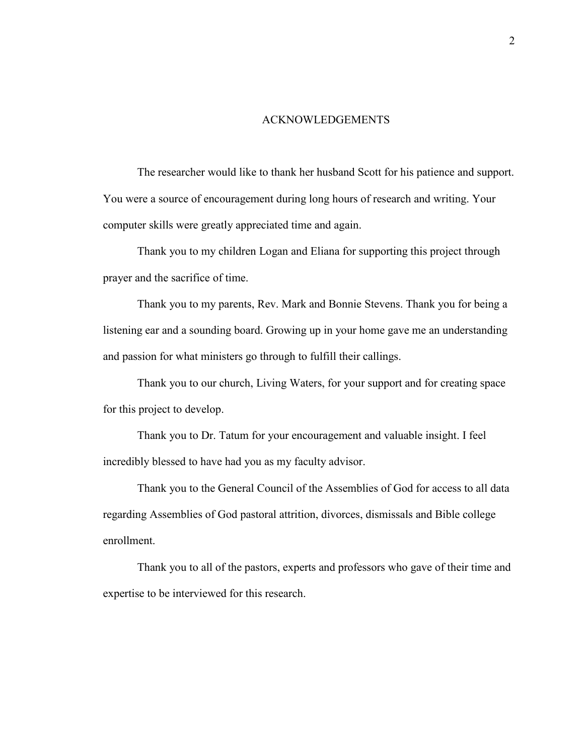# ACKNOWLEDGEMENTS

The researcher would like to thank her husband Scott for his patience and support. You were a source of encouragement during long hours of research and writing. Your computer skills were greatly appreciated time and again.

Thank you to my children Logan and Eliana for supporting this project through prayer and the sacrifice of time.

Thank you to my parents, Rev. Mark and Bonnie Stevens. Thank you for being a listening ear and a sounding board. Growing up in your home gave me an understanding and passion for what ministers go through to fulfill their callings.

Thank you to our church, Living Waters, for your support and for creating space for this project to develop.

Thank you to Dr. Tatum for your encouragement and valuable insight. I feel incredibly blessed to have had you as my faculty advisor.

Thank you to the General Council of the Assemblies of God for access to all data regarding Assemblies of God pastoral attrition, divorces, dismissals and Bible college enrollment.

Thank you to all of the pastors, experts and professors who gave of their time and expertise to be interviewed for this research.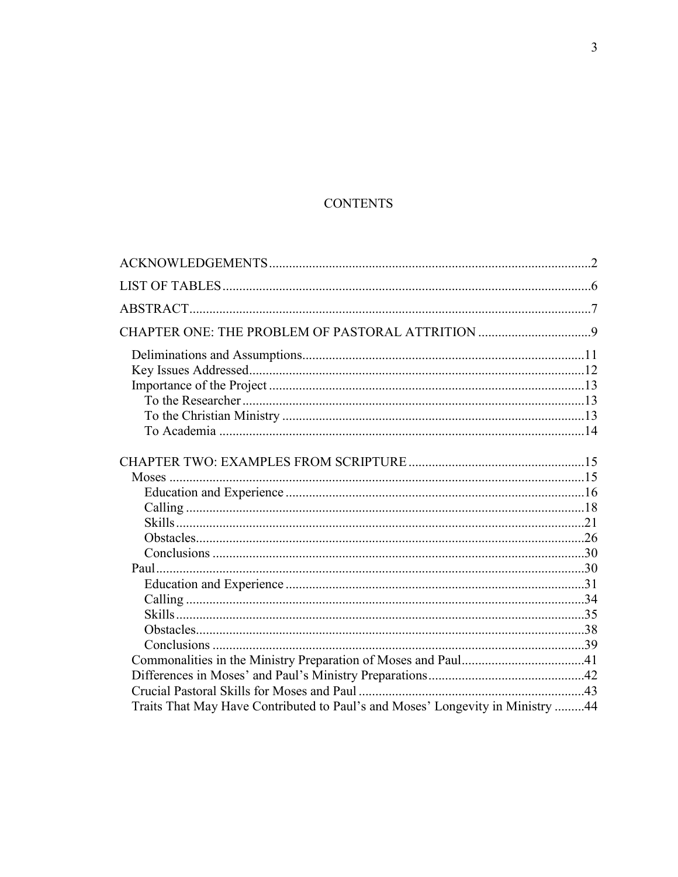# CONTENTS

ACKNOWLEDGEMENTS ............................................................................................2

LIST OF TABLES ....................................................................................................6

ABSTRACT ..............................................................................................................7

CHAPTER ONE: THE PROBLEM OF PASTORAL ATTRITION ..................................9

- Deliminations and Assumptions ..........................................................................11
- Key Issues Addressed ..........................................................................................12
- Importance of the Project ....................................................................................13
  - To the Researcher .............................................................................................13
  - To the Christian Ministry ..................................................................................13
  - To Academia .....................................................................................................14

CHAPTER TWO: EXAMPLES FROM SCRIPTURE .....................................................15

- Moses ..................................................................................................................15
  - Education and Experience .................................................................................16
  - Calling ...............................................................................................................18
  - Skills ..................................................................................................................21
  - Obstacles ...........................................................................................................26
  - Conclusions .......................................................................................................30
- Paul .....................................................................................................................30
  - Education and Experience .................................................................................31
  - Calling ...............................................................................................................34
  - Skills ..................................................................................................................35
  - Obstacles ...........................................................................................................38
  - Conclusions .......................................................................................................39
- Commonalities in the Ministry Preparation of Moses and Paul ...........................41
- Differences in Moses' and Paul's Ministry Preparations .......................................42
- Crucial Pastoral Skills for Moses and Paul ...........................................................43
- Traits That May Have Contributed to Paul's and Moses' Longevity in Ministry .........44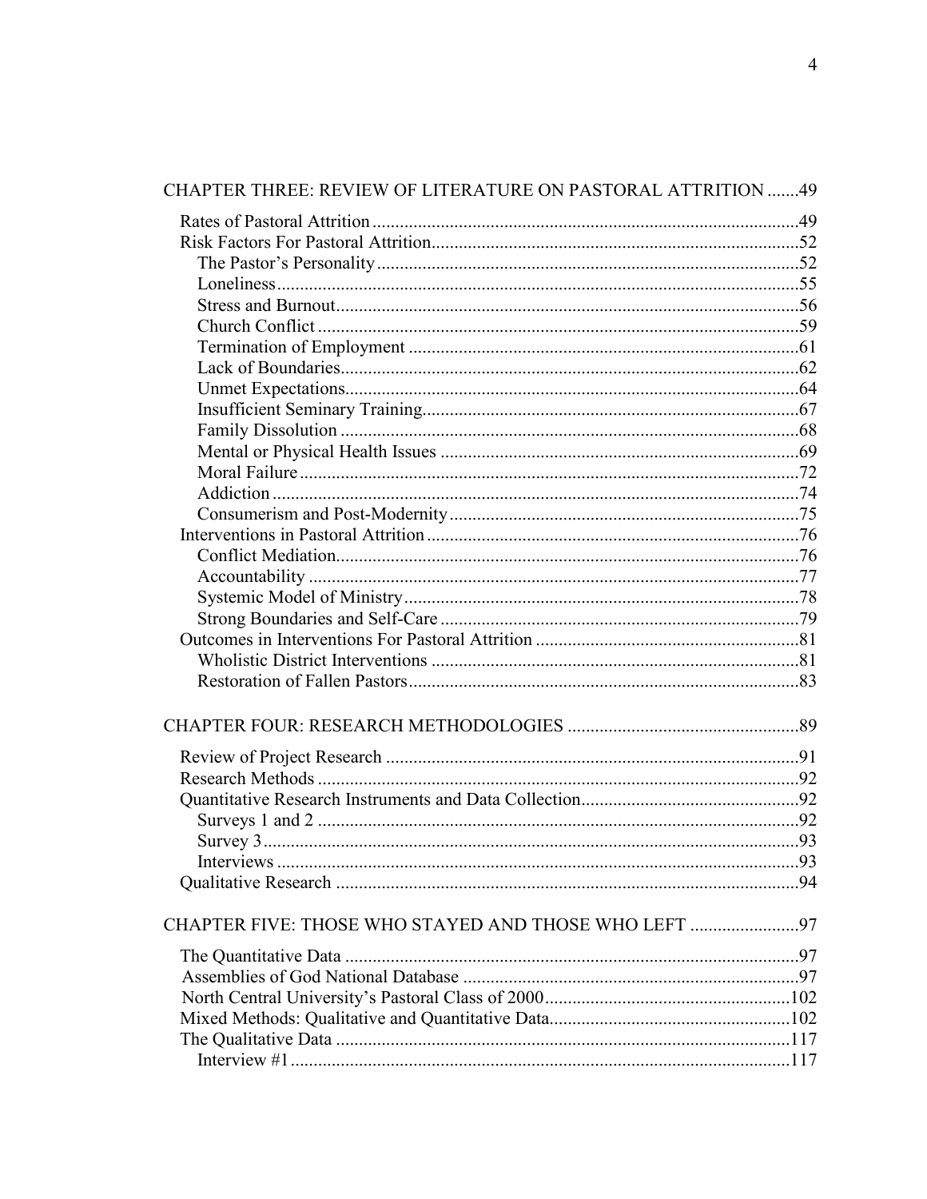CHAPTER THREE: REVIEW OF LITERATURE ON PASTORAL ATTRITION .......49

- Rates of Pastoral Attrition .......49
- Risk Factors For Pastoral Attrition .......52
  - The Pastor's Personality .......52
  - Loneliness .......55
  - Stress and Burnout .......56
  - Church Conflict .......59
  - Termination of Employment .......61
  - Lack of Boundaries .......62
  - Unmet Expectations .......64
  - Insufficient Seminary Training .......67
  - Family Dissolution .......68
  - Mental or Physical Health Issues .......69
  - Moral Failure .......72
  - Addiction .......74
  - Consumerism and Post-Modernity .......75
- Interventions in Pastoral Attrition .......76
  - Conflict Mediation .......76
  - Accountability .......77
  - Systemic Model of Ministry .......78
  - Strong Boundaries and Self-Care .......79
- Outcomes in Interventions For Pastoral Attrition .......81
  - Wholistic District Interventions .......81
  - Restoration of Fallen Pastors .......83

CHAPTER FOUR: RESEARCH METHODOLOGIES .......89

- Review of Project Research .......91
- Research Methods .......92
- Quantitative Research Instruments and Data Collection .......92
  - Surveys 1 and 2 .......92
  - Survey 3 .......93
  - Interviews .......93
- Qualitative Research .......94

CHAPTER FIVE: THOSE WHO STAYED AND THOSE WHO LEFT .......97

- The Quantitative Data .......97
- Assemblies of God National Database .......97
- North Central University's Pastoral Class of 2000 .......102
- Mixed Methods: Qualitative and Quantitative Data .......102
- The Qualitative Data .......117
  - Interview #1 .......117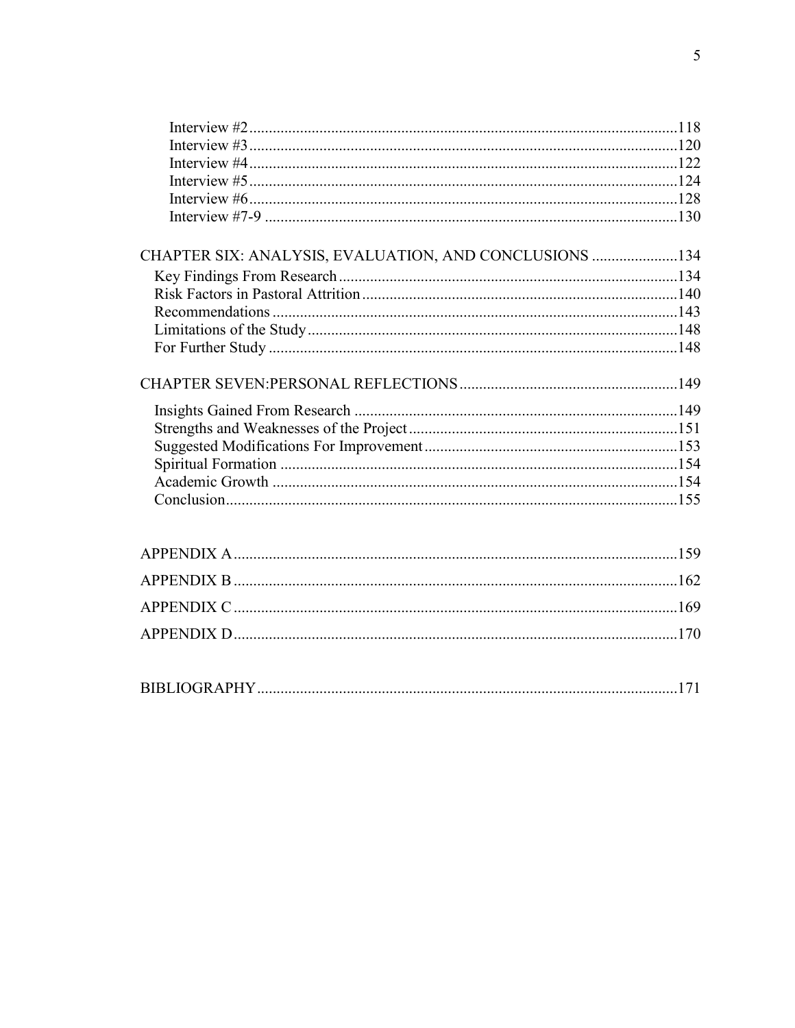Interview #2 ............................................................................................................118
Interview #3 ............................................................................................................120
Interview #4 ............................................................................................................122
Interview #5 ............................................................................................................124
Interview #6 ............................................................................................................128
Interview #7-9 ........................................................................................................130

CHAPTER SIX: ANALYSIS, EVALUATION, AND CONCLUSIONS ......................134
Key Findings From Research ......................................................................................134
Risk Factors in Pastoral Attrition ................................................................................140
Recommendations ........................................................................................................143
Limitations of the Study ...............................................................................................148
For Further Study .........................................................................................................148

CHAPTER SEVEN:PERSONAL REFLECTIONS ........................................................149
Insights Gained From Research ...................................................................................149
Strengths and Weaknesses of the Project .....................................................................151
Suggested Modifications For Improvement .................................................................153
Spiritual Formation .......................................................................................................154
Academic Growth .........................................................................................................154
Conclusion ....................................................................................................................155

APPENDIX A .................................................................................................................159
APPENDIX B .................................................................................................................162
APPENDIX C .................................................................................................................169
APPENDIX D .................................................................................................................170

BIBLIOGRAPHY ............................................................................................................171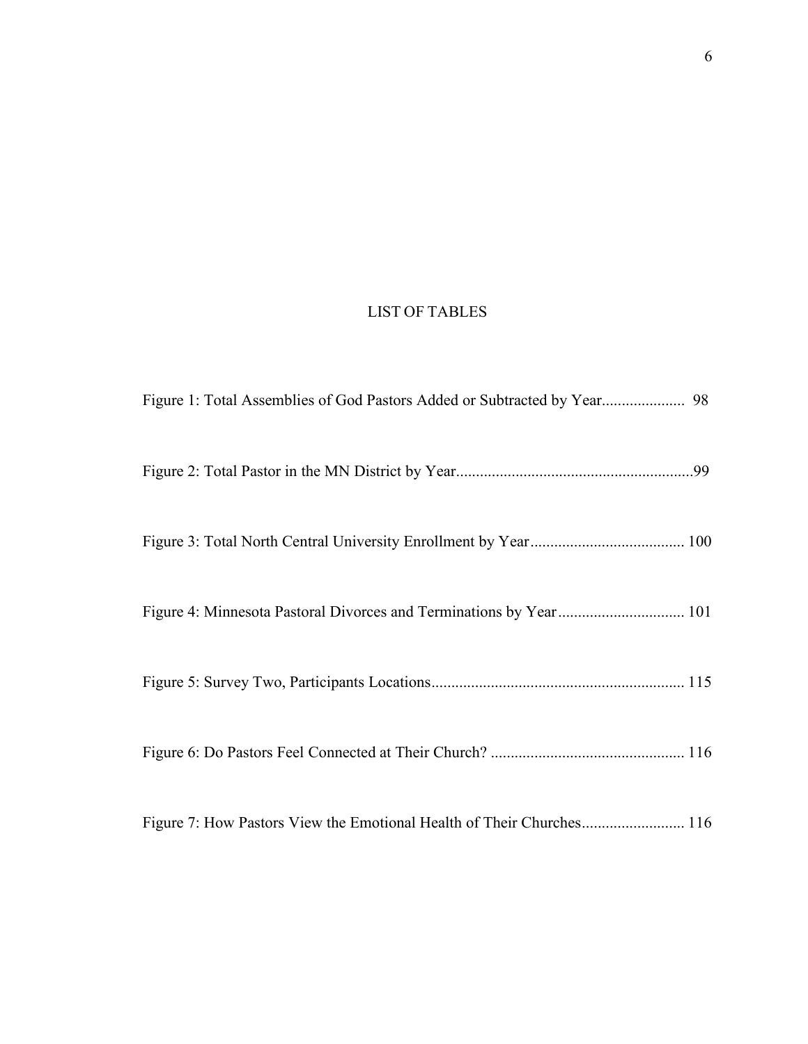# LIST OF TABLES

Figure 1: Total Assemblies of God Pastors Added or Subtracted by Year..................... 98

Figure 2: Total Pastor in the MN District by Year............................................................99

Figure 3: Total North Central University Enrollment by Year....................................... 100

Figure 4: Minnesota Pastoral Divorces and Terminations by Year................................ 101

Figure 5: Survey Two, Participants Locations................................................................ 115

Figure 6: Do Pastors Feel Connected at Their Church? ................................................. 116

Figure 7: How Pastors View the Emotional Health of Their Churches.......................... 116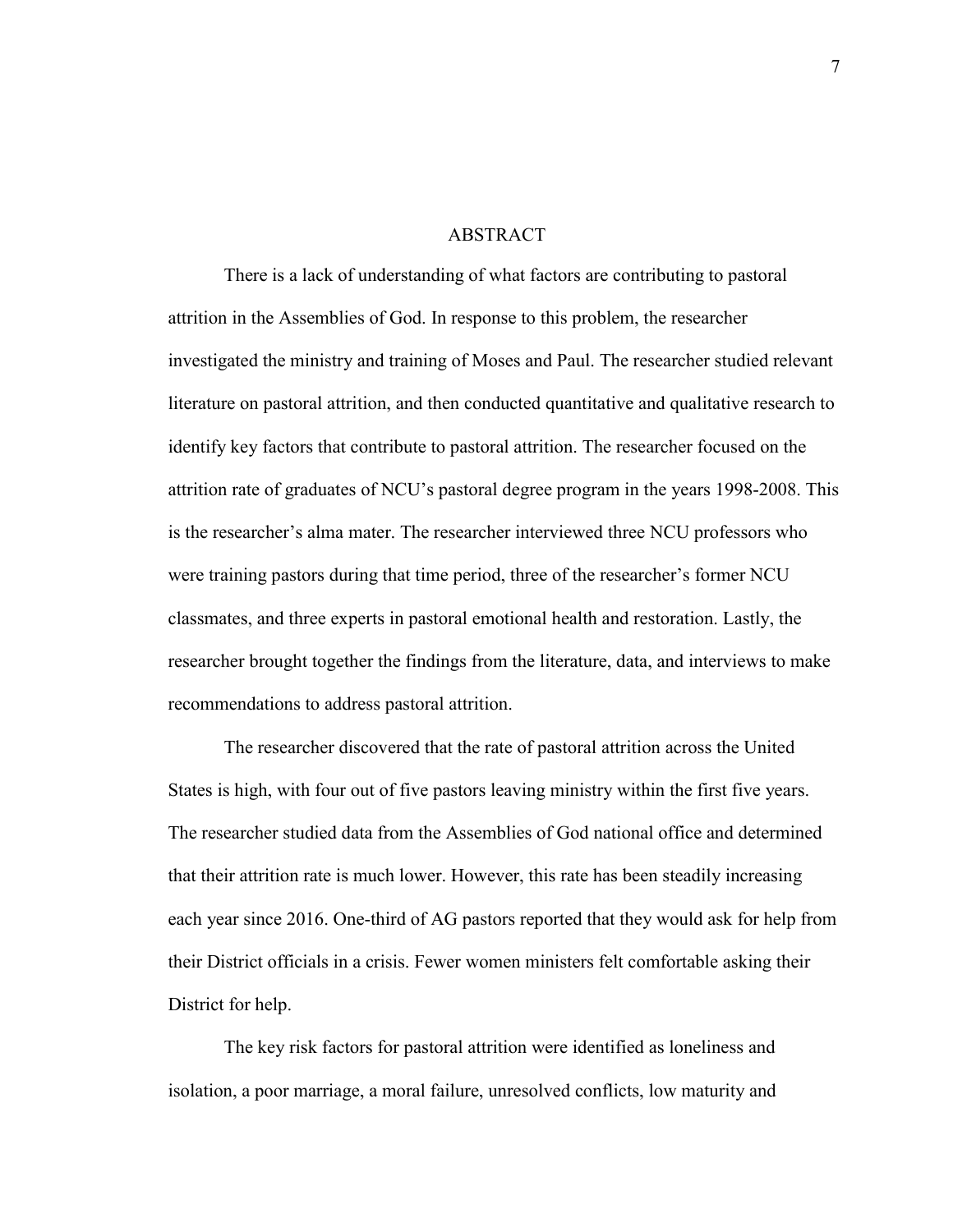# ABSTRACT

There is a lack of understanding of what factors are contributing to pastoral attrition in the Assemblies of God. In response to this problem, the researcher investigated the ministry and training of Moses and Paul. The researcher studied relevant literature on pastoral attrition, and then conducted quantitative and qualitative research to identify key factors that contribute to pastoral attrition. The researcher focused on the attrition rate of graduates of NCU's pastoral degree program in the years 1998-2008. This is the researcher's alma mater. The researcher interviewed three NCU professors who were training pastors during that time period, three of the researcher's former NCU classmates, and three experts in pastoral emotional health and restoration. Lastly, the researcher brought together the findings from the literature, data, and interviews to make recommendations to address pastoral attrition.

The researcher discovered that the rate of pastoral attrition across the United States is high, with four out of five pastors leaving ministry within the first five years. The researcher studied data from the Assemblies of God national office and determined that their attrition rate is much lower. However, this rate has been steadily increasing each year since 2016. One-third of AG pastors reported that they would ask for help from their District officials in a crisis. Fewer women ministers felt comfortable asking their District for help.

The key risk factors for pastoral attrition were identified as loneliness and isolation, a poor marriage, a moral failure, unresolved conflicts, low maturity and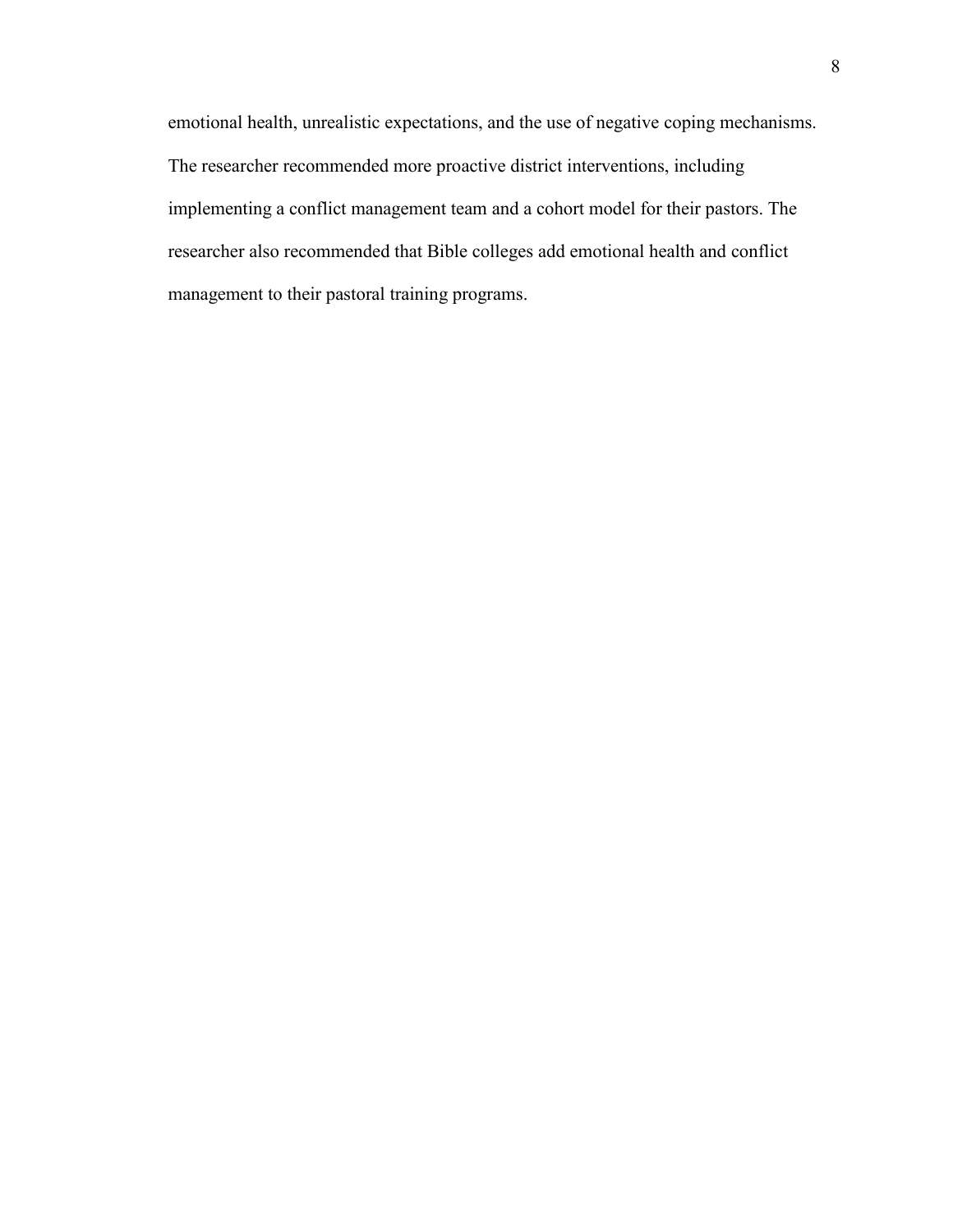emotional health, unrealistic expectations, and the use of negative coping mechanisms. The researcher recommended more proactive district interventions, including implementing a conflict management team and a cohort model for their pastors. The researcher also recommended that Bible colleges add emotional health and conflict management to their pastoral training programs.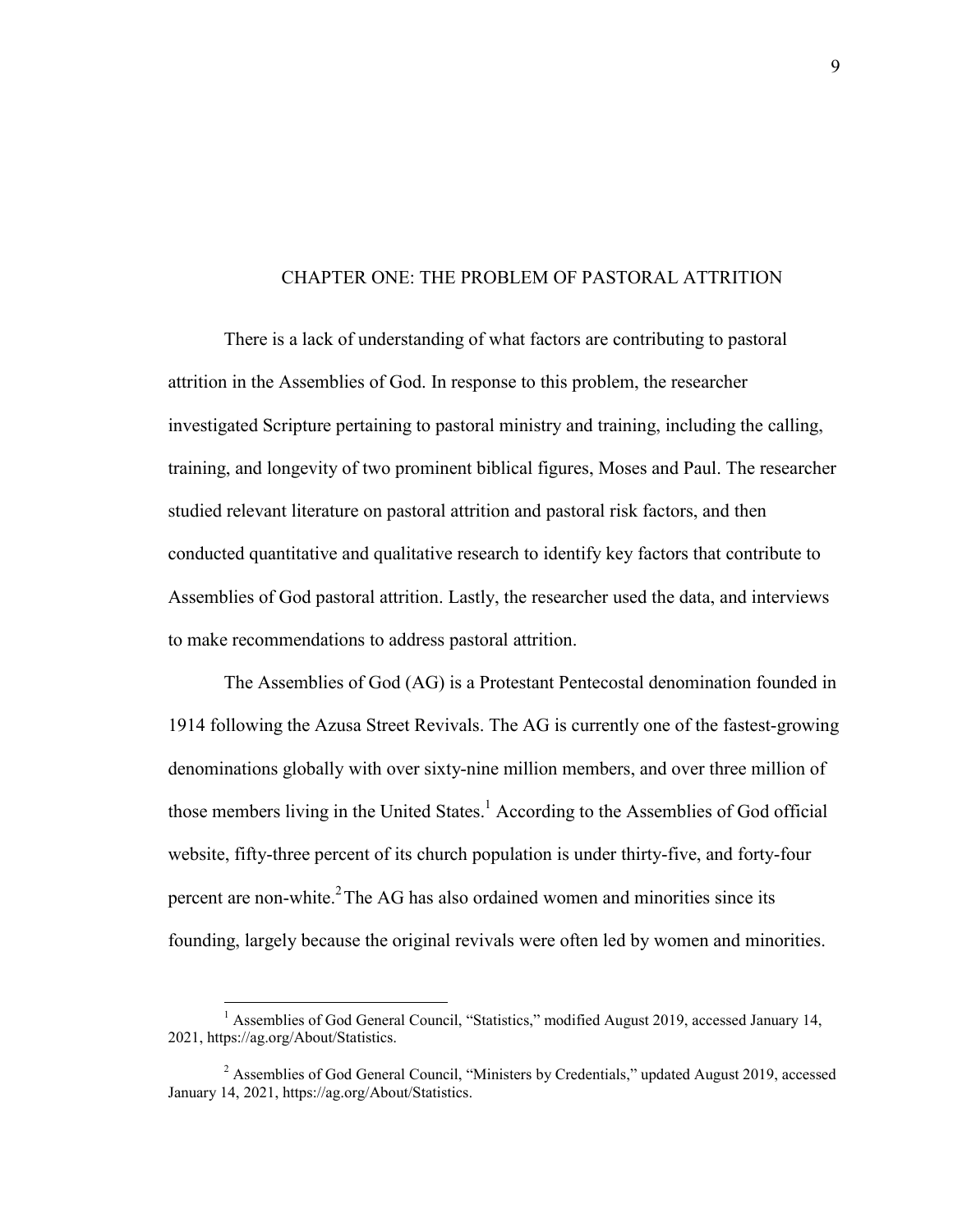# CHAPTER ONE: THE PROBLEM OF PASTORAL ATTRITION

There is a lack of understanding of what factors are contributing to pastoral attrition in the Assemblies of God. In response to this problem, the researcher investigated Scripture pertaining to pastoral ministry and training, including the calling, training, and longevity of two prominent biblical figures, Moses and Paul. The researcher studied relevant literature on pastoral attrition and pastoral risk factors, and then conducted quantitative and qualitative research to identify key factors that contribute to Assemblies of God pastoral attrition. Lastly, the researcher used the data, and interviews to make recommendations to address pastoral attrition.

The Assemblies of God (AG) is a Protestant Pentecostal denomination founded in 1914 following the Azusa Street Revivals. The AG is currently one of the fastest-growing denominations globally with over sixty-nine million members, and over three million of those members living in the United States.[1] According to the Assemblies of God official website, fifty-three percent of its church population is under thirty-five, and forty-four percent are non-white.[2] The AG has also ordained women and minorities since its founding, largely because the original revivals were often led by women and minorities.

---

[1] Assemblies of God General Council, "Statistics," modified August 2019, accessed January 14, 2021, https://ag.org/About/Statistics.

[2] Assemblies of God General Council, "Ministers by Credentials," updated August 2019, accessed January 14, 2021, https://ag.org/About/Statistics.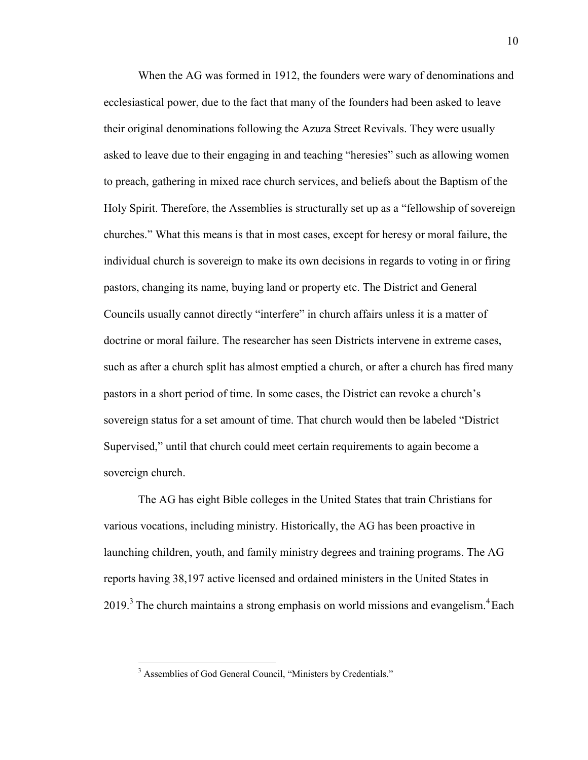When the AG was formed in 1912, the founders were wary of denominations and ecclesiastical power, due to the fact that many of the founders had been asked to leave their original denominations following the Azuza Street Revivals. They were usually asked to leave due to their engaging in and teaching "heresies" such as allowing women to preach, gathering in mixed race church services, and beliefs about the Baptism of the Holy Spirit. Therefore, the Assemblies is structurally set up as a "fellowship of sovereign churches." What this means is that in most cases, except for heresy or moral failure, the individual church is sovereign to make its own decisions in regards to voting in or firing pastors, changing its name, buying land or property etc. The District and General Councils usually cannot directly "interfere" in church affairs unless it is a matter of doctrine or moral failure. The researcher has seen Districts intervene in extreme cases, such as after a church split has almost emptied a church, or after a church has fired many pastors in a short period of time. In some cases, the District can revoke a church's sovereign status for a set amount of time. That church would then be labeled "District Supervised," until that church could meet certain requirements to again become a sovereign church.

The AG has eight Bible colleges in the United States that train Christians for various vocations, including ministry. Historically, the AG has been proactive in launching children, youth, and family ministry degrees and training programs. The AG reports having 38,197 active licensed and ordained ministers in the United States in 2019.[3] The church maintains a strong emphasis on world missions and evangelism.[4] Each

---

[3] Assemblies of God General Council, "Ministers by Credentials."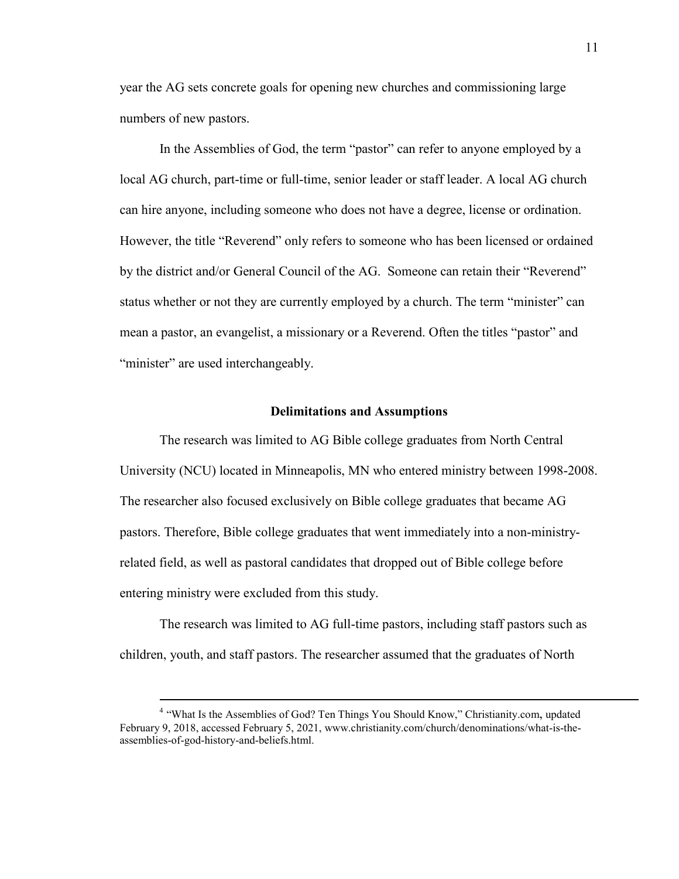year the AG sets concrete goals for opening new churches and commissioning large numbers of new pastors.

In the Assemblies of God, the term "pastor" can refer to anyone employed by a local AG church, part-time or full-time, senior leader or staff leader. A local AG church can hire anyone, including someone who does not have a degree, license or ordination. However, the title "Reverend" only refers to someone who has been licensed or ordained by the district and/or General Council of the AG. Someone can retain their "Reverend" status whether or not they are currently employed by a church. The term "minister" can mean a pastor, an evangelist, a missionary or a Reverend. Often the titles "pastor" and "minister" are used interchangeably.

## Delimitations and Assumptions

The research was limited to AG Bible college graduates from North Central University (NCU) located in Minneapolis, MN who entered ministry between 1998-2008. The researcher also focused exclusively on Bible college graduates that became AG pastors. Therefore, Bible college graduates that went immediately into a non-ministry-related field, as well as pastoral candidates that dropped out of Bible college before entering ministry were excluded from this study.

The research was limited to AG full-time pastors, including staff pastors such as children, youth, and staff pastors. The researcher assumed that the graduates of North

---

[4] "What Is the Assemblies of God? Ten Things You Should Know," Christianity.com, updated February 9, 2018, accessed February 5, 2021, www.christianity.com/church/denominations/what-is-the-assemblies-of-god-history-and-beliefs.html.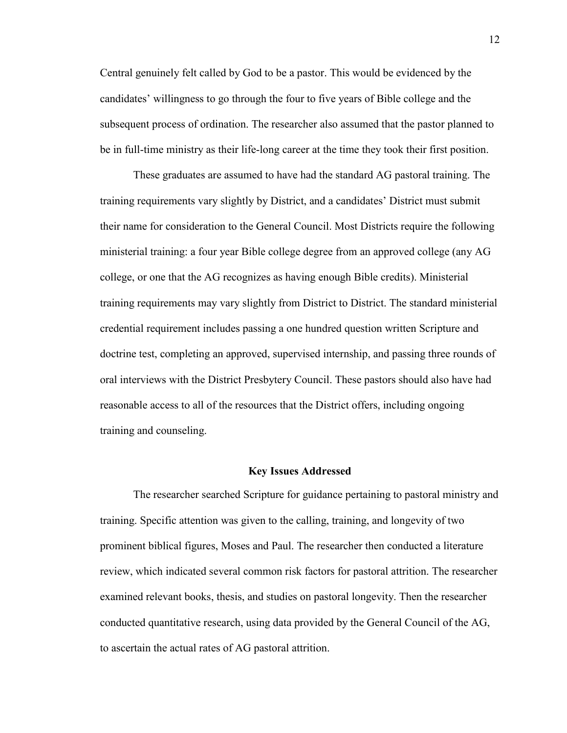Central genuinely felt called by God to be a pastor. This would be evidenced by the candidates' willingness to go through the four to five years of Bible college and the subsequent process of ordination. The researcher also assumed that the pastor planned to be in full-time ministry as their life-long career at the time they took their first position.

These graduates are assumed to have had the standard AG pastoral training. The training requirements vary slightly by District, and a candidates' District must submit their name for consideration to the General Council. Most Districts require the following ministerial training: a four year Bible college degree from an approved college (any AG college, or one that the AG recognizes as having enough Bible credits). Ministerial training requirements may vary slightly from District to District. The standard ministerial credential requirement includes passing a one hundred question written Scripture and doctrine test, completing an approved, supervised internship, and passing three rounds of oral interviews with the District Presbytery Council. These pastors should also have had reasonable access to all of the resources that the District offers, including ongoing training and counseling.

## Key Issues Addressed

The researcher searched Scripture for guidance pertaining to pastoral ministry and training. Specific attention was given to the calling, training, and longevity of two prominent biblical figures, Moses and Paul. The researcher then conducted a literature review, which indicated several common risk factors for pastoral attrition. The researcher examined relevant books, thesis, and studies on pastoral longevity. Then the researcher conducted quantitative research, using data provided by the General Council of the AG, to ascertain the actual rates of AG pastoral attrition.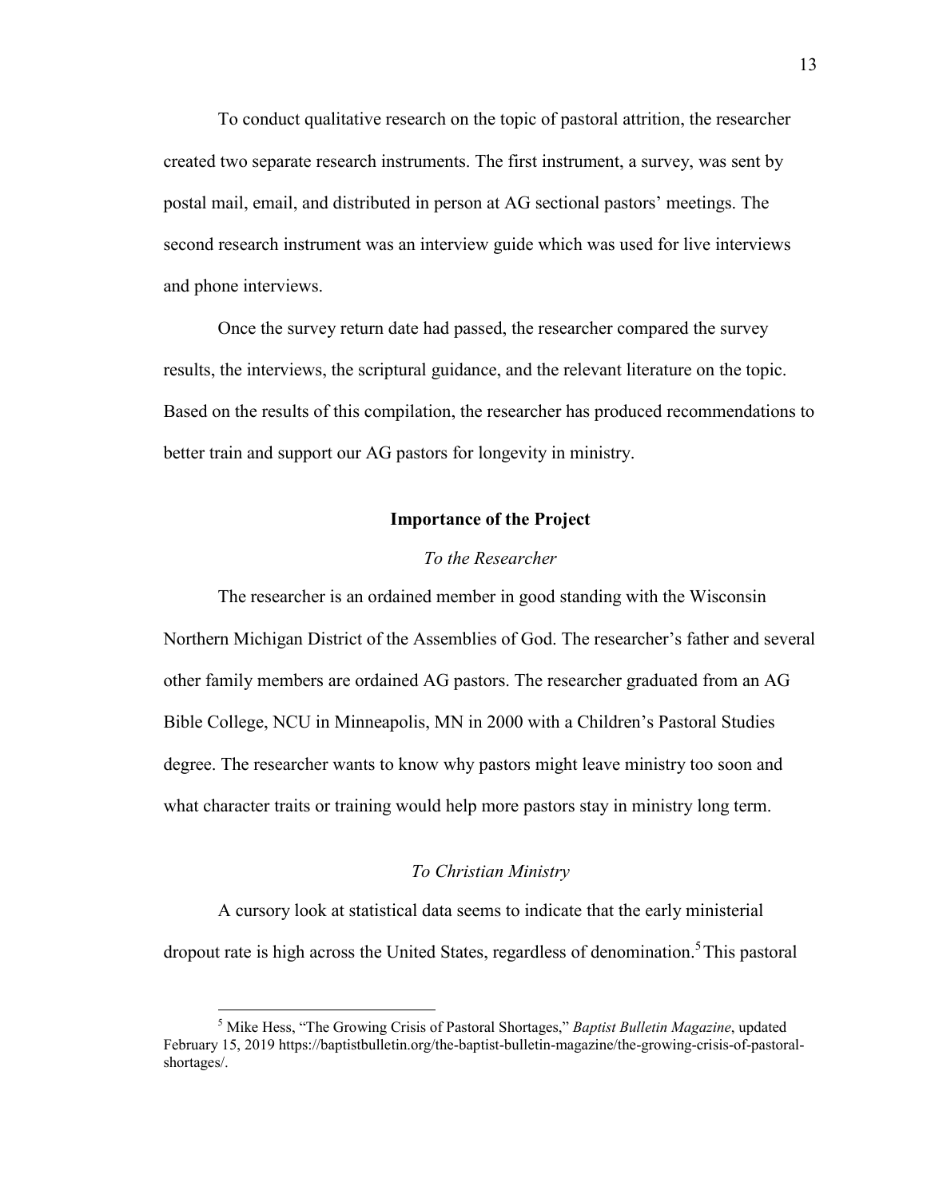To conduct qualitative research on the topic of pastoral attrition, the researcher created two separate research instruments. The first instrument, a survey, was sent by postal mail, email, and distributed in person at AG sectional pastors' meetings. The second research instrument was an interview guide which was used for live interviews and phone interviews.

Once the survey return date had passed, the researcher compared the survey results, the interviews, the scriptural guidance, and the relevant literature on the topic. Based on the results of this compilation, the researcher has produced recommendations to better train and support our AG pastors for longevity in ministry.

## Importance of the Project

### *To the Researcher*

The researcher is an ordained member in good standing with the Wisconsin Northern Michigan District of the Assemblies of God. The researcher's father and several other family members are ordained AG pastors. The researcher graduated from an AG Bible College, NCU in Minneapolis, MN in 2000 with a Children's Pastoral Studies degree. The researcher wants to know why pastors might leave ministry too soon and what character traits or training would help more pastors stay in ministry long term.

### *To Christian Ministry*

A cursory look at statistical data seems to indicate that the early ministerial dropout rate is high across the United States, regardless of denomination.[5] This pastoral

---

[5] Mike Hess, "The Growing Crisis of Pastoral Shortages," *Baptist Bulletin Magazine*, updated February 15, 2019 https://baptistbulletin.org/the-baptist-bulletin-magazine/the-growing-crisis-of-pastoral-shortages/.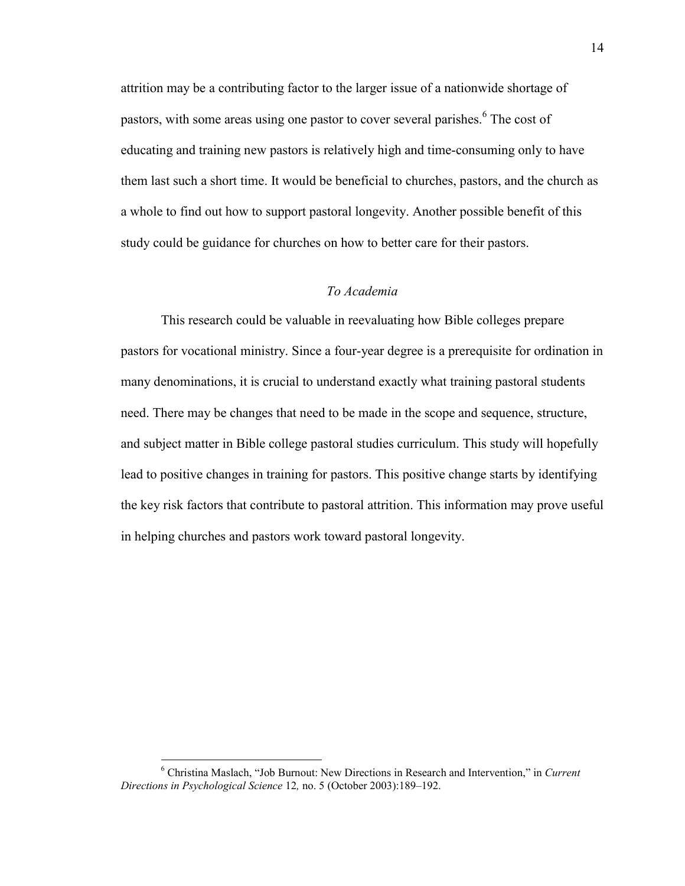attrition may be a contributing factor to the larger issue of a nationwide shortage of pastors, with some areas using one pastor to cover several parishes.[6] The cost of educating and training new pastors is relatively high and time-consuming only to have them last such a short time. It would be beneficial to churches, pastors, and the church as a whole to find out how to support pastoral longevity. Another possible benefit of this study could be guidance for churches on how to better care for their pastors.

### *To Academia*

This research could be valuable in reevaluating how Bible colleges prepare pastors for vocational ministry. Since a four-year degree is a prerequisite for ordination in many denominations, it is crucial to understand exactly what training pastoral students need. There may be changes that need to be made in the scope and sequence, structure, and subject matter in Bible college pastoral studies curriculum. This study will hopefully lead to positive changes in training for pastors. This positive change starts by identifying the key risk factors that contribute to pastoral attrition. This information may prove useful in helping churches and pastors work toward pastoral longevity.

---

[6] Christina Maslach, "Job Burnout: New Directions in Research and Intervention," in *Current Directions in Psychological Science* 12*,* no. 5 (October 2003):189–192.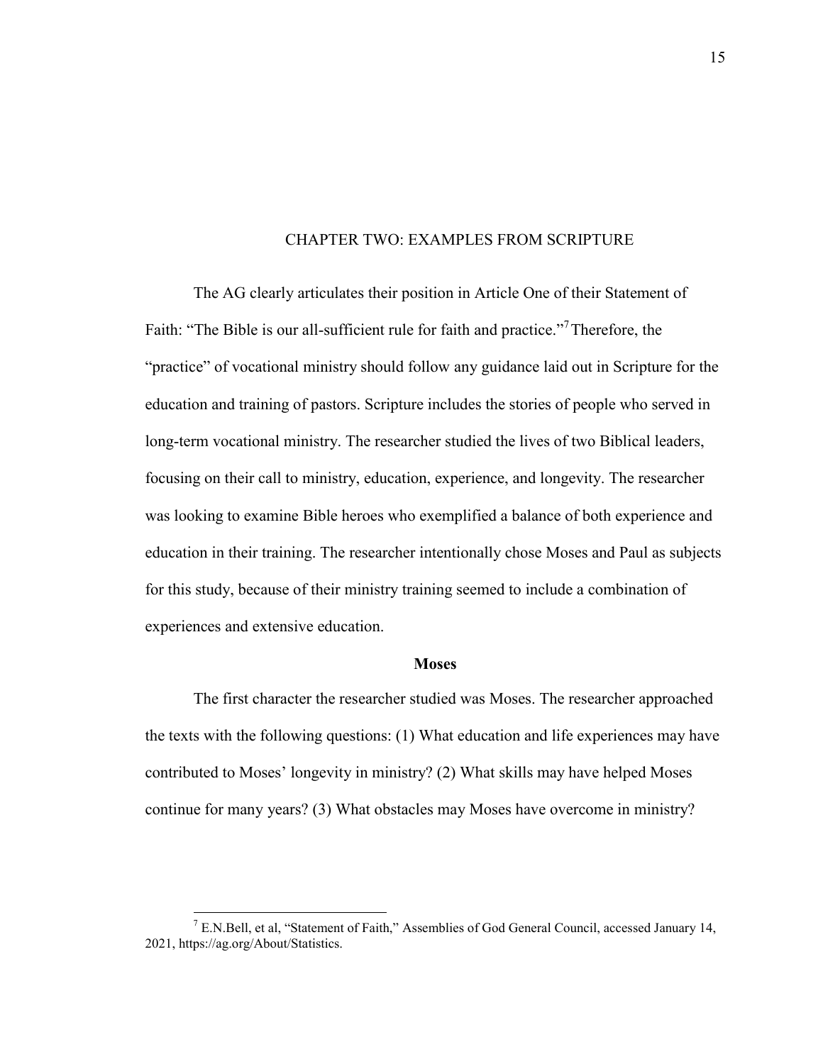# CHAPTER TWO: EXAMPLES FROM SCRIPTURE

The AG clearly articulates their position in Article One of their Statement of Faith: "The Bible is our all-sufficient rule for faith and practice."[7] Therefore, the "practice" of vocational ministry should follow any guidance laid out in Scripture for the education and training of pastors. Scripture includes the stories of people who served in long-term vocational ministry. The researcher studied the lives of two Biblical leaders, focusing on their call to ministry, education, experience, and longevity. The researcher was looking to examine Bible heroes who exemplified a balance of both experience and education in their training. The researcher intentionally chose Moses and Paul as subjects for this study, because of their ministry training seemed to include a combination of experiences and extensive education.

## Moses

The first character the researcher studied was Moses. The researcher approached the texts with the following questions: (1) What education and life experiences may have contributed to Moses' longevity in ministry? (2) What skills may have helped Moses continue for many years? (3) What obstacles may Moses have overcome in ministry?

---

[7] E.N.Bell, et al, "Statement of Faith," Assemblies of God General Council, accessed January 14, 2021, https://ag.org/About/Statistics.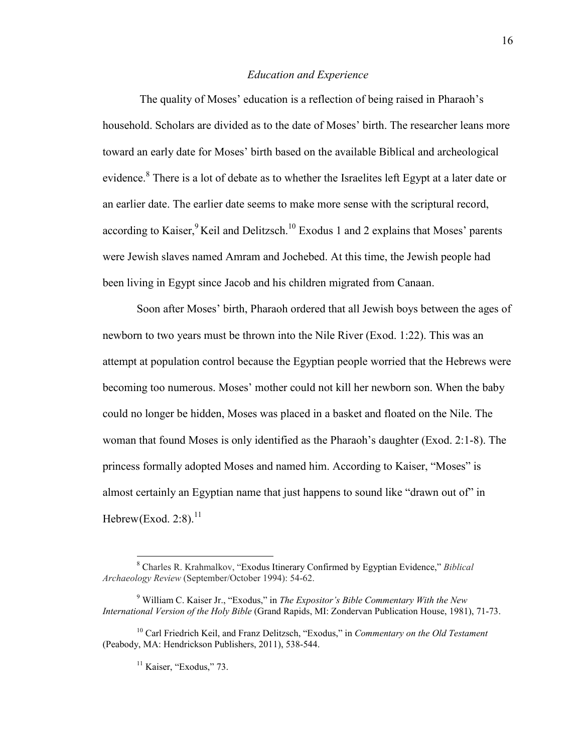*Education and Experience*

The quality of Moses' education is a reflection of being raised in Pharaoh's household. Scholars are divided as to the date of Moses' birth. The researcher leans more toward an early date for Moses' birth based on the available Biblical and archeological evidence.[8] There is a lot of debate as to whether the Israelites left Egypt at a later date or an earlier date. The earlier date seems to make more sense with the scriptural record, according to Kaiser,[9] Keil and Delitzsch.[10] Exodus 1 and 2 explains that Moses' parents were Jewish slaves named Amram and Jochebed. At this time, the Jewish people had been living in Egypt since Jacob and his children migrated from Canaan.

Soon after Moses' birth, Pharaoh ordered that all Jewish boys between the ages of newborn to two years must be thrown into the Nile River (Exod. 1:22). This was an attempt at population control because the Egyptian people worried that the Hebrews were becoming too numerous. Moses' mother could not kill her newborn son. When the baby could no longer be hidden, Moses was placed in a basket and floated on the Nile. The woman that found Moses is only identified as the Pharaoh's daughter (Exod. 2:1-8). The princess formally adopted Moses and named him. According to Kaiser, "Moses" is almost certainly an Egyptian name that just happens to sound like "drawn out of" in Hebrew(Exod. 2:8).[11]

---

[8] Charles R. Krahmalkov, "Exodus Itinerary Confirmed by Egyptian Evidence," *Biblical Archaeology Review* (September/October 1994): 54-62.

[9] William C. Kaiser Jr., "Exodus," in *The Expositor's Bible Commentary With the New International Version of the Holy Bible* (Grand Rapids, MI: Zondervan Publication House, 1981), 71-73.

[10] Carl Friedrich Keil, and Franz Delitzsch, "Exodus," in *Commentary on the Old Testament* (Peabody, MA: Hendrickson Publishers, 2011), 538-544.

[11] Kaiser, "Exodus," 73.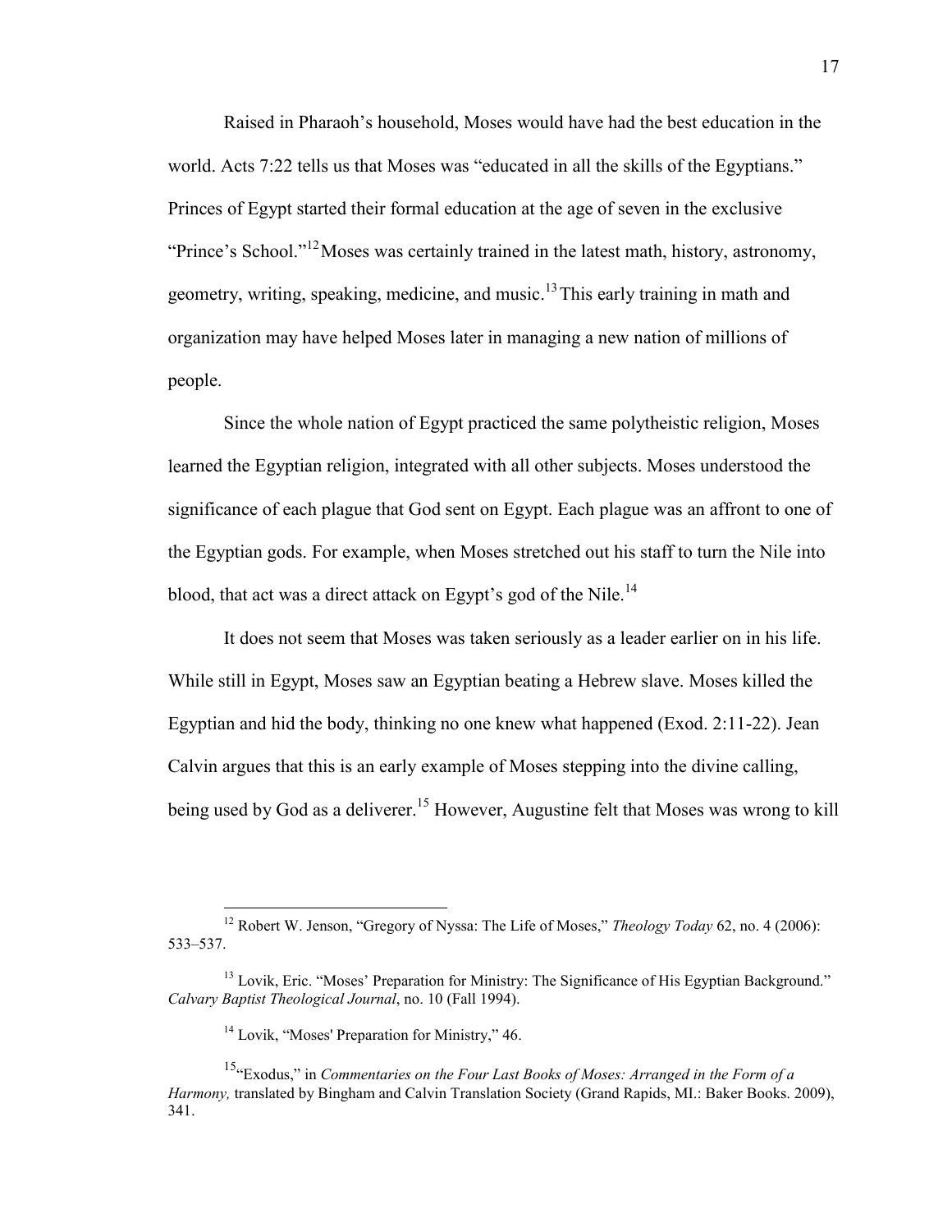Raised in Pharaoh's household, Moses would have had the best education in the world. Acts 7:22 tells us that Moses was "educated in all the skills of the Egyptians." Princes of Egypt started their formal education at the age of seven in the exclusive "Prince's School."[12] Moses was certainly trained in the latest math, history, astronomy, geometry, writing, speaking, medicine, and music.[13] This early training in math and organization may have helped Moses later in managing a new nation of millions of people.

Since the whole nation of Egypt practiced the same polytheistic religion, Moses learned the Egyptian religion, integrated with all other subjects. Moses understood the significance of each plague that God sent on Egypt. Each plague was an affront to one of the Egyptian gods. For example, when Moses stretched out his staff to turn the Nile into blood, that act was a direct attack on Egypt's god of the Nile.[14]

It does not seem that Moses was taken seriously as a leader earlier on in his life. While still in Egypt, Moses saw an Egyptian beating a Hebrew slave. Moses killed the Egyptian and hid the body, thinking no one knew what happened (Exod. 2:11-22). Jean Calvin argues that this is an early example of Moses stepping into the divine calling, being used by God as a deliverer.[15] However, Augustine felt that Moses was wrong to kill

---

[12] Robert W. Jenson, "Gregory of Nyssa: The Life of Moses," *Theology Today* 62, no. 4 (2006): 533–537.

[13] Lovik, Eric. "Moses' Preparation for Ministry: The Significance of His Egyptian Background." *Calvary Baptist Theological Journal*, no. 10 (Fall 1994).

[14] Lovik, "Moses' Preparation for Ministry," 46.

[15] "Exodus," in *Commentaries on the Four Last Books of Moses: Arranged in the Form of a Harmony,* translated by Bingham and Calvin Translation Society (Grand Rapids, MI.: Baker Books. 2009), 341.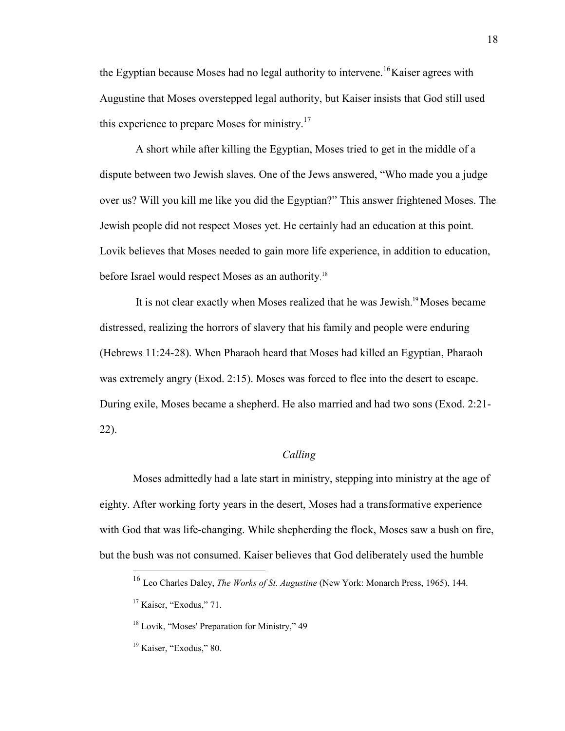the Egyptian because Moses had no legal authority to intervene.[16] Kaiser agrees with Augustine that Moses overstepped legal authority, but Kaiser insists that God still used this experience to prepare Moses for ministry.[17]

A short while after killing the Egyptian, Moses tried to get in the middle of a dispute between two Jewish slaves. One of the Jews answered, "Who made you a judge over us? Will you kill me like you did the Egyptian?" This answer frightened Moses. The Jewish people did not respect Moses yet. He certainly had an education at this point. Lovik believes that Moses needed to gain more life experience, in addition to education, before Israel would respect Moses as an authority.[18]

It is not clear exactly when Moses realized that he was Jewish.[19] Moses became distressed, realizing the horrors of slavery that his family and people were enduring (Hebrews 11:24-28). When Pharaoh heard that Moses had killed an Egyptian, Pharaoh was extremely angry (Exod. 2:15). Moses was forced to flee into the desert to escape. During exile, Moses became a shepherd. He also married and had two sons (Exod. 2:21-22).

### *Calling*

Moses admittedly had a late start in ministry, stepping into ministry at the age of eighty. After working forty years in the desert, Moses had a transformative experience with God that was life-changing. While shepherding the flock, Moses saw a bush on fire, but the bush was not consumed. Kaiser believes that God deliberately used the humble

---

[16] Leo Charles Daley, *The Works of St. Augustine* (New York: Monarch Press, 1965), 144.

[17] Kaiser, "Exodus," 71.

[18] Lovik, "Moses' Preparation for Ministry," 49

[19] Kaiser, "Exodus," 80.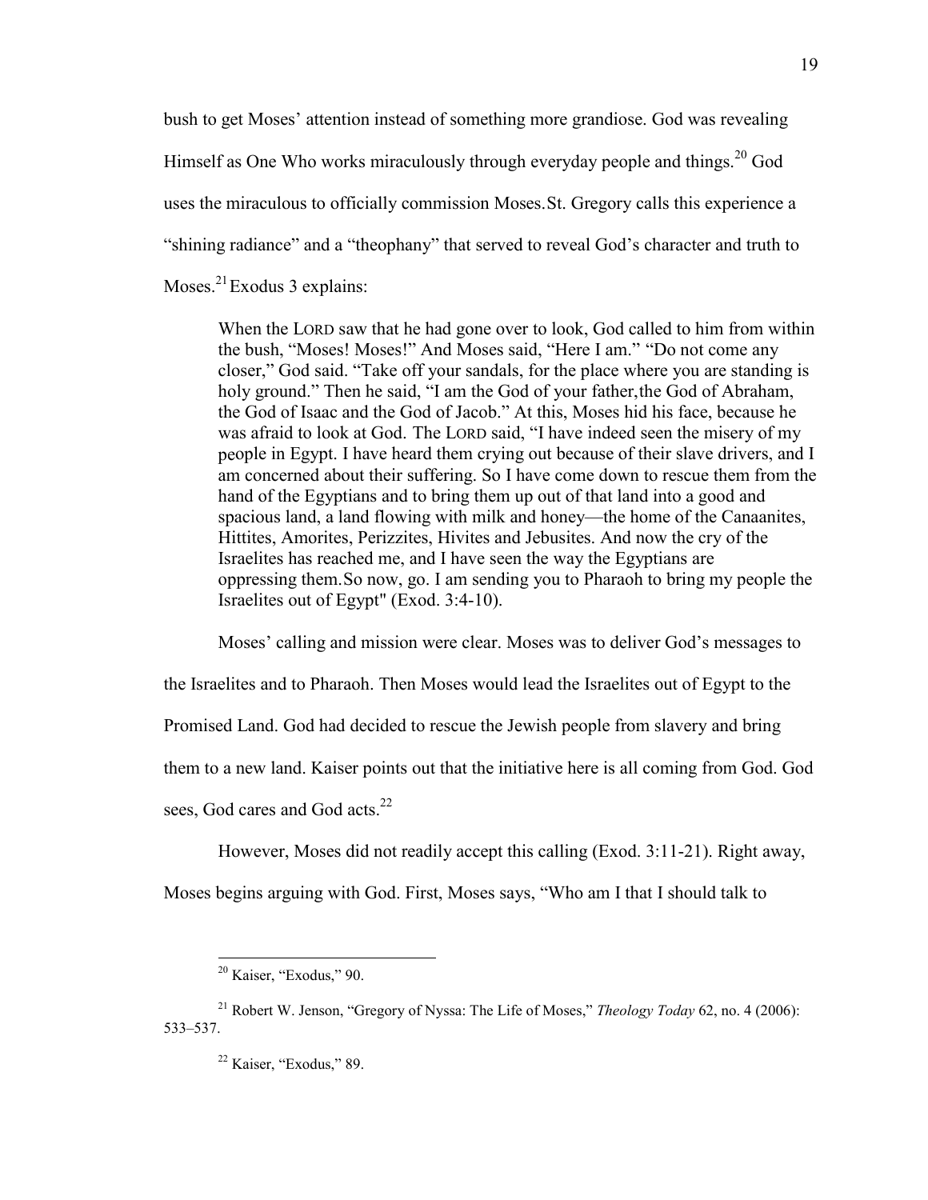bush to get Moses' attention instead of something more grandiose. God was revealing Himself as One Who works miraculously through everyday people and things.[20] God uses the miraculous to officially commission Moses. St. Gregory calls this experience a "shining radiance" and a "theophany" that served to reveal God's character and truth to Moses.[21] Exodus 3 explains:

> When the LORD saw that he had gone over to look, God called to him from within the bush, "Moses! Moses!" And Moses said, "Here I am." "Do not come any closer," God said. "Take off your sandals, for the place where you are standing is holy ground." Then he said, "I am the God of your father, the God of Abraham, the God of Isaac and the God of Jacob." At this, Moses hid his face, because he was afraid to look at God. The LORD said, "I have indeed seen the misery of my people in Egypt. I have heard them crying out because of their slave drivers, and I am concerned about their suffering. So I have come down to rescue them from the hand of the Egyptians and to bring them up out of that land into a good and spacious land, a land flowing with milk and honey—the home of the Canaanites, Hittites, Amorites, Perizzites, Hivites and Jebusites. And now the cry of the Israelites has reached me, and I have seen the way the Egyptians are oppressing them. So now, go. I am sending you to Pharaoh to bring my people the Israelites out of Egypt" (Exod. 3:4-10).

Moses' calling and mission were clear. Moses was to deliver God's messages to the Israelites and to Pharaoh. Then Moses would lead the Israelites out of Egypt to the Promised Land. God had decided to rescue the Jewish people from slavery and bring them to a new land. Kaiser points out that the initiative here is all coming from God. God sees, God cares and God acts.[22]

However, Moses did not readily accept this calling (Exod. 3:11-21). Right away, Moses begins arguing with God. First, Moses says, "Who am I that I should talk to

---

[20] Kaiser, "Exodus," 90.

[21] Robert W. Jenson, "Gregory of Nyssa: The Life of Moses," *Theology Today* 62, no. 4 (2006): 533–537.

[22] Kaiser, "Exodus," 89.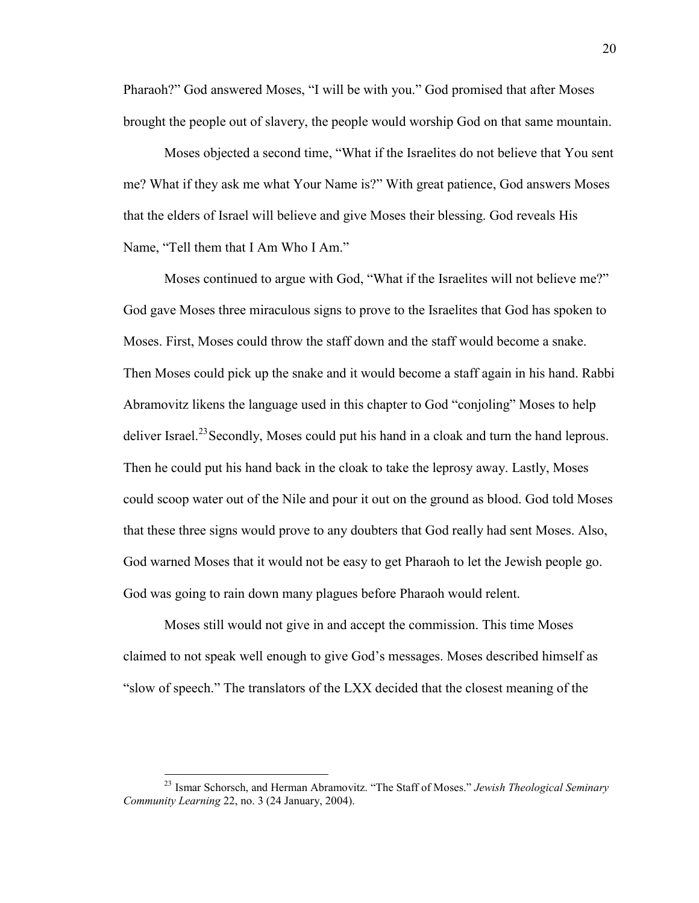Pharaoh?" God answered Moses, "I will be with you." God promised that after Moses brought the people out of slavery, the people would worship God on that same mountain.

Moses objected a second time, "What if the Israelites do not believe that You sent me? What if they ask me what Your Name is?" With great patience, God answers Moses that the elders of Israel will believe and give Moses their blessing. God reveals His Name, "Tell them that I Am Who I Am."

Moses continued to argue with God, "What if the Israelites will not believe me?" God gave Moses three miraculous signs to prove to the Israelites that God has spoken to Moses. First, Moses could throw the staff down and the staff would become a snake. Then Moses could pick up the snake and it would become a staff again in his hand. Rabbi Abramovitz likens the language used in this chapter to God "conjoling" Moses to help deliver Israel.[23] Secondly, Moses could put his hand in a cloak and turn the hand leprous. Then he could put his hand back in the cloak to take the leprosy away. Lastly, Moses could scoop water out of the Nile and pour it out on the ground as blood. God told Moses that these three signs would prove to any doubters that God really had sent Moses. Also, God warned Moses that it would not be easy to get Pharaoh to let the Jewish people go. God was going to rain down many plagues before Pharaoh would relent.

Moses still would not give in and accept the commission. This time Moses claimed to not speak well enough to give God's messages. Moses described himself as "slow of speech." The translators of the LXX decided that the closest meaning of the

---

[23] Ismar Schorsch, and Herman Abramovitz. "The Staff of Moses." *Jewish Theological Seminary Community Learning* 22, no. 3 (24 January, 2004).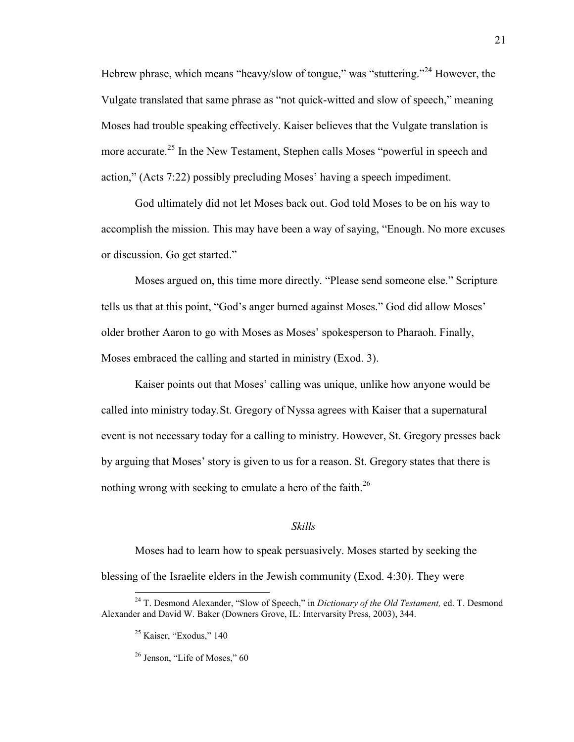Hebrew phrase, which means "heavy/slow of tongue," was "stuttering."[24] However, the Vulgate translated that same phrase as "not quick-witted and slow of speech," meaning Moses had trouble speaking effectively. Kaiser believes that the Vulgate translation is more accurate.[25] In the New Testament, Stephen calls Moses "powerful in speech and action," (Acts 7:22) possibly precluding Moses' having a speech impediment.

God ultimately did not let Moses back out. God told Moses to be on his way to accomplish the mission. This may have been a way of saying, "Enough. No more excuses or discussion. Go get started."

Moses argued on, this time more directly. "Please send someone else." Scripture tells us that at this point, "God's anger burned against Moses." God did allow Moses' older brother Aaron to go with Moses as Moses' spokesperson to Pharaoh. Finally, Moses embraced the calling and started in ministry (Exod. 3).

Kaiser points out that Moses' calling was unique, unlike how anyone would be called into ministry today.St. Gregory of Nyssa agrees with Kaiser that a supernatural event is not necessary today for a calling to ministry. However, St. Gregory presses back by arguing that Moses' story is given to us for a reason. St. Gregory states that there is nothing wrong with seeking to emulate a hero of the faith.[26]

### *Skills*

Moses had to learn how to speak persuasively. Moses started by seeking the blessing of the Israelite elders in the Jewish community (Exod. 4:30). They were

---

[24] T. Desmond Alexander, "Slow of Speech," in *Dictionary of the Old Testament,* ed. T. Desmond Alexander and David W. Baker (Downers Grove, IL: Intervarsity Press, 2003), 344.

[25] Kaiser, "Exodus," 140

[26] Jenson, "Life of Moses," 60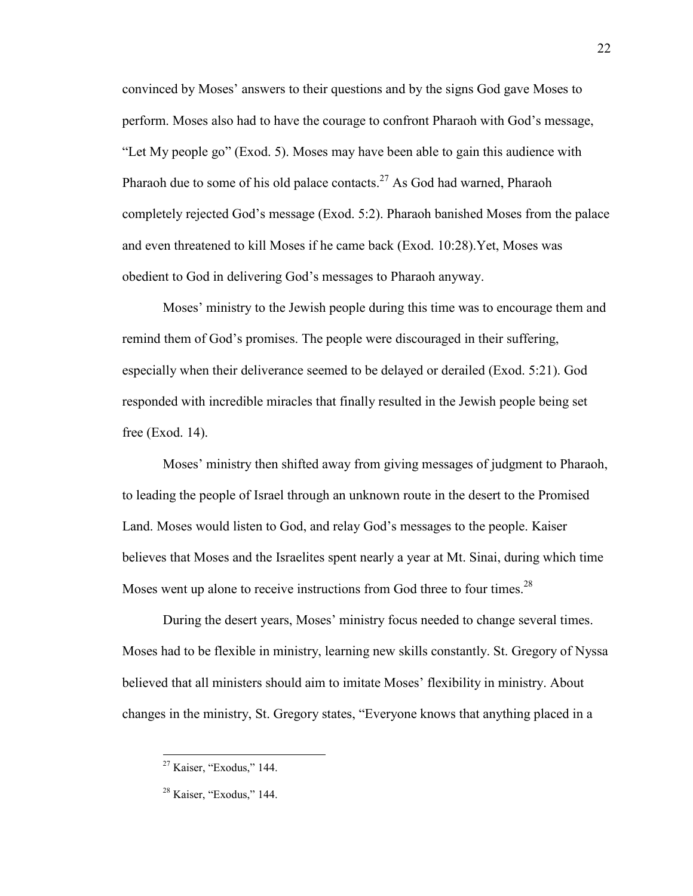convinced by Moses' answers to their questions and by the signs God gave Moses to perform. Moses also had to have the courage to confront Pharaoh with God's message, "Let My people go" (Exod. 5). Moses may have been able to gain this audience with Pharaoh due to some of his old palace contacts.[27] As God had warned, Pharaoh completely rejected God's message (Exod. 5:2). Pharaoh banished Moses from the palace and even threatened to kill Moses if he came back (Exod. 10:28).Yet, Moses was obedient to God in delivering God's messages to Pharaoh anyway.

Moses' ministry to the Jewish people during this time was to encourage them and remind them of God's promises. The people were discouraged in their suffering, especially when their deliverance seemed to be delayed or derailed (Exod. 5:21). God responded with incredible miracles that finally resulted in the Jewish people being set free (Exod. 14).

Moses' ministry then shifted away from giving messages of judgment to Pharaoh, to leading the people of Israel through an unknown route in the desert to the Promised Land. Moses would listen to God, and relay God's messages to the people. Kaiser believes that Moses and the Israelites spent nearly a year at Mt. Sinai, during which time Moses went up alone to receive instructions from God three to four times.[28]

During the desert years, Moses' ministry focus needed to change several times. Moses had to be flexible in ministry, learning new skills constantly. St. Gregory of Nyssa believed that all ministers should aim to imitate Moses' flexibility in ministry. About changes in the ministry, St. Gregory states, "Everyone knows that anything placed in a

---

[27] Kaiser, "Exodus," 144.

[28] Kaiser, "Exodus," 144.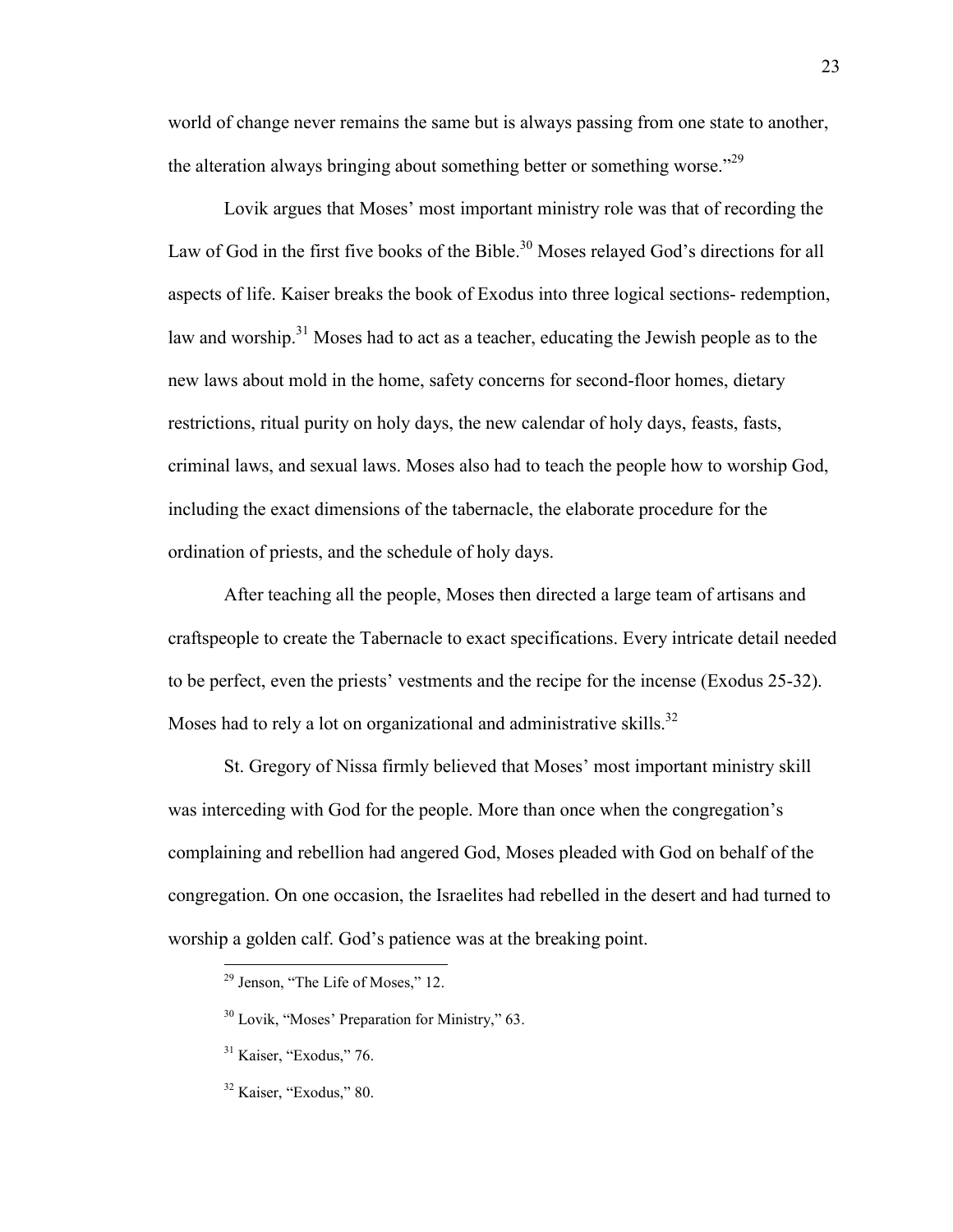world of change never remains the same but is always passing from one state to another, the alteration always bringing about something better or something worse."[29]

Lovik argues that Moses' most important ministry role was that of recording the Law of God in the first five books of the Bible.[30] Moses relayed God's directions for all aspects of life. Kaiser breaks the book of Exodus into three logical sections- redemption, law and worship.[31] Moses had to act as a teacher, educating the Jewish people as to the new laws about mold in the home, safety concerns for second-floor homes, dietary restrictions, ritual purity on holy days, the new calendar of holy days, feasts, fasts, criminal laws, and sexual laws. Moses also had to teach the people how to worship God, including the exact dimensions of the tabernacle, the elaborate procedure for the ordination of priests, and the schedule of holy days.

After teaching all the people, Moses then directed a large team of artisans and craftspeople to create the Tabernacle to exact specifications. Every intricate detail needed to be perfect, even the priests' vestments and the recipe for the incense (Exodus 25-32). Moses had to rely a lot on organizational and administrative skills.[32]

St. Gregory of Nissa firmly believed that Moses' most important ministry skill was interceding with God for the people. More than once when the congregation's complaining and rebellion had angered God, Moses pleaded with God on behalf of the congregation. On one occasion, the Israelites had rebelled in the desert and had turned to worship a golden calf. God's patience was at the breaking point.

[29] Jenson, "The Life of Moses," 12.

[30] Lovik, "Moses' Preparation for Ministry," 63.

[31] Kaiser, "Exodus," 76.

[32] Kaiser, "Exodus," 80.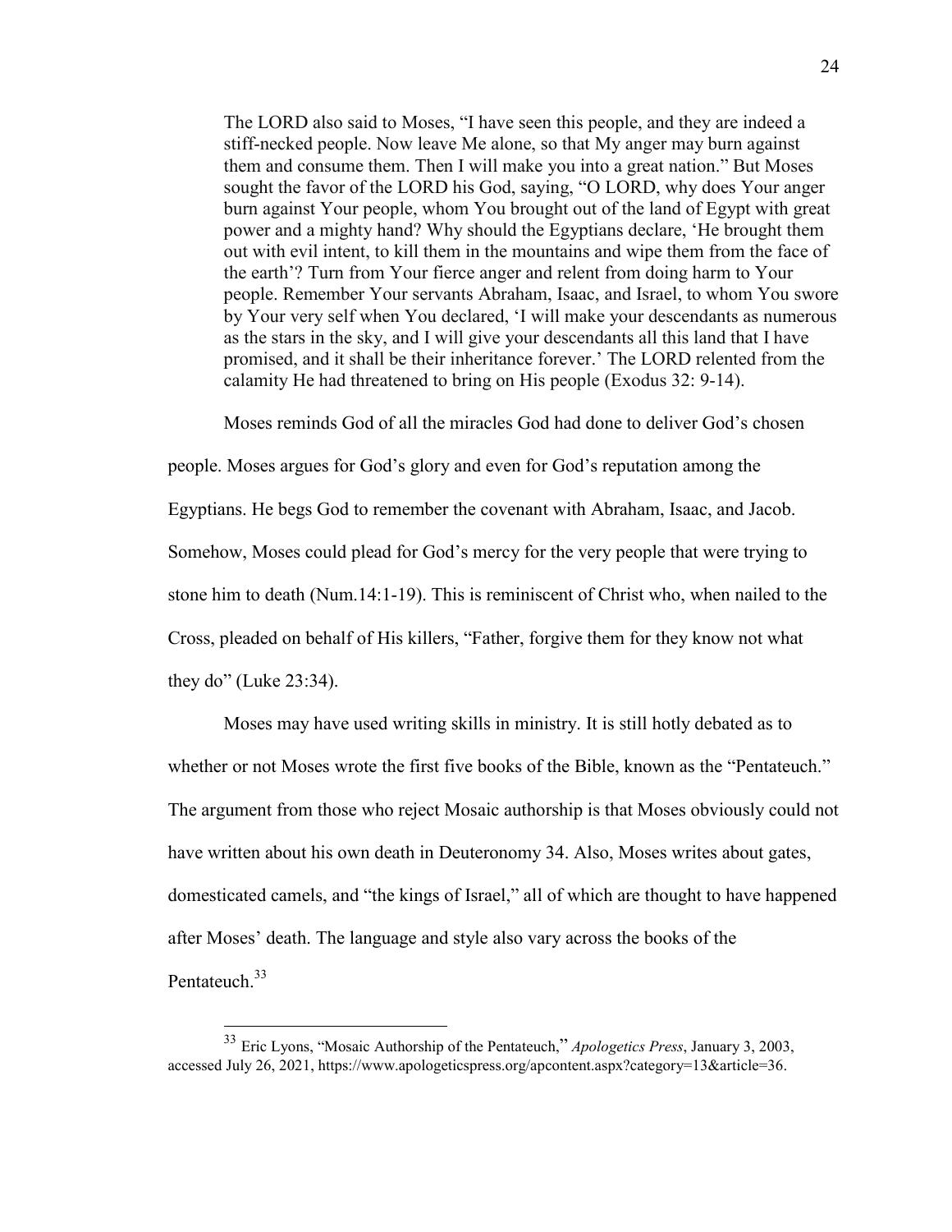> The LORD also said to Moses, "I have seen this people, and they are indeed a stiff-necked people. Now leave Me alone, so that My anger may burn against them and consume them. Then I will make you into a great nation." But Moses sought the favor of the LORD his God, saying, "O LORD, why does Your anger burn against Your people, whom You brought out of the land of Egypt with great power and a mighty hand? Why should the Egyptians declare, 'He brought them out with evil intent, to kill them in the mountains and wipe them from the face of the earth'? Turn from Your fierce anger and relent from doing harm to Your people. Remember Your servants Abraham, Isaac, and Israel, to whom You swore by Your very self when You declared, 'I will make your descendants as numerous as the stars in the sky, and I will give your descendants all this land that I have promised, and it shall be their inheritance forever.' The LORD relented from the calamity He had threatened to bring on His people (Exodus 32: 9-14).

Moses reminds God of all the miracles God had done to deliver God's chosen people. Moses argues for God's glory and even for God's reputation among the Egyptians. He begs God to remember the covenant with Abraham, Isaac, and Jacob. Somehow, Moses could plead for God's mercy for the very people that were trying to stone him to death (Num.14:1-19). This is reminiscent of Christ who, when nailed to the Cross, pleaded on behalf of His killers, "Father, forgive them for they know not what they do" (Luke 23:34).

Moses may have used writing skills in ministry. It is still hotly debated as to whether or not Moses wrote the first five books of the Bible, known as the "Pentateuch." The argument from those who reject Mosaic authorship is that Moses obviously could not have written about his own death in Deuteronomy 34. Also, Moses writes about gates, domesticated camels, and "the kings of Israel," all of which are thought to have happened after Moses' death. The language and style also vary across the books of the Pentateuch.[33]

---

[33] Eric Lyons, "Mosaic Authorship of the Pentateuch," *Apologetics Press*, January 3, 2003, accessed July 26, 2021, https://www.apologeticspress.org/apcontent.aspx?category=13&article=36.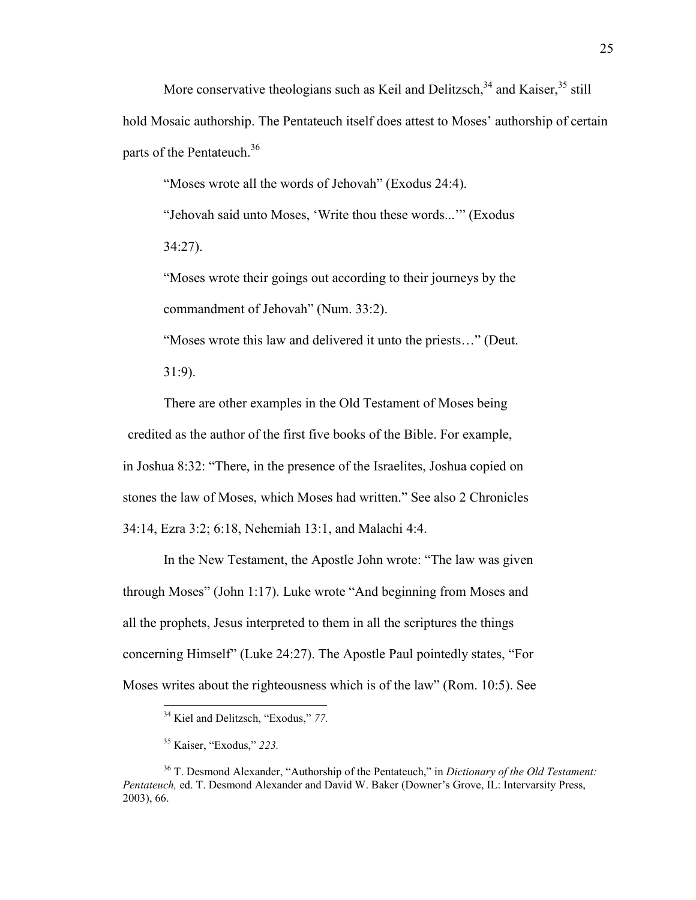More conservative theologians such as Keil and Delitzsch,[34] and Kaiser,[35] still hold Mosaic authorship. The Pentateuch itself does attest to Moses' authorship of certain parts of the Pentateuch.[36]

> "Moses wrote all the words of Jehovah" (Exodus 24:4).
>
> "Jehovah said unto Moses, 'Write thou these words...'" (Exodus 34:27).
>
> "Moses wrote their goings out according to their journeys by the commandment of Jehovah" (Num. 33:2).
>
> "Moses wrote this law and delivered it unto the priests…" (Deut. 31:9).

There are other examples in the Old Testament of Moses being credited as the author of the first five books of the Bible. For example, in Joshua 8:32: "There, in the presence of the Israelites, Joshua copied on stones the law of Moses, which Moses had written." See also 2 Chronicles 34:14, Ezra 3:2; 6:18, Nehemiah 13:1, and Malachi 4:4.

In the New Testament, the Apostle John wrote: "The law was given through Moses" (John 1:17). Luke wrote "And beginning from Moses and all the prophets, Jesus interpreted to them in all the scriptures the things concerning Himself" (Luke 24:27). The Apostle Paul pointedly states, "For Moses writes about the righteousness which is of the law" (Rom. 10:5). See

---

[34] Kiel and Delitzsch, "Exodus," *77.*

[35] Kaiser, "Exodus," *223.*

[36] T. Desmond Alexander, "Authorship of the Pentateuch," in *Dictionary of the Old Testament: Pentateuch,* ed. T. Desmond Alexander and David W. Baker (Downer's Grove, IL: Intervarsity Press, 2003), 66.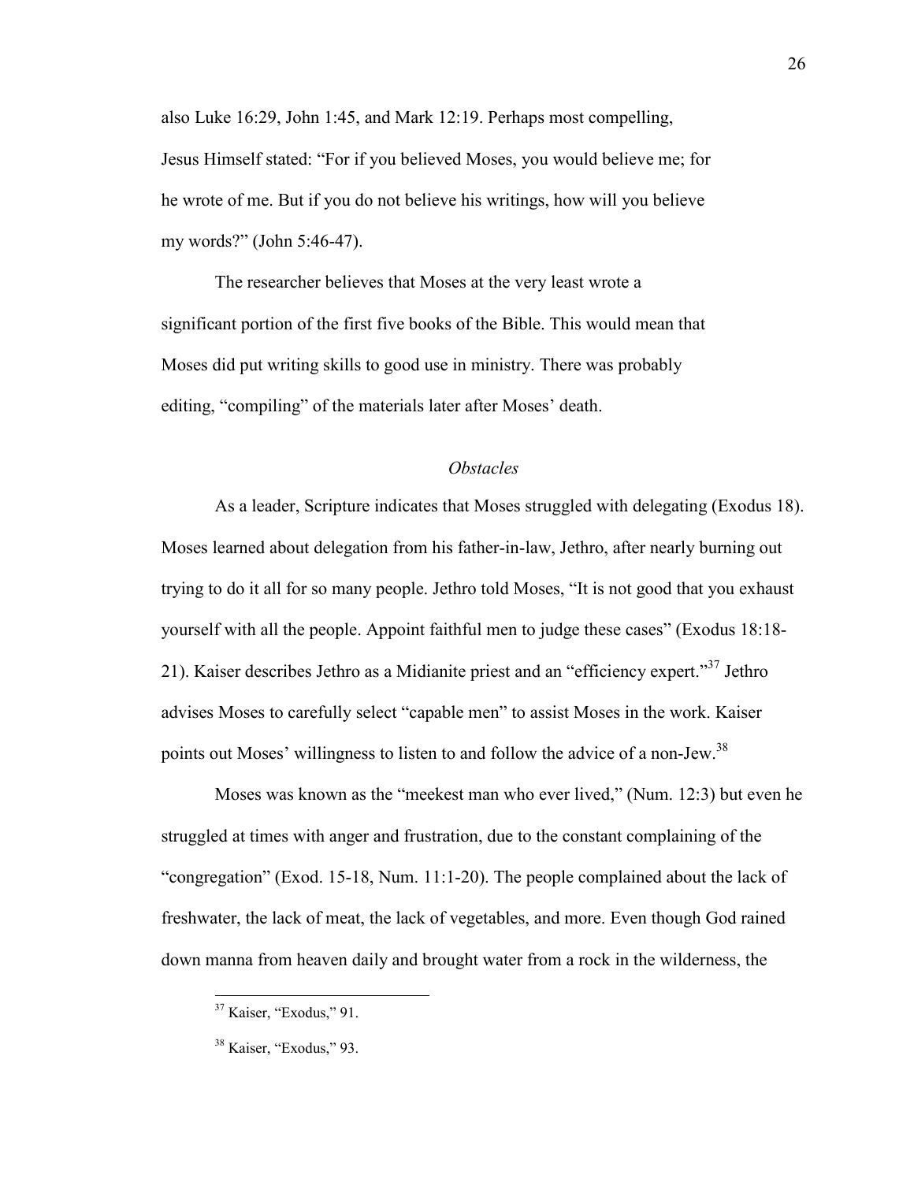also Luke 16:29, John 1:45, and Mark 12:19. Perhaps most compelling, Jesus Himself stated: "For if you believed Moses, you would believe me; for he wrote of me. But if you do not believe his writings, how will you believe my words?" (John 5:46-47).

The researcher believes that Moses at the very least wrote a significant portion of the first five books of the Bible. This would mean that Moses did put writing skills to good use in ministry. There was probably editing, "compiling" of the materials later after Moses' death.

### *Obstacles*

As a leader, Scripture indicates that Moses struggled with delegating (Exodus 18). Moses learned about delegation from his father-in-law, Jethro, after nearly burning out trying to do it all for so many people. Jethro told Moses, "It is not good that you exhaust yourself with all the people. Appoint faithful men to judge these cases" (Exodus 18:18-21). Kaiser describes Jethro as a Midianite priest and an "efficiency expert."[37] Jethro advises Moses to carefully select "capable men" to assist Moses in the work. Kaiser points out Moses' willingness to listen to and follow the advice of a non-Jew.[38]

Moses was known as the "meekest man who ever lived," (Num. 12:3) but even he struggled at times with anger and frustration, due to the constant complaining of the "congregation" (Exod. 15-18, Num. 11:1-20). The people complained about the lack of freshwater, the lack of meat, the lack of vegetables, and more. Even though God rained down manna from heaven daily and brought water from a rock in the wilderness, the

[37] Kaiser, "Exodus," 91.

[38] Kaiser, "Exodus," 93.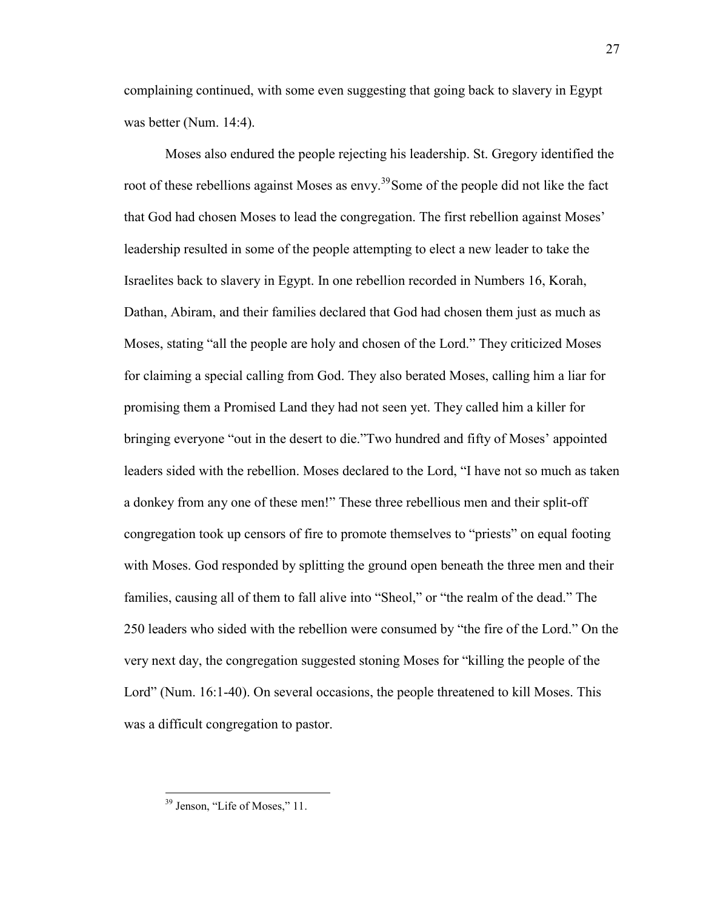complaining continued, with some even suggesting that going back to slavery in Egypt was better (Num. 14:4).

Moses also endured the people rejecting his leadership. St. Gregory identified the root of these rebellions against Moses as envy.[39] Some of the people did not like the fact that God had chosen Moses to lead the congregation. The first rebellion against Moses' leadership resulted in some of the people attempting to elect a new leader to take the Israelites back to slavery in Egypt. In one rebellion recorded in Numbers 16, Korah, Dathan, Abiram, and their families declared that God had chosen them just as much as Moses, stating "all the people are holy and chosen of the Lord." They criticized Moses for claiming a special calling from God. They also berated Moses, calling him a liar for promising them a Promised Land they had not seen yet. They called him a killer for bringing everyone "out in the desert to die."Two hundred and fifty of Moses' appointed leaders sided with the rebellion. Moses declared to the Lord, "I have not so much as taken a donkey from any one of these men!" These three rebellious men and their split-off congregation took up censors of fire to promote themselves to "priests" on equal footing with Moses. God responded by splitting the ground open beneath the three men and their families, causing all of them to fall alive into "Sheol," or "the realm of the dead." The 250 leaders who sided with the rebellion were consumed by "the fire of the Lord." On the very next day, the congregation suggested stoning Moses for "killing the people of the Lord" (Num. 16:1-40). On several occasions, the people threatened to kill Moses. This was a difficult congregation to pastor.

[39] Jenson, "Life of Moses," 11.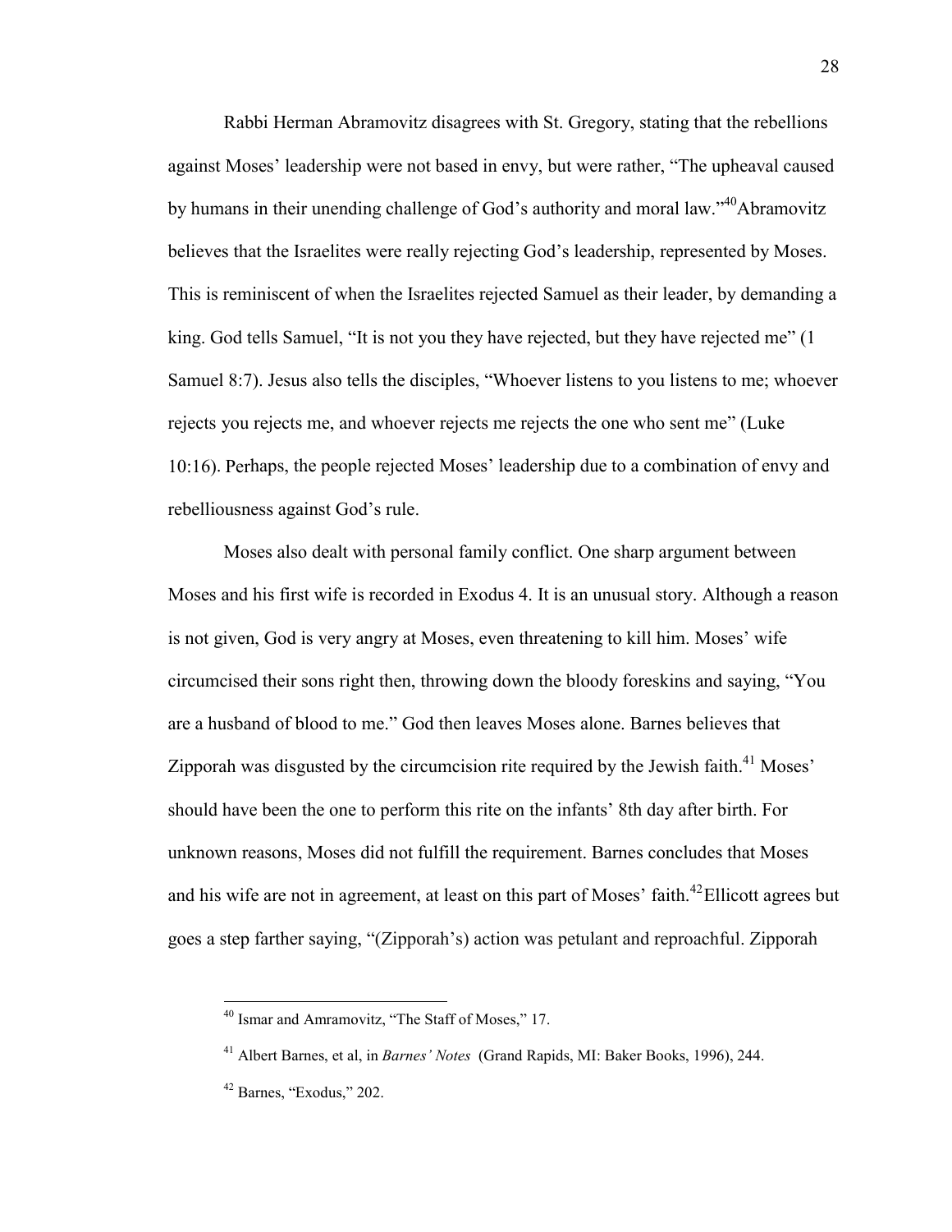Rabbi Herman Abramovitz disagrees with St. Gregory, stating that the rebellions against Moses' leadership were not based in envy, but were rather, "The upheaval caused by humans in their unending challenge of God's authority and moral law."[40]Abramovitz believes that the Israelites were really rejecting God's leadership, represented by Moses. This is reminiscent of when the Israelites rejected Samuel as their leader, by demanding a king. God tells Samuel, "It is not you they have rejected, but they have rejected me" (1 Samuel 8:7). Jesus also tells the disciples, "Whoever listens to you listens to me; whoever rejects you rejects me, and whoever rejects me rejects the one who sent me" (Luke 10:16). Perhaps, the people rejected Moses' leadership due to a combination of envy and rebelliousness against God's rule.

Moses also dealt with personal family conflict. One sharp argument between Moses and his first wife is recorded in Exodus 4. It is an unusual story. Although a reason is not given, God is very angry at Moses, even threatening to kill him. Moses' wife circumcised their sons right then, throwing down the bloody foreskins and saying, "You are a husband of blood to me." God then leaves Moses alone. Barnes believes that Zipporah was disgusted by the circumcision rite required by the Jewish faith.[41] Moses' should have been the one to perform this rite on the infants' 8th day after birth. For unknown reasons, Moses did not fulfill the requirement. Barnes concludes that Moses and his wife are not in agreement, at least on this part of Moses' faith.[42]Ellicott agrees but goes a step farther saying, "(Zipporah's) action was petulant and reproachful. Zipporah

---

[40] Ismar and Amramovitz, "The Staff of Moses," 17.

[41] Albert Barnes, et al, in *Barnes' Notes* (Grand Rapids, MI: Baker Books, 1996), 244.

[42] Barnes, "Exodus," 202.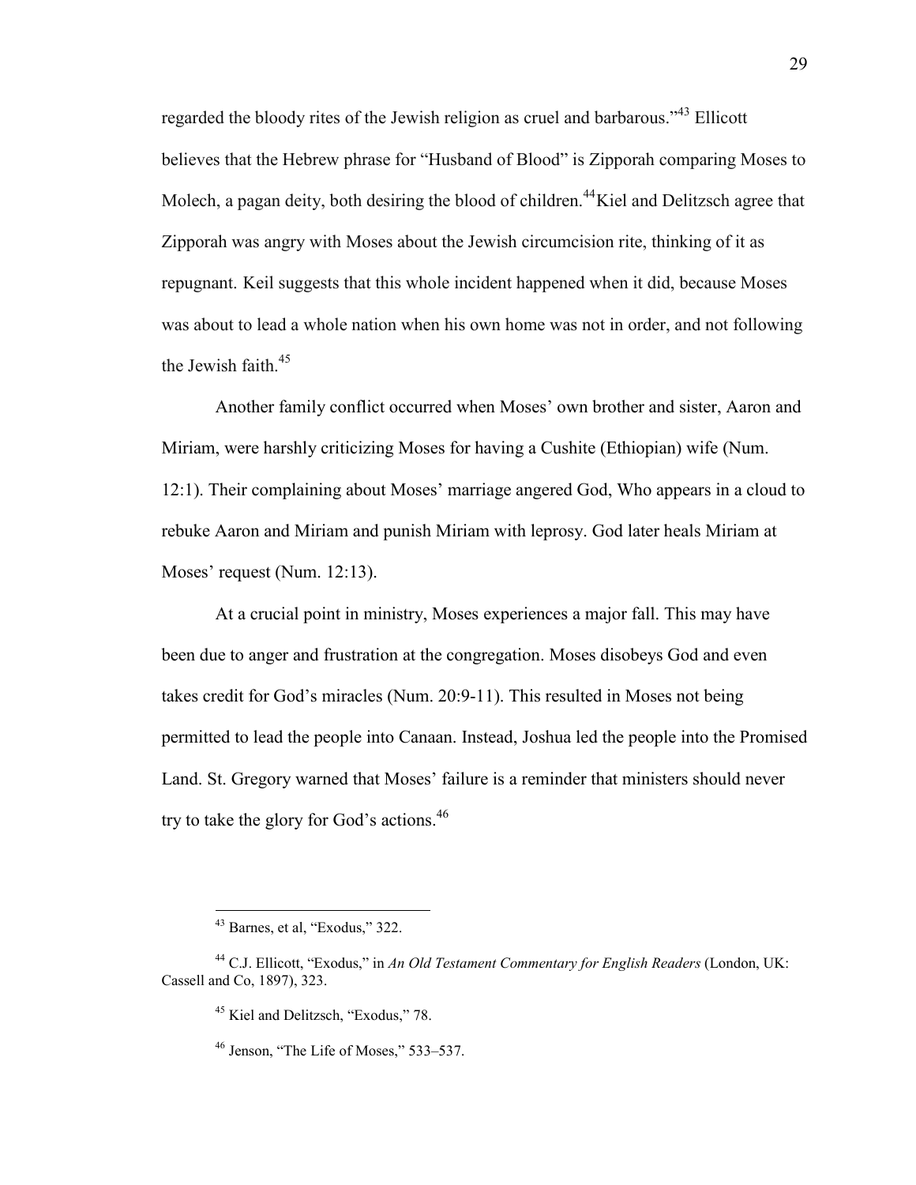regarded the bloody rites of the Jewish religion as cruel and barbarous."[43] Ellicott believes that the Hebrew phrase for "Husband of Blood" is Zipporah comparing Moses to Molech, a pagan deity, both desiring the blood of children.[44]Kiel and Delitzsch agree that Zipporah was angry with Moses about the Jewish circumcision rite, thinking of it as repugnant. Keil suggests that this whole incident happened when it did, because Moses was about to lead a whole nation when his own home was not in order, and not following the Jewish faith.[45]

Another family conflict occurred when Moses' own brother and sister, Aaron and Miriam, were harshly criticizing Moses for having a Cushite (Ethiopian) wife (Num. 12:1). Their complaining about Moses' marriage angered God, Who appears in a cloud to rebuke Aaron and Miriam and punish Miriam with leprosy. God later heals Miriam at Moses' request (Num. 12:13).

At a crucial point in ministry, Moses experiences a major fall. This may have been due to anger and frustration at the congregation. Moses disobeys God and even takes credit for God's miracles (Num. 20:9-11). This resulted in Moses not being permitted to lead the people into Canaan. Instead, Joshua led the people into the Promised Land. St. Gregory warned that Moses' failure is a reminder that ministers should never try to take the glory for God's actions.[46]

---

[43] Barnes, et al, "Exodus," 322.

[44] C.J. Ellicott, "Exodus," in *An Old Testament Commentary for English Readers* (London, UK: Cassell and Co, 1897), 323.

[45] Kiel and Delitzsch, "Exodus," 78.

[46] Jenson, "The Life of Moses," 533–537.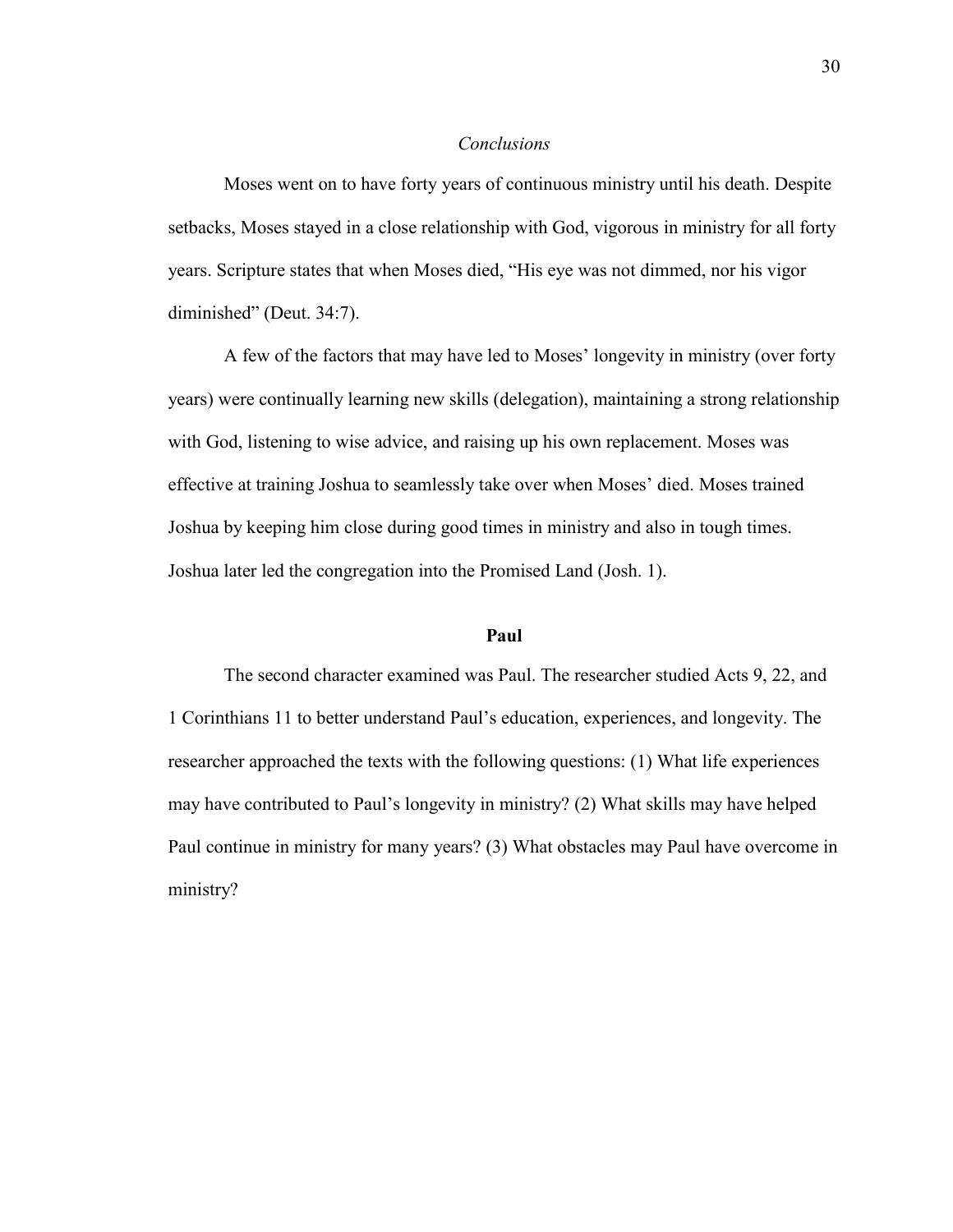### *Conclusions*

Moses went on to have forty years of continuous ministry until his death. Despite setbacks, Moses stayed in a close relationship with God, vigorous in ministry for all forty years. Scripture states that when Moses died, "His eye was not dimmed, nor his vigor diminished" (Deut. 34:7).

A few of the factors that may have led to Moses' longevity in ministry (over forty years) were continually learning new skills (delegation), maintaining a strong relationship with God, listening to wise advice, and raising up his own replacement. Moses was effective at training Joshua to seamlessly take over when Moses' died. Moses trained Joshua by keeping him close during good times in ministry and also in tough times. Joshua later led the congregation into the Promised Land (Josh. 1).

## **Paul**

The second character examined was Paul. The researcher studied Acts 9, 22, and 1 Corinthians 11 to better understand Paul's education, experiences, and longevity. The researcher approached the texts with the following questions: (1) What life experiences may have contributed to Paul's longevity in ministry? (2) What skills may have helped Paul continue in ministry for many years? (3) What obstacles may Paul have overcome in ministry?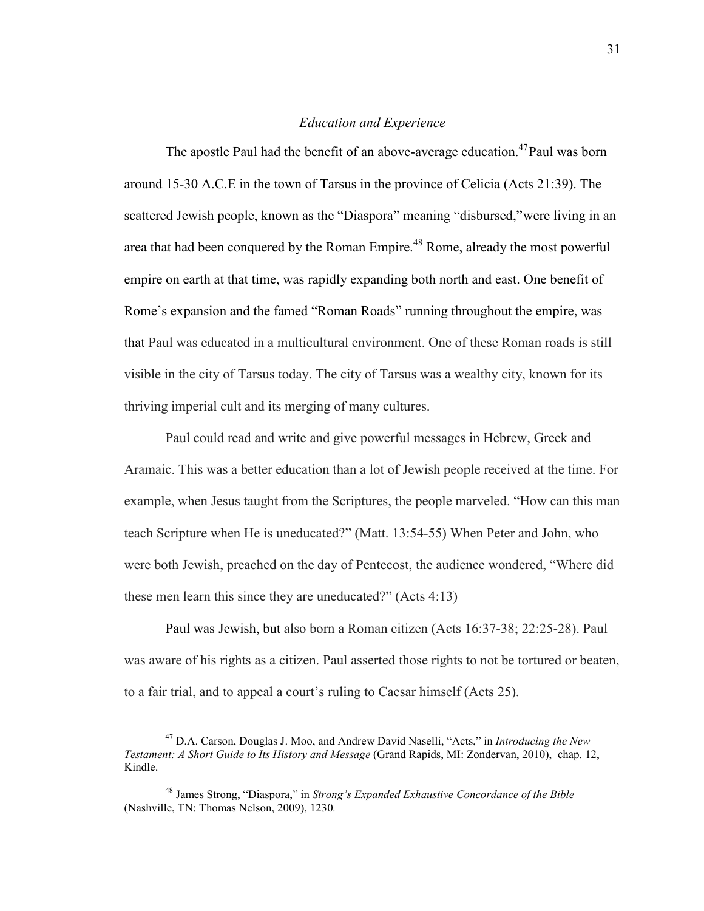### *Education and Experience*

The apostle Paul had the benefit of an above-average education.[47]Paul was born around 15-30 A.C.E in the town of Tarsus in the province of Celicia (Acts 21:39). The scattered Jewish people, known as the "Diaspora" meaning "disbursed,"were living in an area that had been conquered by the Roman Empire.[48] Rome, already the most powerful empire on earth at that time, was rapidly expanding both north and east. One benefit of Rome's expansion and the famed "Roman Roads" running throughout the empire, was that Paul was educated in a multicultural environment. One of these Roman roads is still visible in the city of Tarsus today. The city of Tarsus was a wealthy city, known for its thriving imperial cult and its merging of many cultures.

Paul could read and write and give powerful messages in Hebrew, Greek and Aramaic. This was a better education than a lot of Jewish people received at the time. For example, when Jesus taught from the Scriptures, the people marveled. "How can this man teach Scripture when He is uneducated?" (Matt. 13:54-55) When Peter and John, who were both Jewish, preached on the day of Pentecost, the audience wondered, "Where did these men learn this since they are uneducated?" (Acts 4:13)

Paul was Jewish, but also born a Roman citizen (Acts 16:37-38; 22:25-28). Paul was aware of his rights as a citizen. Paul asserted those rights to not be tortured or beaten, to a fair trial, and to appeal a court's ruling to Caesar himself (Acts 25).

---

[47] D.A. Carson, Douglas J. Moo, and Andrew David Naselli, "Acts," in *Introducing the New Testament: A Short Guide to Its History and Message* (Grand Rapids, MI: Zondervan, 2010), chap. 12, Kindle.

[48] James Strong, "Diaspora," in *Strong's Expanded Exhaustive Concordance of the Bible* (Nashville, TN: Thomas Nelson, 2009), 1230.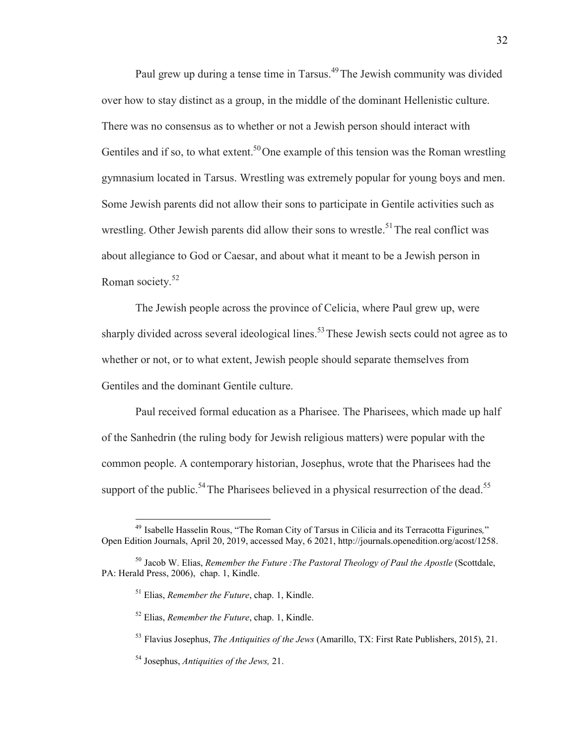Paul grew up during a tense time in Tarsus.[49] The Jewish community was divided over how to stay distinct as a group, in the middle of the dominant Hellenistic culture. There was no consensus as to whether or not a Jewish person should interact with Gentiles and if so, to what extent.[50] One example of this tension was the Roman wrestling gymnasium located in Tarsus. Wrestling was extremely popular for young boys and men. Some Jewish parents did not allow their sons to participate in Gentile activities such as wrestling. Other Jewish parents did allow their sons to wrestle.[51] The real conflict was about allegiance to God or Caesar, and about what it meant to be a Jewish person in Roman society.[52]

The Jewish people across the province of Celicia, where Paul grew up, were sharply divided across several ideological lines.[53] These Jewish sects could not agree as to whether or not, or to what extent, Jewish people should separate themselves from Gentiles and the dominant Gentile culture.

Paul received formal education as a Pharisee. The Pharisees, which made up half of the Sanhedrin (the ruling body for Jewish religious matters) were popular with the common people. A contemporary historian, Josephus, wrote that the Pharisees had the support of the public.[54] The Pharisees believed in a physical resurrection of the dead.[55]

---

[49] Isabelle Hasselin Rous, "The Roman City of Tarsus in Cilicia and its Terracotta Figurines," Open Edition Journals, April 20, 2019, accessed May, 6 2021, http://journals.openedition.org/acost/1258.

[50] Jacob W. Elias, *Remember the Future :The Pastoral Theology of Paul the Apostle* (Scottdale, PA: Herald Press, 2006), chap. 1, Kindle.

[51] Elias, *Remember the Future*, chap. 1, Kindle.

[52] Elias, *Remember the Future*, chap. 1, Kindle.

[53] Flavius Josephus, *The Antiquities of the Jews* (Amarillo, TX: First Rate Publishers, 2015), 21.

[54] Josephus, *Antiquities of the Jews,* 21.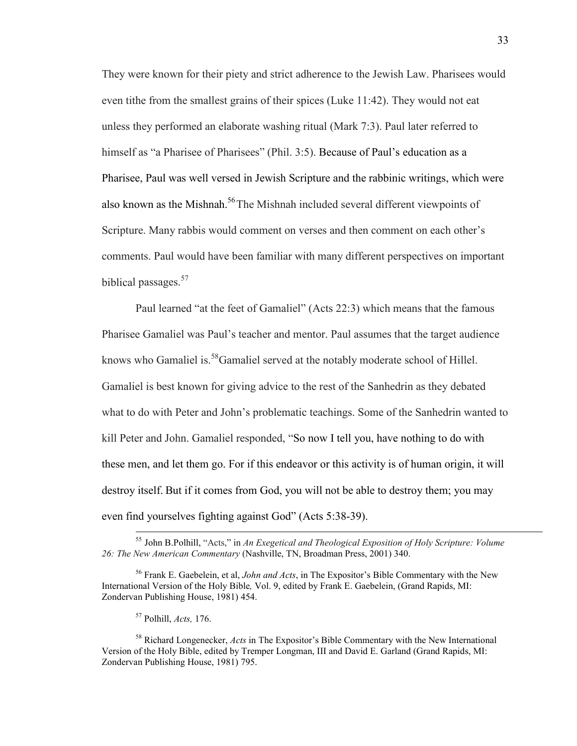They were known for their piety and strict adherence to the Jewish Law. Pharisees would even tithe from the smallest grains of their spices (Luke 11:42). They would not eat unless they performed an elaborate washing ritual (Mark 7:3). Paul later referred to himself as "a Pharisee of Pharisees" (Phil. 3:5). Because of Paul's education as a Pharisee, Paul was well versed in Jewish Scripture and the rabbinic writings, which were also known as the Mishnah.[56] The Mishnah included several different viewpoints of Scripture. Many rabbis would comment on verses and then comment on each other's comments. Paul would have been familiar with many different perspectives on important biblical passages.[57]

Paul learned "at the feet of Gamaliel" (Acts 22:3) which means that the famous Pharisee Gamaliel was Paul's teacher and mentor. Paul assumes that the target audience knows who Gamaliel is.[58] Gamaliel served at the notably moderate school of Hillel. Gamaliel is best known for giving advice to the rest of the Sanhedrin as they debated what to do with Peter and John's problematic teachings. Some of the Sanhedrin wanted to kill Peter and John. Gamaliel responded, "So now I tell you, have nothing to do with these men, and let them go. For if this endeavor or this activity is of human origin, it will destroy itself. But if it comes from God, you will not be able to destroy them; you may even find yourselves fighting against God" (Acts 5:38-39).

---

[55] John B.Polhill, "Acts," in *An Exegetical and Theological Exposition of Holy Scripture: Volume 26: The New American Commentary* (Nashville, TN, Broadman Press, 2001) 340.

[56] Frank E. Gaebelein, et al, *John and Acts*, in The Expositor's Bible Commentary with the New International Version of the Holy Bible*,* Vol. 9, edited by Frank E. Gaebelein, (Grand Rapids, MI: Zondervan Publishing House, 1981) 454.

[57] Polhill, *Acts,* 176.

[58] Richard Longenecker, *Acts* in The Expositor's Bible Commentary with the New International Version of the Holy Bible, edited by Tremper Longman, III and David E. Garland (Grand Rapids, MI: Zondervan Publishing House, 1981) 795.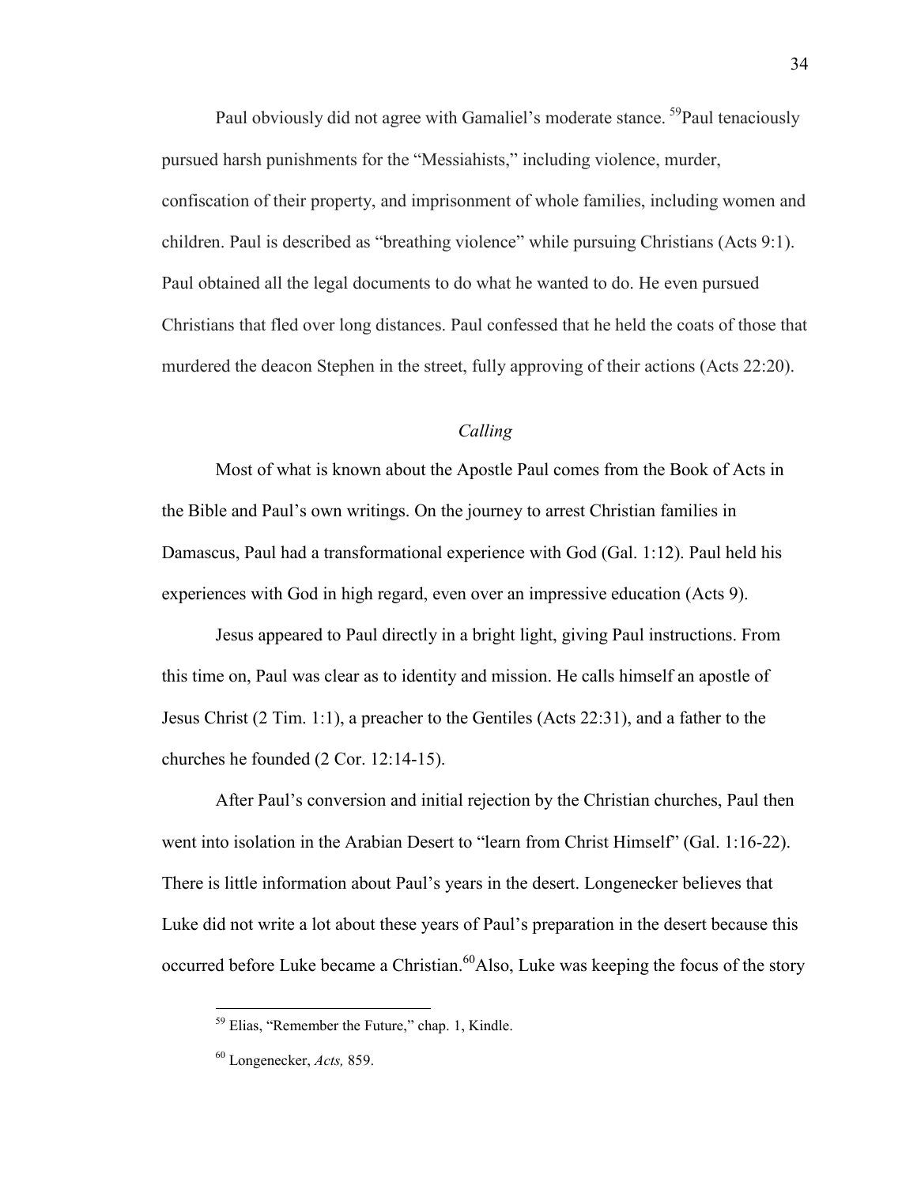Paul obviously did not agree with Gamaliel's moderate stance. [59]Paul tenaciously pursued harsh punishments for the "Messiahists," including violence, murder, confiscation of their property, and imprisonment of whole families, including women and children. Paul is described as "breathing violence" while pursuing Christians (Acts 9:1). Paul obtained all the legal documents to do what he wanted to do. He even pursued Christians that fled over long distances. Paul confessed that he held the coats of those that murdered the deacon Stephen in the street, fully approving of their actions (Acts 22:20).

### *Calling*

Most of what is known about the Apostle Paul comes from the Book of Acts in the Bible and Paul's own writings. On the journey to arrest Christian families in Damascus, Paul had a transformational experience with God (Gal. 1:12). Paul held his experiences with God in high regard, even over an impressive education (Acts 9).

Jesus appeared to Paul directly in a bright light, giving Paul instructions. From this time on, Paul was clear as to identity and mission. He calls himself an apostle of Jesus Christ (2 Tim. 1:1), a preacher to the Gentiles (Acts 22:31), and a father to the churches he founded (2 Cor. 12:14-15).

After Paul's conversion and initial rejection by the Christian churches, Paul then went into isolation in the Arabian Desert to "learn from Christ Himself" (Gal. 1:16-22). There is little information about Paul's years in the desert. Longenecker believes that Luke did not write a lot about these years of Paul's preparation in the desert because this occurred before Luke became a Christian.[60]Also, Luke was keeping the focus of the story

[59] Elias, "Remember the Future," chap. 1, Kindle.

[60] Longenecker, *Acts,* 859.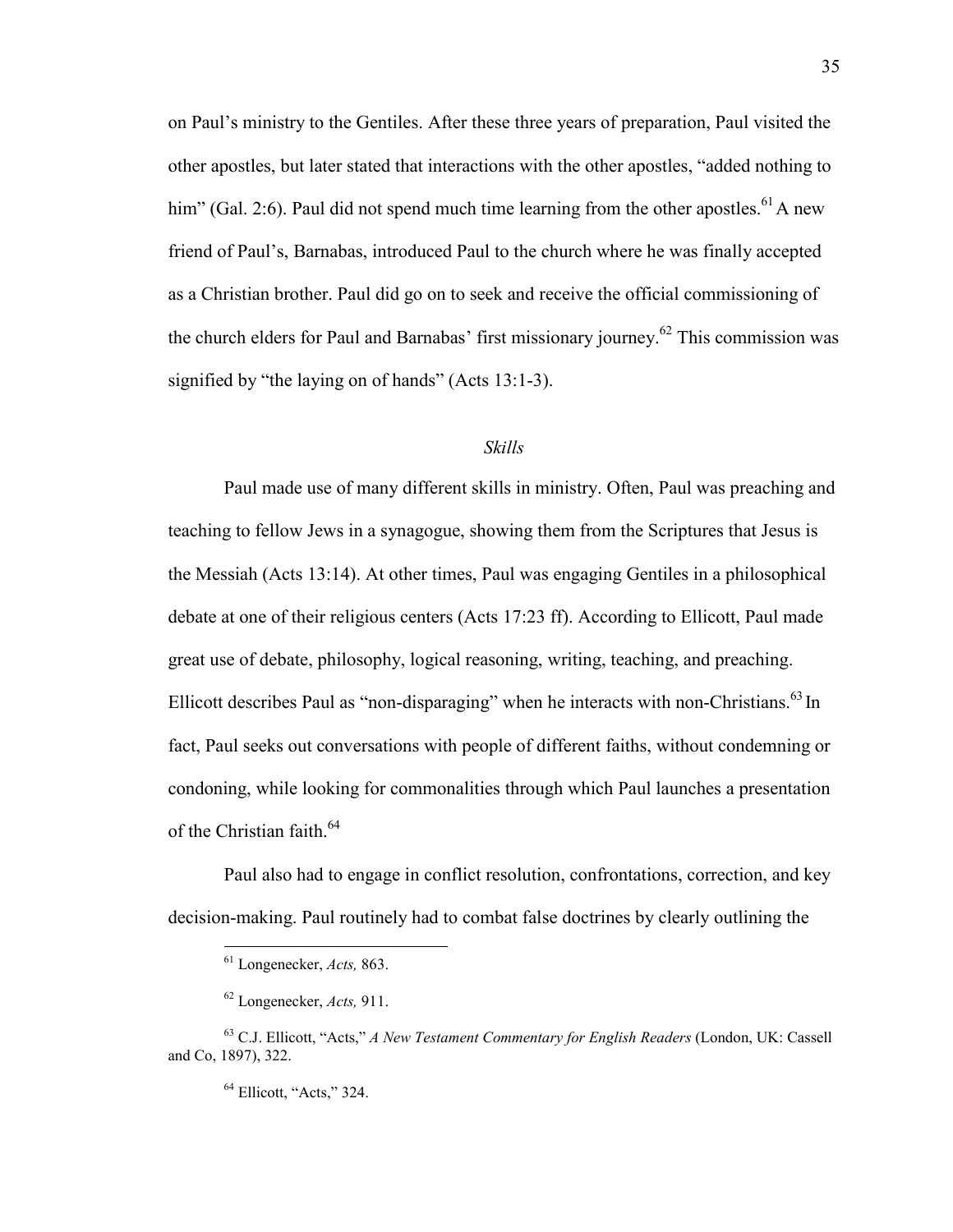on Paul's ministry to the Gentiles. After these three years of preparation, Paul visited the other apostles, but later stated that interactions with the other apostles, "added nothing to him" (Gal. 2:6). Paul did not spend much time learning from the other apostles.[61] A new friend of Paul's, Barnabas, introduced Paul to the church where he was finally accepted as a Christian brother. Paul did go on to seek and receive the official commissioning of the church elders for Paul and Barnabas' first missionary journey.[62] This commission was signified by "the laying on of hands" (Acts 13:1-3).

### *Skills*

Paul made use of many different skills in ministry. Often, Paul was preaching and teaching to fellow Jews in a synagogue, showing them from the Scriptures that Jesus is the Messiah (Acts 13:14). At other times, Paul was engaging Gentiles in a philosophical debate at one of their religious centers (Acts 17:23 ff). According to Ellicott, Paul made great use of debate, philosophy, logical reasoning, writing, teaching, and preaching. Ellicott describes Paul as "non-disparaging" when he interacts with non-Christians.[63] In fact, Paul seeks out conversations with people of different faiths, without condemning or condoning, while looking for commonalities through which Paul launches a presentation of the Christian faith.[64]

Paul also had to engage in conflict resolution, confrontations, correction, and key decision-making. Paul routinely had to combat false doctrines by clearly outlining the

---

[61] Longenecker, *Acts,* 863.

[62] Longenecker, *Acts,* 911.

[63] C.J. Ellicott, "Acts," *A New Testament Commentary for English Readers* (London, UK: Cassell and Co, 1897), 322.

[64] Ellicott, "Acts," 324.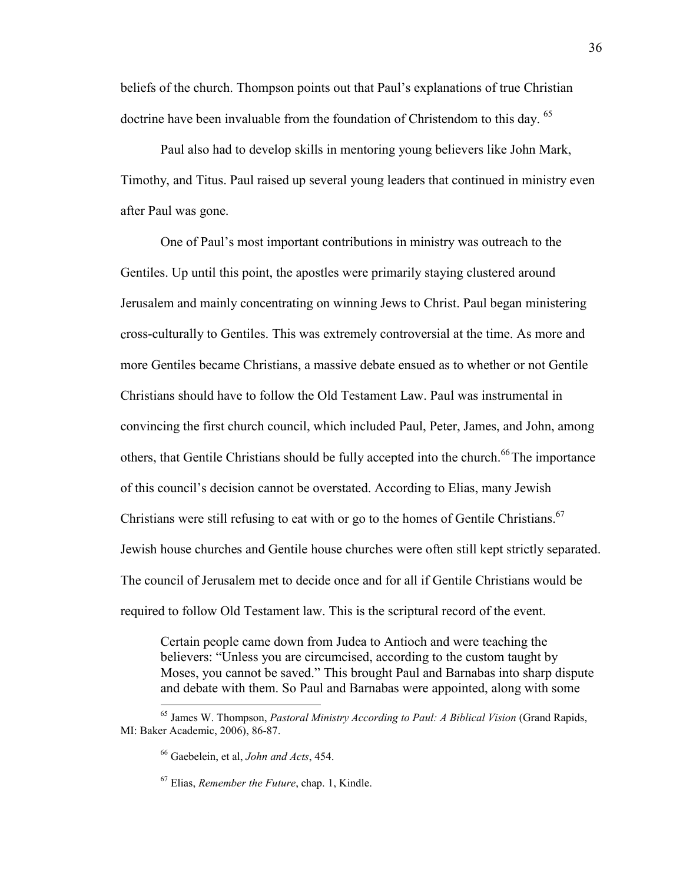beliefs of the church. Thompson points out that Paul's explanations of true Christian doctrine have been invaluable from the foundation of Christendom to this day. [65]

Paul also had to develop skills in mentoring young believers like John Mark, Timothy, and Titus. Paul raised up several young leaders that continued in ministry even after Paul was gone.

One of Paul's most important contributions in ministry was outreach to the Gentiles. Up until this point, the apostles were primarily staying clustered around Jerusalem and mainly concentrating on winning Jews to Christ. Paul began ministering cross-culturally to Gentiles. This was extremely controversial at the time. As more and more Gentiles became Christians, a massive debate ensued as to whether or not Gentile Christians should have to follow the Old Testament Law. Paul was instrumental in convincing the first church council, which included Paul, Peter, James, and John, among others, that Gentile Christians should be fully accepted into the church.[66] The importance of this council's decision cannot be overstated. According to Elias, many Jewish Christians were still refusing to eat with or go to the homes of Gentile Christians.[67] Jewish house churches and Gentile house churches were often still kept strictly separated. The council of Jerusalem met to decide once and for all if Gentile Christians would be required to follow Old Testament law. This is the scriptural record of the event.

> Certain people came down from Judea to Antioch and were teaching the believers: "Unless you are circumcised, according to the custom taught by Moses, you cannot be saved." This brought Paul and Barnabas into sharp dispute and debate with them. So Paul and Barnabas were appointed, along with some

---

[65] James W. Thompson, *Pastoral Ministry According to Paul: A Biblical Vision* (Grand Rapids, MI: Baker Academic, 2006), 86-87.

[66] Gaebelein, et al, *John and Acts*, 454.

[67] Elias, *Remember the Future*, chap. 1, Kindle.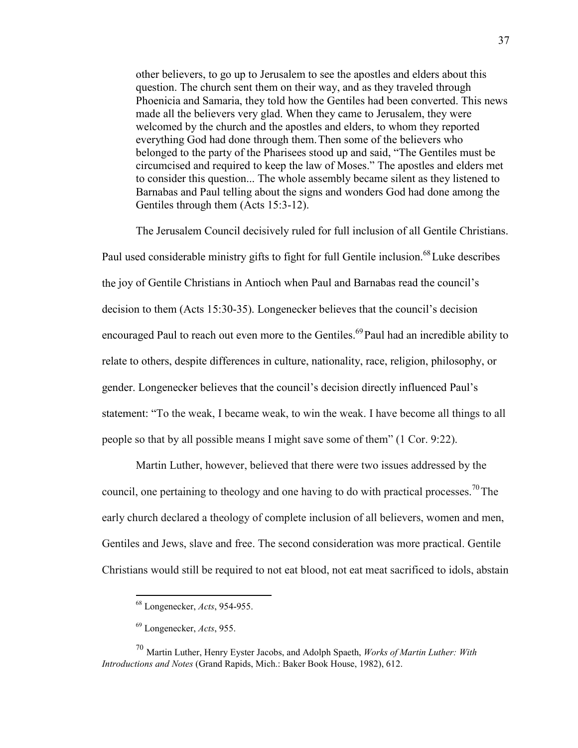> other believers, to go up to Jerusalem to see the apostles and elders about this question. The church sent them on their way, and as they traveled through Phoenicia and Samaria, they told how the Gentiles had been converted. This news made all the believers very glad. When they came to Jerusalem, they were welcomed by the church and the apostles and elders, to whom they reported everything God had done through them. Then some of the believers who belonged to the party of the Pharisees stood up and said, "The Gentiles must be circumcised and required to keep the law of Moses." The apostles and elders met to consider this question... The whole assembly became silent as they listened to Barnabas and Paul telling about the signs and wonders God had done among the Gentiles through them (Acts 15:3-12).

The Jerusalem Council decisively ruled for full inclusion of all Gentile Christians. Paul used considerable ministry gifts to fight for full Gentile inclusion.[68] Luke describes the joy of Gentile Christians in Antioch when Paul and Barnabas read the council's decision to them (Acts 15:30-35). Longenecker believes that the council's decision encouraged Paul to reach out even more to the Gentiles.[69] Paul had an incredible ability to relate to others, despite differences in culture, nationality, race, religion, philosophy, or gender. Longenecker believes that the council's decision directly influenced Paul's statement: "To the weak, I became weak, to win the weak. I have become all things to all people so that by all possible means I might save some of them" (1 Cor. 9:22).

Martin Luther, however, believed that there were two issues addressed by the council, one pertaining to theology and one having to do with practical processes.[70] The early church declared a theology of complete inclusion of all believers, women and men, Gentiles and Jews, slave and free. The second consideration was more practical. Gentile Christians would still be required to not eat blood, not eat meat sacrificed to idols, abstain

---

[68] Longenecker, *Acts*, 954-955.

[69] Longenecker, *Acts*, 955.

[70] Martin Luther, Henry Eyster Jacobs, and Adolph Spaeth, *Works of Martin Luther: With Introductions and Notes* (Grand Rapids, Mich.: Baker Book House, 1982), 612.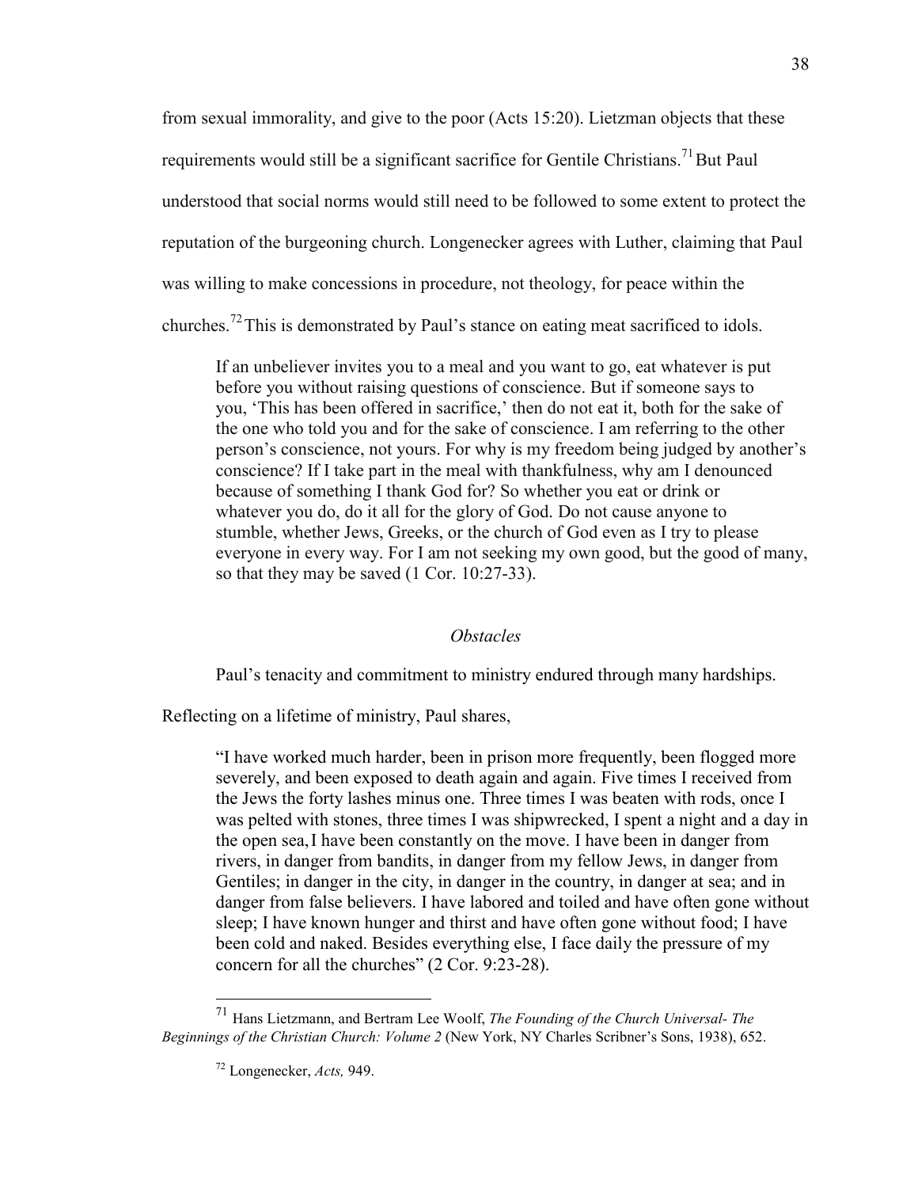from sexual immorality, and give to the poor (Acts 15:20). Lietzman objects that these requirements would still be a significant sacrifice for Gentile Christians.[71] But Paul understood that social norms would still need to be followed to some extent to protect the reputation of the burgeoning church. Longenecker agrees with Luther, claiming that Paul was willing to make concessions in procedure, not theology, for peace within the churches.[72] This is demonstrated by Paul's stance on eating meat sacrificed to idols.

> If an unbeliever invites you to a meal and you want to go, eat whatever is put before you without raising questions of conscience. But if someone says to you, 'This has been offered in sacrifice,' then do not eat it, both for the sake of the one who told you and for the sake of conscience. I am referring to the other person's conscience, not yours. For why is my freedom being judged by another's conscience? If I take part in the meal with thankfulness, why am I denounced because of something I thank God for? So whether you eat or drink or whatever you do, do it all for the glory of God. Do not cause anyone to stumble, whether Jews, Greeks, or the church of God even as I try to please everyone in every way. For I am not seeking my own good, but the good of many, so that they may be saved (1 Cor. 10:27-33).

### *Obstacles*

Paul's tenacity and commitment to ministry endured through many hardships. Reflecting on a lifetime of ministry, Paul shares,

> "I have worked much harder, been in prison more frequently, been flogged more severely, and been exposed to death again and again. Five times I received from the Jews the forty lashes minus one. Three times I was beaten with rods, once I was pelted with stones, three times I was shipwrecked, I spent a night and a day in the open sea, I have been constantly on the move. I have been in danger from rivers, in danger from bandits, in danger from my fellow Jews, in danger from Gentiles; in danger in the city, in danger in the country, in danger at sea; and in danger from false believers. I have labored and toiled and have often gone without sleep; I have known hunger and thirst and have often gone without food; I have been cold and naked. Besides everything else, I face daily the pressure of my concern for all the churches" (2 Cor. 9:23-28).

---

[71] Hans Lietzmann, and Bertram Lee Woolf, *The Founding of the Church Universal- The Beginnings of the Christian Church: Volume 2* (New York, NY Charles Scribner's Sons, 1938), 652.

[72] Longenecker, *Acts,* 949.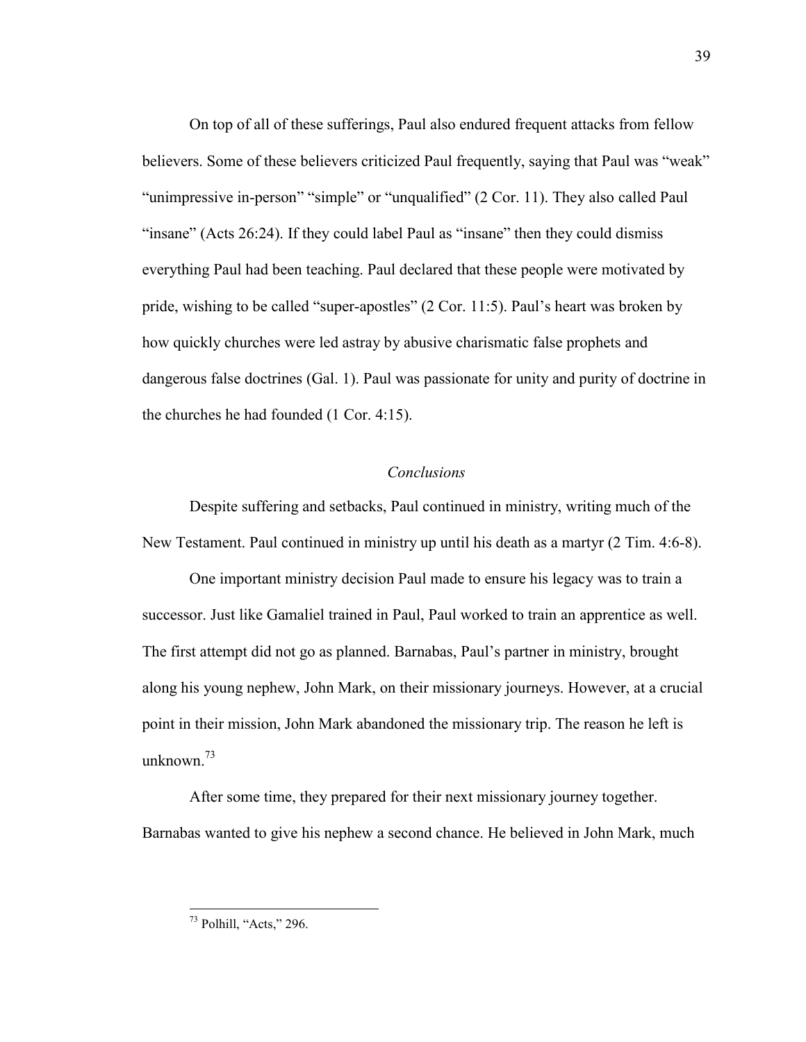On top of all of these sufferings, Paul also endured frequent attacks from fellow believers. Some of these believers criticized Paul frequently, saying that Paul was "weak" "unimpressive in-person" "simple" or "unqualified" (2 Cor. 11). They also called Paul "insane" (Acts 26:24). If they could label Paul as "insane" then they could dismiss everything Paul had been teaching. Paul declared that these people were motivated by pride, wishing to be called "super-apostles" (2 Cor. 11:5). Paul's heart was broken by how quickly churches were led astray by abusive charismatic false prophets and dangerous false doctrines (Gal. 1). Paul was passionate for unity and purity of doctrine in the churches he had founded (1 Cor. 4:15).

### *Conclusions*

Despite suffering and setbacks, Paul continued in ministry, writing much of the New Testament. Paul continued in ministry up until his death as a martyr (2 Tim. 4:6-8).

One important ministry decision Paul made to ensure his legacy was to train a successor. Just like Gamaliel trained in Paul, Paul worked to train an apprentice as well. The first attempt did not go as planned. Barnabas, Paul's partner in ministry, brought along his young nephew, John Mark, on their missionary journeys. However, at a crucial point in their mission, John Mark abandoned the missionary trip. The reason he left is unknown.[73]

After some time, they prepared for their next missionary journey together. Barnabas wanted to give his nephew a second chance. He believed in John Mark, much

---

[73] Polhill, "Acts," 296.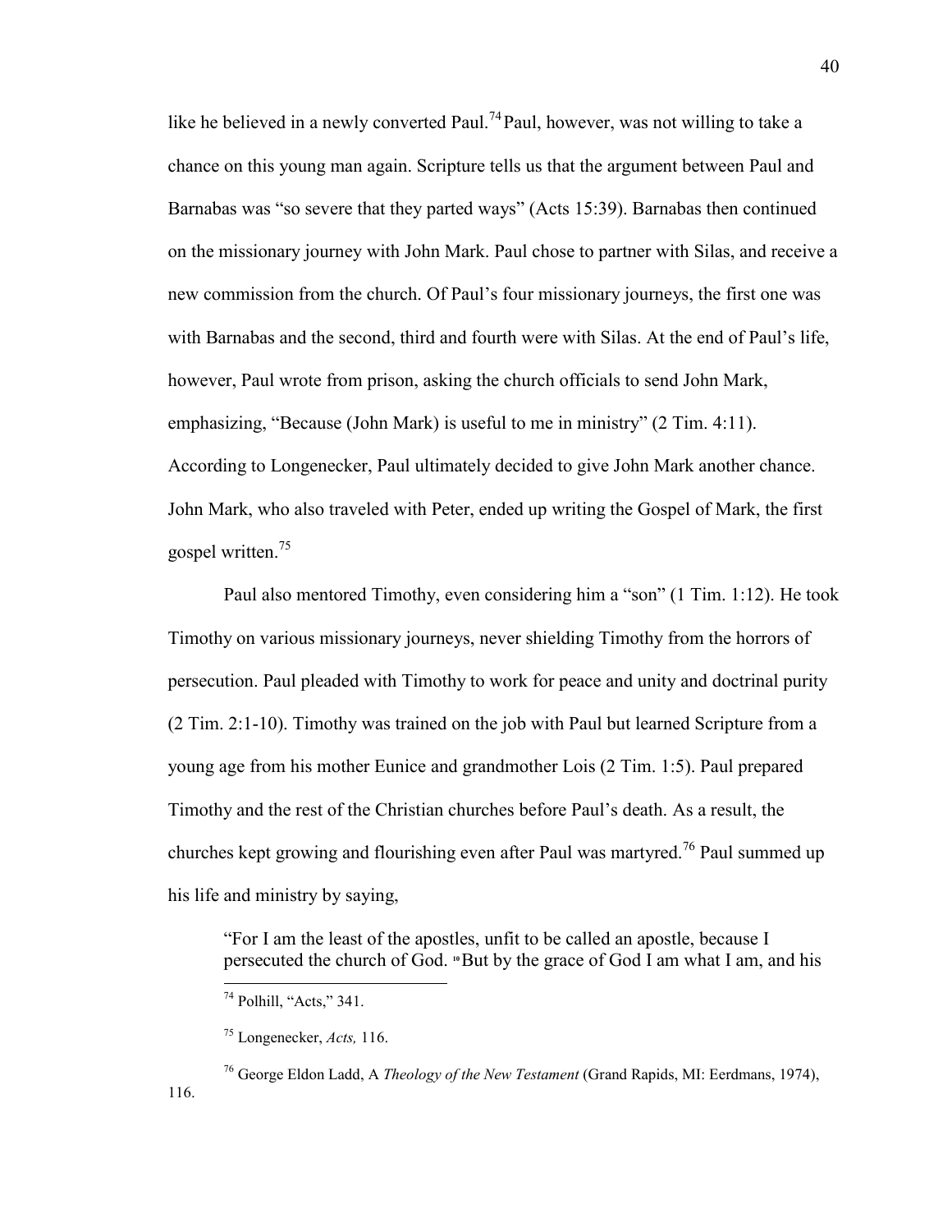like he believed in a newly converted Paul.[74] Paul, however, was not willing to take a chance on this young man again. Scripture tells us that the argument between Paul and Barnabas was "so severe that they parted ways" (Acts 15:39). Barnabas then continued on the missionary journey with John Mark. Paul chose to partner with Silas, and receive a new commission from the church. Of Paul's four missionary journeys, the first one was with Barnabas and the second, third and fourth were with Silas. At the end of Paul's life, however, Paul wrote from prison, asking the church officials to send John Mark, emphasizing, "Because (John Mark) is useful to me in ministry" (2 Tim. 4:11). According to Longenecker, Paul ultimately decided to give John Mark another chance. John Mark, who also traveled with Peter, ended up writing the Gospel of Mark, the first gospel written.[75]

Paul also mentored Timothy, even considering him a "son" (1 Tim. 1:12). He took Timothy on various missionary journeys, never shielding Timothy from the horrors of persecution. Paul pleaded with Timothy to work for peace and unity and doctrinal purity (2 Tim. 2:1-10). Timothy was trained on the job with Paul but learned Scripture from a young age from his mother Eunice and grandmother Lois (2 Tim. 1:5). Paul prepared Timothy and the rest of the Christian churches before Paul's death. As a result, the churches kept growing and flourishing even after Paul was martyred.[76] Paul summed up his life and ministry by saying,

> "For I am the least of the apostles, unfit to be called an apostle, because I persecuted the church of God. [10] But by the grace of God I am what I am, and his

---

[74] Polhill, "Acts," 341.

[75] Longenecker, *Acts,* 116.

[76] George Eldon Ladd, A *Theology of the New Testament* (Grand Rapids, MI: Eerdmans, 1974), 116.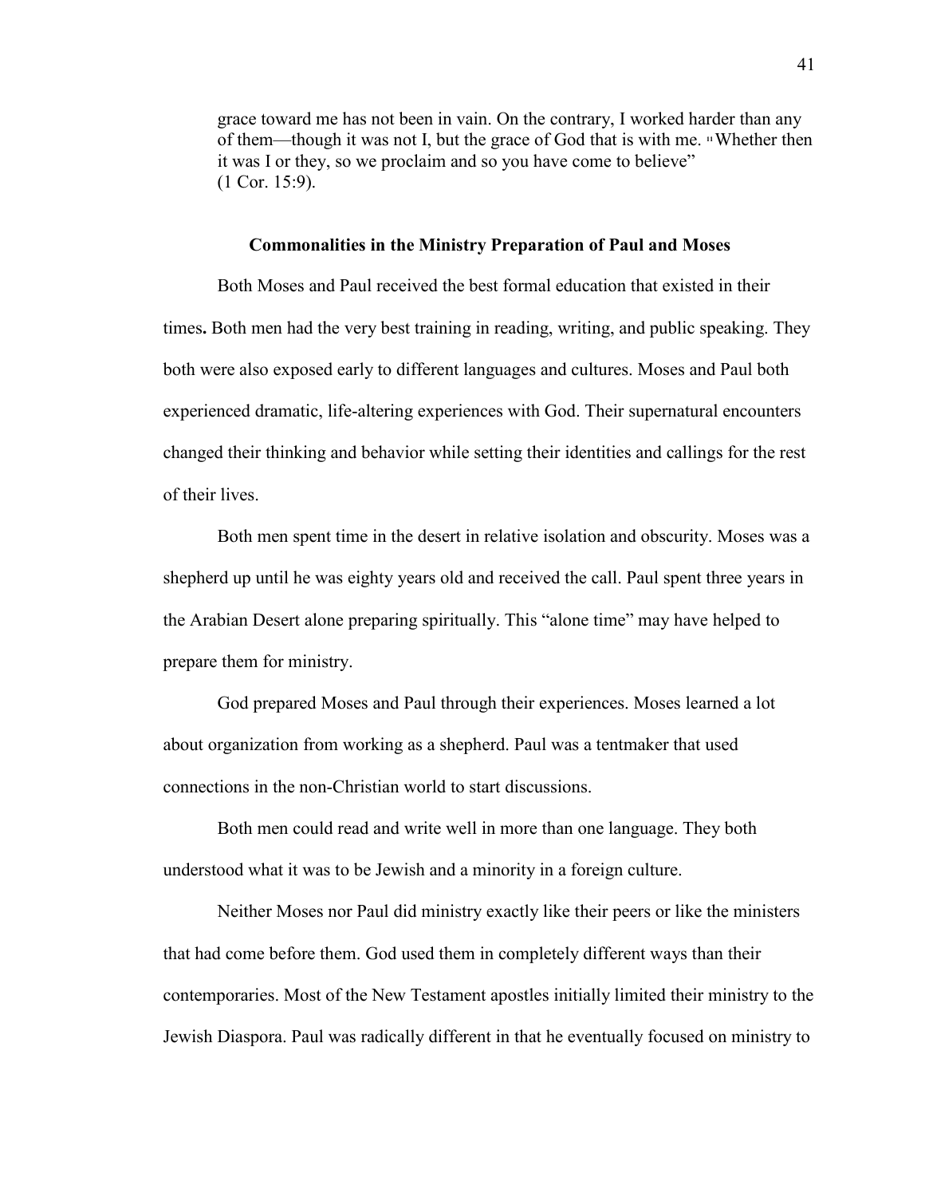grace toward me has not been in vain. On the contrary, I worked harder than any of them—though it was not I, but the grace of God that is with me. [11] Whether then it was I or they, so we proclaim and so you have come to believe" (1 Cor. 15:9).

### Commonalities in the Ministry Preparation of Paul and Moses

Both Moses and Paul received the best formal education that existed in their times**.** Both men had the very best training in reading, writing, and public speaking. They both were also exposed early to different languages and cultures. Moses and Paul both experienced dramatic, life-altering experiences with God. Their supernatural encounters changed their thinking and behavior while setting their identities and callings for the rest of their lives.

Both men spent time in the desert in relative isolation and obscurity. Moses was a shepherd up until he was eighty years old and received the call. Paul spent three years in the Arabian Desert alone preparing spiritually. This "alone time" may have helped to prepare them for ministry.

God prepared Moses and Paul through their experiences. Moses learned a lot about organization from working as a shepherd. Paul was a tentmaker that used connections in the non-Christian world to start discussions.

Both men could read and write well in more than one language. They both understood what it was to be Jewish and a minority in a foreign culture.

Neither Moses nor Paul did ministry exactly like their peers or like the ministers that had come before them. God used them in completely different ways than their contemporaries. Most of the New Testament apostles initially limited their ministry to the Jewish Diaspora. Paul was radically different in that he eventually focused on ministry to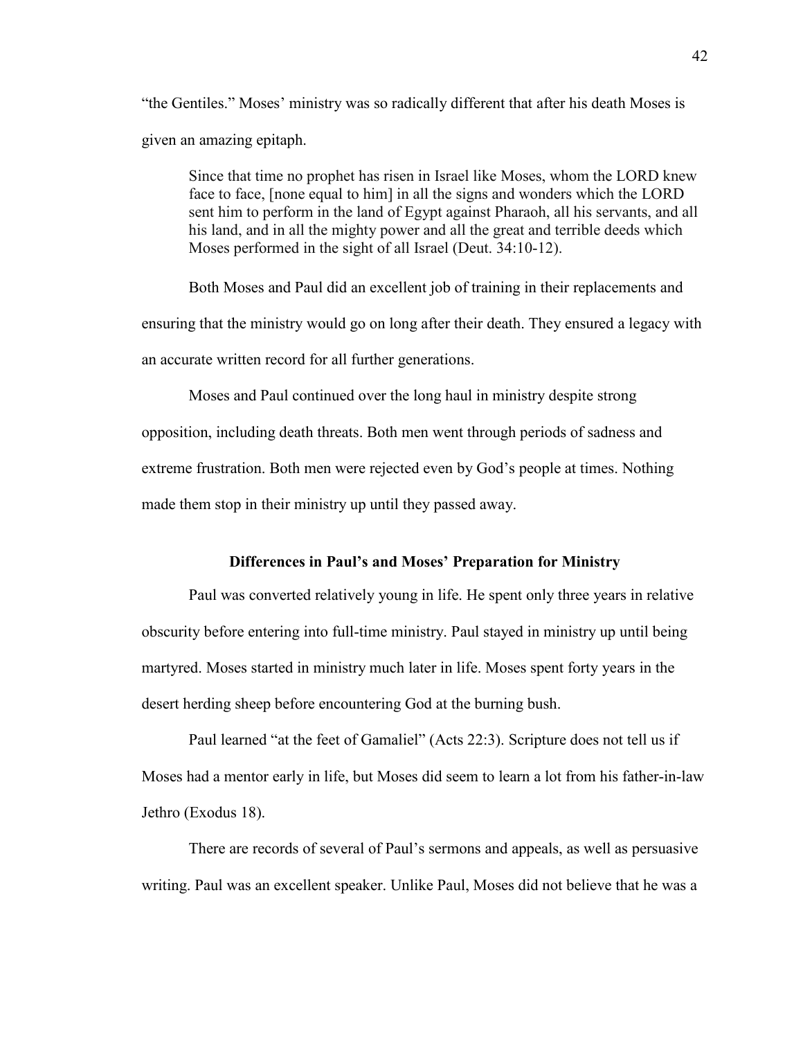"the Gentiles." Moses' ministry was so radically different that after his death Moses is given an amazing epitaph.

> Since that time no prophet has risen in Israel like Moses, whom the LORD knew face to face, [none equal to him] in all the signs and wonders which the LORD sent him to perform in the land of Egypt against Pharaoh, all his servants, and all his land, and in all the mighty power and all the great and terrible deeds which Moses performed in the sight of all Israel (Deut. 34:10-12).

Both Moses and Paul did an excellent job of training in their replacements and ensuring that the ministry would go on long after their death. They ensured a legacy with an accurate written record for all further generations.

Moses and Paul continued over the long haul in ministry despite strong opposition, including death threats. Both men went through periods of sadness and extreme frustration. Both men were rejected even by God's people at times. Nothing made them stop in their ministry up until they passed away.

### Differences in Paul's and Moses' Preparation for Ministry

Paul was converted relatively young in life. He spent only three years in relative obscurity before entering into full-time ministry. Paul stayed in ministry up until being martyred. Moses started in ministry much later in life. Moses spent forty years in the desert herding sheep before encountering God at the burning bush.

Paul learned "at the feet of Gamaliel" (Acts 22:3). Scripture does not tell us if Moses had a mentor early in life, but Moses did seem to learn a lot from his father-in-law Jethro (Exodus 18).

There are records of several of Paul's sermons and appeals, as well as persuasive writing. Paul was an excellent speaker. Unlike Paul, Moses did not believe that he was a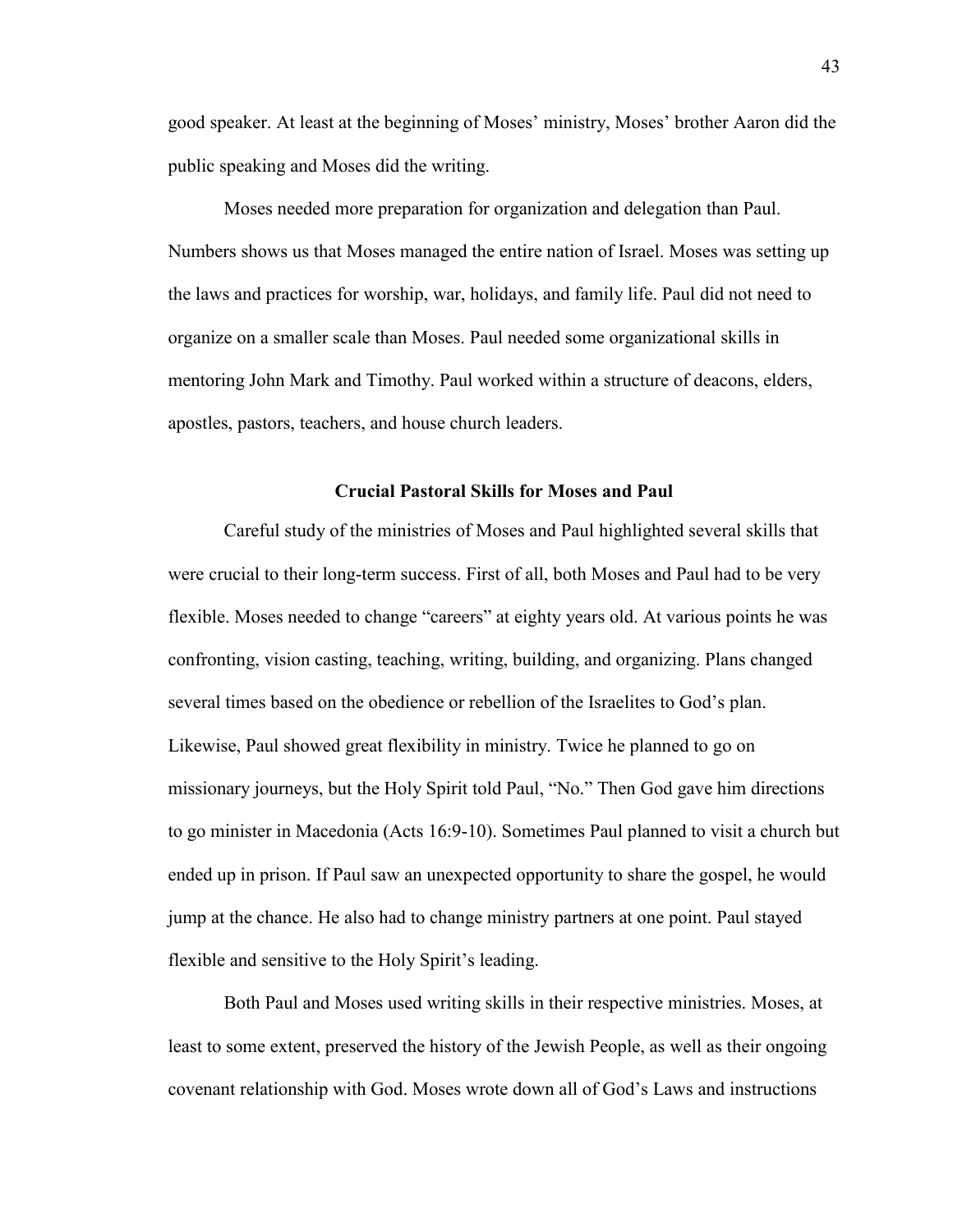good speaker. At least at the beginning of Moses' ministry, Moses' brother Aaron did the public speaking and Moses did the writing.

Moses needed more preparation for organization and delegation than Paul. Numbers shows us that Moses managed the entire nation of Israel. Moses was setting up the laws and practices for worship, war, holidays, and family life. Paul did not need to organize on a smaller scale than Moses. Paul needed some organizational skills in mentoring John Mark and Timothy. Paul worked within a structure of deacons, elders, apostles, pastors, teachers, and house church leaders.

## Crucial Pastoral Skills for Moses and Paul

Careful study of the ministries of Moses and Paul highlighted several skills that were crucial to their long-term success. First of all, both Moses and Paul had to be very flexible. Moses needed to change "careers" at eighty years old. At various points he was confronting, vision casting, teaching, writing, building, and organizing. Plans changed several times based on the obedience or rebellion of the Israelites to God's plan. Likewise, Paul showed great flexibility in ministry. Twice he planned to go on missionary journeys, but the Holy Spirit told Paul, "No." Then God gave him directions to go minister in Macedonia (Acts 16:9-10). Sometimes Paul planned to visit a church but ended up in prison. If Paul saw an unexpected opportunity to share the gospel, he would jump at the chance. He also had to change ministry partners at one point. Paul stayed flexible and sensitive to the Holy Spirit's leading.

Both Paul and Moses used writing skills in their respective ministries. Moses, at least to some extent, preserved the history of the Jewish People, as well as their ongoing covenant relationship with God. Moses wrote down all of God's Laws and instructions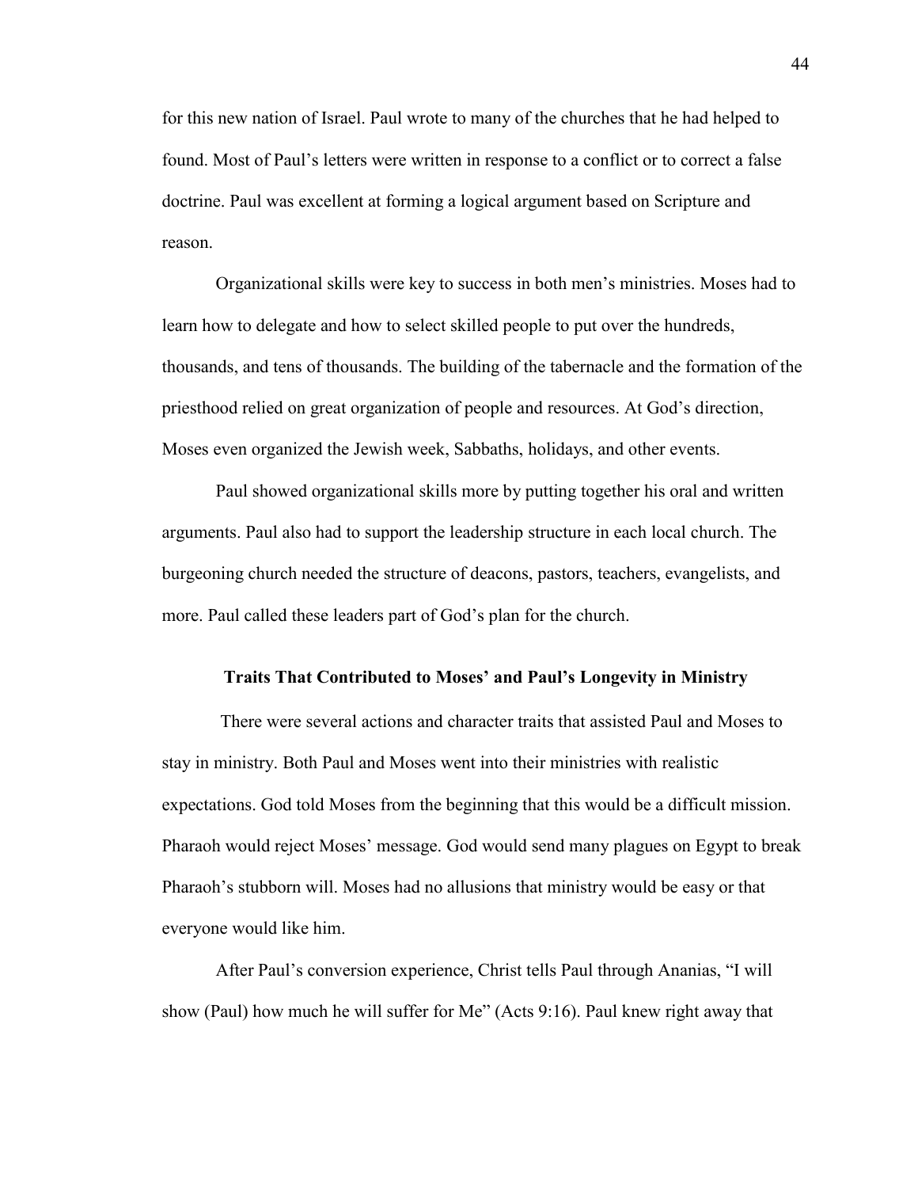for this new nation of Israel. Paul wrote to many of the churches that he had helped to found. Most of Paul's letters were written in response to a conflict or to correct a false doctrine. Paul was excellent at forming a logical argument based on Scripture and reason.

Organizational skills were key to success in both men's ministries. Moses had to learn how to delegate and how to select skilled people to put over the hundreds, thousands, and tens of thousands. The building of the tabernacle and the formation of the priesthood relied on great organization of people and resources. At God's direction, Moses even organized the Jewish week, Sabbaths, holidays, and other events.

Paul showed organizational skills more by putting together his oral and written arguments. Paul also had to support the leadership structure in each local church. The burgeoning church needed the structure of deacons, pastors, teachers, evangelists, and more. Paul called these leaders part of God's plan for the church.

## Traits That Contributed to Moses' and Paul's Longevity in Ministry

There were several actions and character traits that assisted Paul and Moses to stay in ministry. Both Paul and Moses went into their ministries with realistic expectations. God told Moses from the beginning that this would be a difficult mission. Pharaoh would reject Moses' message. God would send many plagues on Egypt to break Pharaoh's stubborn will. Moses had no allusions that ministry would be easy or that everyone would like him.

After Paul's conversion experience, Christ tells Paul through Ananias, "I will show (Paul) how much he will suffer for Me" (Acts 9:16). Paul knew right away that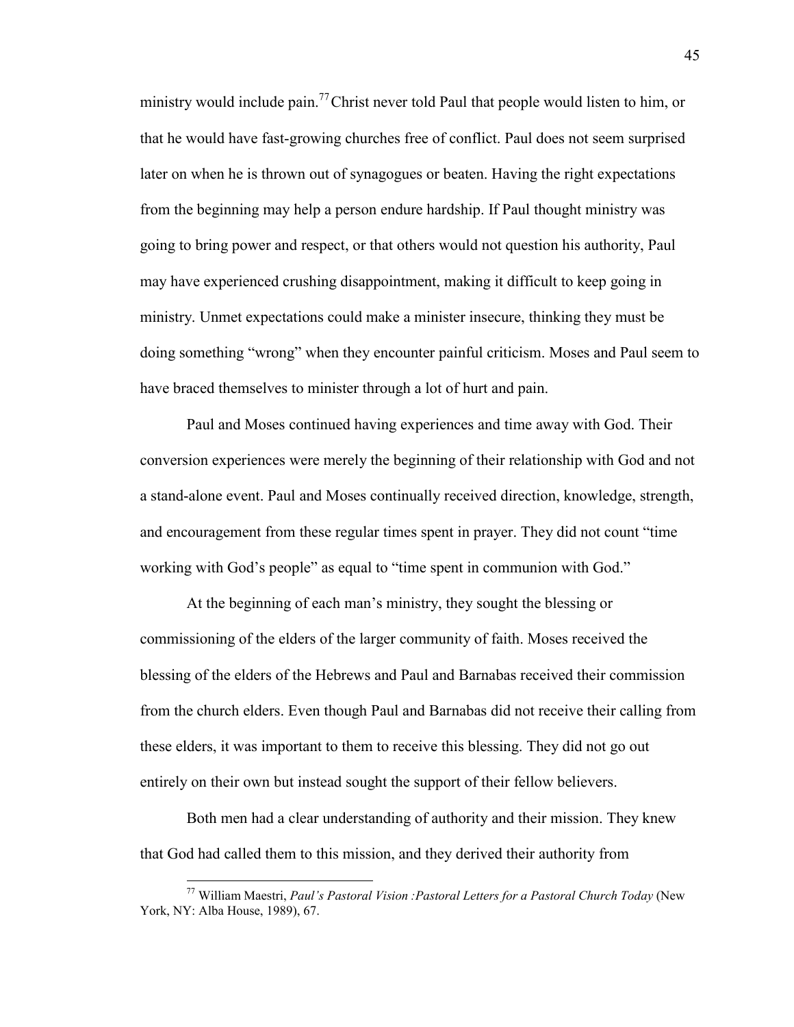ministry would include pain.[77] Christ never told Paul that people would listen to him, or that he would have fast-growing churches free of conflict. Paul does not seem surprised later on when he is thrown out of synagogues or beaten. Having the right expectations from the beginning may help a person endure hardship. If Paul thought ministry was going to bring power and respect, or that others would not question his authority, Paul may have experienced crushing disappointment, making it difficult to keep going in ministry. Unmet expectations could make a minister insecure, thinking they must be doing something "wrong" when they encounter painful criticism. Moses and Paul seem to have braced themselves to minister through a lot of hurt and pain.

Paul and Moses continued having experiences and time away with God. Their conversion experiences were merely the beginning of their relationship with God and not a stand-alone event. Paul and Moses continually received direction, knowledge, strength, and encouragement from these regular times spent in prayer. They did not count "time working with God's people" as equal to "time spent in communion with God."

At the beginning of each man's ministry, they sought the blessing or commissioning of the elders of the larger community of faith. Moses received the blessing of the elders of the Hebrews and Paul and Barnabas received their commission from the church elders. Even though Paul and Barnabas did not receive their calling from these elders, it was important to them to receive this blessing. They did not go out entirely on their own but instead sought the support of their fellow believers.

Both men had a clear understanding of authority and their mission. They knew that God had called them to this mission, and they derived their authority from

---

[77] William Maestri, *Paul's Pastoral Vision :Pastoral Letters for a Pastoral Church Today* (New York, NY: Alba House, 1989), 67.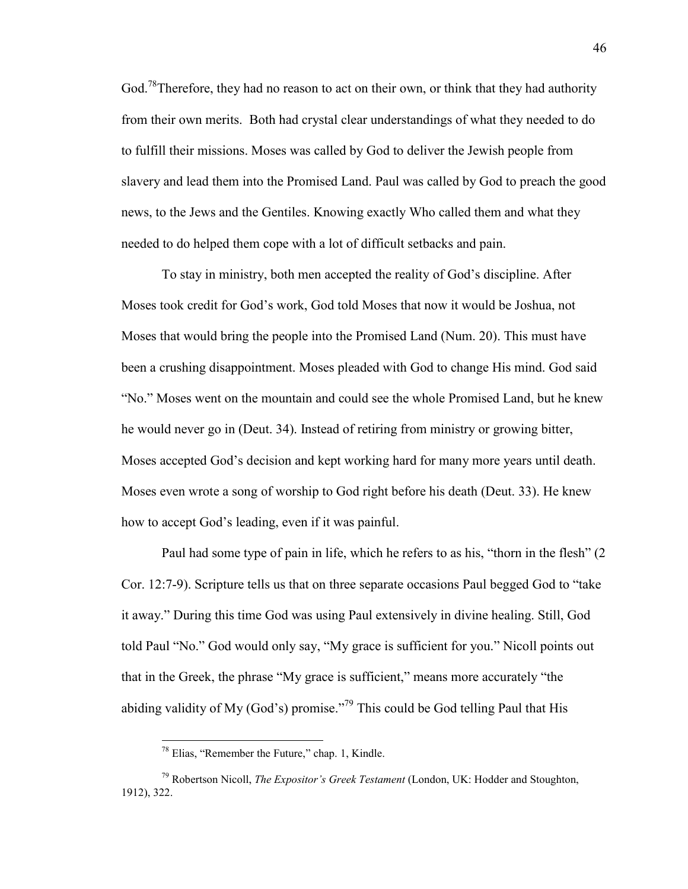God.[78]Therefore, they had no reason to act on their own, or think that they had authority from their own merits. Both had crystal clear understandings of what they needed to do to fulfill their missions. Moses was called by God to deliver the Jewish people from slavery and lead them into the Promised Land. Paul was called by God to preach the good news, to the Jews and the Gentiles. Knowing exactly Who called them and what they needed to do helped them cope with a lot of difficult setbacks and pain.

To stay in ministry, both men accepted the reality of God's discipline. After Moses took credit for God's work, God told Moses that now it would be Joshua, not Moses that would bring the people into the Promised Land (Num. 20). This must have been a crushing disappointment. Moses pleaded with God to change His mind. God said "No." Moses went on the mountain and could see the whole Promised Land, but he knew he would never go in (Deut. 34). Instead of retiring from ministry or growing bitter, Moses accepted God's decision and kept working hard for many more years until death. Moses even wrote a song of worship to God right before his death (Deut. 33). He knew how to accept God's leading, even if it was painful.

Paul had some type of pain in life, which he refers to as his, "thorn in the flesh" (2 Cor. 12:7-9). Scripture tells us that on three separate occasions Paul begged God to "take it away." During this time God was using Paul extensively in divine healing. Still, God told Paul "No." God would only say, "My grace is sufficient for you." Nicoll points out that in the Greek, the phrase "My grace is sufficient," means more accurately "the abiding validity of My (God's) promise."[79] This could be God telling Paul that His

---

[78] Elias, "Remember the Future," chap. 1, Kindle.

[79] Robertson Nicoll, *The Expositor's Greek Testament* (London, UK: Hodder and Stoughton, 1912), 322.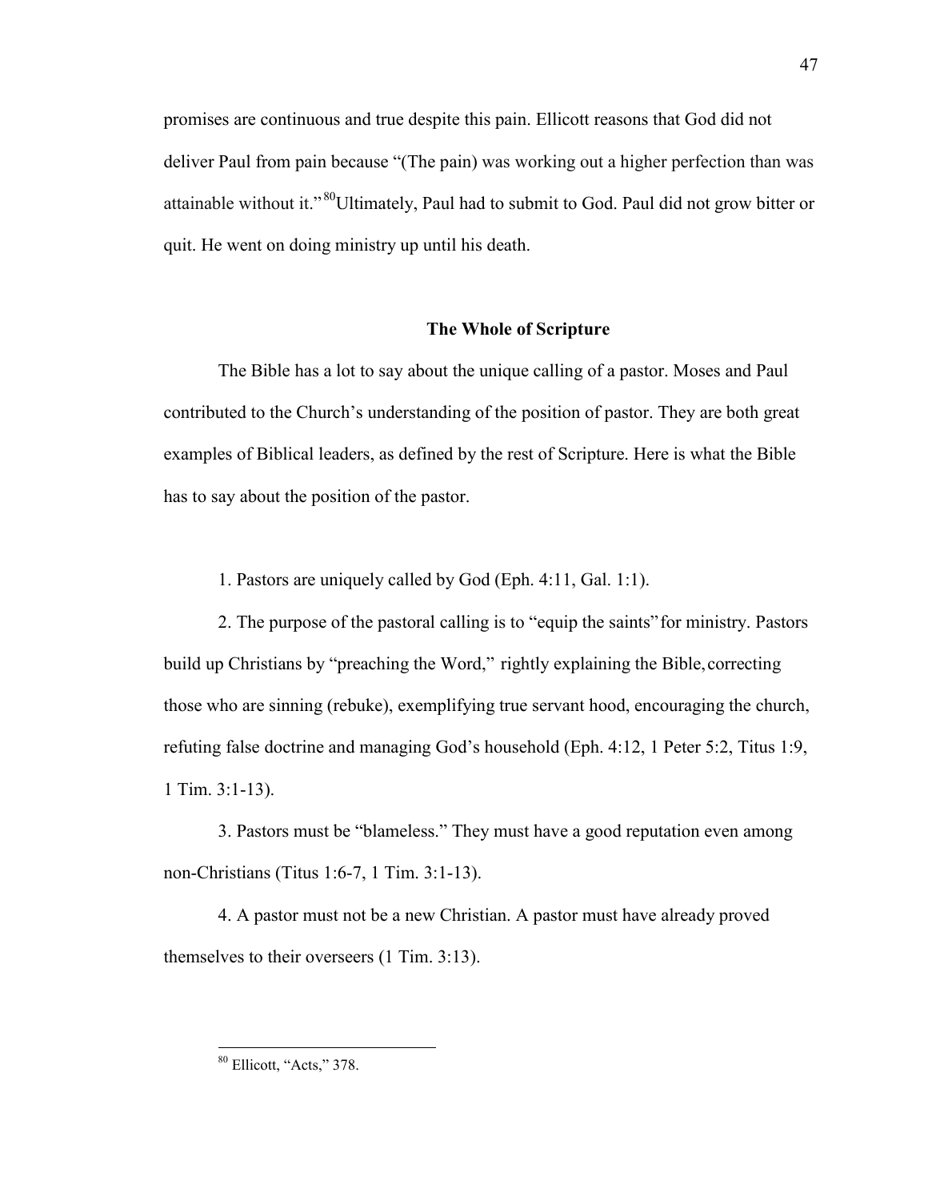promises are continuous and true despite this pain. Ellicott reasons that God did not deliver Paul from pain because "(The pain) was working out a higher perfection than was attainable without it."[80] Ultimately, Paul had to submit to God. Paul did not grow bitter or quit. He went on doing ministry up until his death.

## The Whole of Scripture

The Bible has a lot to say about the unique calling of a pastor. Moses and Paul contributed to the Church's understanding of the position of pastor. They are both great examples of Biblical leaders, as defined by the rest of Scripture. Here is what the Bible has to say about the position of the pastor.

1. Pastors are uniquely called by God (Eph. 4:11, Gal. 1:1).

2. The purpose of the pastoral calling is to "equip the saints" for ministry. Pastors build up Christians by "preaching the Word," rightly explaining the Bible, correcting those who are sinning (rebuke), exemplifying true servant hood, encouraging the church, refuting false doctrine and managing God's household (Eph. 4:12, 1 Peter 5:2, Titus 1:9, 1 Tim. 3:1-13).

3. Pastors must be "blameless." They must have a good reputation even among non-Christians (Titus 1:6-7, 1 Tim. 3:1-13).

4. A pastor must not be a new Christian. A pastor must have already proved themselves to their overseers (1 Tim. 3:13).

---

[80] Ellicott, "Acts," 378.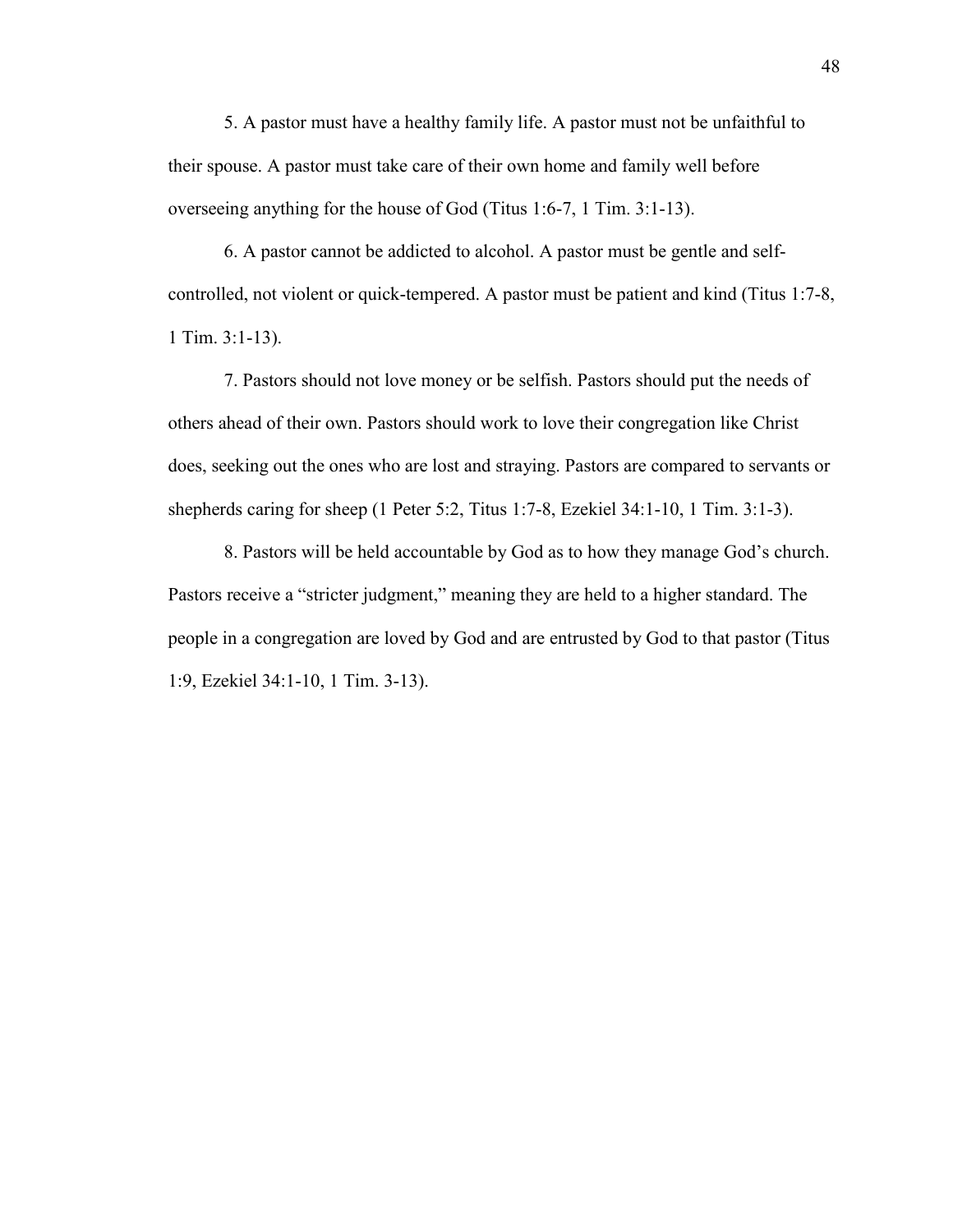5. A pastor must have a healthy family life. A pastor must not be unfaithful to their spouse. A pastor must take care of their own home and family well before overseeing anything for the house of God (Titus 1:6-7, 1 Tim. 3:1-13).

6. A pastor cannot be addicted to alcohol. A pastor must be gentle and self-controlled, not violent or quick-tempered. A pastor must be patient and kind (Titus 1:7-8, 1 Tim. 3:1-13).

7. Pastors should not love money or be selfish. Pastors should put the needs of others ahead of their own. Pastors should work to love their congregation like Christ does, seeking out the ones who are lost and straying. Pastors are compared to servants or shepherds caring for sheep (1 Peter 5:2, Titus 1:7-8, Ezekiel 34:1-10, 1 Tim. 3:1-3).

8. Pastors will be held accountable by God as to how they manage God's church. Pastors receive a "stricter judgment," meaning they are held to a higher standard. The people in a congregation are loved by God and are entrusted by God to that pastor (Titus 1:9, Ezekiel 34:1-10, 1 Tim. 3-13).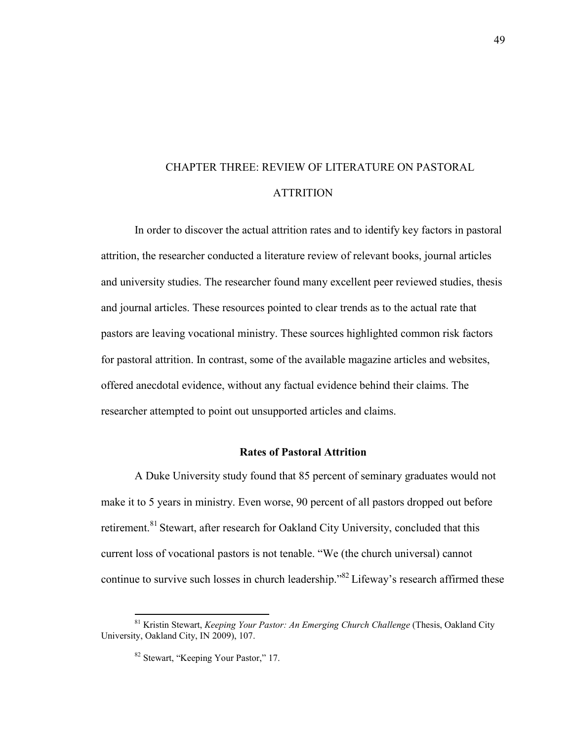# CHAPTER THREE: REVIEW OF LITERATURE ON PASTORAL ATTRITION

In order to discover the actual attrition rates and to identify key factors in pastoral attrition, the researcher conducted a literature review of relevant books, journal articles and university studies. The researcher found many excellent peer reviewed studies, thesis and journal articles. These resources pointed to clear trends as to the actual rate that pastors are leaving vocational ministry. These sources highlighted common risk factors for pastoral attrition. In contrast, some of the available magazine articles and websites, offered anecdotal evidence, without any factual evidence behind their claims. The researcher attempted to point out unsupported articles and claims.

## Rates of Pastoral Attrition

A Duke University study found that 85 percent of seminary graduates would not make it to 5 years in ministry. Even worse, 90 percent of all pastors dropped out before retirement.[81] Stewart, after research for Oakland City University, concluded that this current loss of vocational pastors is not tenable. “We (the church universal) cannot continue to survive such losses in church leadership.”[82] Lifeway’s research affirmed these

---

[81] Kristin Stewart, *Keeping Your Pastor: An Emerging Church Challenge* (Thesis, Oakland City University, Oakland City, IN 2009), 107.

[82] Stewart, “Keeping Your Pastor,” 17.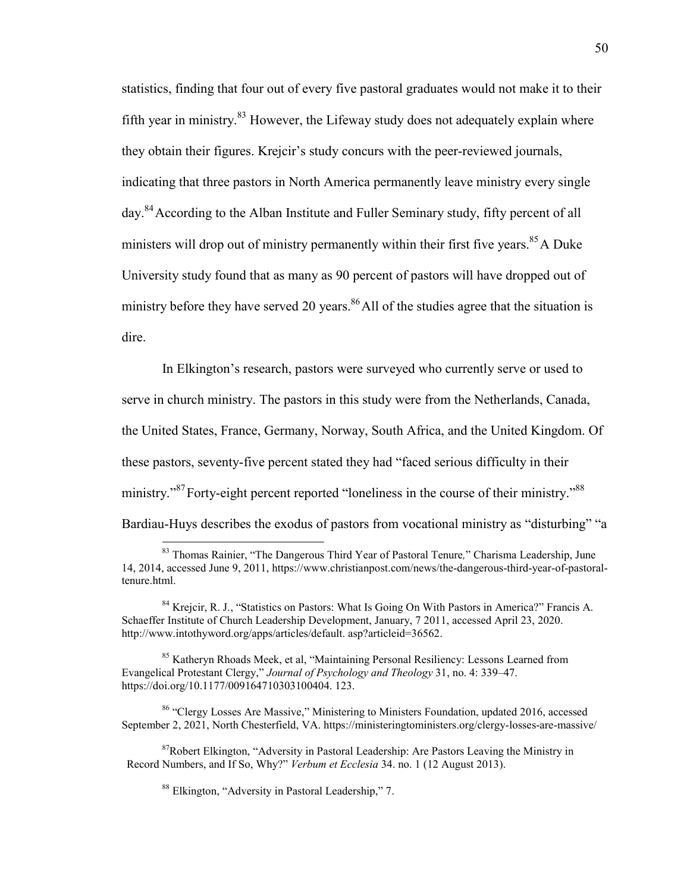statistics, finding that four out of every five pastoral graduates would not make it to their fifth year in ministry.[83] However, the Lifeway study does not adequately explain where they obtain their figures. Krejcir's study concurs with the peer-reviewed journals, indicating that three pastors in North America permanently leave ministry every single day.[84] According to the Alban Institute and Fuller Seminary study, fifty percent of all ministers will drop out of ministry permanently within their first five years.[85] A Duke University study found that as many as 90 percent of pastors will have dropped out of ministry before they have served 20 years.[86] All of the studies agree that the situation is dire.

In Elkington's research, pastors were surveyed who currently serve or used to serve in church ministry. The pastors in this study were from the Netherlands, Canada, the United States, France, Germany, Norway, South Africa, and the United Kingdom. Of these pastors, seventy-five percent stated they had "faced serious difficulty in their ministry."[87] Forty-eight percent reported "loneliness in the course of their ministry."[88] Bardiau-Huys describes the exodus of pastors from vocational ministry as "disturbing" "a

---

[83] Thomas Rainier, "The Dangerous Third Year of Pastoral Tenure," Charisma Leadership, June 14, 2014, accessed June 9, 2011, https://www.christianpost.com/news/the-dangerous-third-year-of-pastoral-tenure.html.

[84] Krejcir, R. J., "Statistics on Pastors: What Is Going On With Pastors in America?" Francis A. Schaeffer Institute of Church Leadership Development, January, 7 2011, accessed April 23, 2020. http://www.intothyword.org/apps/articles/default. asp?articleid=36562.

[85] Katheryn Rhoads Meek, et al, "Maintaining Personal Resiliency: Lessons Learned from Evangelical Protestant Clergy," *Journal of Psychology and Theology* 31, no. 4: 339–47. https://doi.org/10.1177/009164710303100404. 123.

[86] "Clergy Losses Are Massive," Ministering to Ministers Foundation, updated 2016, accessed September 2, 2021, North Chesterfield, VA. https://ministeringtoministers.org/clergy-losses-are-massive/

[87] Robert Elkington, "Adversity in Pastoral Leadership: Are Pastors Leaving the Ministry in Record Numbers, and If So, Why?" *Verbum et Ecclesia* 34. no. 1 (12 August 2013).

[88] Elkington, "Adversity in Pastoral Leadership," 7.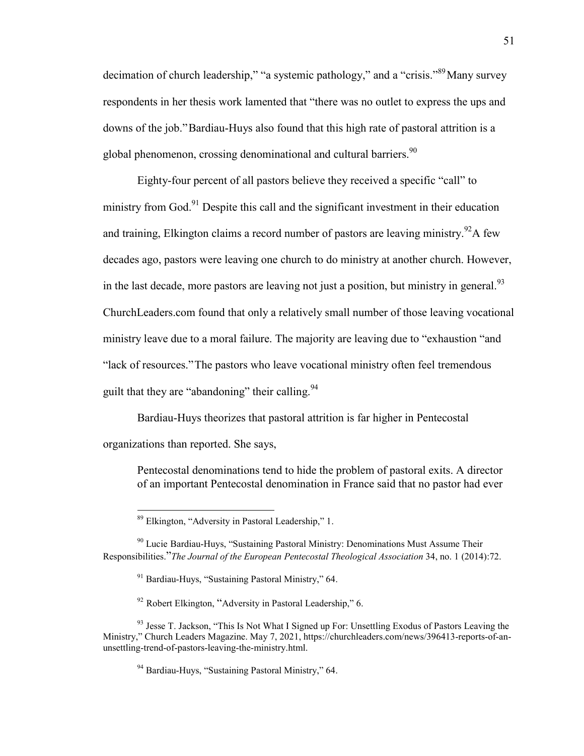decimation of church leadership," "a systemic pathology," and a "crisis."[89] Many survey respondents in her thesis work lamented that "there was no outlet to express the ups and downs of the job." Bardiau-Huys also found that this high rate of pastoral attrition is a global phenomenon, crossing denominational and cultural barriers.[90]

Eighty-four percent of all pastors believe they received a specific "call" to ministry from God.[91] Despite this call and the significant investment in their education and training, Elkington claims a record number of pastors are leaving ministry.[92] A few decades ago, pastors were leaving one church to do ministry at another church. However, in the last decade, more pastors are leaving not just a position, but ministry in general.[93] ChurchLeaders.com found that only a relatively small number of those leaving vocational ministry leave due to a moral failure. The majority are leaving due to "exhaustion "and "lack of resources." The pastors who leave vocational ministry often feel tremendous guilt that they are "abandoning" their calling.[94]

Bardiau-Huys theorizes that pastoral attrition is far higher in Pentecostal organizations than reported. She says,

> Pentecostal denominations tend to hide the problem of pastoral exits. A director of an important Pentecostal denomination in France said that no pastor had ever

---

[89] Elkington, "Adversity in Pastoral Leadership," 1.

[90] Lucie Bardiau-Huys, "Sustaining Pastoral Ministry: Denominations Must Assume Their Responsibilities." *The Journal of the European Pentecostal Theological Association* 34, no. 1 (2014):72.

[91] Bardiau-Huys, "Sustaining Pastoral Ministry," 64.

[92] Robert Elkington, "Adversity in Pastoral Leadership," 6.

[93] Jesse T. Jackson, "This Is Not What I Signed up For: Unsettling Exodus of Pastors Leaving the Ministry," Church Leaders Magazine. May 7, 2021, https://churchleaders.com/news/396413-reports-of-an-unsettling-trend-of-pastors-leaving-the-ministry.html.

[94] Bardiau-Huys, "Sustaining Pastoral Ministry," 64.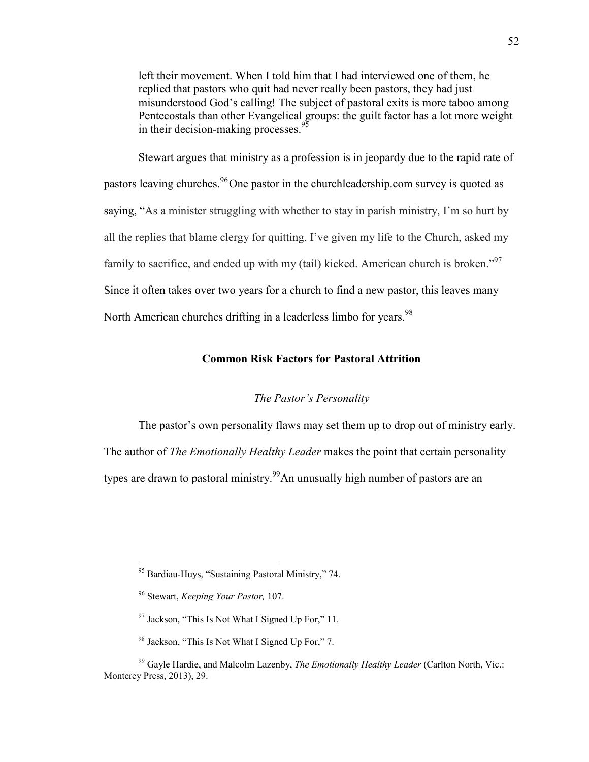> left their movement. When I told him that I had interviewed one of them, he replied that pastors who quit had never really been pastors, they had just misunderstood God's calling! The subject of pastoral exits is more taboo among Pentecostals than other Evangelical groups: the guilt factor has a lot more weight in their decision-making processes.[95]

Stewart argues that ministry as a profession is in jeopardy due to the rapid rate of pastors leaving churches.[96] One pastor in the churchleadership.com survey is quoted as saying, "As a minister struggling with whether to stay in parish ministry, I'm so hurt by all the replies that blame clergy for quitting. I've given my life to the Church, asked my family to sacrifice, and ended up with my (tail) kicked. American church is broken."[97] Since it often takes over two years for a church to find a new pastor, this leaves many North American churches drifting in a leaderless limbo for years.[98]

## Common Risk Factors for Pastoral Attrition

### *The Pastor's Personality*

The pastor's own personality flaws may set them up to drop out of ministry early. The author of *The Emotionally Healthy Leader* makes the point that certain personality types are drawn to pastoral ministry.[99] An unusually high number of pastors are an

---

[95] Bardiau-Huys, "Sustaining Pastoral Ministry," 74.

[96] Stewart, *Keeping Your Pastor,* 107.

[97] Jackson, "This Is Not What I Signed Up For," 11.

[98] Jackson, "This Is Not What I Signed Up For," 7.

[99] Gayle Hardie, and Malcolm Lazenby, *The Emotionally Healthy Leader* (Carlton North, Vic.: Monterey Press, 2013), 29.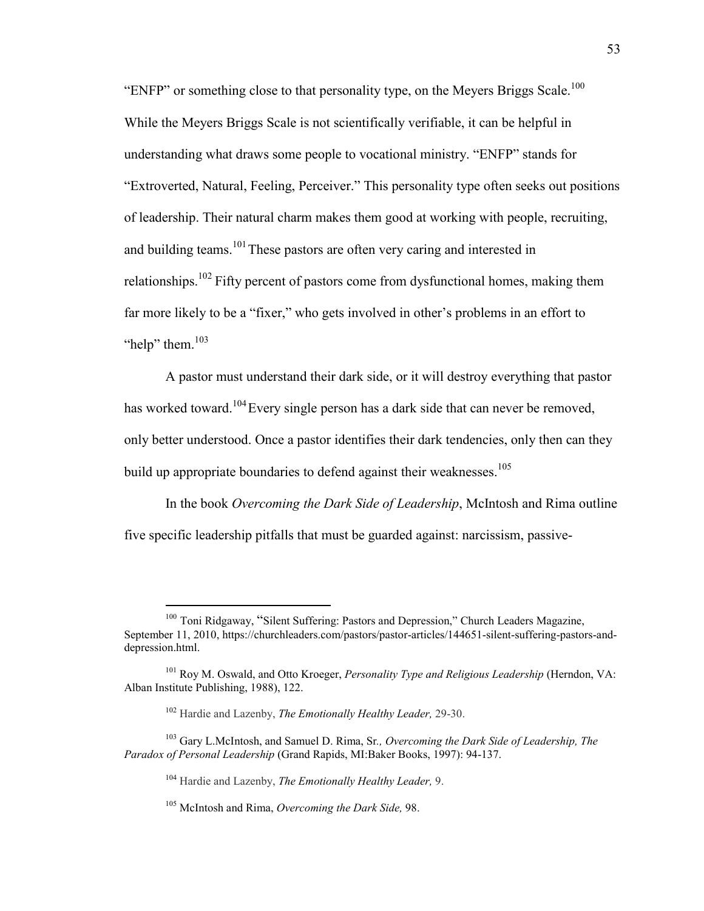"ENFP" or something close to that personality type, on the Meyers Briggs Scale.[100] While the Meyers Briggs Scale is not scientifically verifiable, it can be helpful in understanding what draws some people to vocational ministry. "ENFP" stands for "Extroverted, Natural, Feeling, Perceiver." This personality type often seeks out positions of leadership. Their natural charm makes them good at working with people, recruiting, and building teams.[101] These pastors are often very caring and interested in relationships.[102] Fifty percent of pastors come from dysfunctional homes, making them far more likely to be a "fixer," who gets involved in other's problems in an effort to "help" them.[103]

A pastor must understand their dark side, or it will destroy everything that pastor has worked toward.[104] Every single person has a dark side that can never be removed, only better understood. Once a pastor identifies their dark tendencies, only then can they build up appropriate boundaries to defend against their weaknesses.[105]

In the book *Overcoming the Dark Side of Leadership*, McIntosh and Rima outline five specific leadership pitfalls that must be guarded against: narcissism, passive-

---

[100] Toni Ridgaway, "Silent Suffering: Pastors and Depression," Church Leaders Magazine, September 11, 2010, https://churchleaders.com/pastors/pastor-articles/144651-silent-suffering-pastors-and-depression.html.

[101] Roy M. Oswald, and Otto Kroeger, *Personality Type and Religious Leadership* (Herndon, VA: Alban Institute Publishing, 1988), 122.

[102] Hardie and Lazenby, *The Emotionally Healthy Leader,* 29-30.

[103] Gary L.McIntosh, and Samuel D. Rima, Sr*., Overcoming the Dark Side of Leadership, The Paradox of Personal Leadership* (Grand Rapids, MI:Baker Books, 1997): 94-137.

[104] Hardie and Lazenby, *The Emotionally Healthy Leader,* 9.

[105] McIntosh and Rima, *Overcoming the Dark Side,* 98.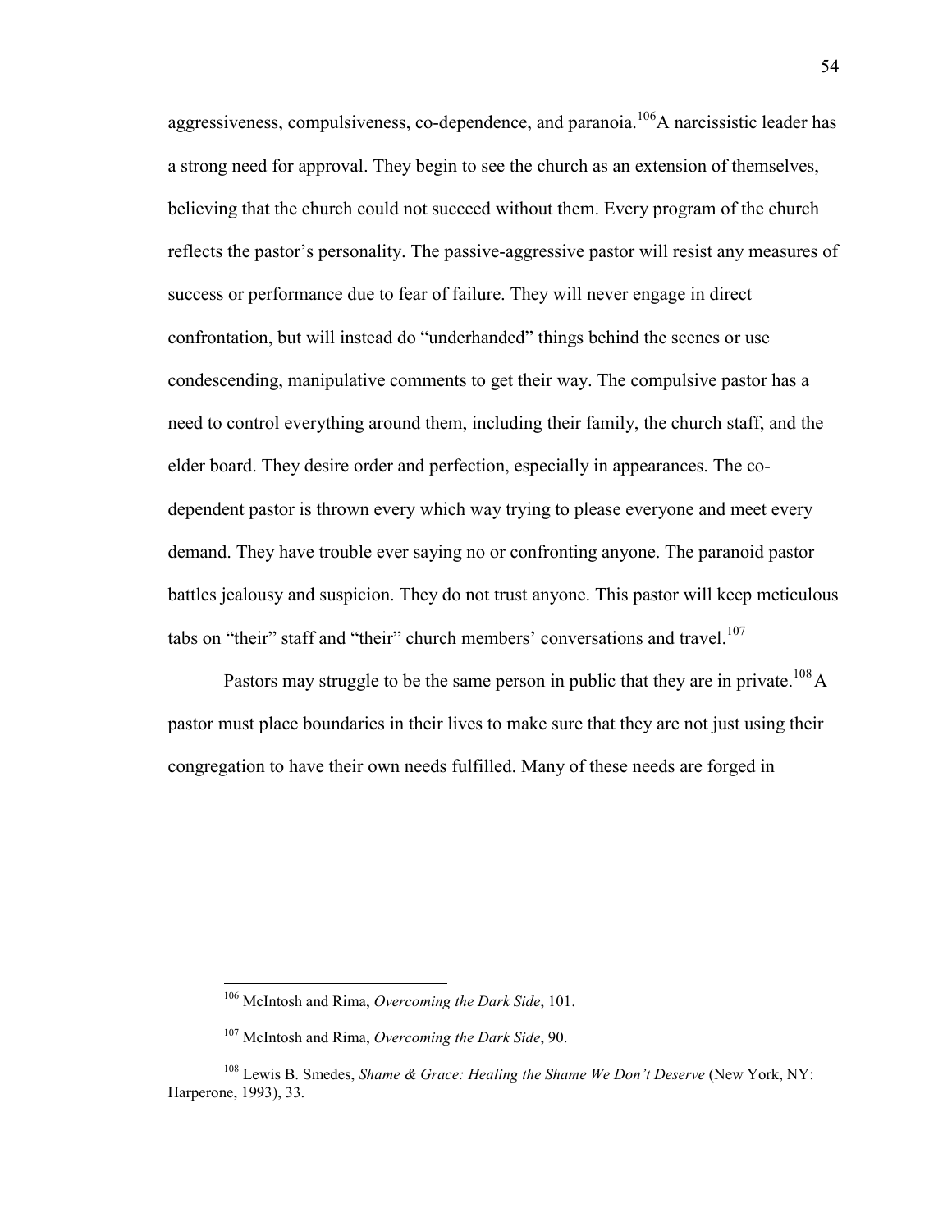aggressiveness, compulsiveness, co-dependence, and paranoia.[106]A narcissistic leader has a strong need for approval. They begin to see the church as an extension of themselves, believing that the church could not succeed without them. Every program of the church reflects the pastor's personality. The passive-aggressive pastor will resist any measures of success or performance due to fear of failure. They will never engage in direct confrontation, but will instead do "underhanded" things behind the scenes or use condescending, manipulative comments to get their way. The compulsive pastor has a need to control everything around them, including their family, the church staff, and the elder board. They desire order and perfection, especially in appearances. The co-dependent pastor is thrown every which way trying to please everyone and meet every demand. They have trouble ever saying no or confronting anyone. The paranoid pastor battles jealousy and suspicion. They do not trust anyone. This pastor will keep meticulous tabs on "their" staff and "their" church members' conversations and travel.[107]

Pastors may struggle to be the same person in public that they are in private.[108] A pastor must place boundaries in their lives to make sure that they are not just using their congregation to have their own needs fulfilled. Many of these needs are forged in

---

[106] McIntosh and Rima, *Overcoming the Dark Side*, 101.

[107] McIntosh and Rima, *Overcoming the Dark Side*, 90.

[108] Lewis B. Smedes, *Shame & Grace: Healing the Shame We Don't Deserve* (New York, NY: Harperone, 1993), 33.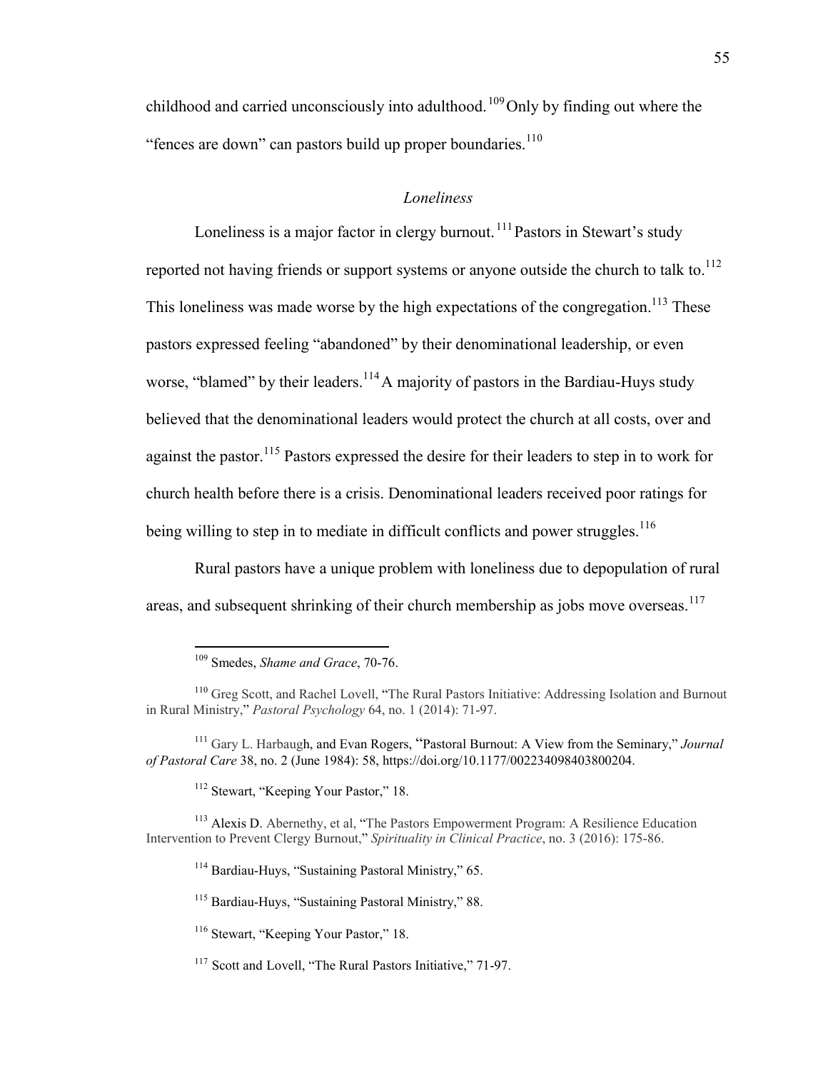childhood and carried unconsciously into adulthood.[109] Only by finding out where the "fences are down" can pastors build up proper boundaries.[110]

### *Loneliness*

Loneliness is a major factor in clergy burnout.[111] Pastors in Stewart's study reported not having friends or support systems or anyone outside the church to talk to.[112] This loneliness was made worse by the high expectations of the congregation.[113] These pastors expressed feeling "abandoned" by their denominational leadership, or even worse, "blamed" by their leaders.[114] A majority of pastors in the Bardiau-Huys study believed that the denominational leaders would protect the church at all costs, over and against the pastor.[115] Pastors expressed the desire for their leaders to step in to work for church health before there is a crisis. Denominational leaders received poor ratings for being willing to step in to mediate in difficult conflicts and power struggles.[116]

Rural pastors have a unique problem with loneliness due to depopulation of rural areas, and subsequent shrinking of their church membership as jobs move overseas.[117]

---

[109] Smedes, *Shame and Grace*, 70-76.

[110] Greg Scott, and Rachel Lovell, "The Rural Pastors Initiative: Addressing Isolation and Burnout in Rural Ministry," *Pastoral Psychology* 64, no. 1 (2014): 71-97.

[111] Gary L. Harbaugh, and Evan Rogers, "Pastoral Burnout: A View from the Seminary," *Journal of Pastoral Care* 38, no. 2 (June 1984): 58, https://doi.org/10.1177/002234098403800204.

[112] Stewart, "Keeping Your Pastor," 18.

[113] Alexis D. Abernethy, et al, "The Pastors Empowerment Program: A Resilience Education Intervention to Prevent Clergy Burnout," *Spirituality in Clinical Practice*, no. 3 (2016): 175-86.

[114] Bardiau-Huys, "Sustaining Pastoral Ministry," 65.

[115] Bardiau-Huys, "Sustaining Pastoral Ministry," 88.

[116] Stewart, "Keeping Your Pastor," 18.

[117] Scott and Lovell, "The Rural Pastors Initiative," 71-97.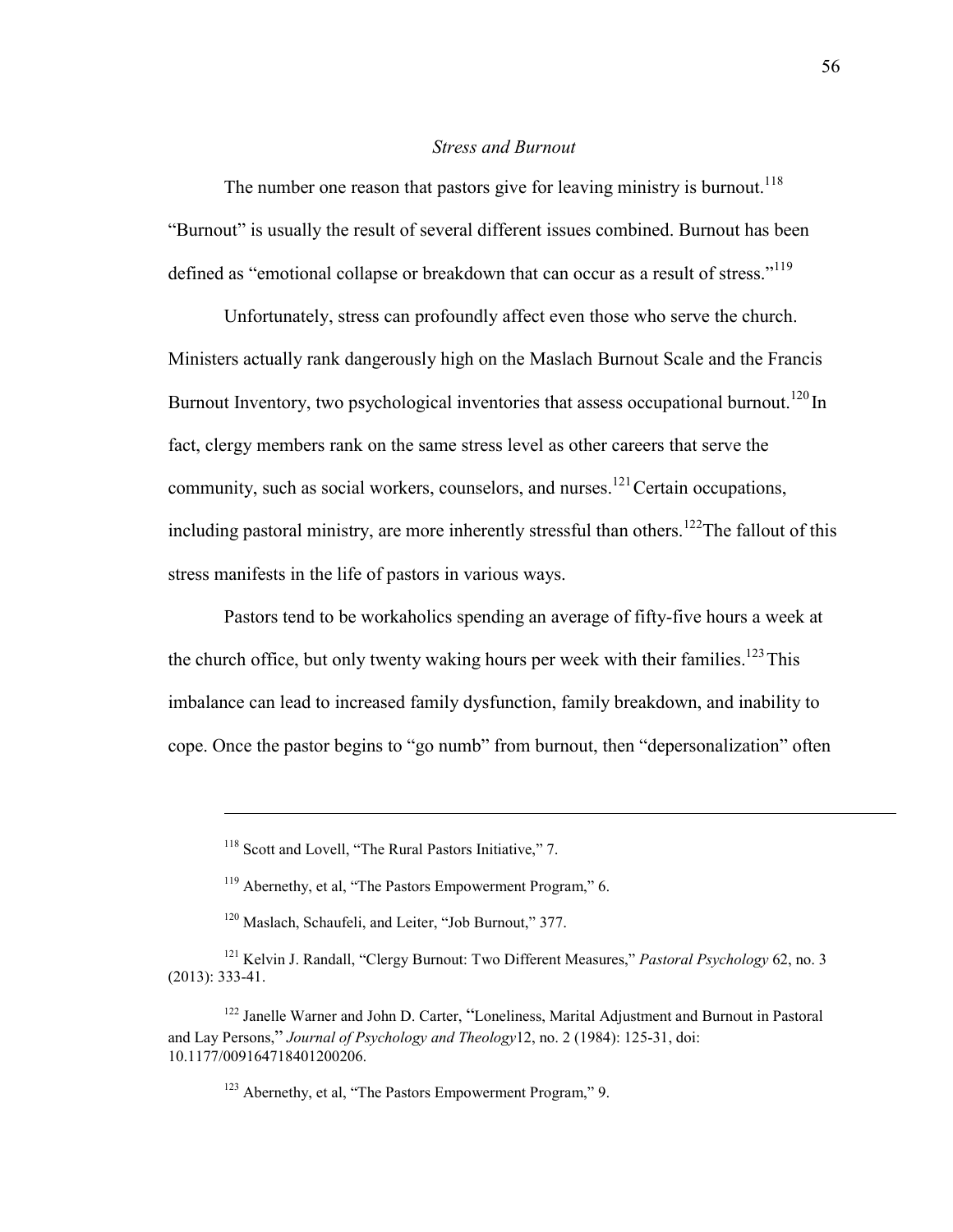### *Stress and Burnout*

The number one reason that pastors give for leaving ministry is burnout.[118] "Burnout" is usually the result of several different issues combined. Burnout has been defined as "emotional collapse or breakdown that can occur as a result of stress."[119]

Unfortunately, stress can profoundly affect even those who serve the church. Ministers actually rank dangerously high on the Maslach Burnout Scale and the Francis Burnout Inventory, two psychological inventories that assess occupational burnout.[120] In fact, clergy members rank on the same stress level as other careers that serve the community, such as social workers, counselors, and nurses.[121] Certain occupations, including pastoral ministry, are more inherently stressful than others.[122] The fallout of this stress manifests in the life of pastors in various ways.

Pastors tend to be workaholics spending an average of fifty-five hours a week at the church office, but only twenty waking hours per week with their families.[123] This imbalance can lead to increased family dysfunction, family breakdown, and inability to cope. Once the pastor begins to "go numb" from burnout, then "depersonalization" often

---

[118] Scott and Lovell, "The Rural Pastors Initiative," 7.

[119] Abernethy, et al, "The Pastors Empowerment Program," 6.

[120] Maslach, Schaufeli, and Leiter, "Job Burnout," 377.

[121] Kelvin J. Randall, "Clergy Burnout: Two Different Measures," *Pastoral Psychology* 62, no. 3 (2013): 333-41.

[122] Janelle Warner and John D. Carter, "Loneliness, Marital Adjustment and Burnout in Pastoral and Lay Persons," *Journal of Psychology and Theology*12, no. 2 (1984): 125-31, doi: 10.1177/009164718401200206.

[123] Abernethy, et al, "The Pastors Empowerment Program," 9.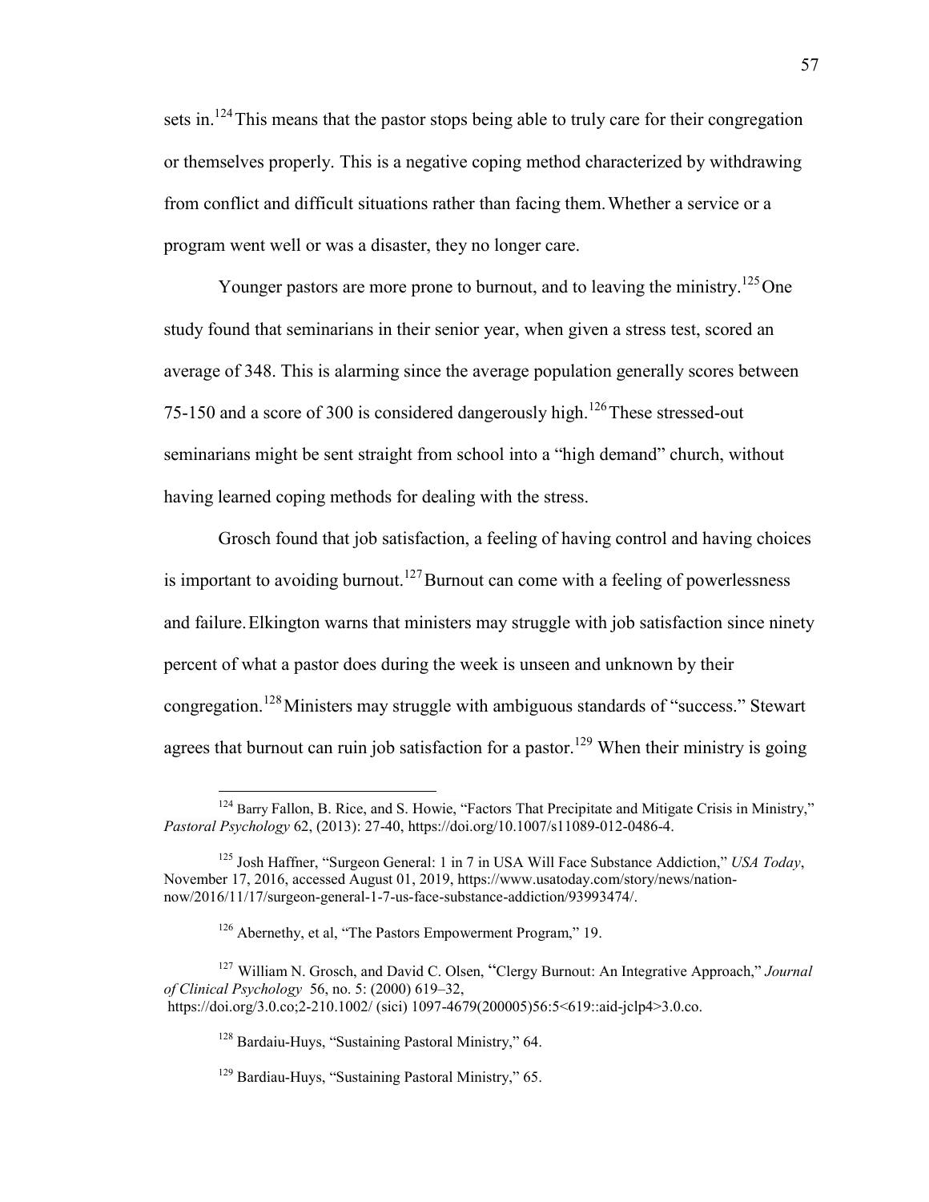sets in.[124] This means that the pastor stops being able to truly care for their congregation or themselves properly. This is a negative coping method characterized by withdrawing from conflict and difficult situations rather than facing them. Whether a service or a program went well or was a disaster, they no longer care.

Younger pastors are more prone to burnout, and to leaving the ministry.[125] One study found that seminarians in their senior year, when given a stress test, scored an average of 348. This is alarming since the average population generally scores between 75-150 and a score of 300 is considered dangerously high.[126] These stressed-out seminarians might be sent straight from school into a "high demand" church, without having learned coping methods for dealing with the stress.

Grosch found that job satisfaction, a feeling of having control and having choices is important to avoiding burnout.[127] Burnout can come with a feeling of powerlessness and failure. Elkington warns that ministers may struggle with job satisfaction since ninety percent of what a pastor does during the week is unseen and unknown by their congregation.[128] Ministers may struggle with ambiguous standards of "success." Stewart agrees that burnout can ruin job satisfaction for a pastor.[129] When their ministry is going

---

[124] Barry Fallon, B. Rice, and S. Howie, "Factors That Precipitate and Mitigate Crisis in Ministry," *Pastoral Psychology* 62, (2013): 27-40, https://doi.org/10.1007/s11089-012-0486-4.

[125] Josh Haffner, "Surgeon General: 1 in 7 in USA Will Face Substance Addiction," *USA Today*, November 17, 2016, accessed August 01, 2019, https://www.usatoday.com/story/news/nation-now/2016/11/17/surgeon-general-1-7-us-face-substance-addiction/93993474/.

[126] Abernethy, et al, "The Pastors Empowerment Program," 19.

[127] William N. Grosch, and David C. Olsen, "Clergy Burnout: An Integrative Approach," *Journal of Clinical Psychology* 56, no. 5: (2000) 619–32, https://doi.org/3.0.co;2-210.1002/ (sici) 1097-4679(200005)56:5<619::aid-jclp4>3.0.co.

[128] Bardaiu-Huys, "Sustaining Pastoral Ministry," 64.

[129] Bardiau-Huys, "Sustaining Pastoral Ministry," 65.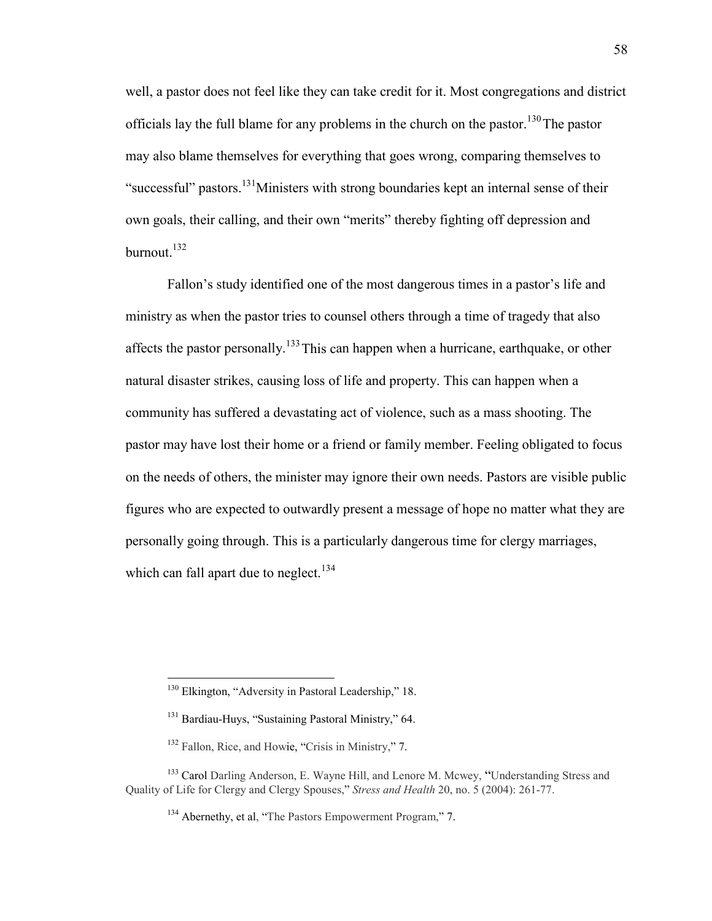well, a pastor does not feel like they can take credit for it. Most congregations and district officials lay the full blame for any problems in the church on the pastor.[130] The pastor may also blame themselves for everything that goes wrong, comparing themselves to "successful" pastors.[131] Ministers with strong boundaries kept an internal sense of their own goals, their calling, and their own "merits" thereby fighting off depression and burnout.[132]

Fallon's study identified one of the most dangerous times in a pastor's life and ministry as when the pastor tries to counsel others through a time of tragedy that also affects the pastor personally.[133] This can happen when a hurricane, earthquake, or other natural disaster strikes, causing loss of life and property. This can happen when a community has suffered a devastating act of violence, such as a mass shooting. The pastor may have lost their home or a friend or family member. Feeling obligated to focus on the needs of others, the minister may ignore their own needs. Pastors are visible public figures who are expected to outwardly present a message of hope no matter what they are personally going through. This is a particularly dangerous time for clergy marriages, which can fall apart due to neglect.[134]

---

[130] Elkington, "Adversity in Pastoral Leadership," 18.

[131] Bardiau-Huys, "Sustaining Pastoral Ministry," 64.

[132] Fallon, Rice, and Howie, "Crisis in Ministry," 7.

[133] Carol Darling Anderson, E. Wayne Hill, and Lenore M. Mcwey, "Understanding Stress and Quality of Life for Clergy and Clergy Spouses," *Stress and Health* 20, no. 5 (2004): 261-77.

[134] Abernethy, et al, "The Pastors Empowerment Program," 7.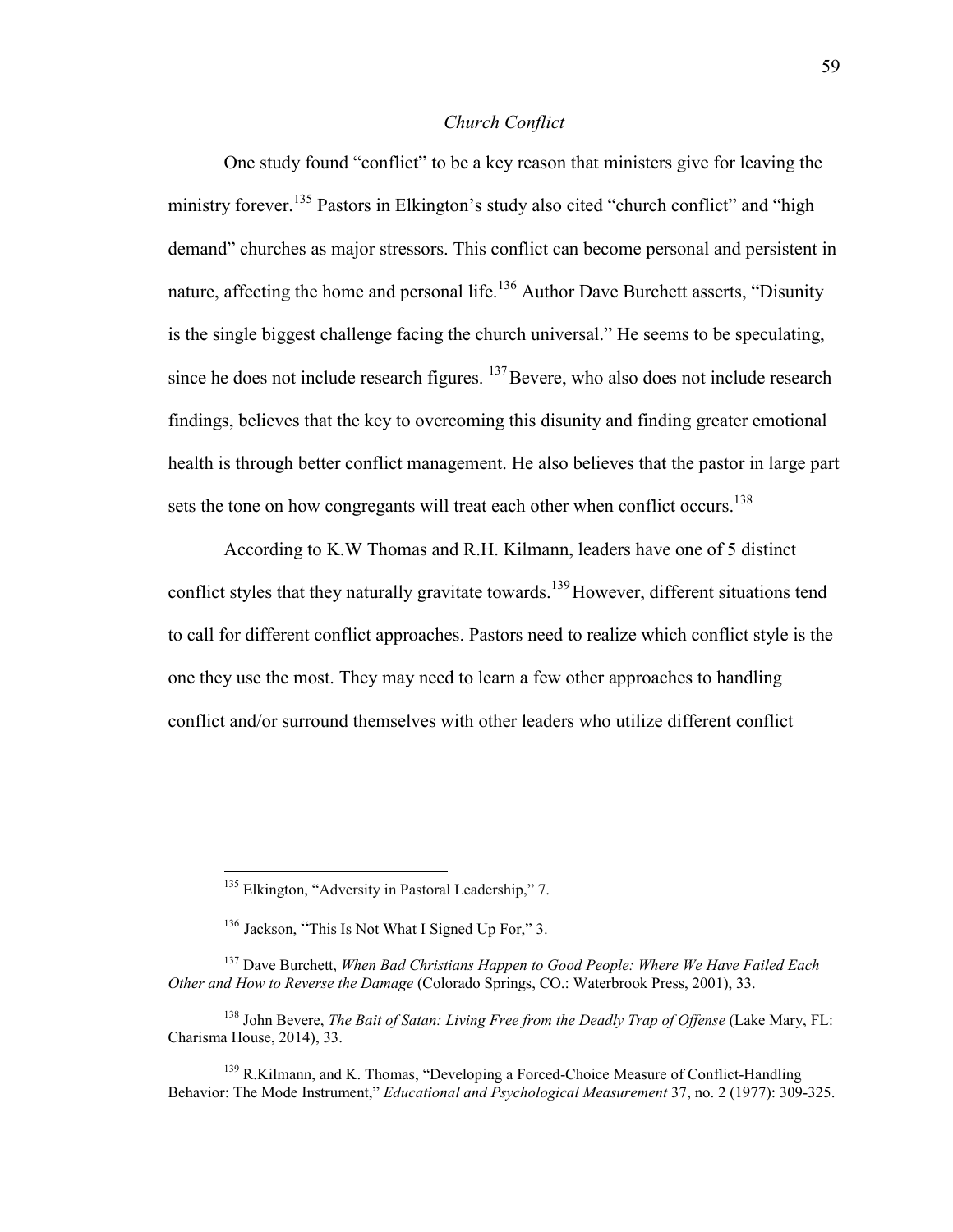### *Church Conflict*

One study found "conflict" to be a key reason that ministers give for leaving the ministry forever.[135] Pastors in Elkington's study also cited "church conflict" and "high demand" churches as major stressors. This conflict can become personal and persistent in nature, affecting the home and personal life.[136] Author Dave Burchett asserts, "Disunity is the single biggest challenge facing the church universal." He seems to be speculating, since he does not include research figures. [137] Bevere, who also does not include research findings, believes that the key to overcoming this disunity and finding greater emotional health is through better conflict management. He also believes that the pastor in large part sets the tone on how congregants will treat each other when conflict occurs.[138]

According to K.W Thomas and R.H. Kilmann, leaders have one of 5 distinct conflict styles that they naturally gravitate towards.[139] However, different situations tend to call for different conflict approaches. Pastors need to realize which conflict style is the one they use the most. They may need to learn a few other approaches to handling conflict and/or surround themselves with other leaders who utilize different conflict

---

[135] Elkington, "Adversity in Pastoral Leadership," 7.

[136] Jackson, "This Is Not What I Signed Up For," 3.

[137] Dave Burchett, *When Bad Christians Happen to Good People: Where We Have Failed Each Other and How to Reverse the Damage* (Colorado Springs, CO.: Waterbrook Press, 2001), 33.

[138] John Bevere, *The Bait of Satan: Living Free from the Deadly Trap of Offense* (Lake Mary, FL: Charisma House, 2014), 33.

[139] R.Kilmann, and K. Thomas, "Developing a Forced-Choice Measure of Conflict-Handling Behavior: The Mode Instrument," *Educational and Psychological Measurement* 37, no. 2 (1977): 309-325.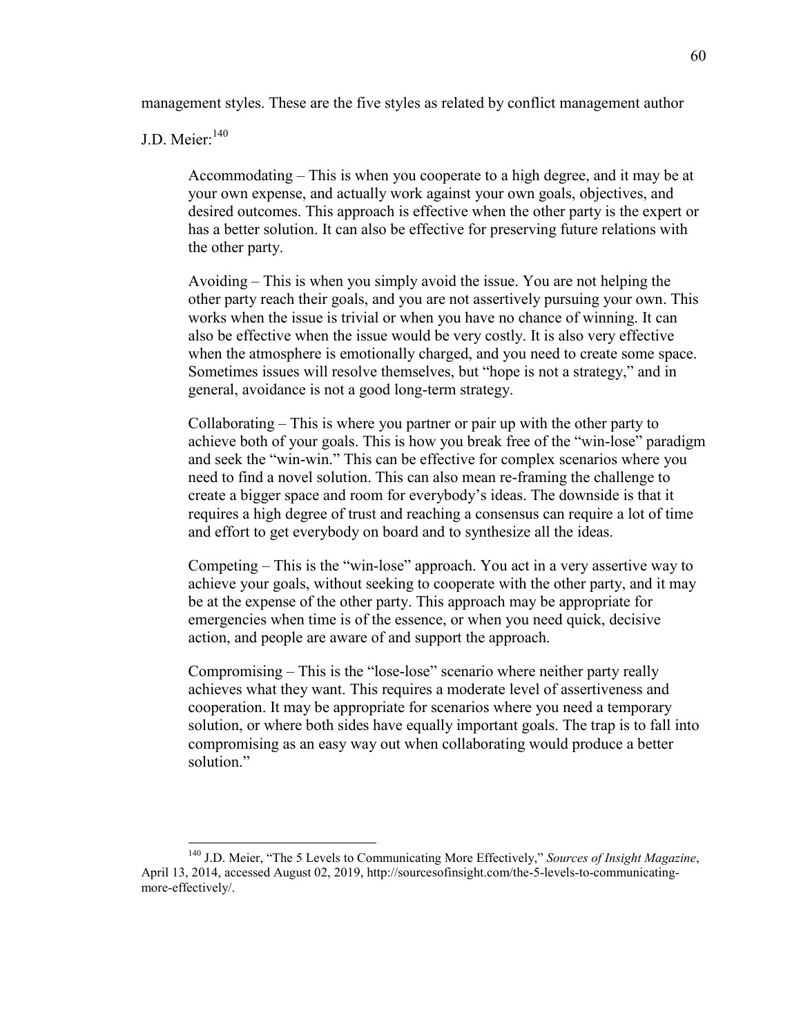management styles. These are the five styles as related by conflict management author J.D. Meier:[140]

> Accommodating – This is when you cooperate to a high degree, and it may be at your own expense, and actually work against your own goals, objectives, and desired outcomes. This approach is effective when the other party is the expert or has a better solution. It can also be effective for preserving future relations with the other party.
>
> Avoiding – This is when you simply avoid the issue. You are not helping the other party reach their goals, and you are not assertively pursuing your own. This works when the issue is trivial or when you have no chance of winning. It can also be effective when the issue would be very costly. It is also very effective when the atmosphere is emotionally charged, and you need to create some space. Sometimes issues will resolve themselves, but "hope is not a strategy," and in general, avoidance is not a good long-term strategy.
>
> Collaborating – This is where you partner or pair up with the other party to achieve both of your goals. This is how you break free of the "win-lose" paradigm and seek the "win-win." This can be effective for complex scenarios where you need to find a novel solution. This can also mean re-framing the challenge to create a bigger space and room for everybody's ideas. The downside is that it requires a high degree of trust and reaching a consensus can require a lot of time and effort to get everybody on board and to synthesize all the ideas.
>
> Competing – This is the "win-lose" approach. You act in a very assertive way to achieve your goals, without seeking to cooperate with the other party, and it may be at the expense of the other party. This approach may be appropriate for emergencies when time is of the essence, or when you need quick, decisive action, and people are aware of and support the approach.
>
> Compromising – This is the "lose-lose" scenario where neither party really achieves what they want. This requires a moderate level of assertiveness and cooperation. It may be appropriate for scenarios where you need a temporary solution, or where both sides have equally important goals. The trap is to fall into compromising as an easy way out when collaborating would produce a better solution."

[140] J.D. Meier, "The 5 Levels to Communicating More Effectively," *Sources of Insight Magazine*, April 13, 2014, accessed August 02, 2019, http://sourcesofinsight.com/the-5-levels-to-communicating-more-effectively/.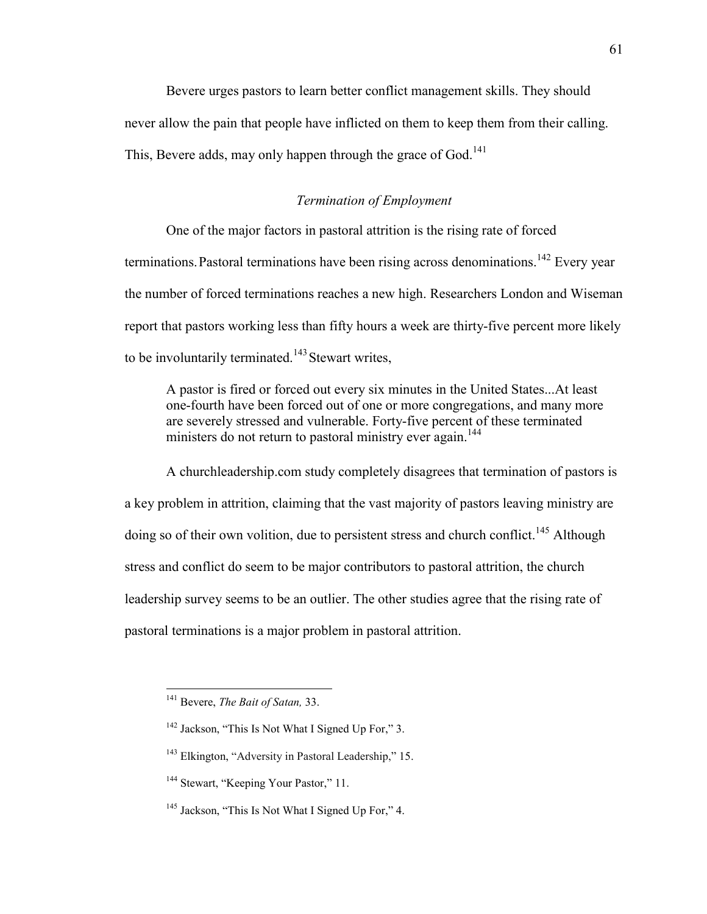Bevere urges pastors to learn better conflict management skills. They should never allow the pain that people have inflicted on them to keep them from their calling. This, Bevere adds, may only happen through the grace of God.[141]

### *Termination of Employment*

One of the major factors in pastoral attrition is the rising rate of forced terminations. Pastoral terminations have been rising across denominations.[142] Every year the number of forced terminations reaches a new high. Researchers London and Wiseman report that pastors working less than fifty hours a week are thirty-five percent more likely to be involuntarily terminated.[143] Stewart writes,

> A pastor is fired or forced out every six minutes in the United States...At least one-fourth have been forced out of one or more congregations, and many more are severely stressed and vulnerable. Forty-five percent of these terminated ministers do not return to pastoral ministry ever again.[144]

A churchleadership.com study completely disagrees that termination of pastors is a key problem in attrition, claiming that the vast majority of pastors leaving ministry are doing so of their own volition, due to persistent stress and church conflict.[145] Although stress and conflict do seem to be major contributors to pastoral attrition, the church leadership survey seems to be an outlier. The other studies agree that the rising rate of pastoral terminations is a major problem in pastoral attrition.

---

[141] Bevere, *The Bait of Satan,* 33.

[142] Jackson, "This Is Not What I Signed Up For," 3.

[143] Elkington, "Adversity in Pastoral Leadership," 15.

[144] Stewart, "Keeping Your Pastor," 11.

[145] Jackson, "This Is Not What I Signed Up For," 4.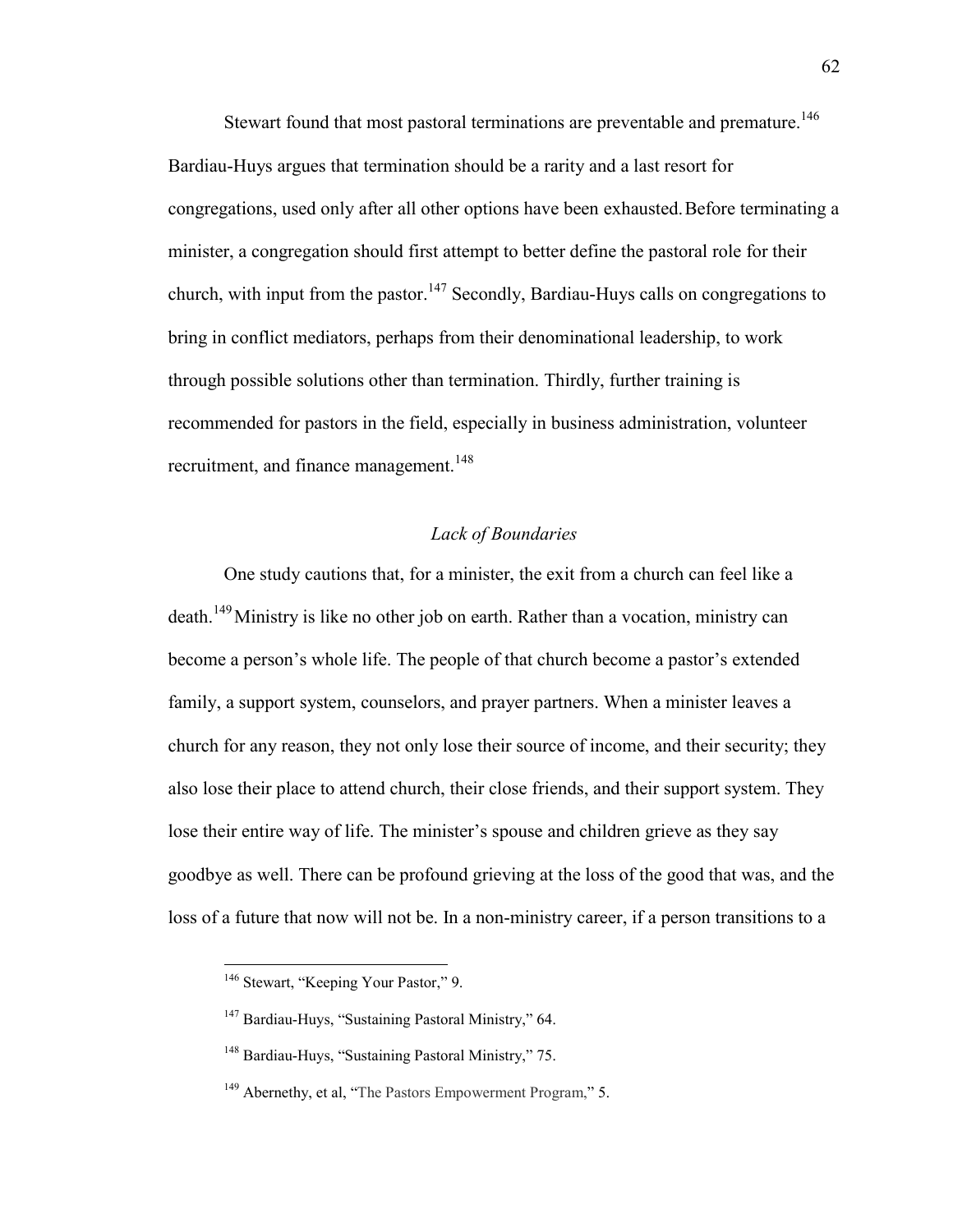Stewart found that most pastoral terminations are preventable and premature.[146] Bardiau-Huys argues that termination should be a rarity and a last resort for congregations, used only after all other options have been exhausted. Before terminating a minister, a congregation should first attempt to better define the pastoral role for their church, with input from the pastor.[147] Secondly, Bardiau-Huys calls on congregations to bring in conflict mediators, perhaps from their denominational leadership, to work through possible solutions other than termination. Thirdly, further training is recommended for pastors in the field, especially in business administration, volunteer recruitment, and finance management.[148]

### *Lack of Boundaries*

One study cautions that, for a minister, the exit from a church can feel like a death.[149] Ministry is like no other job on earth. Rather than a vocation, ministry can become a person's whole life. The people of that church become a pastor's extended family, a support system, counselors, and prayer partners. When a minister leaves a church for any reason, they not only lose their source of income, and their security; they also lose their place to attend church, their close friends, and their support system. They lose their entire way of life. The minister's spouse and children grieve as they say goodbye as well. There can be profound grieving at the loss of the good that was, and the loss of a future that now will not be. In a non-ministry career, if a person transitions to a

---

[146] Stewart, "Keeping Your Pastor," 9.

[147] Bardiau-Huys, "Sustaining Pastoral Ministry," 64.

[148] Bardiau-Huys, "Sustaining Pastoral Ministry," 75.

[149] Abernethy, et al, "The Pastors Empowerment Program," 5.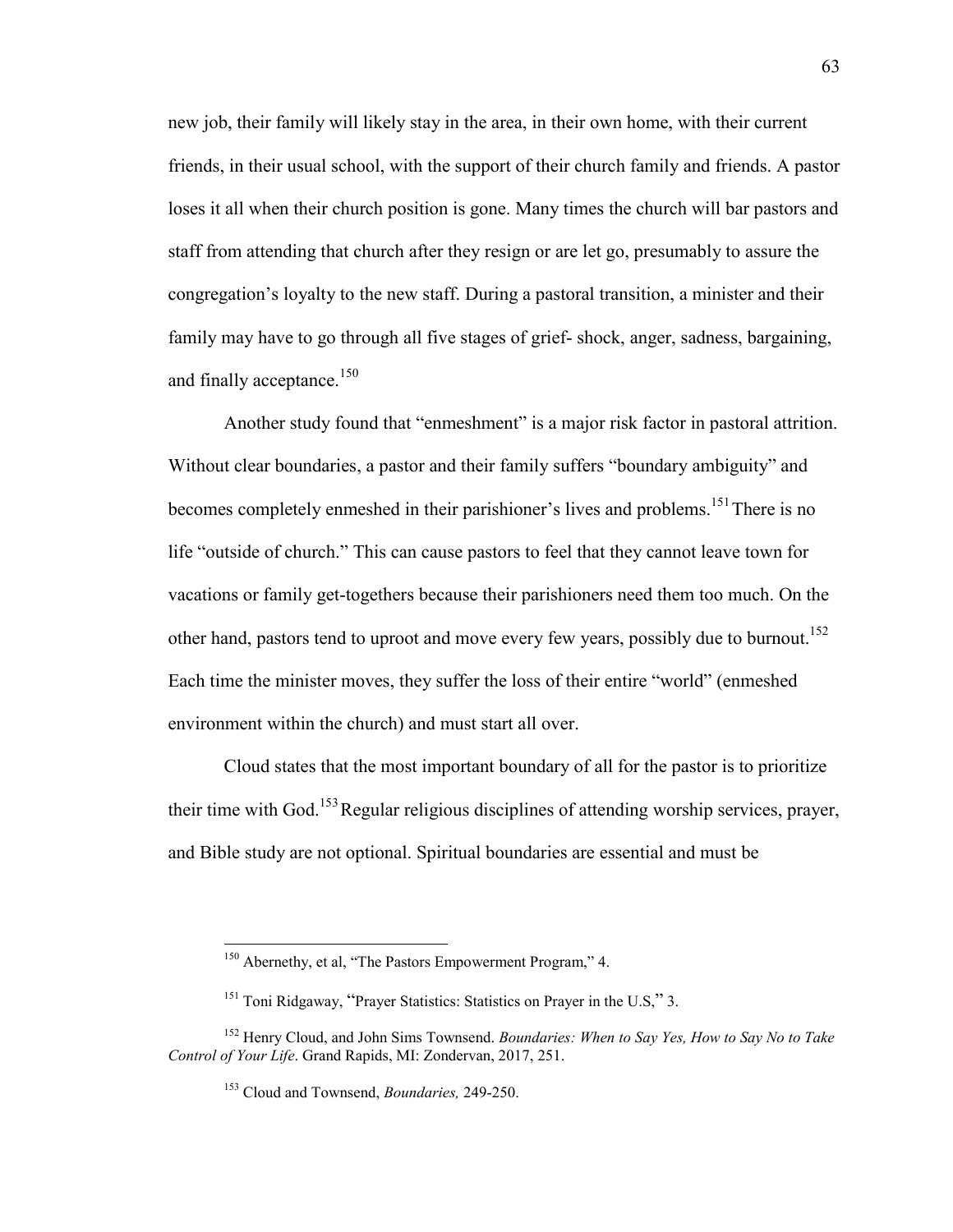new job, their family will likely stay in the area, in their own home, with their current friends, in their usual school, with the support of their church family and friends. A pastor loses it all when their church position is gone. Many times the church will bar pastors and staff from attending that church after they resign or are let go, presumably to assure the congregation's loyalty to the new staff. During a pastoral transition, a minister and their family may have to go through all five stages of grief- shock, anger, sadness, bargaining, and finally acceptance.[150]

Another study found that "enmeshment" is a major risk factor in pastoral attrition. Without clear boundaries, a pastor and their family suffers "boundary ambiguity" and becomes completely enmeshed in their parishioner's lives and problems.[151] There is no life "outside of church." This can cause pastors to feel that they cannot leave town for vacations or family get-togethers because their parishioners need them too much. On the other hand, pastors tend to uproot and move every few years, possibly due to burnout.[152] Each time the minister moves, they suffer the loss of their entire "world" (enmeshed environment within the church) and must start all over.

Cloud states that the most important boundary of all for the pastor is to prioritize their time with God.[153] Regular religious disciplines of attending worship services, prayer, and Bible study are not optional. Spiritual boundaries are essential and must be

---

[150] Abernethy, et al, "The Pastors Empowerment Program," 4.

[151] Toni Ridgaway, "Prayer Statistics: Statistics on Prayer in the U.S," 3.

[152] Henry Cloud, and John Sims Townsend. *Boundaries: When to Say Yes, How to Say No to Take Control of Your Life*. Grand Rapids, MI: Zondervan, 2017, 251.

[153] Cloud and Townsend, *Boundaries,* 249-250.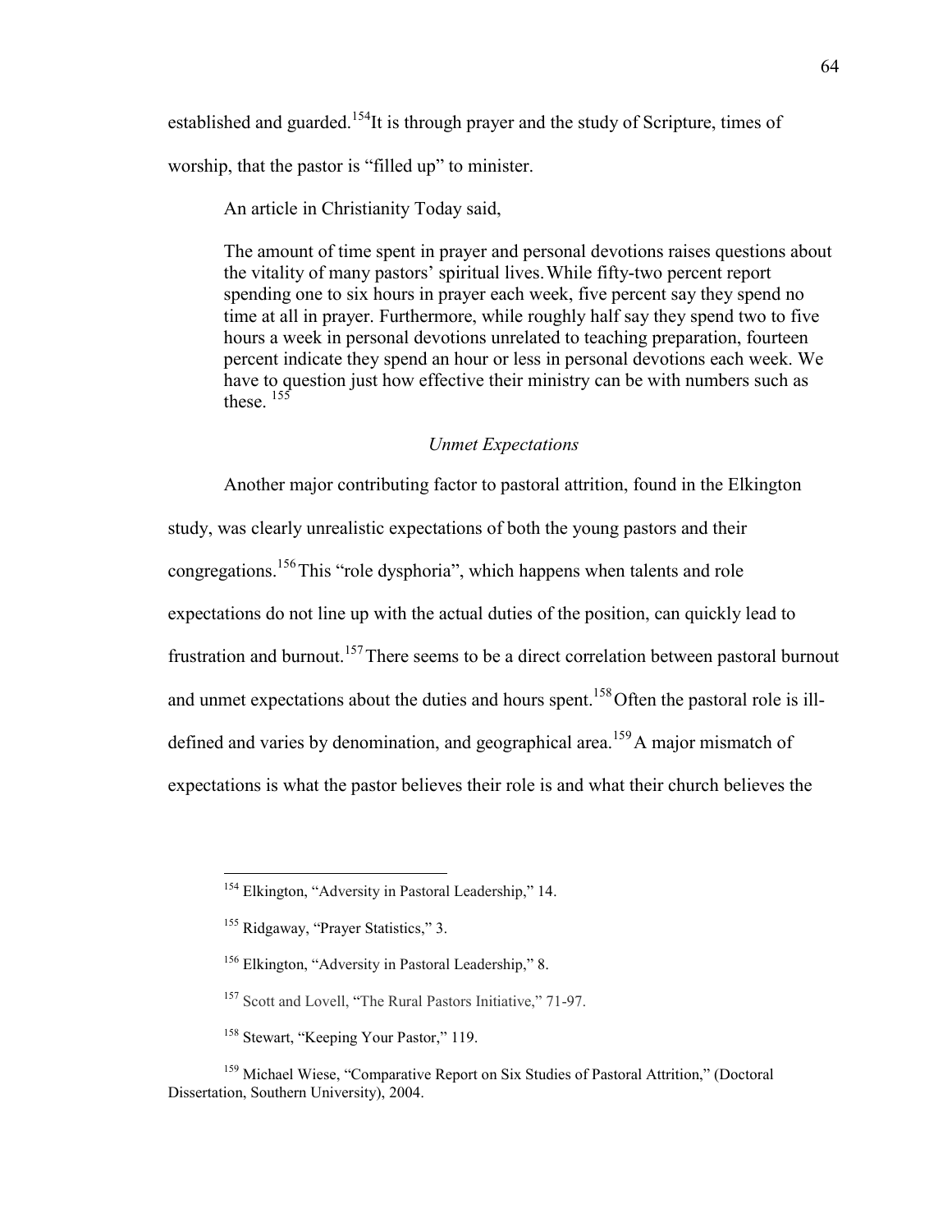established and guarded.[154]It is through prayer and the study of Scripture, times of worship, that the pastor is "filled up" to minister.

An article in Christianity Today said,

> The amount of time spent in prayer and personal devotions raises questions about the vitality of many pastors' spiritual lives. While fifty-two percent report spending one to six hours in prayer each week, five percent say they spend no time at all in prayer. Furthermore, while roughly half say they spend two to five hours a week in personal devotions unrelated to teaching preparation, fourteen percent indicate they spend an hour or less in personal devotions each week. We have to question just how effective their ministry can be with numbers such as these. [155]

### *Unmet Expectations*

Another major contributing factor to pastoral attrition, found in the Elkington study, was clearly unrealistic expectations of both the young pastors and their congregations.[156] This "role dysphoria", which happens when talents and role expectations do not line up with the actual duties of the position, can quickly lead to frustration and burnout.[157] There seems to be a direct correlation between pastoral burnout and unmet expectations about the duties and hours spent.[158] Often the pastoral role is ill-defined and varies by denomination, and geographical area.[159] A major mismatch of expectations is what the pastor believes their role is and what their church believes the

---

[154] Elkington, "Adversity in Pastoral Leadership," 14.

[155] Ridgaway, "Prayer Statistics," 3.

[156] Elkington, "Adversity in Pastoral Leadership," 8.

[157] Scott and Lovell, "The Rural Pastors Initiative," 71-97.

[158] Stewart, "Keeping Your Pastor," 119.

[159] Michael Wiese, "Comparative Report on Six Studies of Pastoral Attrition," (Doctoral Dissertation, Southern University), 2004.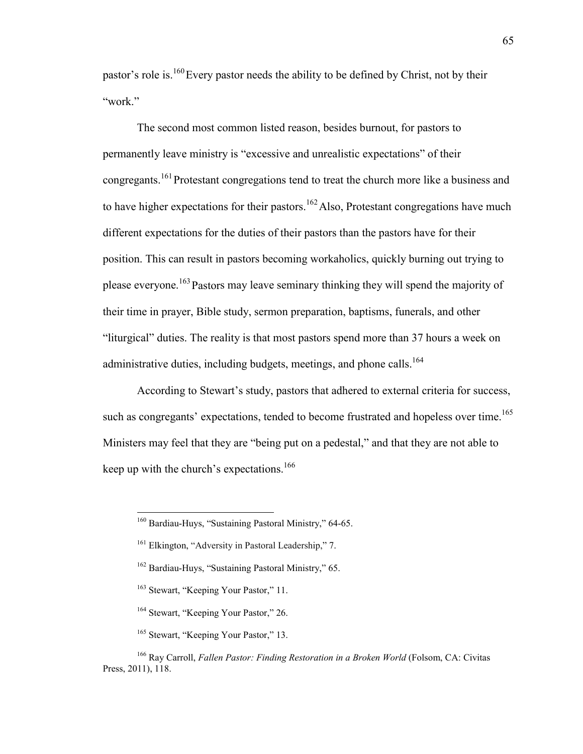pastor's role is.[160] Every pastor needs the ability to be defined by Christ, not by their "work."

The second most common listed reason, besides burnout, for pastors to permanently leave ministry is "excessive and unrealistic expectations" of their congregants.[161] Protestant congregations tend to treat the church more like a business and to have higher expectations for their pastors.[162] Also, Protestant congregations have much different expectations for the duties of their pastors than the pastors have for their position. This can result in pastors becoming workaholics, quickly burning out trying to please everyone.[163] Pastors may leave seminary thinking they will spend the majority of their time in prayer, Bible study, sermon preparation, baptisms, funerals, and other "liturgical" duties. The reality is that most pastors spend more than 37 hours a week on administrative duties, including budgets, meetings, and phone calls.[164]

According to Stewart's study, pastors that adhered to external criteria for success, such as congregants' expectations, tended to become frustrated and hopeless over time.[165] Ministers may feel that they are "being put on a pedestal," and that they are not able to keep up with the church's expectations.[166]

---

[160] Bardiau-Huys, "Sustaining Pastoral Ministry," 64-65.

[161] Elkington, "Adversity in Pastoral Leadership," 7.

[162] Bardiau-Huys, "Sustaining Pastoral Ministry," 65.

[163] Stewart, "Keeping Your Pastor," 11.

[164] Stewart, "Keeping Your Pastor," 26.

[165] Stewart, "Keeping Your Pastor," 13.

[166] Ray Carroll, *Fallen Pastor: Finding Restoration in a Broken World* (Folsom, CA: Civitas Press, 2011), 118.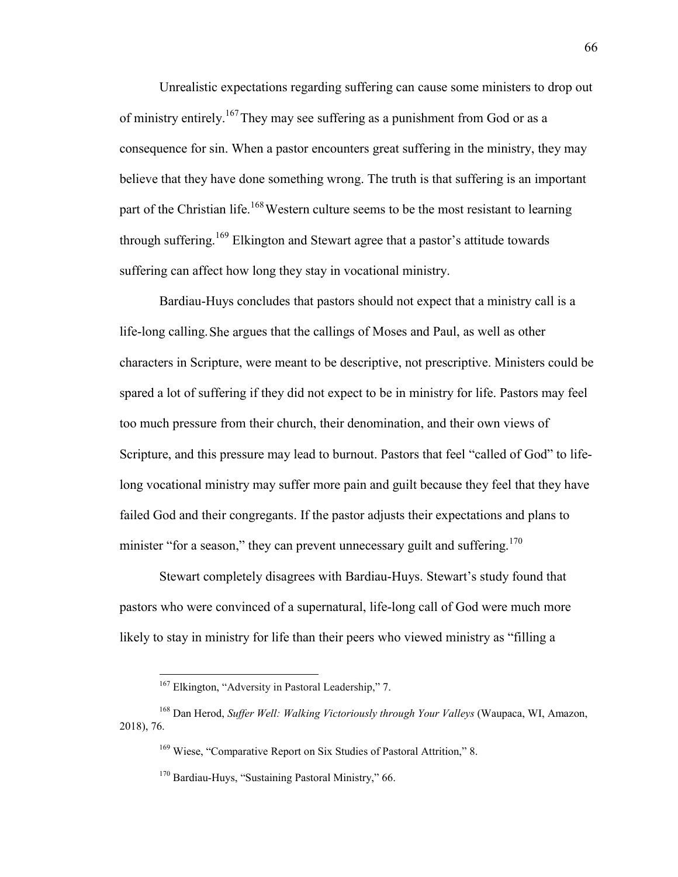Unrealistic expectations regarding suffering can cause some ministers to drop out of ministry entirely.[167] They may see suffering as a punishment from God or as a consequence for sin. When a pastor encounters great suffering in the ministry, they may believe that they have done something wrong. The truth is that suffering is an important part of the Christian life.[168] Western culture seems to be the most resistant to learning through suffering.[169] Elkington and Stewart agree that a pastor's attitude towards suffering can affect how long they stay in vocational ministry.

Bardiau-Huys concludes that pastors should not expect that a ministry call is a life-long calling. She argues that the callings of Moses and Paul, as well as other characters in Scripture, were meant to be descriptive, not prescriptive. Ministers could be spared a lot of suffering if they did not expect to be in ministry for life. Pastors may feel too much pressure from their church, their denomination, and their own views of Scripture, and this pressure may lead to burnout. Pastors that feel "called of God" to life-long vocational ministry may suffer more pain and guilt because they feel that they have failed God and their congregants. If the pastor adjusts their expectations and plans to minister "for a season," they can prevent unnecessary guilt and suffering.[170]

Stewart completely disagrees with Bardiau-Huys. Stewart's study found that pastors who were convinced of a supernatural, life-long call of God were much more likely to stay in ministry for life than their peers who viewed ministry as "filling a

---

[167] Elkington, "Adversity in Pastoral Leadership," 7.

[168] Dan Herod, *Suffer Well: Walking Victoriously through Your Valleys* (Waupaca, WI, Amazon, 2018), 76.

[169] Wiese, "Comparative Report on Six Studies of Pastoral Attrition," 8.

[170] Bardiau-Huys, "Sustaining Pastoral Ministry," 66.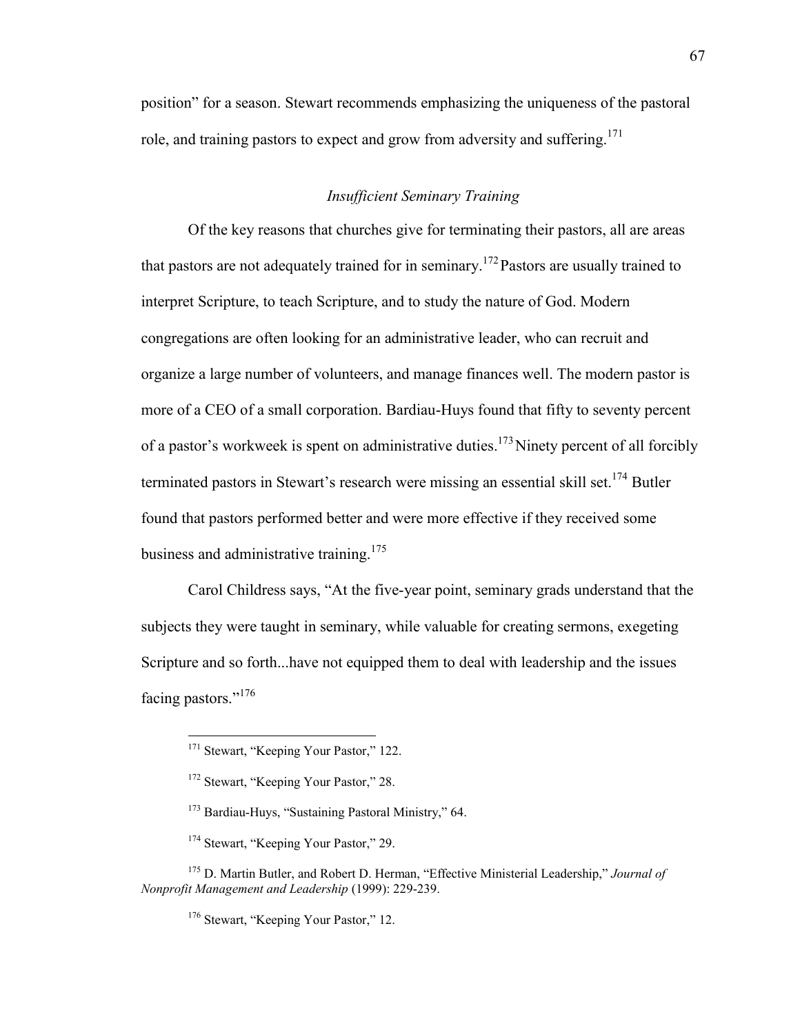position" for a season. Stewart recommends emphasizing the uniqueness of the pastoral role, and training pastors to expect and grow from adversity and suffering.[171]

### *Insufficient Seminary Training*

Of the key reasons that churches give for terminating their pastors, all are areas that pastors are not adequately trained for in seminary.[172] Pastors are usually trained to interpret Scripture, to teach Scripture, and to study the nature of God. Modern congregations are often looking for an administrative leader, who can recruit and organize a large number of volunteers, and manage finances well. The modern pastor is more of a CEO of a small corporation. Bardiau-Huys found that fifty to seventy percent of a pastor's workweek is spent on administrative duties.[173] Ninety percent of all forcibly terminated pastors in Stewart's research were missing an essential skill set.[174] Butler found that pastors performed better and were more effective if they received some business and administrative training.[175]

Carol Childress says, "At the five-year point, seminary grads understand that the subjects they were taught in seminary, while valuable for creating sermons, exegeting Scripture and so forth...have not equipped them to deal with leadership and the issues facing pastors."[176]

---

[171] Stewart, "Keeping Your Pastor," 122.

[172] Stewart, "Keeping Your Pastor," 28.

[173] Bardiau-Huys, "Sustaining Pastoral Ministry," 64.

[174] Stewart, "Keeping Your Pastor," 29.

[175] D. Martin Butler, and Robert D. Herman, "Effective Ministerial Leadership," *Journal of Nonprofit Management and Leadership* (1999): 229-239.

[176] Stewart, "Keeping Your Pastor," 12.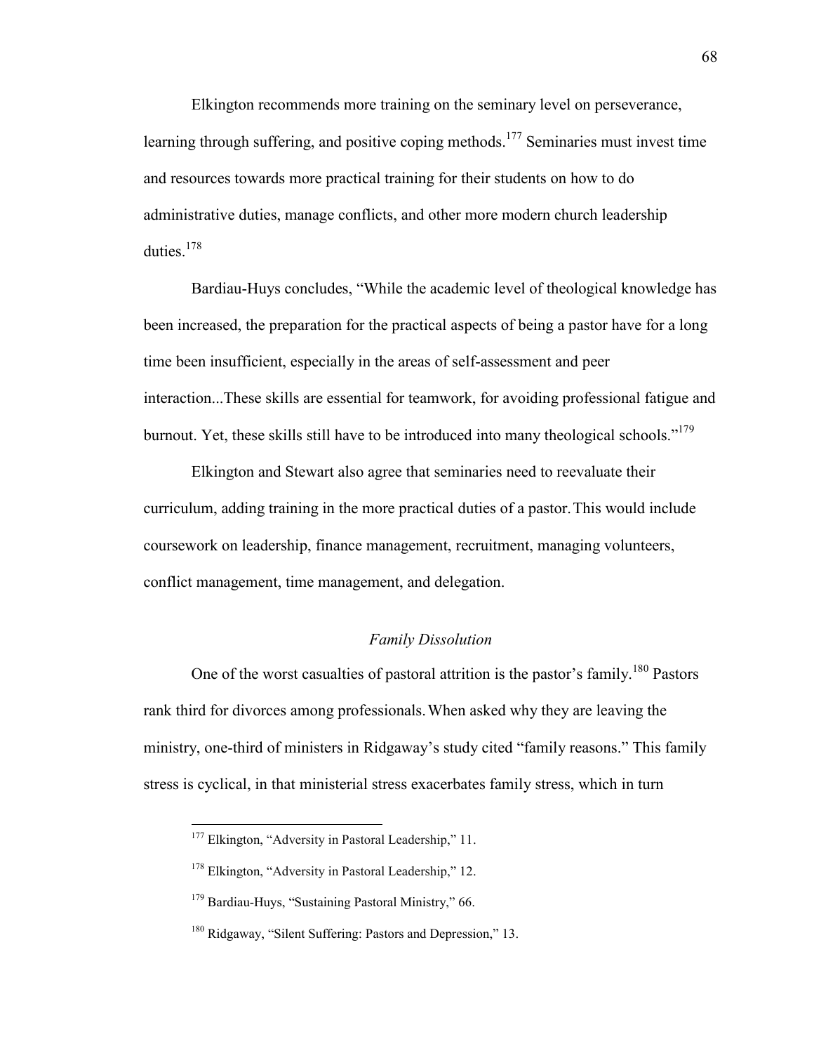Elkington recommends more training on the seminary level on perseverance, learning through suffering, and positive coping methods.[177] Seminaries must invest time and resources towards more practical training for their students on how to do administrative duties, manage conflicts, and other more modern church leadership duties.[178]

Bardiau-Huys concludes, "While the academic level of theological knowledge has been increased, the preparation for the practical aspects of being a pastor have for a long time been insufficient, especially in the areas of self-assessment and peer interaction...These skills are essential for teamwork, for avoiding professional fatigue and burnout. Yet, these skills still have to be introduced into many theological schools."[179]

Elkington and Stewart also agree that seminaries need to reevaluate their curriculum, adding training in the more practical duties of a pastor. This would include coursework on leadership, finance management, recruitment, managing volunteers, conflict management, time management, and delegation.

### *Family Dissolution*

One of the worst casualties of pastoral attrition is the pastor's family.[180] Pastors rank third for divorces among professionals. When asked why they are leaving the ministry, one-third of ministers in Ridgaway's study cited "family reasons." This family stress is cyclical, in that ministerial stress exacerbates family stress, which in turn

---

[177] Elkington, "Adversity in Pastoral Leadership," 11.

[178] Elkington, "Adversity in Pastoral Leadership," 12.

[179] Bardiau-Huys, "Sustaining Pastoral Ministry," 66.

[180] Ridgaway, "Silent Suffering: Pastors and Depression," 13.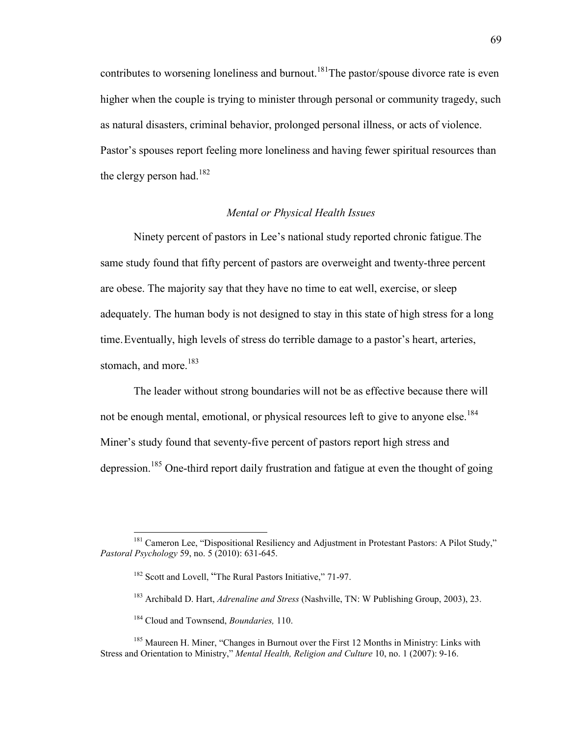contributes to worsening loneliness and burnout.[181]The pastor/spouse divorce rate is even higher when the couple is trying to minister through personal or community tragedy, such as natural disasters, criminal behavior, prolonged personal illness, or acts of violence. Pastor's spouses report feeling more loneliness and having fewer spiritual resources than the clergy person had.[182]

### *Mental or Physical Health Issues*

Ninety percent of pastors in Lee's national study reported chronic fatigue. The same study found that fifty percent of pastors are overweight and twenty-three percent are obese. The majority say that they have no time to eat well, exercise, or sleep adequately. The human body is not designed to stay in this state of high stress for a long time. Eventually, high levels of stress do terrible damage to a pastor's heart, arteries, stomach, and more.[183]

The leader without strong boundaries will not be as effective because there will not be enough mental, emotional, or physical resources left to give to anyone else.[184] Miner's study found that seventy-five percent of pastors report high stress and depression.[185] One-third report daily frustration and fatigue at even the thought of going

---

[181] Cameron Lee, "Dispositional Resiliency and Adjustment in Protestant Pastors: A Pilot Study," *Pastoral Psychology* 59, no. 5 (2010): 631-645.

[182] Scott and Lovell, "The Rural Pastors Initiative," 71-97.

[183] Archibald D. Hart, *Adrenaline and Stress* (Nashville, TN: W Publishing Group, 2003), 23.

[184] Cloud and Townsend, *Boundaries,* 110.

[185] Maureen H. Miner, "Changes in Burnout over the First 12 Months in Ministry: Links with Stress and Orientation to Ministry," *Mental Health, Religion and Culture* 10, no. 1 (2007): 9-16.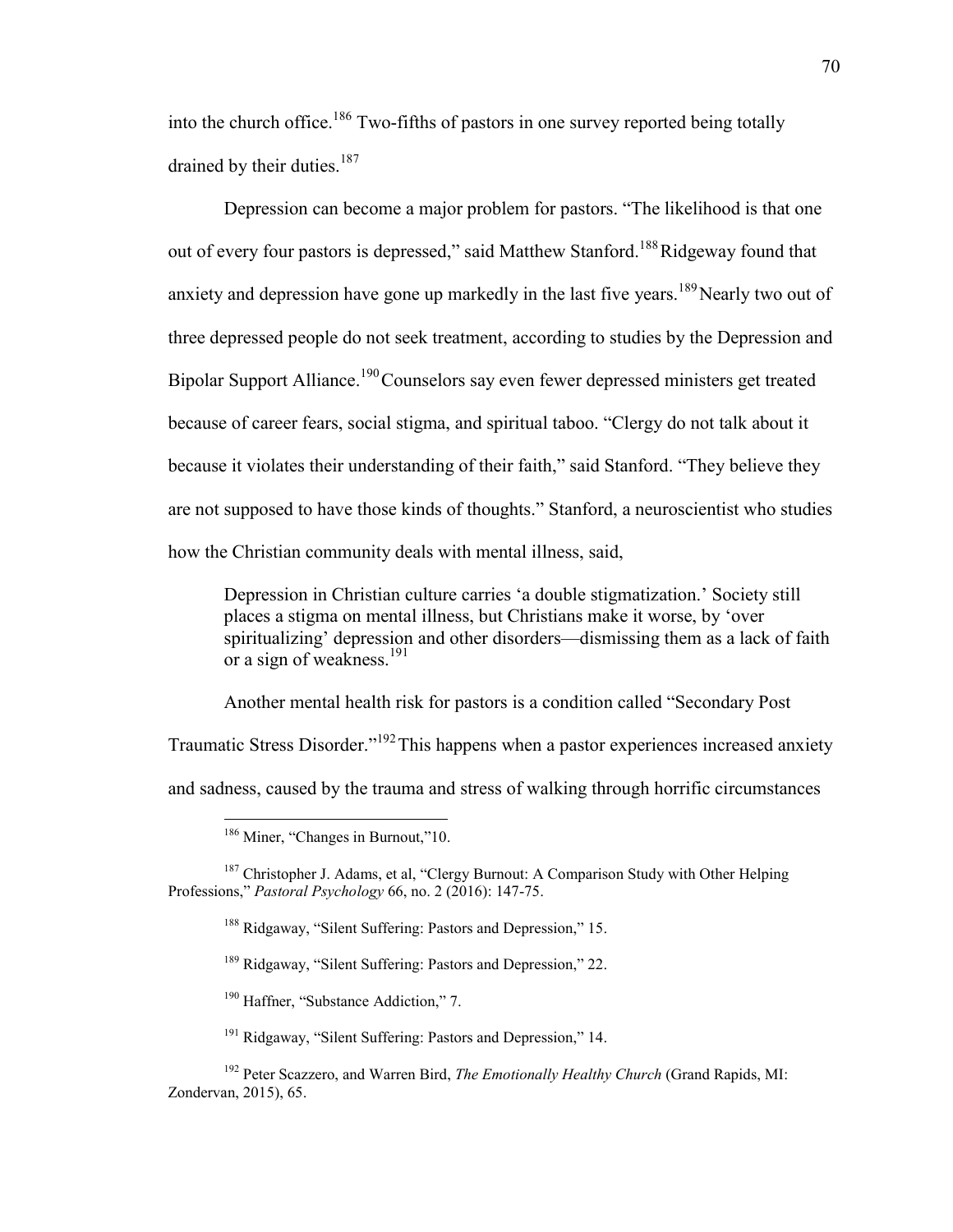into the church office.[186] Two-fifths of pastors in one survey reported being totally drained by their duties.[187]

Depression can become a major problem for pastors. “The likelihood is that one out of every four pastors is depressed,” said Matthew Stanford.[188] Ridgeway found that anxiety and depression have gone up markedly in the last five years.[189] Nearly two out of three depressed people do not seek treatment, according to studies by the Depression and Bipolar Support Alliance.[190] Counselors say even fewer depressed ministers get treated because of career fears, social stigma, and spiritual taboo. “Clergy do not talk about it because it violates their understanding of their faith,” said Stanford. “They believe they are not supposed to have those kinds of thoughts.” Stanford, a neuroscientist who studies how the Christian community deals with mental illness, said,

> Depression in Christian culture carries ‘a double stigmatization.’ Society still places a stigma on mental illness, but Christians make it worse, by ‘over spiritualizing’ depression and other disorders—dismissing them as a lack of faith or a sign of weakness.[191]

Another mental health risk for pastors is a condition called “Secondary Post Traumatic Stress Disorder.”[192] This happens when a pastor experiences increased anxiety and sadness, caused by the trauma and stress of walking through horrific circumstances

---

[186] Miner, “Changes in Burnout,”10.

[187] Christopher J. Adams, et al, “Clergy Burnout: A Comparison Study with Other Helping Professions,” *Pastoral Psychology* 66, no. 2 (2016): 147-75.

[188] Ridgaway, “Silent Suffering: Pastors and Depression,” 15.

[189] Ridgaway, “Silent Suffering: Pastors and Depression,” 22.

[190] Haffner, “Substance Addiction,” 7.

[191] Ridgaway, “Silent Suffering: Pastors and Depression,” 14.

[192] Peter Scazzero, and Warren Bird, *The Emotionally Healthy Church* (Grand Rapids, MI: Zondervan, 2015), 65.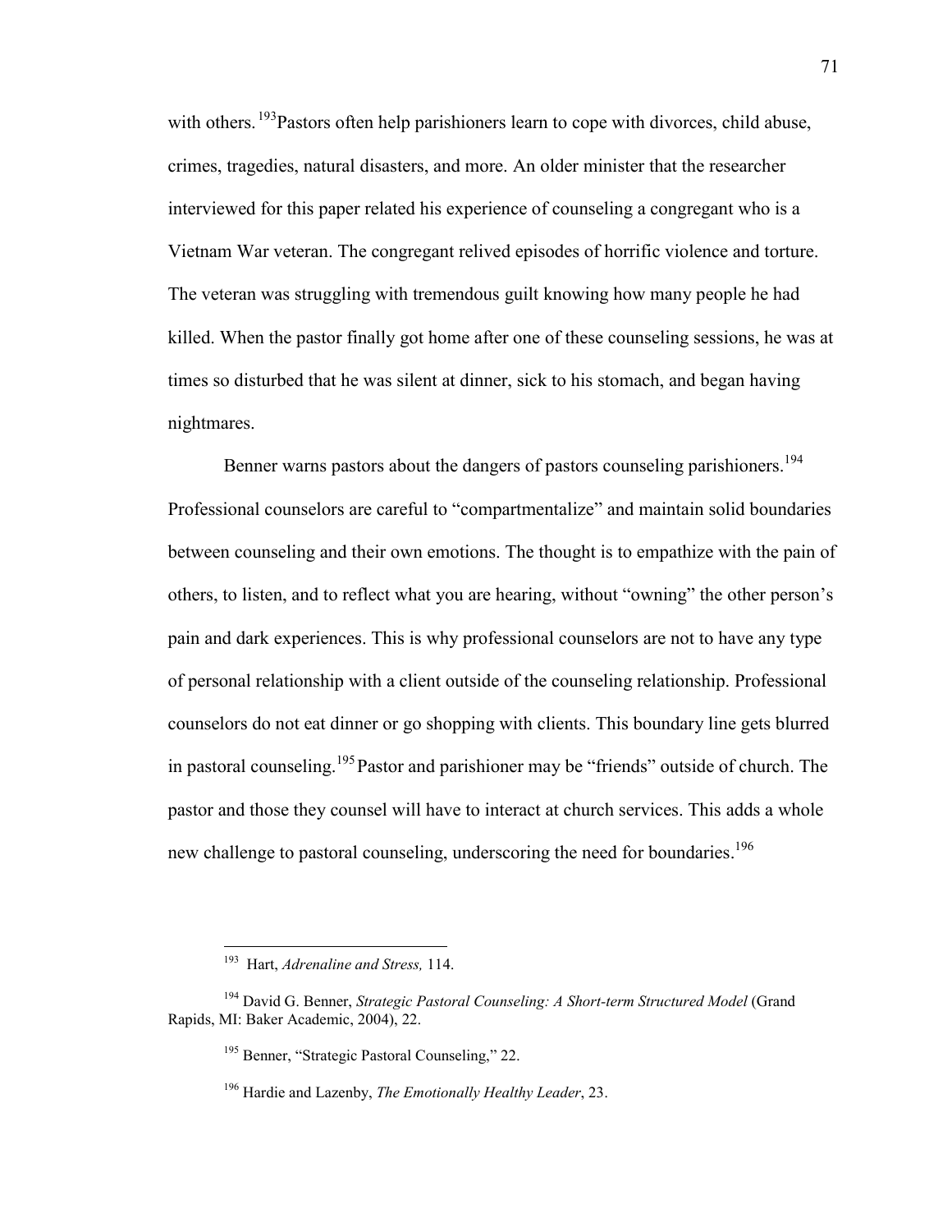with others.[193]Pastors often help parishioners learn to cope with divorces, child abuse, crimes, tragedies, natural disasters, and more. An older minister that the researcher interviewed for this paper related his experience of counseling a congregant who is a Vietnam War veteran. The congregant relived episodes of horrific violence and torture. The veteran was struggling with tremendous guilt knowing how many people he had killed. When the pastor finally got home after one of these counseling sessions, he was at times so disturbed that he was silent at dinner, sick to his stomach, and began having nightmares.

Benner warns pastors about the dangers of pastors counseling parishioners.[194] Professional counselors are careful to "compartmentalize" and maintain solid boundaries between counseling and their own emotions. The thought is to empathize with the pain of others, to listen, and to reflect what you are hearing, without "owning" the other person's pain and dark experiences. This is why professional counselors are not to have any type of personal relationship with a client outside of the counseling relationship. Professional counselors do not eat dinner or go shopping with clients. This boundary line gets blurred in pastoral counseling.[195] Pastor and parishioner may be "friends" outside of church. The pastor and those they counsel will have to interact at church services. This adds a whole new challenge to pastoral counseling, underscoring the need for boundaries.[196]

---

[193] Hart, *Adrenaline and Stress,* 114.

[194] David G. Benner, *Strategic Pastoral Counseling: A Short-term Structured Model* (Grand Rapids, MI: Baker Academic, 2004), 22.

[195] Benner, "Strategic Pastoral Counseling," 22.

[196] Hardie and Lazenby, *The Emotionally Healthy Leader*, 23.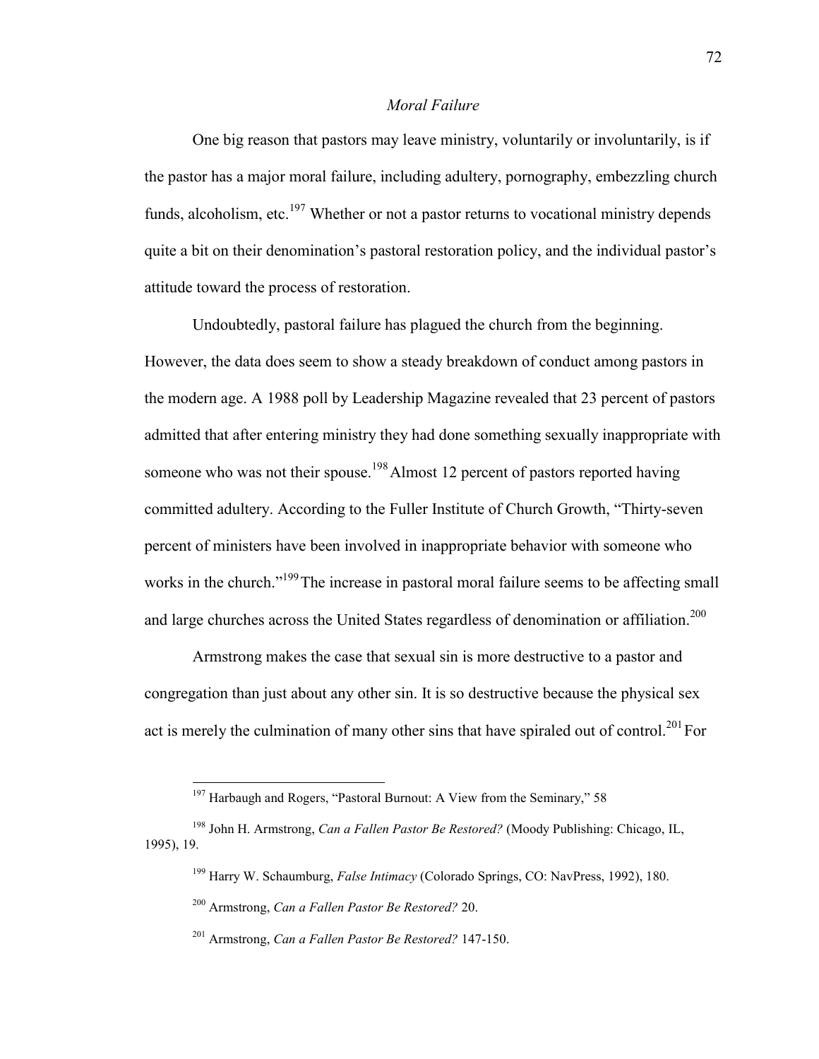### *Moral Failure*

One big reason that pastors may leave ministry, voluntarily or involuntarily, is if the pastor has a major moral failure, including adultery, pornography, embezzling church funds, alcoholism, etc.[197] Whether or not a pastor returns to vocational ministry depends quite a bit on their denomination's pastoral restoration policy, and the individual pastor's attitude toward the process of restoration.

Undoubtedly, pastoral failure has plagued the church from the beginning. However, the data does seem to show a steady breakdown of conduct among pastors in the modern age. A 1988 poll by Leadership Magazine revealed that 23 percent of pastors admitted that after entering ministry they had done something sexually inappropriate with someone who was not their spouse.[198] Almost 12 percent of pastors reported having committed adultery. According to the Fuller Institute of Church Growth, "Thirty-seven percent of ministers have been involved in inappropriate behavior with someone who works in the church."[199] The increase in pastoral moral failure seems to be affecting small and large churches across the United States regardless of denomination or affiliation.[200]

Armstrong makes the case that sexual sin is more destructive to a pastor and congregation than just about any other sin. It is so destructive because the physical sex act is merely the culmination of many other sins that have spiraled out of control.[201] For

---

[197] Harbaugh and Rogers, "Pastoral Burnout: A View from the Seminary," 58

[198] John H. Armstrong, *Can a Fallen Pastor Be Restored?* (Moody Publishing: Chicago, IL, 1995), 19.

[199] Harry W. Schaumburg, *False Intimacy* (Colorado Springs, CO: NavPress, 1992), 180.

[200] Armstrong, *Can a Fallen Pastor Be Restored?* 20.

[201] Armstrong, *Can a Fallen Pastor Be Restored?* 147-150.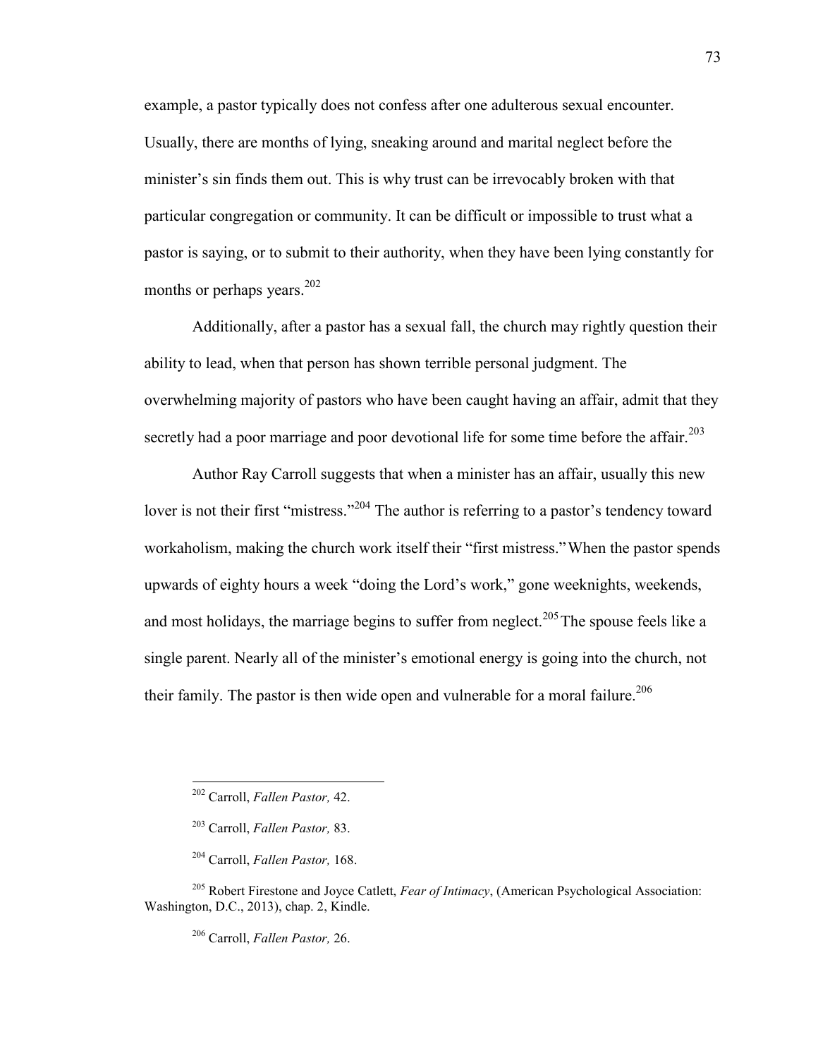example, a pastor typically does not confess after one adulterous sexual encounter. Usually, there are months of lying, sneaking around and marital neglect before the minister's sin finds them out. This is why trust can be irrevocably broken with that particular congregation or community. It can be difficult or impossible to trust what a pastor is saying, or to submit to their authority, when they have been lying constantly for months or perhaps years.[202]

Additionally, after a pastor has a sexual fall, the church may rightly question their ability to lead, when that person has shown terrible personal judgment. The overwhelming majority of pastors who have been caught having an affair, admit that they secretly had a poor marriage and poor devotional life for some time before the affair.[203]

Author Ray Carroll suggests that when a minister has an affair, usually this new lover is not their first "mistress."[204] The author is referring to a pastor's tendency toward workaholism, making the church work itself their "first mistress." When the pastor spends upwards of eighty hours a week "doing the Lord's work," gone weeknights, weekends, and most holidays, the marriage begins to suffer from neglect.[205] The spouse feels like a single parent. Nearly all of the minister's emotional energy is going into the church, not their family. The pastor is then wide open and vulnerable for a moral failure.[206]

---

[202] Carroll, *Fallen Pastor,* 42.

[203] Carroll, *Fallen Pastor,* 83.

[204] Carroll, *Fallen Pastor,* 168.

[205] Robert Firestone and Joyce Catlett, *Fear of Intimacy*, (American Psychological Association: Washington, D.C., 2013), chap. 2, Kindle.

[206] Carroll, *Fallen Pastor,* 26.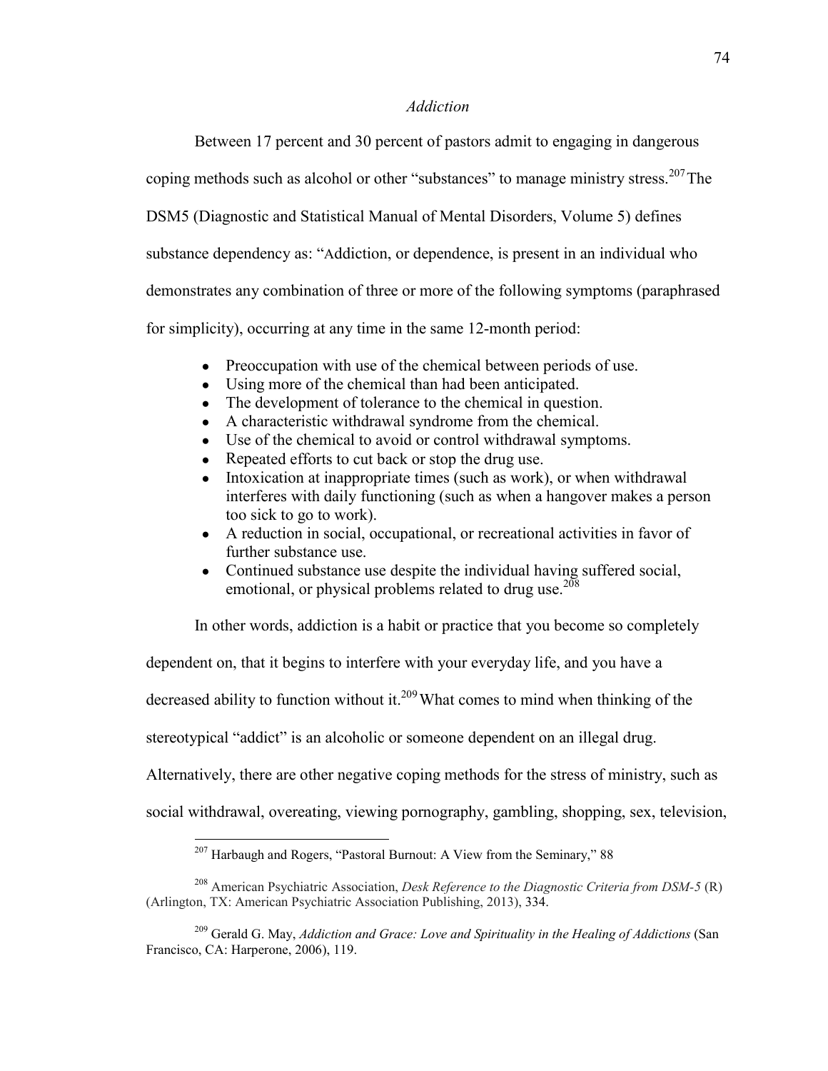### *Addiction*

Between 17 percent and 30 percent of pastors admit to engaging in dangerous coping methods such as alcohol or other "substances" to manage ministry stress.[207] The DSM5 (Diagnostic and Statistical Manual of Mental Disorders, Volume 5) defines substance dependency as: "Addiction, or dependence, is present in an individual who demonstrates any combination of three or more of the following symptoms (paraphrased for simplicity), occurring at any time in the same 12-month period:

- Preoccupation with use of the chemical between periods of use.
- Using more of the chemical than had been anticipated.
- The development of tolerance to the chemical in question.
- A characteristic withdrawal syndrome from the chemical.
- Use of the chemical to avoid or control withdrawal symptoms.
- Repeated efforts to cut back or stop the drug use.
- Intoxication at inappropriate times (such as work), or when withdrawal interferes with daily functioning (such as when a hangover makes a person too sick to go to work).
- A reduction in social, occupational, or recreational activities in favor of further substance use.
- Continued substance use despite the individual having suffered social, emotional, or physical problems related to drug use.[208]

In other words, addiction is a habit or practice that you become so completely dependent on, that it begins to interfere with your everyday life, and you have a decreased ability to function without it.[209] What comes to mind when thinking of the stereotypical "addict" is an alcoholic or someone dependent on an illegal drug. Alternatively, there are other negative coping methods for the stress of ministry, such as social withdrawal, overeating, viewing pornography, gambling, shopping, sex, television,

---

[207] Harbaugh and Rogers, "Pastoral Burnout: A View from the Seminary," 88

[208] American Psychiatric Association, *Desk Reference to the Diagnostic Criteria from DSM-5* (R) (Arlington, TX: American Psychiatric Association Publishing, 2013), 334.

[209] Gerald G. May, *Addiction and Grace: Love and Spirituality in the Healing of Addictions* (San Francisco, CA: Harperone, 2006), 119.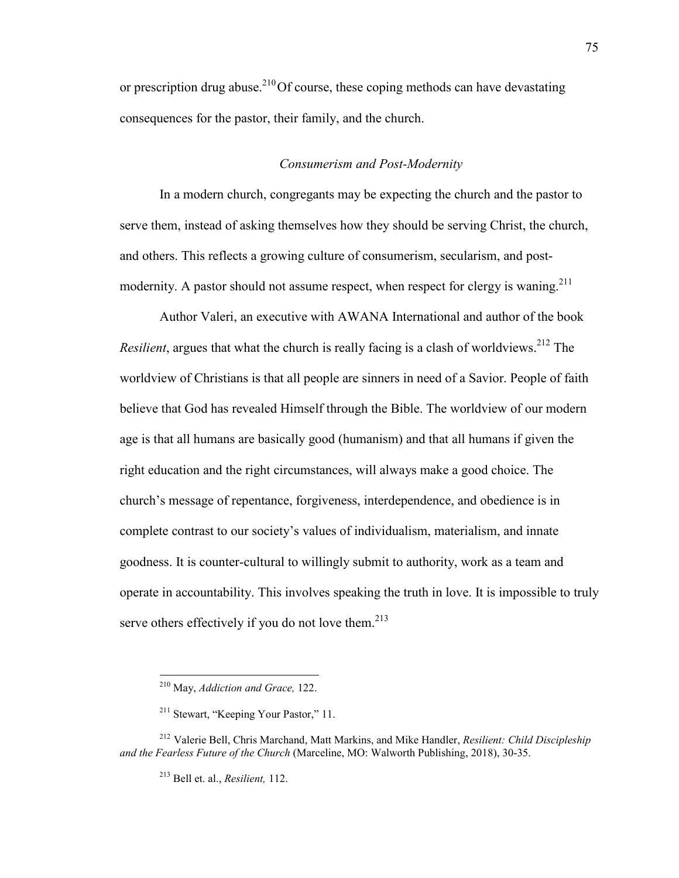or prescription drug abuse.[210] Of course, these coping methods can have devastating consequences for the pastor, their family, and the church.

### *Consumerism and Post-Modernity*

In a modern church, congregants may be expecting the church and the pastor to serve them, instead of asking themselves how they should be serving Christ, the church, and others. This reflects a growing culture of consumerism, secularism, and post-modernity. A pastor should not assume respect, when respect for clergy is waning.[211]

Author Valeri, an executive with AWANA International and author of the book *Resilient*, argues that what the church is really facing is a clash of worldviews.[212] The worldview of Christians is that all people are sinners in need of a Savior. People of faith believe that God has revealed Himself through the Bible. The worldview of our modern age is that all humans are basically good (humanism) and that all humans if given the right education and the right circumstances, will always make a good choice. The church's message of repentance, forgiveness, interdependence, and obedience is in complete contrast to our society's values of individualism, materialism, and innate goodness. It is counter-cultural to willingly submit to authority, work as a team and operate in accountability. This involves speaking the truth in love. It is impossible to truly serve others effectively if you do not love them.[213]

---

[210] May, *Addiction and Grace,* 122.

[211] Stewart, "Keeping Your Pastor," 11.

[212] Valerie Bell, Chris Marchand, Matt Markins, and Mike Handler, *Resilient: Child Discipleship and the Fearless Future of the Church* (Marceline, MO: Walworth Publishing, 2018), 30-35.

[213] Bell et. al., *Resilient,* 112.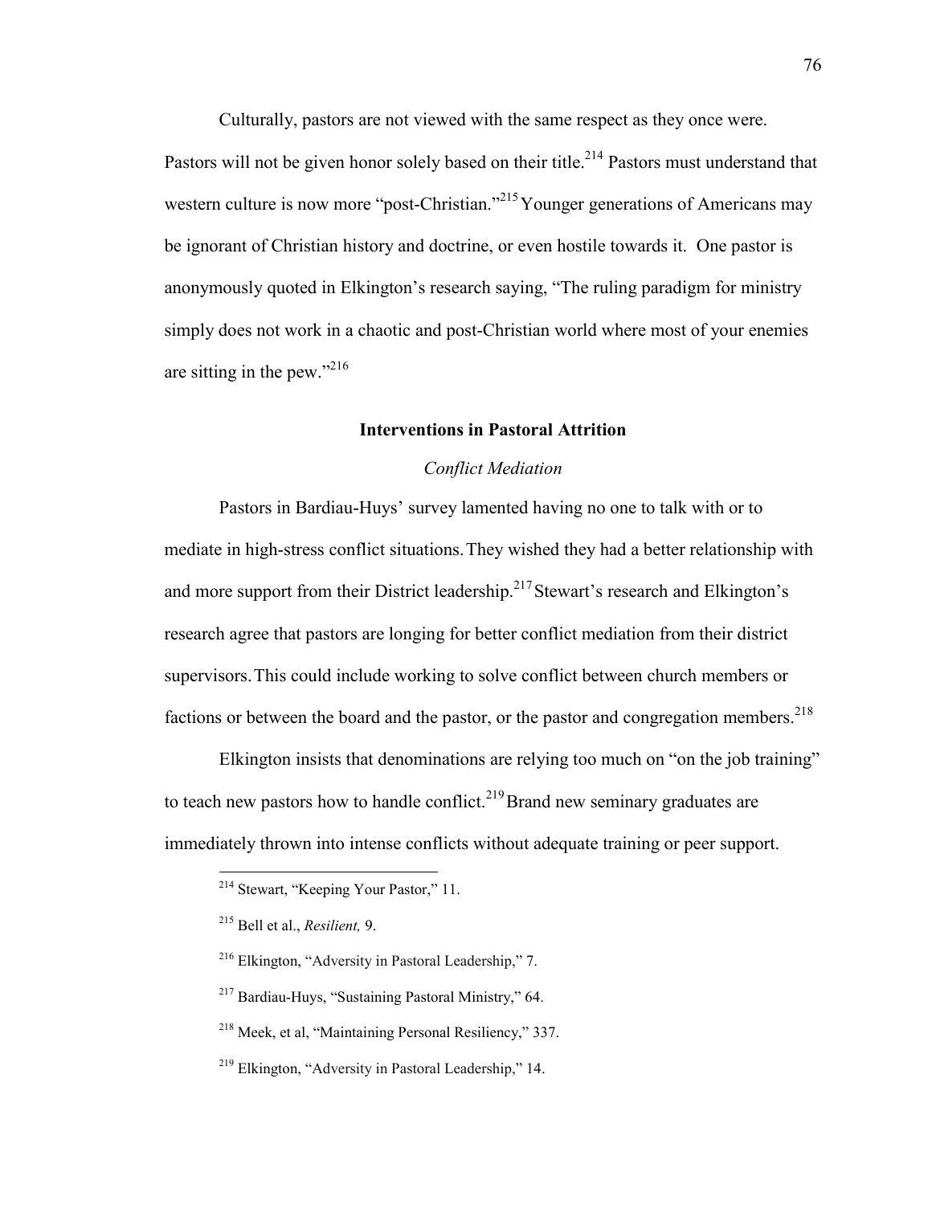Culturally, pastors are not viewed with the same respect as they once were. Pastors will not be given honor solely based on their title.[214] Pastors must understand that western culture is now more "post-Christian."[215] Younger generations of Americans may be ignorant of Christian history and doctrine, or even hostile towards it. One pastor is anonymously quoted in Elkington's research saying, "The ruling paradigm for ministry simply does not work in a chaotic and post-Christian world where most of your enemies are sitting in the pew."[216]

## Interventions in Pastoral Attrition

### *Conflict Mediation*

Pastors in Bardiau-Huys' survey lamented having no one to talk with or to mediate in high-stress conflict situations. They wished they had a better relationship with and more support from their District leadership.[217] Stewart's research and Elkington's research agree that pastors are longing for better conflict mediation from their district supervisors. This could include working to solve conflict between church members or factions or between the board and the pastor, or the pastor and congregation members.[218]

Elkington insists that denominations are relying too much on "on the job training" to teach new pastors how to handle conflict.[219] Brand new seminary graduates are immediately thrown into intense conflicts without adequate training or peer support.

---

[214] Stewart, "Keeping Your Pastor," 11.

[215] Bell et al., *Resilient,* 9.

[216] Elkington, "Adversity in Pastoral Leadership," 7.

[217] Bardiau-Huys, "Sustaining Pastoral Ministry," 64.

[218] Meek, et al, "Maintaining Personal Resiliency," 337.

[219] Elkington, "Adversity in Pastoral Leadership," 14.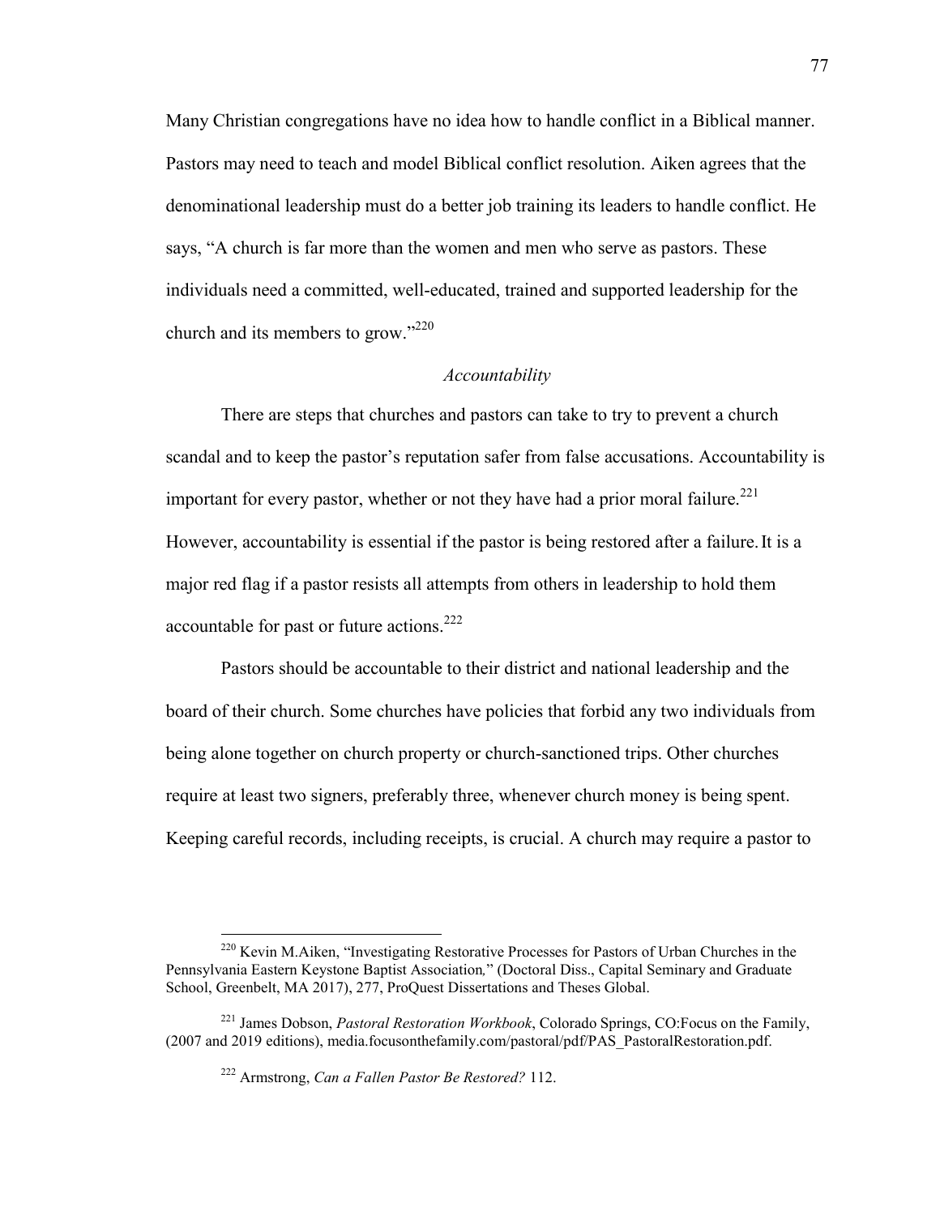Many Christian congregations have no idea how to handle conflict in a Biblical manner. Pastors may need to teach and model Biblical conflict resolution. Aiken agrees that the denominational leadership must do a better job training its leaders to handle conflict. He says, "A church is far more than the women and men who serve as pastors. These individuals need a committed, well-educated, trained and supported leadership for the church and its members to grow."[220]

### *Accountability*

There are steps that churches and pastors can take to try to prevent a church scandal and to keep the pastor's reputation safer from false accusations. Accountability is important for every pastor, whether or not they have had a prior moral failure.[221] However, accountability is essential if the pastor is being restored after a failure. It is a major red flag if a pastor resists all attempts from others in leadership to hold them accountable for past or future actions.[222]

Pastors should be accountable to their district and national leadership and the board of their church. Some churches have policies that forbid any two individuals from being alone together on church property or church-sanctioned trips. Other churches require at least two signers, preferably three, whenever church money is being spent. Keeping careful records, including receipts, is crucial. A church may require a pastor to

---

[220] Kevin M.Aiken, "Investigating Restorative Processes for Pastors of Urban Churches in the Pennsylvania Eastern Keystone Baptist Association," (Doctoral Diss., Capital Seminary and Graduate School, Greenbelt, MA 2017), 277, ProQuest Dissertations and Theses Global.

[221] James Dobson, *Pastoral Restoration Workbook*, Colorado Springs, CO:Focus on the Family, (2007 and 2019 editions), media.focusonthefamily.com/pastoral/pdf/PAS_PastoralRestoration.pdf.

[222] Armstrong, *Can a Fallen Pastor Be Restored?* 112.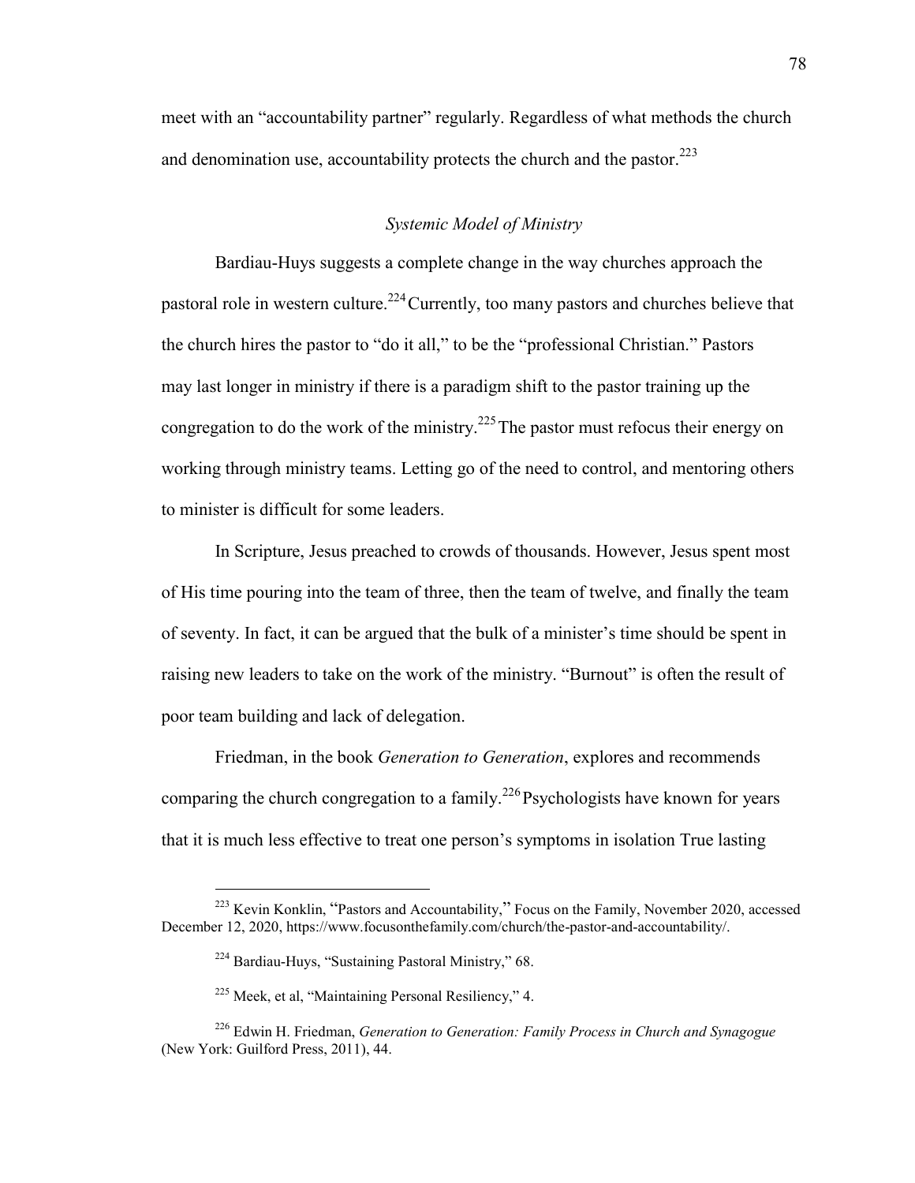meet with an "accountability partner" regularly. Regardless of what methods the church and denomination use, accountability protects the church and the pastor.[223]

### *Systemic Model of Ministry*

Bardiau-Huys suggests a complete change in the way churches approach the pastoral role in western culture.[224] Currently, too many pastors and churches believe that the church hires the pastor to "do it all," to be the "professional Christian." Pastors may last longer in ministry if there is a paradigm shift to the pastor training up the congregation to do the work of the ministry.[225] The pastor must refocus their energy on working through ministry teams. Letting go of the need to control, and mentoring others to minister is difficult for some leaders.

In Scripture, Jesus preached to crowds of thousands. However, Jesus spent most of His time pouring into the team of three, then the team of twelve, and finally the team of seventy. In fact, it can be argued that the bulk of a minister's time should be spent in raising new leaders to take on the work of the ministry. "Burnout" is often the result of poor team building and lack of delegation.

Friedman, in the book *Generation to Generation*, explores and recommends comparing the church congregation to a family.[226] Psychologists have known for years that it is much less effective to treat one person's symptoms in isolation True lasting

---

[223] Kevin Konklin, "Pastors and Accountability," Focus on the Family, November 2020, accessed December 12, 2020, https://www.focusonthefamily.com/church/the-pastor-and-accountability/.

[224] Bardiau-Huys, "Sustaining Pastoral Ministry," 68.

[225] Meek, et al, "Maintaining Personal Resiliency," 4.

[226] Edwin H. Friedman, *Generation to Generation: Family Process in Church and Synagogue* (New York: Guilford Press, 2011), 44.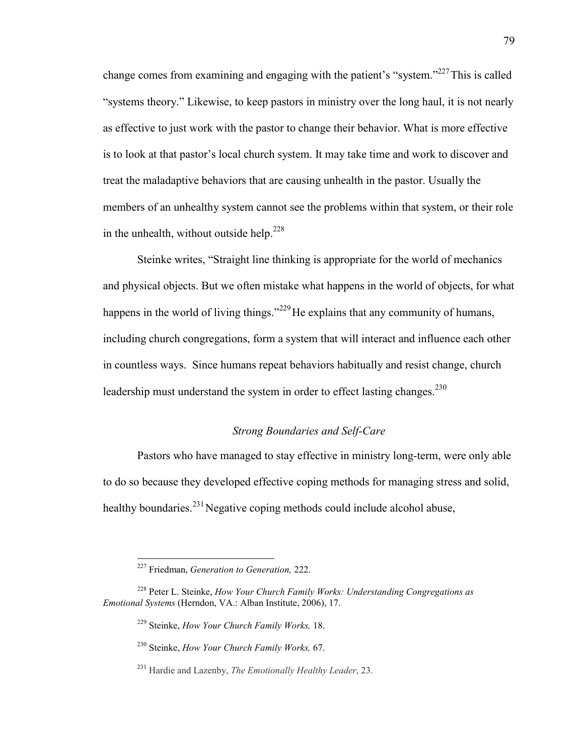change comes from examining and engaging with the patient's "system."[227] This is called "systems theory." Likewise, to keep pastors in ministry over the long haul, it is not nearly as effective to just work with the pastor to change their behavior. What is more effective is to look at that pastor's local church system. It may take time and work to discover and treat the maladaptive behaviors that are causing unhealth in the pastor. Usually the members of an unhealthy system cannot see the problems within that system, or their role in the unhealth, without outside help.[228]

Steinke writes, "Straight line thinking is appropriate for the world of mechanics and physical objects. But we often mistake what happens in the world of objects, for what happens in the world of living things."[229] He explains that any community of humans, including church congregations, form a system that will interact and influence each other in countless ways. Since humans repeat behaviors habitually and resist change, church leadership must understand the system in order to effect lasting changes.[230]

### *Strong Boundaries and Self-Care*

Pastors who have managed to stay effective in ministry long-term, were only able to do so because they developed effective coping methods for managing stress and solid, healthy boundaries.[231] Negative coping methods could include alcohol abuse,

---

[227] Friedman, *Generation to Generation,* 222.

[228] Peter L. Steinke, *How Your Church Family Works: Understanding Congregations as Emotional Systems* (Herndon, VA.: Alban Institute, 2006), 17.

[229] Steinke, *How Your Church Family Works,* 18.

[230] Steinke, *How Your Church Family Works,* 67.

[231] Hardie and Lazenby, *The Emotionally Healthy Leader*, 23.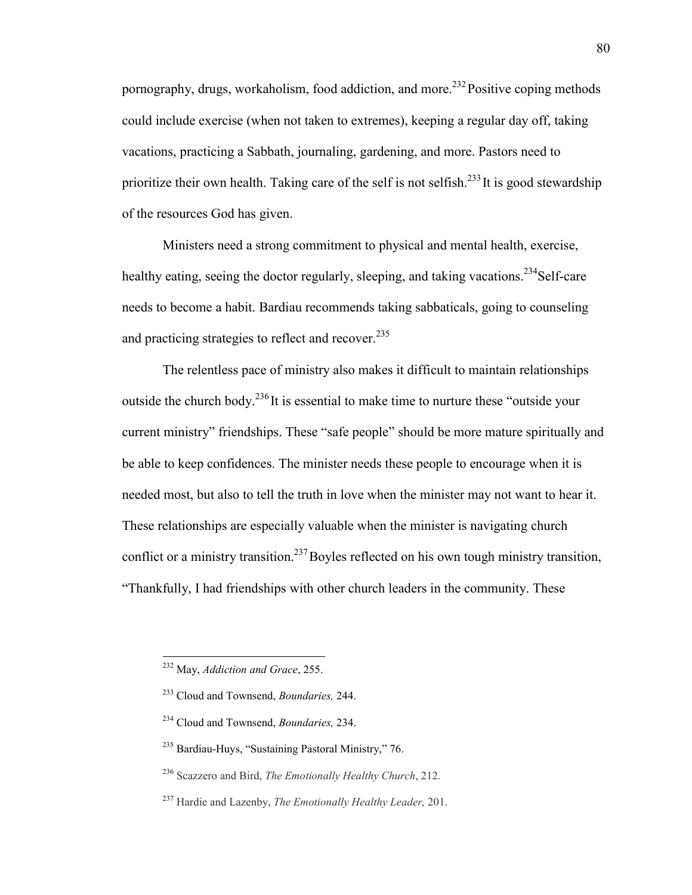pornography, drugs, workaholism, food addiction, and more.[232] Positive coping methods could include exercise (when not taken to extremes), keeping a regular day off, taking vacations, practicing a Sabbath, journaling, gardening, and more. Pastors need to prioritize their own health. Taking care of the self is not selfish.[233] It is good stewardship of the resources God has given.

Ministers need a strong commitment to physical and mental health, exercise, healthy eating, seeing the doctor regularly, sleeping, and taking vacations.[234] Self-care needs to become a habit. Bardiau recommends taking sabbaticals, going to counseling and practicing strategies to reflect and recover.[235]

The relentless pace of ministry also makes it difficult to maintain relationships outside the church body.[236] It is essential to make time to nurture these "outside your current ministry" friendships. These "safe people" should be more mature spiritually and be able to keep confidences. The minister needs these people to encourage when it is needed most, but also to tell the truth in love when the minister may not want to hear it. These relationships are especially valuable when the minister is navigating church conflict or a ministry transition.[237] Boyles reflected on his own tough ministry transition, "Thankfully, I had friendships with other church leaders in the community. These

---

[232] May, *Addiction and Grace*, 255.

[233] Cloud and Townsend, *Boundaries,* 244.

[234] Cloud and Townsend, *Boundaries,* 234.

[235] Bardiau-Huys, "Sustaining Pastoral Ministry," 76.

[236] Scazzero and Bird, *The Emotionally Healthy Church*, 212.

[237] Hardie and Lazenby, *The Emotionally Healthy Leader,* 201.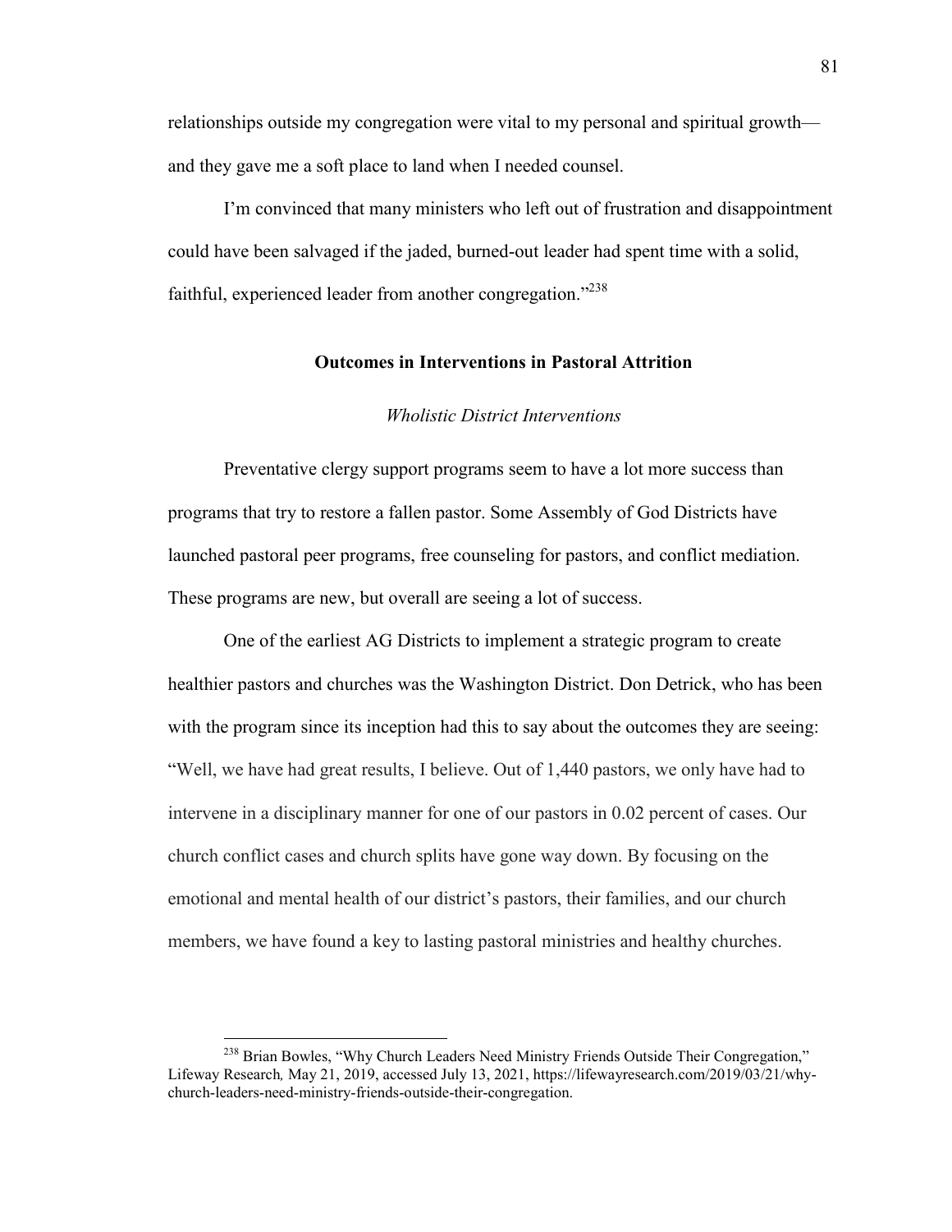relationships outside my congregation were vital to my personal and spiritual growth—and they gave me a soft place to land when I needed counsel.

I'm convinced that many ministers who left out of frustration and disappointment could have been salvaged if the jaded, burned-out leader had spent time with a solid, faithful, experienced leader from another congregation."[238]

## Outcomes in Interventions in Pastoral Attrition

### *Wholistic District Interventions*

Preventative clergy support programs seem to have a lot more success than programs that try to restore a fallen pastor. Some Assembly of God Districts have launched pastoral peer programs, free counseling for pastors, and conflict mediation. These programs are new, but overall are seeing a lot of success.

One of the earliest AG Districts to implement a strategic program to create healthier pastors and churches was the Washington District. Don Detrick, who has been with the program since its inception had this to say about the outcomes they are seeing: "Well, we have had great results, I believe. Out of 1,440 pastors, we only have had to intervene in a disciplinary manner for one of our pastors in 0.02 percent of cases. Our church conflict cases and church splits have gone way down. By focusing on the emotional and mental health of our district's pastors, their families, and our church members, we have found a key to lasting pastoral ministries and healthy churches.

---

[238] Brian Bowles, "Why Church Leaders Need Ministry Friends Outside Their Congregation," Lifeway Research*,* May 21, 2019, accessed July 13, 2021, https://lifewayresearch.com/2019/03/21/why-church-leaders-need-ministry-friends-outside-their-congregation.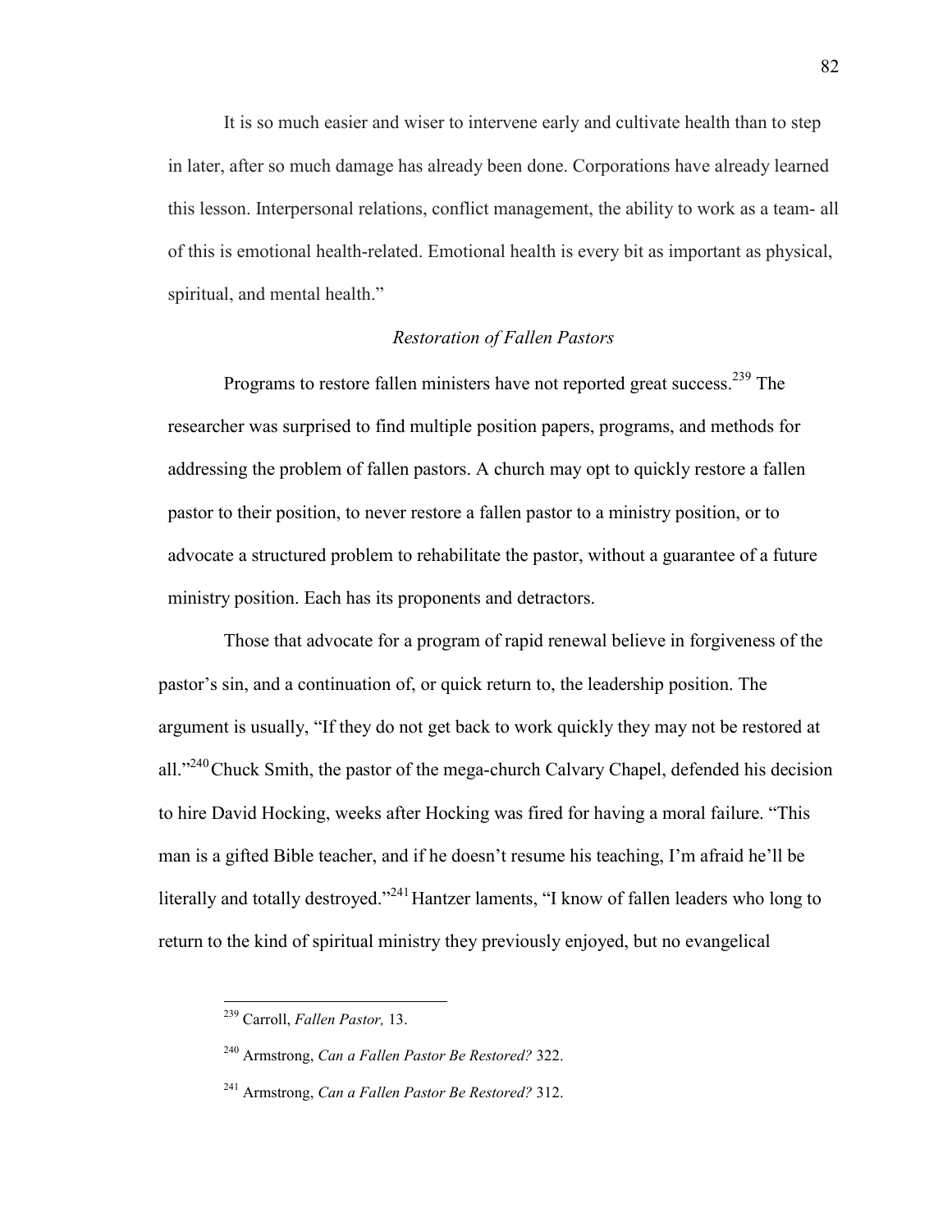It is so much easier and wiser to intervene early and cultivate health than to step in later, after so much damage has already been done. Corporations have already learned this lesson. Interpersonal relations, conflict management, the ability to work as a team- all of this is emotional health-related. Emotional health is every bit as important as physical, spiritual, and mental health."

### *Restoration of Fallen Pastors*

Programs to restore fallen ministers have not reported great success.[239] The researcher was surprised to find multiple position papers, programs, and methods for addressing the problem of fallen pastors. A church may opt to quickly restore a fallen pastor to their position, to never restore a fallen pastor to a ministry position, or to advocate a structured problem to rehabilitate the pastor, without a guarantee of a future ministry position. Each has its proponents and detractors.

Those that advocate for a program of rapid renewal believe in forgiveness of the pastor's sin, and a continuation of, or quick return to, the leadership position. The argument is usually, "If they do not get back to work quickly they may not be restored at all."[240] Chuck Smith, the pastor of the mega-church Calvary Chapel, defended his decision to hire David Hocking, weeks after Hocking was fired for having a moral failure. "This man is a gifted Bible teacher, and if he doesn't resume his teaching, I'm afraid he'll be literally and totally destroyed."[241] Hantzer laments, "I know of fallen leaders who long to return to the kind of spiritual ministry they previously enjoyed, but no evangelical

---

[239] Carroll, *Fallen Pastor,* 13.

[240] Armstrong, *Can a Fallen Pastor Be Restored?* 322.

[241] Armstrong, *Can a Fallen Pastor Be Restored?* 312.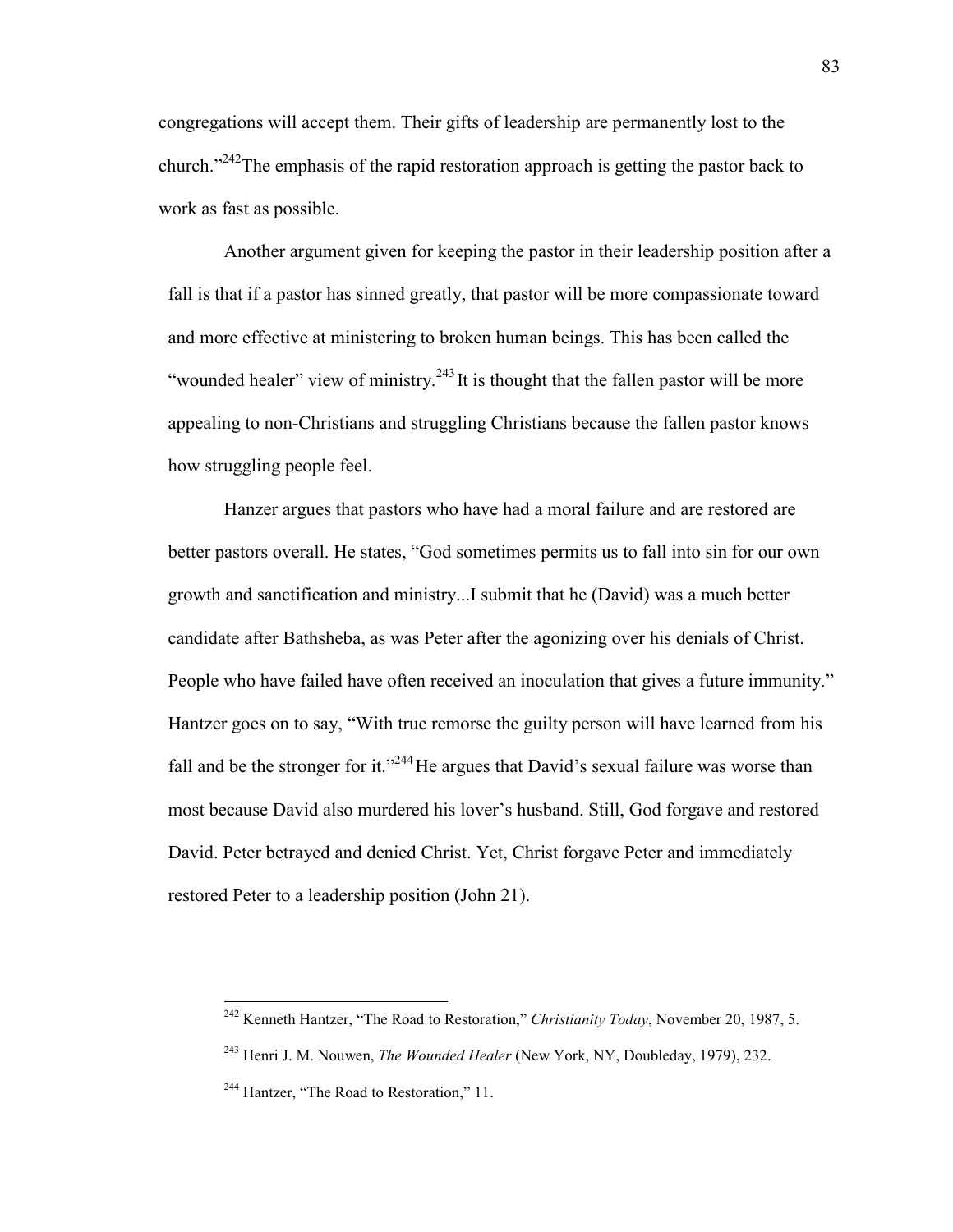congregations will accept them. Their gifts of leadership are permanently lost to the church."[242]The emphasis of the rapid restoration approach is getting the pastor back to work as fast as possible.

Another argument given for keeping the pastor in their leadership position after a fall is that if a pastor has sinned greatly, that pastor will be more compassionate toward and more effective at ministering to broken human beings. This has been called the "wounded healer" view of ministry.[243] It is thought that the fallen pastor will be more appealing to non-Christians and struggling Christians because the fallen pastor knows how struggling people feel.

Hanzer argues that pastors who have had a moral failure and are restored are better pastors overall. He states, "God sometimes permits us to fall into sin for our own growth and sanctification and ministry...I submit that he (David) was a much better candidate after Bathsheba, as was Peter after the agonizing over his denials of Christ. People who have failed have often received an inoculation that gives a future immunity." Hantzer goes on to say, "With true remorse the guilty person will have learned from his fall and be the stronger for it."[244] He argues that David's sexual failure was worse than most because David also murdered his lover's husband. Still, God forgave and restored David. Peter betrayed and denied Christ. Yet, Christ forgave Peter and immediately restored Peter to a leadership position (John 21).

---

[242] Kenneth Hantzer, "The Road to Restoration," *Christianity Today*, November 20, 1987, 5.

[243] Henri J. M. Nouwen, *The Wounded Healer* (New York, NY, Doubleday, 1979), 232.

[244] Hantzer, "The Road to Restoration," 11.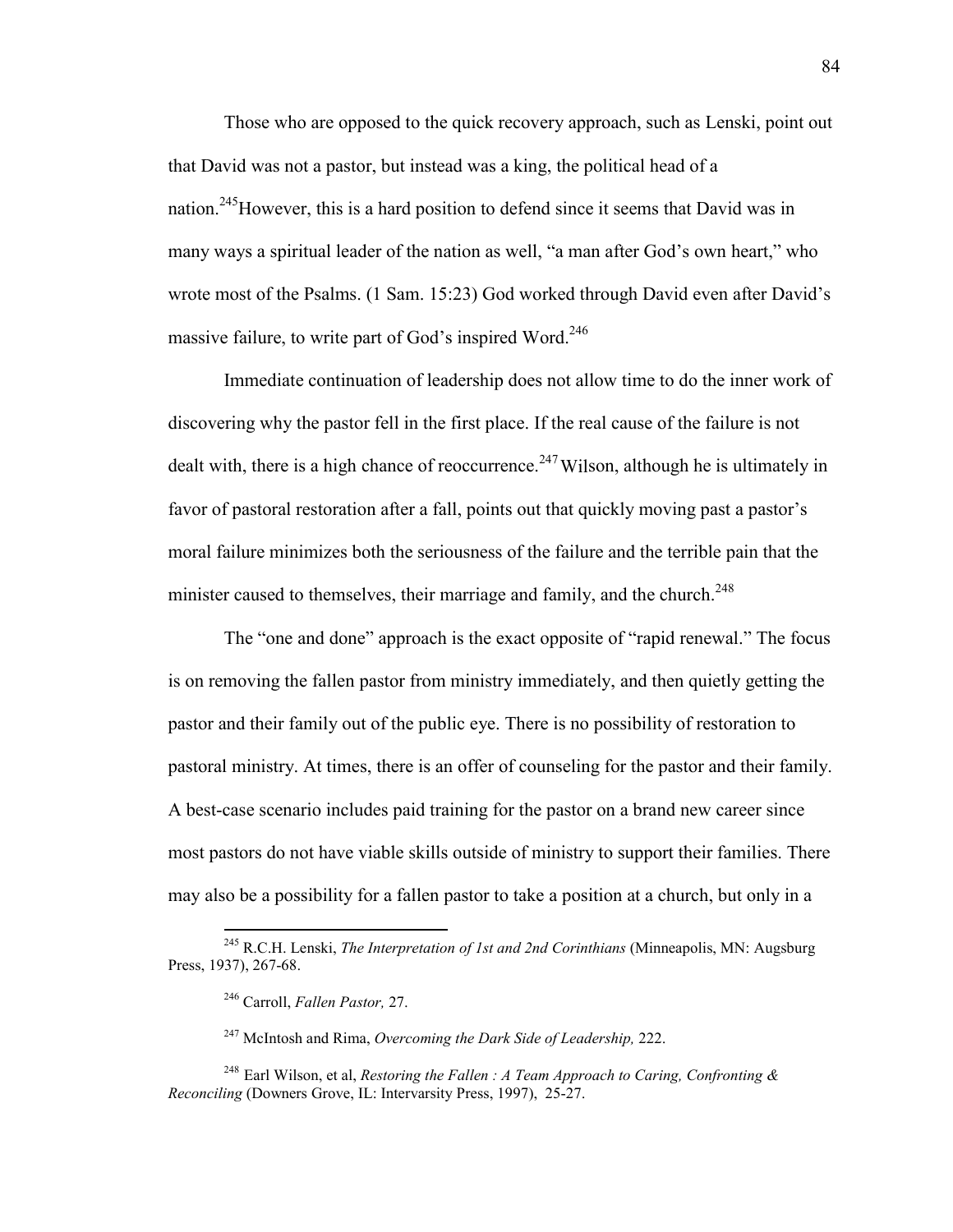Those who are opposed to the quick recovery approach, such as Lenski, point out that David was not a pastor, but instead was a king, the political head of a nation.[245]However, this is a hard position to defend since it seems that David was in many ways a spiritual leader of the nation as well, "a man after God's own heart," who wrote most of the Psalms. (1 Sam. 15:23) God worked through David even after David's massive failure, to write part of God's inspired Word.[246]

Immediate continuation of leadership does not allow time to do the inner work of discovering why the pastor fell in the first place. If the real cause of the failure is not dealt with, there is a high chance of reoccurrence.[247] Wilson, although he is ultimately in favor of pastoral restoration after a fall, points out that quickly moving past a pastor's moral failure minimizes both the seriousness of the failure and the terrible pain that the minister caused to themselves, their marriage and family, and the church.[248]

The "one and done" approach is the exact opposite of "rapid renewal." The focus is on removing the fallen pastor from ministry immediately, and then quietly getting the pastor and their family out of the public eye. There is no possibility of restoration to pastoral ministry. At times, there is an offer of counseling for the pastor and their family. A best-case scenario includes paid training for the pastor on a brand new career since most pastors do not have viable skills outside of ministry to support their families. There may also be a possibility for a fallen pastor to take a position at a church, but only in a

---

[245] R.C.H. Lenski, *The Interpretation of 1st and 2nd Corinthians* (Minneapolis, MN: Augsburg Press, 1937), 267-68.

[246] Carroll, *Fallen Pastor,* 27.

[247] McIntosh and Rima, *Overcoming the Dark Side of Leadership,* 222.

[248] Earl Wilson, et al, *Restoring the Fallen : A Team Approach to Caring, Confronting & Reconciling* (Downers Grove, IL: Intervarsity Press, 1997), 25-27.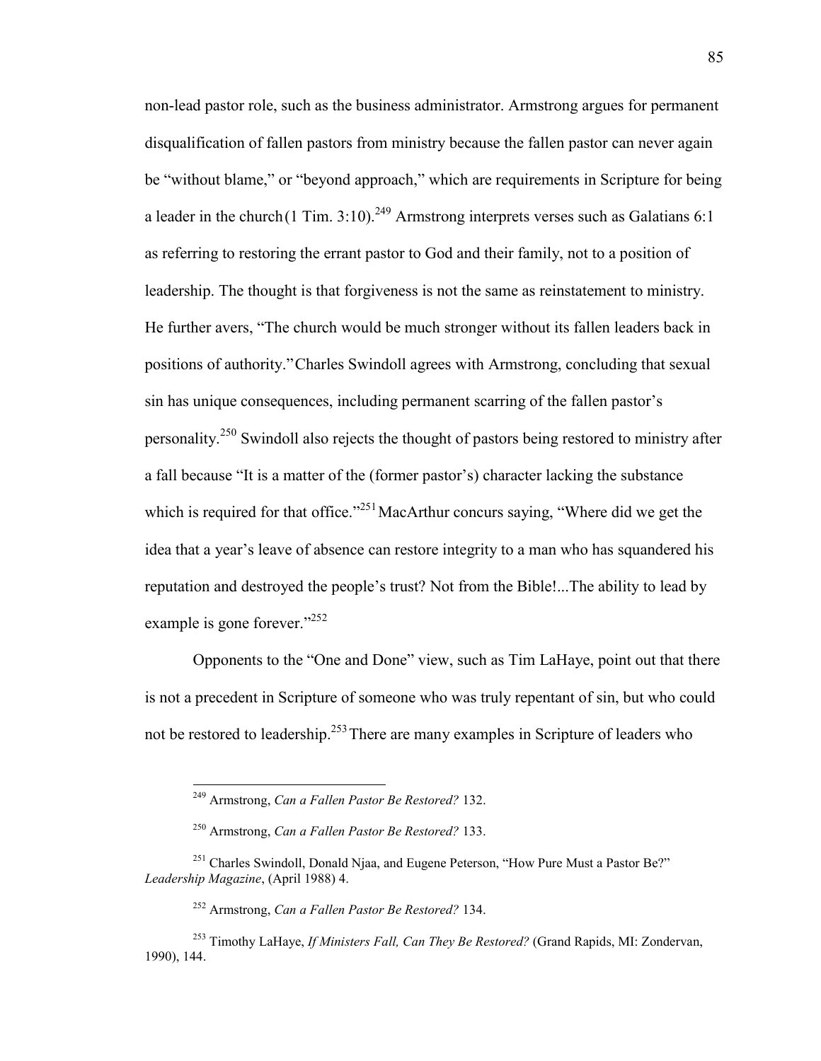non-lead pastor role, such as the business administrator. Armstrong argues for permanent disqualification of fallen pastors from ministry because the fallen pastor can never again be "without blame," or "beyond approach," which are requirements in Scripture for being a leader in the church (1 Tim. 3:10).[249] Armstrong interprets verses such as Galatians 6:1 as referring to restoring the errant pastor to God and their family, not to a position of leadership. The thought is that forgiveness is not the same as reinstatement to ministry. He further avers, "The church would be much stronger without its fallen leaders back in positions of authority." Charles Swindoll agrees with Armstrong, concluding that sexual sin has unique consequences, including permanent scarring of the fallen pastor's personality.[250] Swindoll also rejects the thought of pastors being restored to ministry after a fall because "It is a matter of the (former pastor's) character lacking the substance which is required for that office."[251] MacArthur concurs saying, "Where did we get the idea that a year's leave of absence can restore integrity to a man who has squandered his reputation and destroyed the people's trust? Not from the Bible!...The ability to lead by example is gone forever."[252]

Opponents to the "One and Done" view, such as Tim LaHaye, point out that there is not a precedent in Scripture of someone who was truly repentant of sin, but who could not be restored to leadership.[253] There are many examples in Scripture of leaders who

---

[249] Armstrong, *Can a Fallen Pastor Be Restored?* 132.

[250] Armstrong, *Can a Fallen Pastor Be Restored?* 133.

[251] Charles Swindoll, Donald Njaa, and Eugene Peterson, "How Pure Must a Pastor Be?" *Leadership Magazine*, (April 1988) 4.

[252] Armstrong, *Can a Fallen Pastor Be Restored?* 134.

[253] Timothy LaHaye, *If Ministers Fall, Can They Be Restored?* (Grand Rapids, MI: Zondervan, 1990), 144.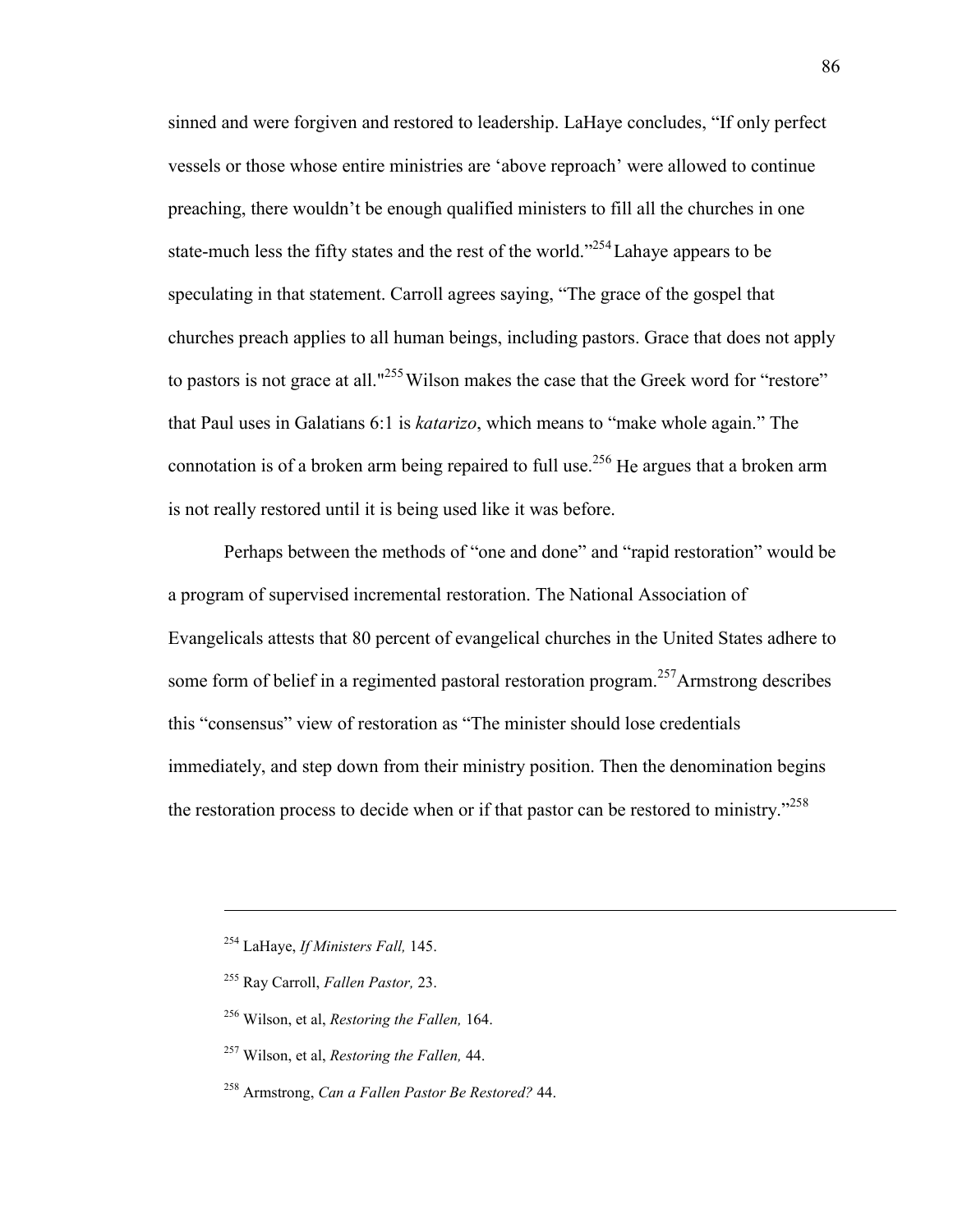sinned and were forgiven and restored to leadership. LaHaye concludes, "If only perfect vessels or those whose entire ministries are 'above reproach' were allowed to continue preaching, there wouldn't be enough qualified ministers to fill all the churches in one state-much less the fifty states and the rest of the world."[254] Lahaye appears to be speculating in that statement. Carroll agrees saying, "The grace of the gospel that churches preach applies to all human beings, including pastors. Grace that does not apply to pastors is not grace at all."[255] Wilson makes the case that the Greek word for "restore" that Paul uses in Galatians 6:1 is *katarizo*, which means to "make whole again." The connotation is of a broken arm being repaired to full use.[256] He argues that a broken arm is not really restored until it is being used like it was before.

Perhaps between the methods of "one and done" and "rapid restoration" would be a program of supervised incremental restoration. The National Association of Evangelicals attests that 80 percent of evangelical churches in the United States adhere to some form of belief in a regimented pastoral restoration program.[257] Armstrong describes this "consensus" view of restoration as "The minister should lose credentials immediately, and step down from their ministry position. Then the denomination begins the restoration process to decide when or if that pastor can be restored to ministry."[258]

---

[254] LaHaye, *If Ministers Fall,* 145.

[255] Ray Carroll, *Fallen Pastor,* 23.

[256] Wilson, et al, *Restoring the Fallen,* 164.

[257] Wilson, et al, *Restoring the Fallen,* 44.

[258] Armstrong, *Can a Fallen Pastor Be Restored?* 44.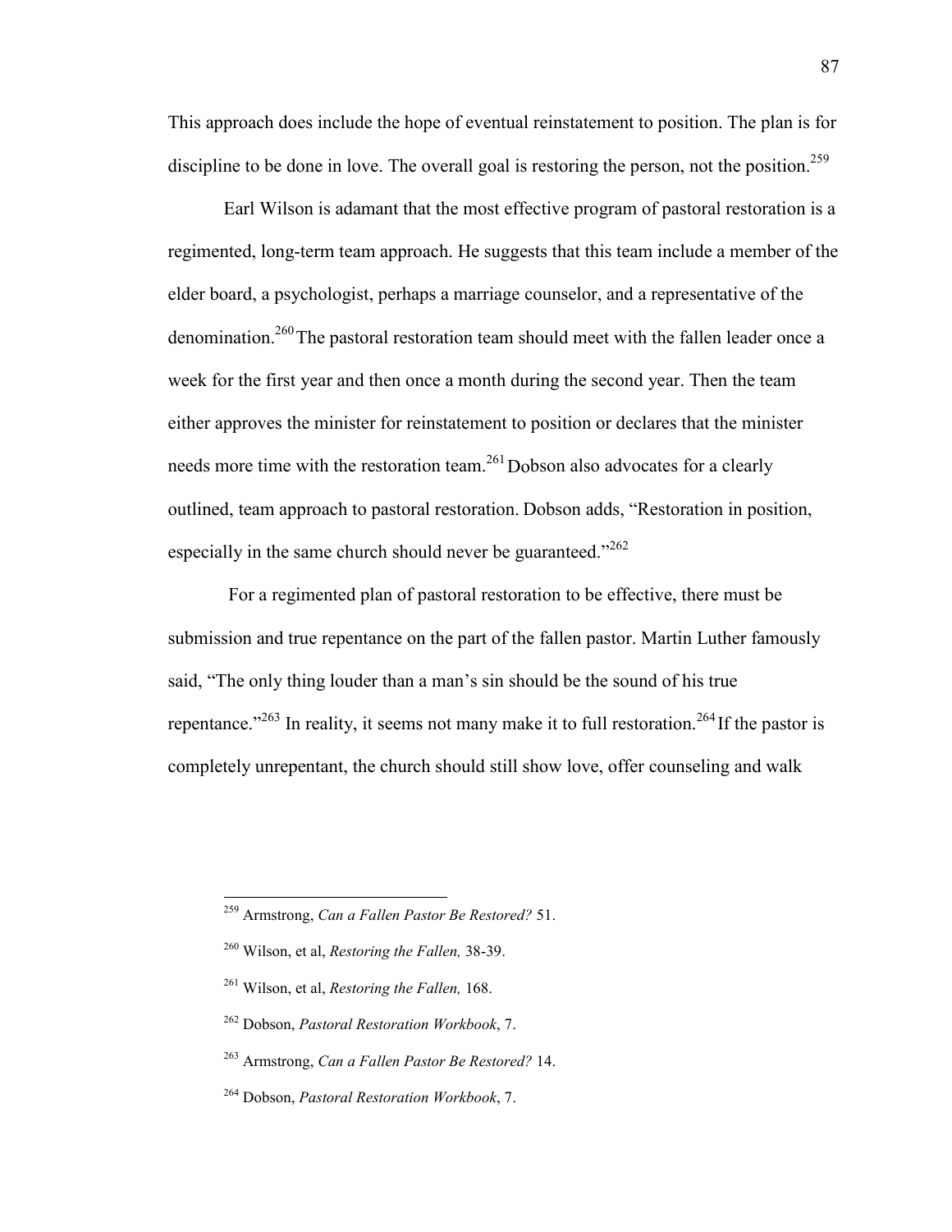This approach does include the hope of eventual reinstatement to position. The plan is for discipline to be done in love. The overall goal is restoring the person, not the position.[259]

Earl Wilson is adamant that the most effective program of pastoral restoration is a regimented, long-term team approach. He suggests that this team include a member of the elder board, a psychologist, perhaps a marriage counselor, and a representative of the denomination.[260] The pastoral restoration team should meet with the fallen leader once a week for the first year and then once a month during the second year. Then the team either approves the minister for reinstatement to position or declares that the minister needs more time with the restoration team.[261] Dobson also advocates for a clearly outlined, team approach to pastoral restoration. Dobson adds, "Restoration in position, especially in the same church should never be guaranteed."[262]

For a regimented plan of pastoral restoration to be effective, there must be submission and true repentance on the part of the fallen pastor. Martin Luther famously said, "The only thing louder than a man's sin should be the sound of his true repentance."[263] In reality, it seems not many make it to full restoration.[264] If the pastor is completely unrepentant, the church should still show love, offer counseling and walk

---

[259] Armstrong, *Can a Fallen Pastor Be Restored?* 51.

[260] Wilson, et al, *Restoring the Fallen,* 38-39.

[261] Wilson, et al, *Restoring the Fallen,* 168.

[262] Dobson, *Pastoral Restoration Workbook*, 7.

[263] Armstrong, *Can a Fallen Pastor Be Restored?* 14.

[264] Dobson, *Pastoral Restoration Workbook*, 7.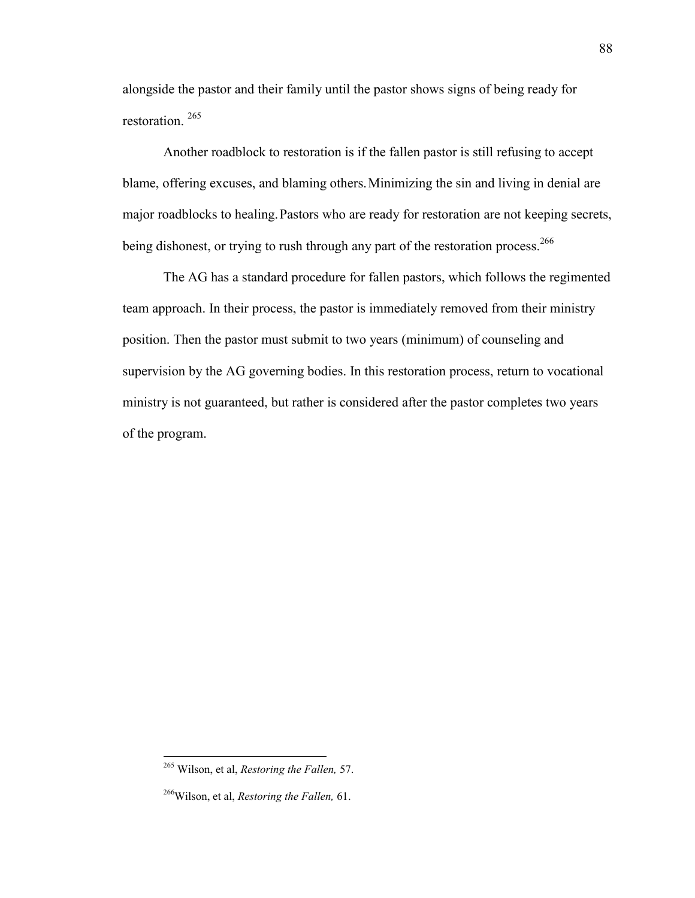alongside the pastor and their family until the pastor shows signs of being ready for restoration. [265]

Another roadblock to restoration is if the fallen pastor is still refusing to accept blame, offering excuses, and blaming others. Minimizing the sin and living in denial are major roadblocks to healing. Pastors who are ready for restoration are not keeping secrets, being dishonest, or trying to rush through any part of the restoration process.[266]

The AG has a standard procedure for fallen pastors, which follows the regimented team approach. In their process, the pastor is immediately removed from their ministry position. Then the pastor must submit to two years (minimum) of counseling and supervision by the AG governing bodies. In this restoration process, return to vocational ministry is not guaranteed, but rather is considered after the pastor completes two years of the program.

---

[265] Wilson, et al, *Restoring the Fallen,* 57.

[266] Wilson, et al, *Restoring the Fallen,* 61.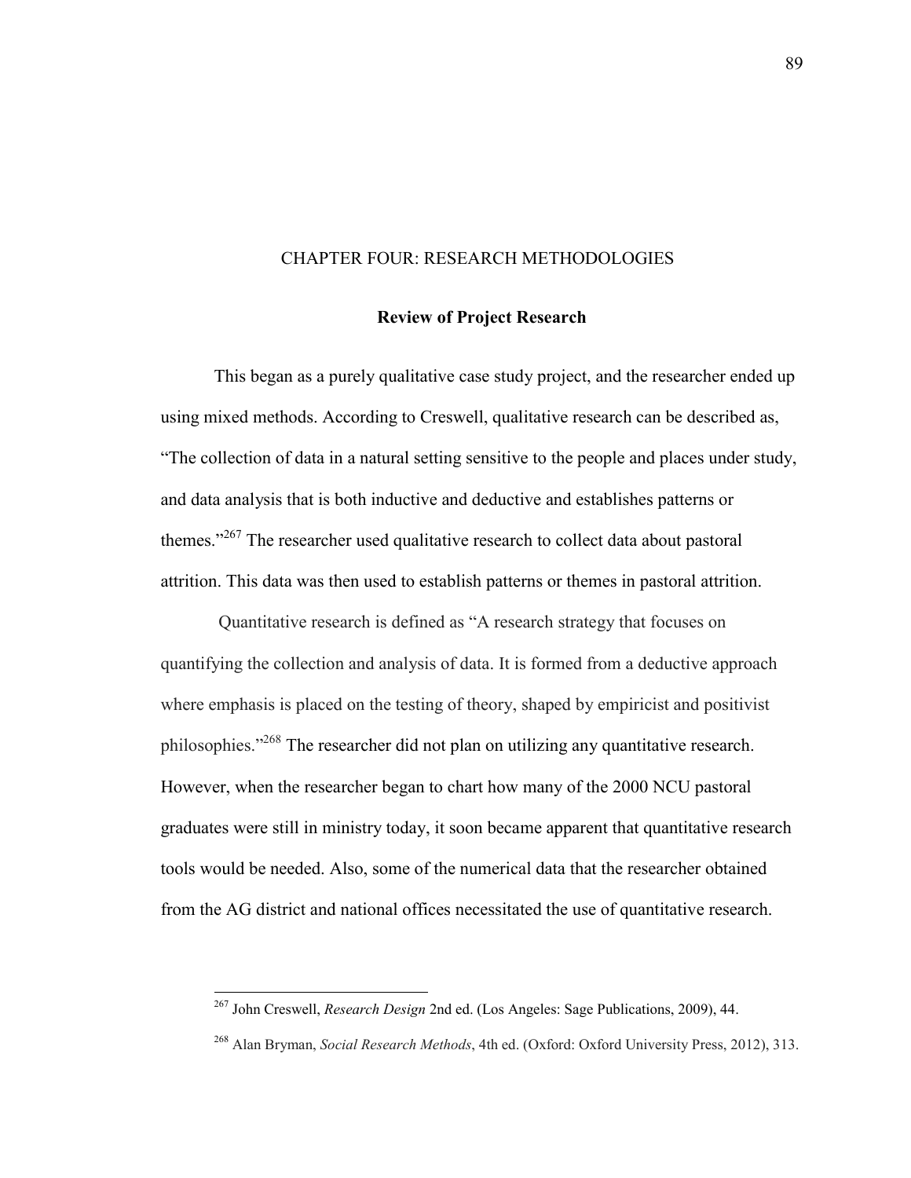# CHAPTER FOUR: RESEARCH METHODOLOGIES

## Review of Project Research

This began as a purely qualitative case study project, and the researcher ended up using mixed methods. According to Creswell, qualitative research can be described as, "The collection of data in a natural setting sensitive to the people and places under study, and data analysis that is both inductive and deductive and establishes patterns or themes."[267] The researcher used qualitative research to collect data about pastoral attrition. This data was then used to establish patterns or themes in pastoral attrition.

Quantitative research is defined as "A research strategy that focuses on quantifying the collection and analysis of data. It is formed from a deductive approach where emphasis is placed on the testing of theory, shaped by empiricist and positivist philosophies."[268] The researcher did not plan on utilizing any quantitative research. However, when the researcher began to chart how many of the 2000 NCU pastoral graduates were still in ministry today, it soon became apparent that quantitative research tools would be needed. Also, some of the numerical data that the researcher obtained from the AG district and national offices necessitated the use of quantitative research.

---

[267] John Creswell, *Research Design* 2nd ed. (Los Angeles: Sage Publications, 2009), 44.

[268] Alan Bryman, *Social Research Methods*, 4th ed. (Oxford: Oxford University Press, 2012), 313.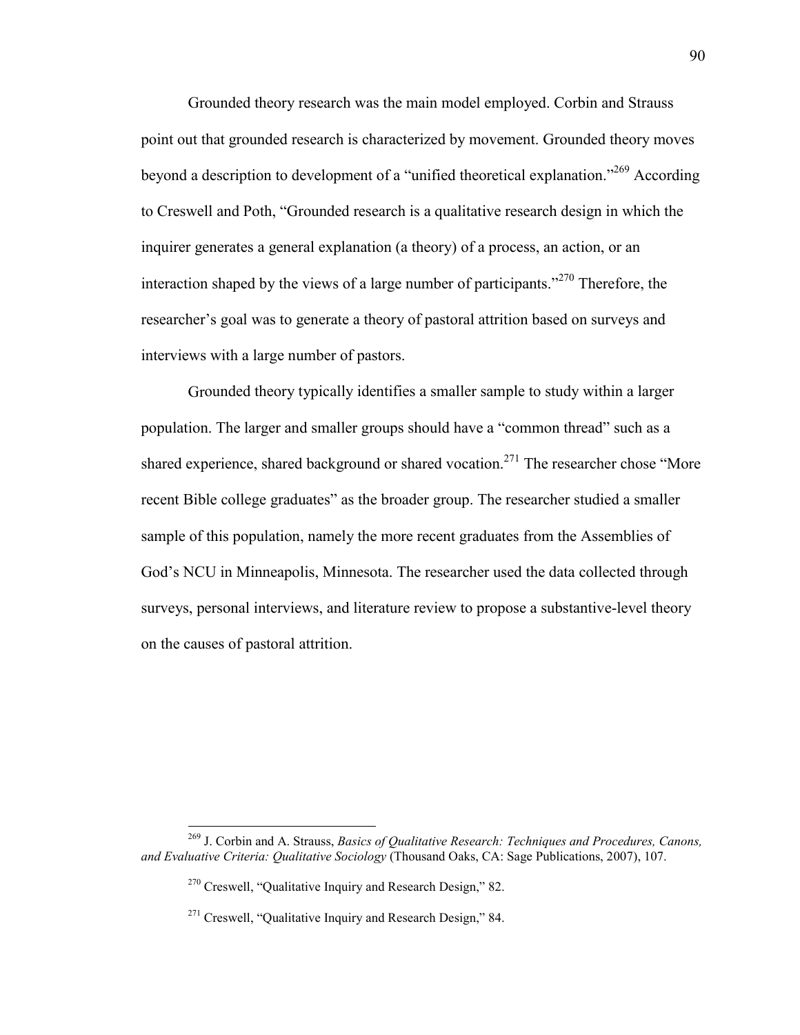Grounded theory research was the main model employed. Corbin and Strauss point out that grounded research is characterized by movement. Grounded theory moves beyond a description to development of a "unified theoretical explanation."[269] According to Creswell and Poth, "Grounded research is a qualitative research design in which the inquirer generates a general explanation (a theory) of a process, an action, or an interaction shaped by the views of a large number of participants."[270] Therefore, the researcher's goal was to generate a theory of pastoral attrition based on surveys and interviews with a large number of pastors.

Grounded theory typically identifies a smaller sample to study within a larger population. The larger and smaller groups should have a "common thread" such as a shared experience, shared background or shared vocation.[271] The researcher chose "More recent Bible college graduates" as the broader group. The researcher studied a smaller sample of this population, namely the more recent graduates from the Assemblies of God's NCU in Minneapolis, Minnesota. The researcher used the data collected through surveys, personal interviews, and literature review to propose a substantive-level theory on the causes of pastoral attrition.

---

[269] J. Corbin and A. Strauss, *Basics of Qualitative Research: Techniques and Procedures, Canons, and Evaluative Criteria: Qualitative Sociology* (Thousand Oaks, CA: Sage Publications, 2007), 107.

[270] Creswell, "Qualitative Inquiry and Research Design," 82.

[271] Creswell, "Qualitative Inquiry and Research Design," 84.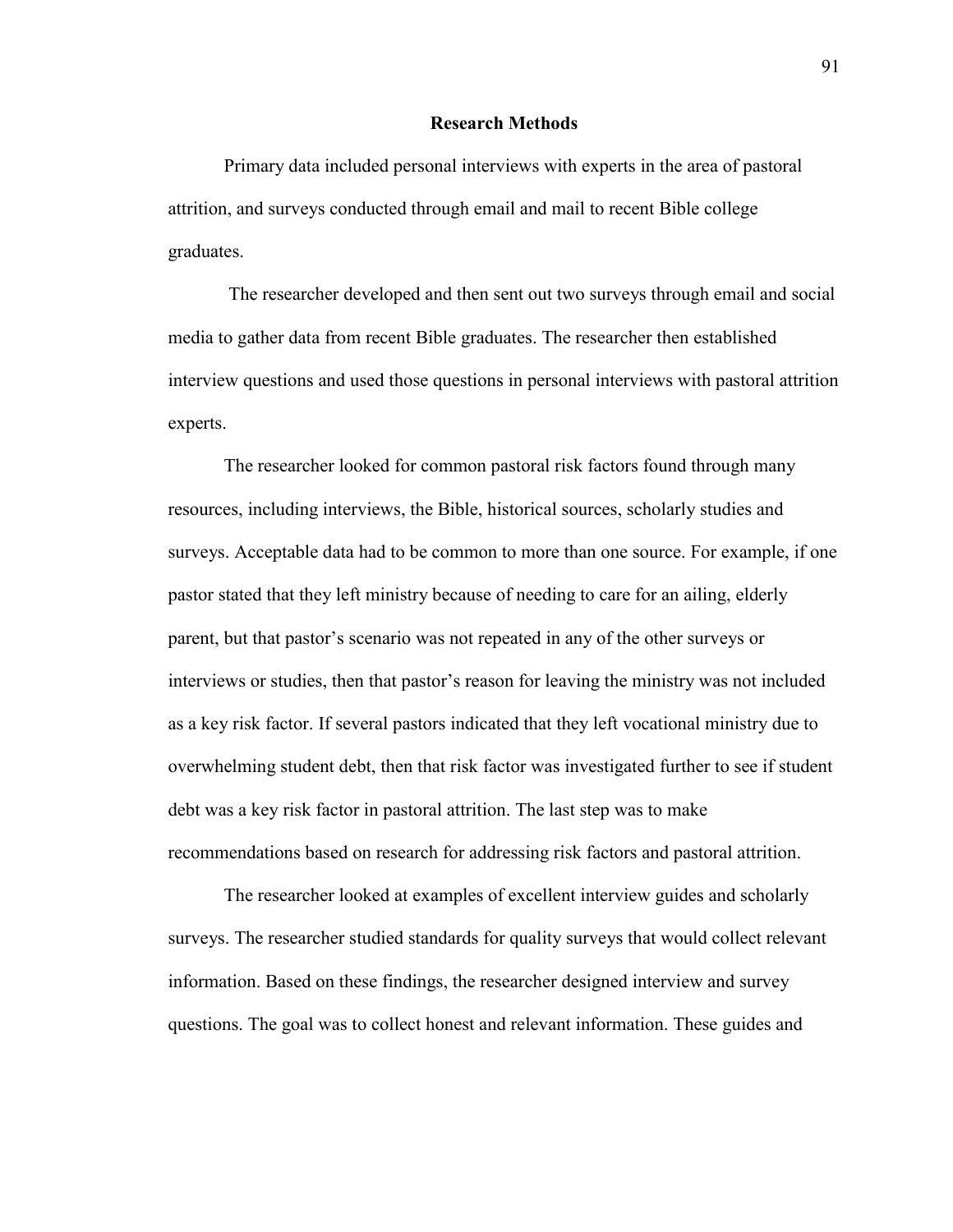## Research Methods

Primary data included personal interviews with experts in the area of pastoral attrition, and surveys conducted through email and mail to recent Bible college graduates.

The researcher developed and then sent out two surveys through email and social media to gather data from recent Bible graduates. The researcher then established interview questions and used those questions in personal interviews with pastoral attrition experts.

The researcher looked for common pastoral risk factors found through many resources, including interviews, the Bible, historical sources, scholarly studies and surveys. Acceptable data had to be common to more than one source. For example, if one pastor stated that they left ministry because of needing to care for an ailing, elderly parent, but that pastor's scenario was not repeated in any of the other surveys or interviews or studies, then that pastor's reason for leaving the ministry was not included as a key risk factor. If several pastors indicated that they left vocational ministry due to overwhelming student debt, then that risk factor was investigated further to see if student debt was a key risk factor in pastoral attrition. The last step was to make recommendations based on research for addressing risk factors and pastoral attrition.

The researcher looked at examples of excellent interview guides and scholarly surveys. The researcher studied standards for quality surveys that would collect relevant information. Based on these findings, the researcher designed interview and survey questions. The goal was to collect honest and relevant information. These guides and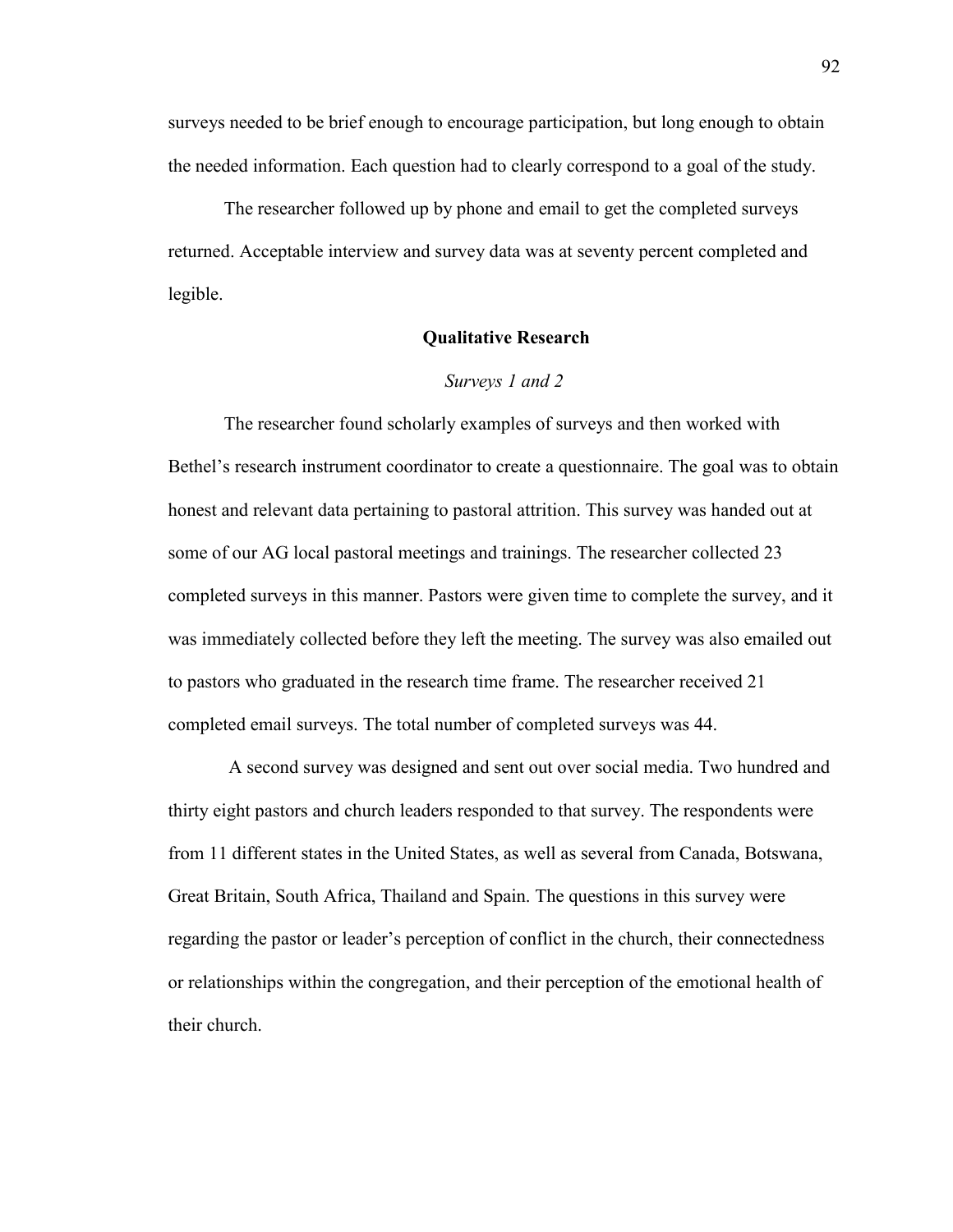surveys needed to be brief enough to encourage participation, but long enough to obtain the needed information. Each question had to clearly correspond to a goal of the study.

The researcher followed up by phone and email to get the completed surveys returned. Acceptable interview and survey data was at seventy percent completed and legible.

## Qualitative Research

### *Surveys 1 and 2*

The researcher found scholarly examples of surveys and then worked with Bethel's research instrument coordinator to create a questionnaire. The goal was to obtain honest and relevant data pertaining to pastoral attrition. This survey was handed out at some of our AG local pastoral meetings and trainings. The researcher collected 23 completed surveys in this manner. Pastors were given time to complete the survey, and it was immediately collected before they left the meeting. The survey was also emailed out to pastors who graduated in the research time frame. The researcher received 21 completed email surveys. The total number of completed surveys was 44.

A second survey was designed and sent out over social media. Two hundred and thirty eight pastors and church leaders responded to that survey. The respondents were from 11 different states in the United States, as well as several from Canada, Botswana, Great Britain, South Africa, Thailand and Spain. The questions in this survey were regarding the pastor or leader's perception of conflict in the church, their connectedness or relationships within the congregation, and their perception of the emotional health of their church.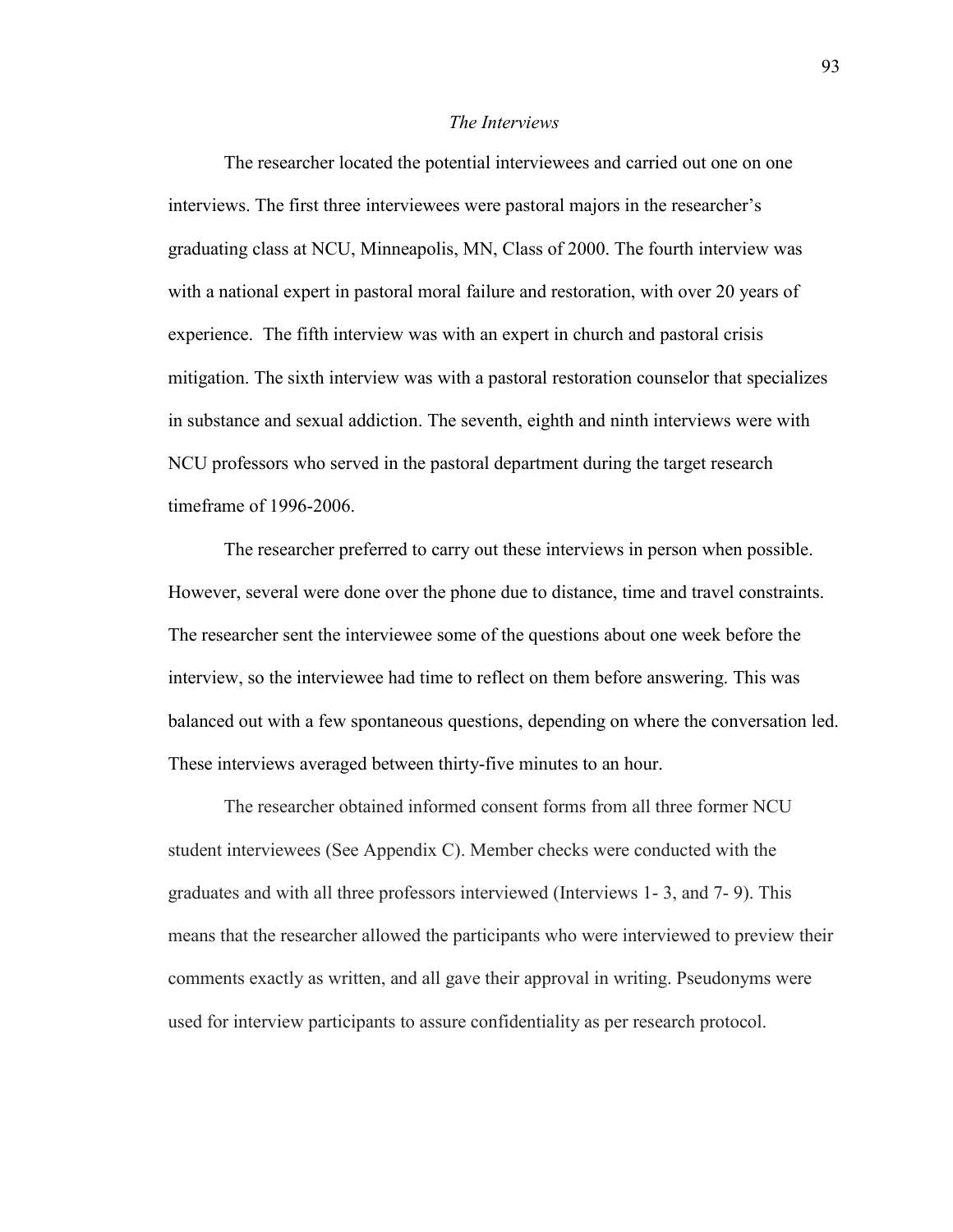*The Interviews*

The researcher located the potential interviewees and carried out one on one interviews. The first three interviewees were pastoral majors in the researcher's graduating class at NCU, Minneapolis, MN, Class of 2000. The fourth interview was with a national expert in pastoral moral failure and restoration, with over 20 years of experience. The fifth interview was with an expert in church and pastoral crisis mitigation. The sixth interview was with a pastoral restoration counselor that specializes in substance and sexual addiction. The seventh, eighth and ninth interviews were with NCU professors who served in the pastoral department during the target research timeframe of 1996-2006.

The researcher preferred to carry out these interviews in person when possible. However, several were done over the phone due to distance, time and travel constraints. The researcher sent the interviewee some of the questions about one week before the interview, so the interviewee had time to reflect on them before answering. This was balanced out with a few spontaneous questions, depending on where the conversation led. These interviews averaged between thirty-five minutes to an hour.

The researcher obtained informed consent forms from all three former NCU student interviewees (See Appendix C). Member checks were conducted with the graduates and with all three professors interviewed (Interviews 1- 3, and 7- 9). This means that the researcher allowed the participants who were interviewed to preview their comments exactly as written, and all gave their approval in writing. Pseudonyms were used for interview participants to assure confidentiality as per research protocol.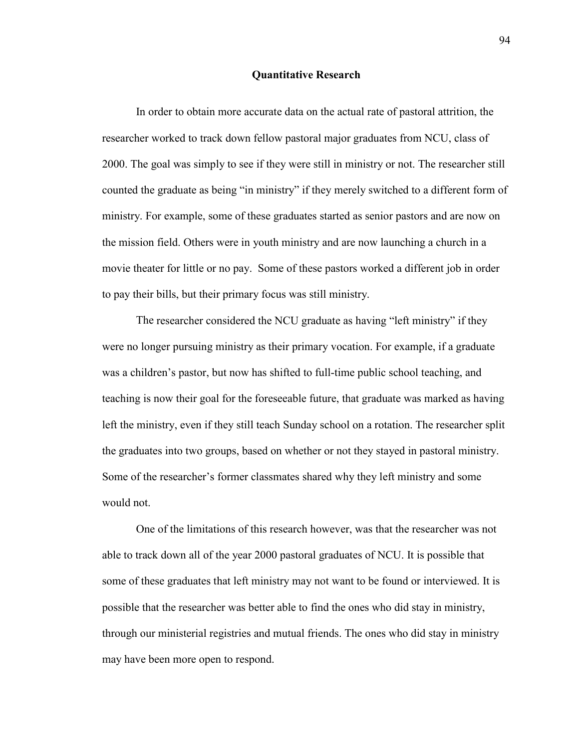## Quantitative Research

In order to obtain more accurate data on the actual rate of pastoral attrition, the researcher worked to track down fellow pastoral major graduates from NCU, class of 2000. The goal was simply to see if they were still in ministry or not. The researcher still counted the graduate as being "in ministry" if they merely switched to a different form of ministry. For example, some of these graduates started as senior pastors and are now on the mission field. Others were in youth ministry and are now launching a church in a movie theater for little or no pay. Some of these pastors worked a different job in order to pay their bills, but their primary focus was still ministry.

The researcher considered the NCU graduate as having "left ministry" if they were no longer pursuing ministry as their primary vocation. For example, if a graduate was a children's pastor, but now has shifted to full-time public school teaching, and teaching is now their goal for the foreseeable future, that graduate was marked as having left the ministry, even if they still teach Sunday school on a rotation. The researcher split the graduates into two groups, based on whether or not they stayed in pastoral ministry. Some of the researcher's former classmates shared why they left ministry and some would not.

One of the limitations of this research however, was that the researcher was not able to track down all of the year 2000 pastoral graduates of NCU. It is possible that some of these graduates that left ministry may not want to be found or interviewed. It is possible that the researcher was better able to find the ones who did stay in ministry, through our ministerial registries and mutual friends. The ones who did stay in ministry may have been more open to respond.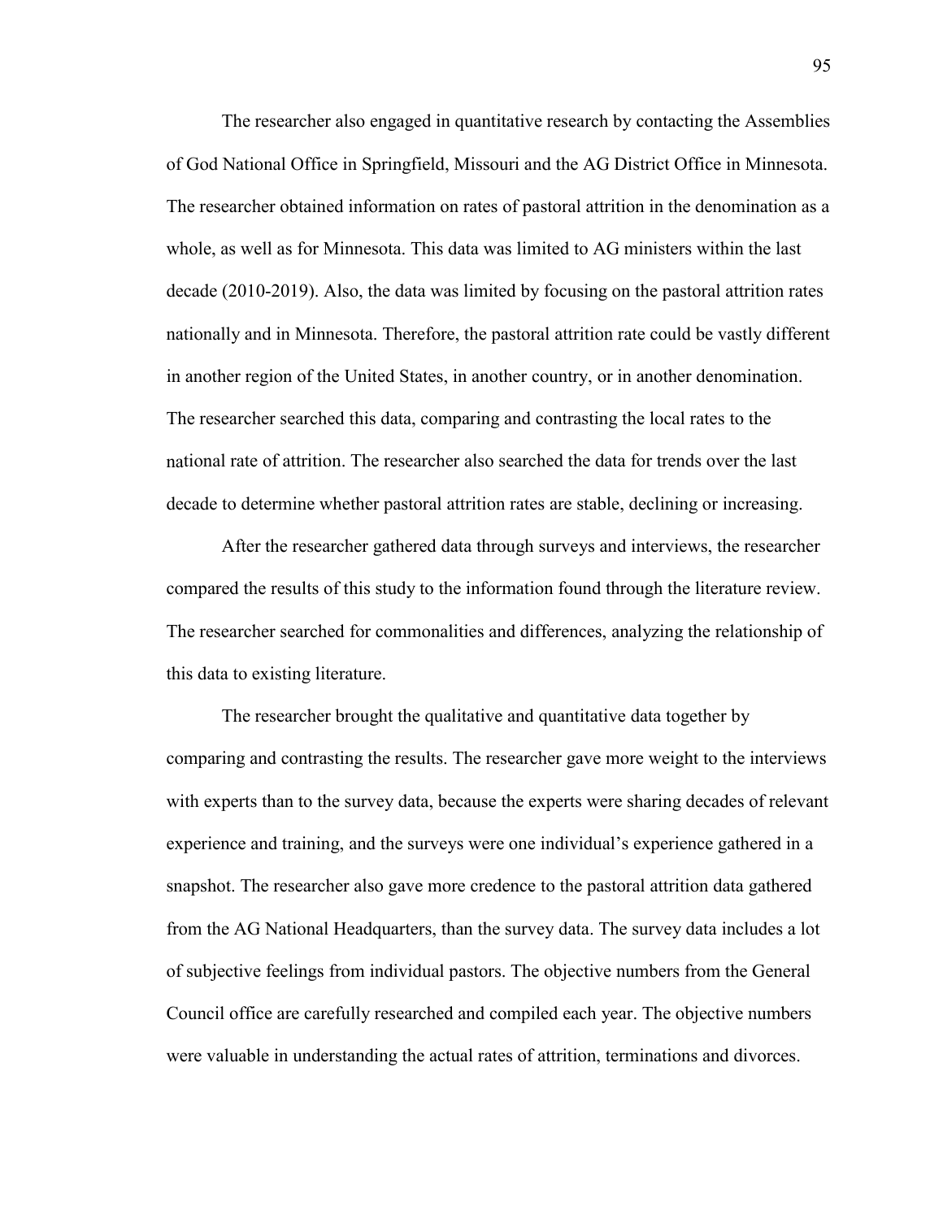The researcher also engaged in quantitative research by contacting the Assemblies of God National Office in Springfield, Missouri and the AG District Office in Minnesota. The researcher obtained information on rates of pastoral attrition in the denomination as a whole, as well as for Minnesota. This data was limited to AG ministers within the last decade (2010-2019). Also, the data was limited by focusing on the pastoral attrition rates nationally and in Minnesota. Therefore, the pastoral attrition rate could be vastly different in another region of the United States, in another country, or in another denomination. The researcher searched this data, comparing and contrasting the local rates to the national rate of attrition. The researcher also searched the data for trends over the last decade to determine whether pastoral attrition rates are stable, declining or increasing.

After the researcher gathered data through surveys and interviews, the researcher compared the results of this study to the information found through the literature review. The researcher searched for commonalities and differences, analyzing the relationship of this data to existing literature.

The researcher brought the qualitative and quantitative data together by comparing and contrasting the results. The researcher gave more weight to the interviews with experts than to the survey data, because the experts were sharing decades of relevant experience and training, and the surveys were one individual's experience gathered in a snapshot. The researcher also gave more credence to the pastoral attrition data gathered from the AG National Headquarters, than the survey data. The survey data includes a lot of subjective feelings from individual pastors. The objective numbers from the General Council office are carefully researched and compiled each year. The objective numbers were valuable in understanding the actual rates of attrition, terminations and divorces.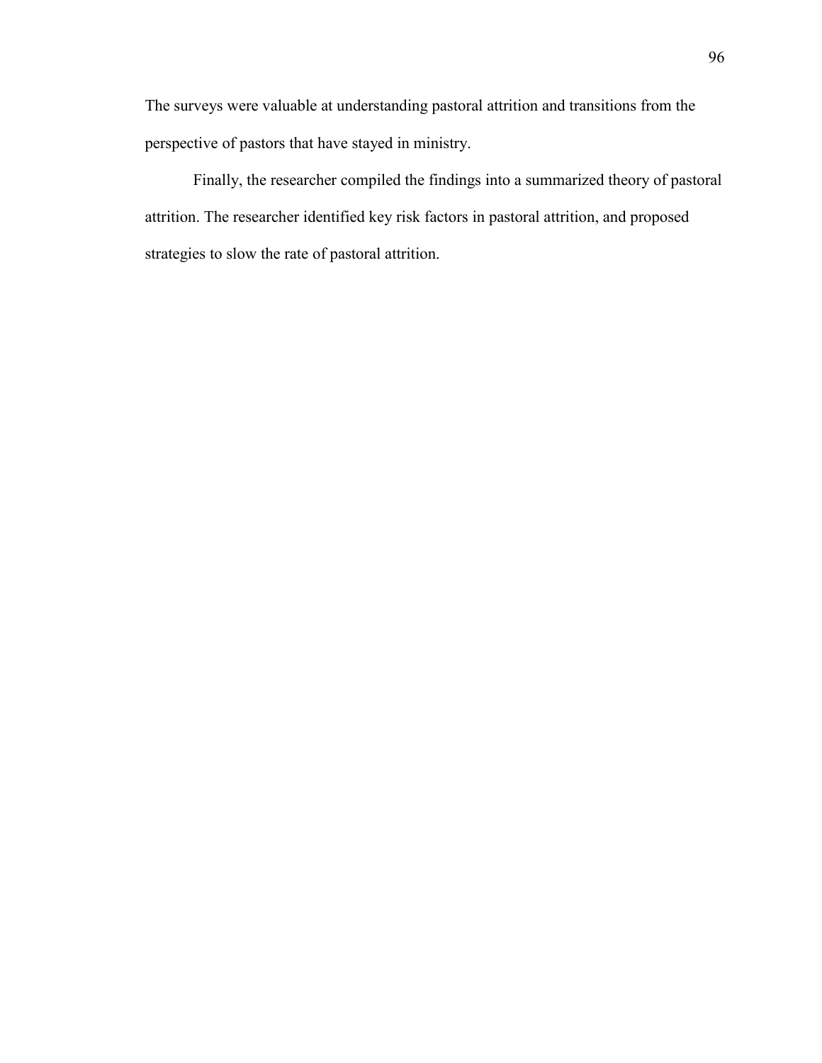The surveys were valuable at understanding pastoral attrition and transitions from the perspective of pastors that have stayed in ministry.

Finally, the researcher compiled the findings into a summarized theory of pastoral attrition. The researcher identified key risk factors in pastoral attrition, and proposed strategies to slow the rate of pastoral attrition.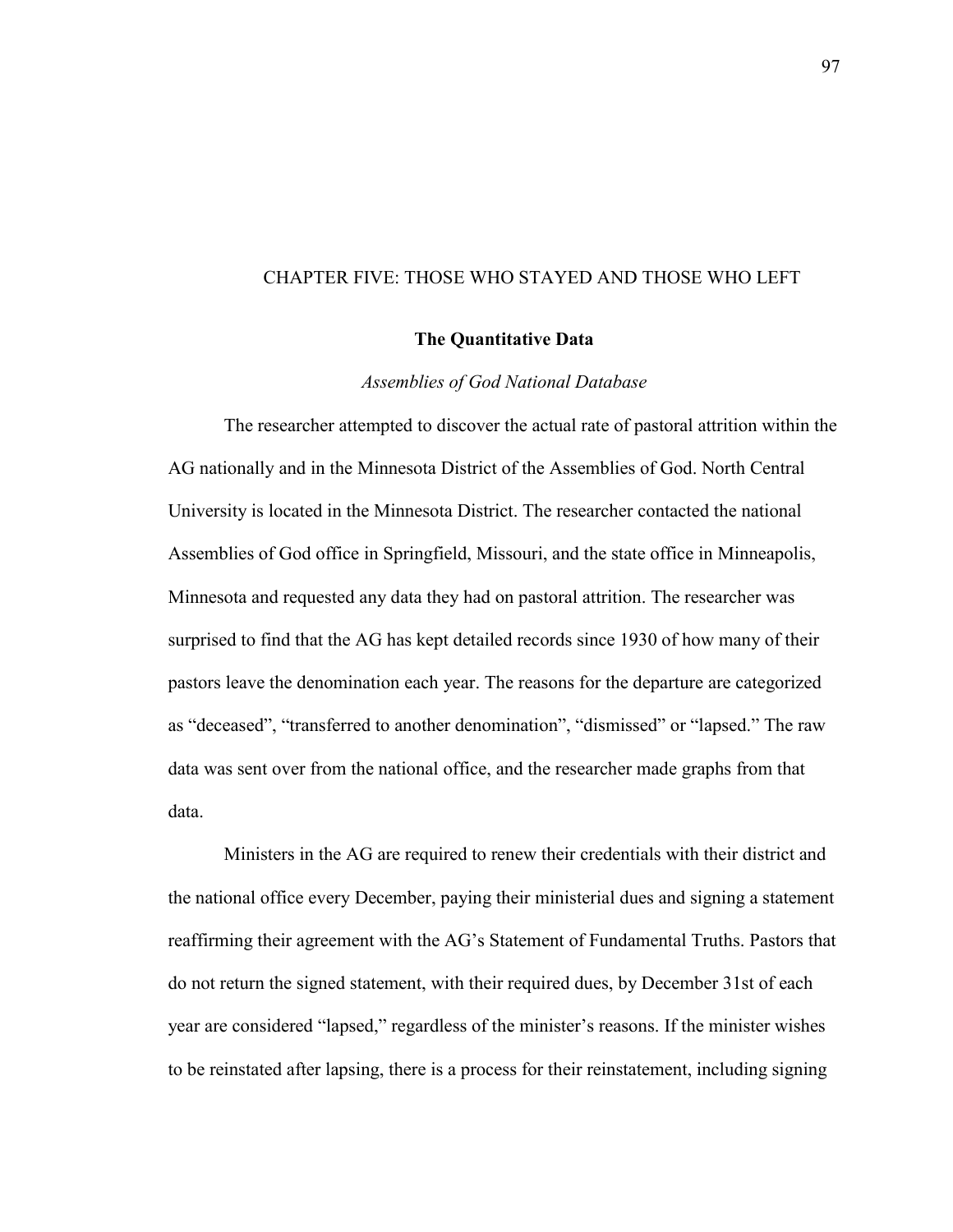# CHAPTER FIVE: THOSE WHO STAYED AND THOSE WHO LEFT

## The Quantitative Data

### *Assemblies of God National Database*

The researcher attempted to discover the actual rate of pastoral attrition within the AG nationally and in the Minnesota District of the Assemblies of God. North Central University is located in the Minnesota District. The researcher contacted the national Assemblies of God office in Springfield, Missouri, and the state office in Minneapolis, Minnesota and requested any data they had on pastoral attrition. The researcher was surprised to find that the AG has kept detailed records since 1930 of how many of their pastors leave the denomination each year. The reasons for the departure are categorized as "deceased", "transferred to another denomination", "dismissed" or "lapsed." The raw data was sent over from the national office, and the researcher made graphs from that data.

Ministers in the AG are required to renew their credentials with their district and the national office every December, paying their ministerial dues and signing a statement reaffirming their agreement with the AG's Statement of Fundamental Truths. Pastors that do not return the signed statement, with their required dues, by December 31st of each year are considered "lapsed," regardless of the minister's reasons. If the minister wishes to be reinstated after lapsing, there is a process for their reinstatement, including signing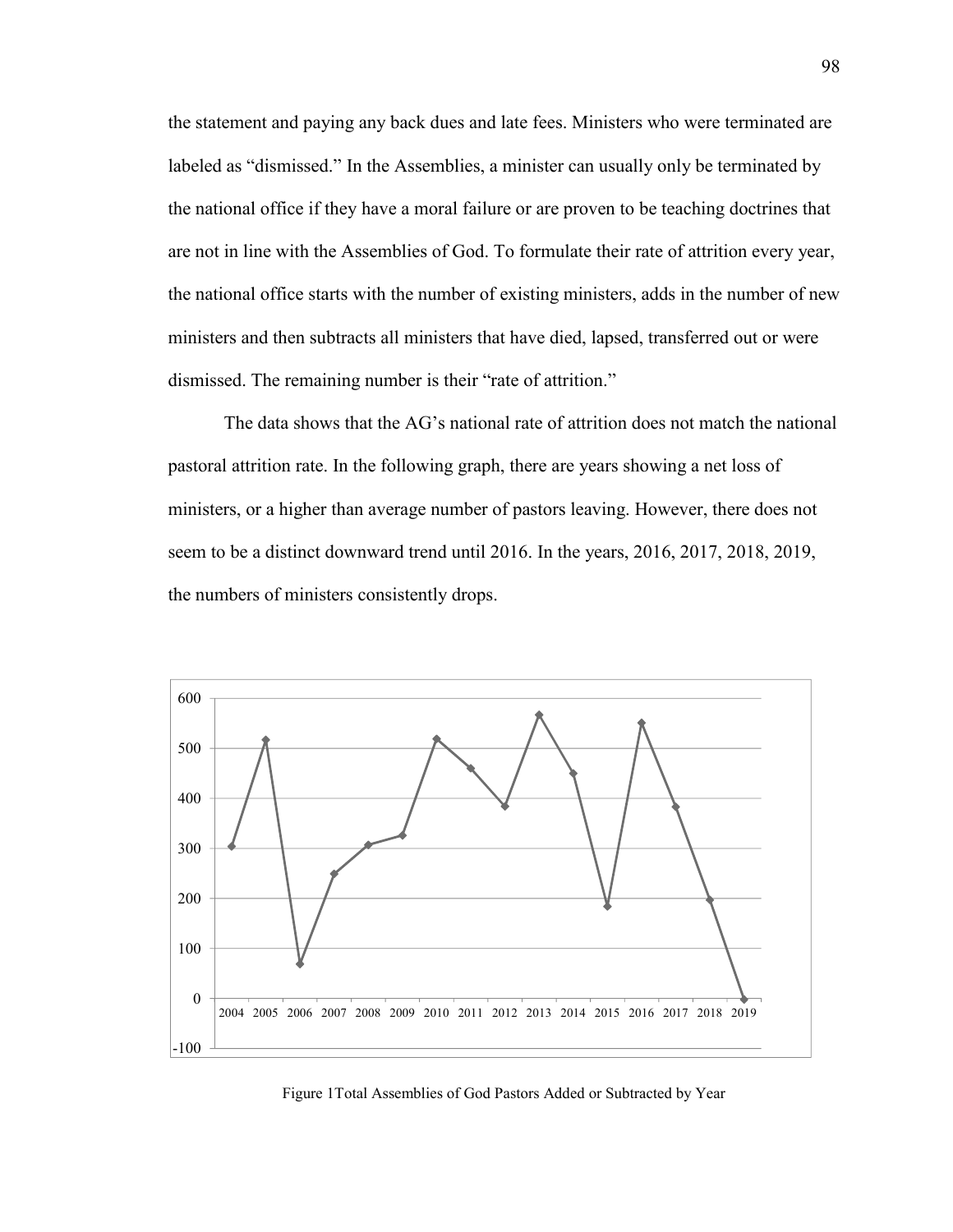the statement and paying any back dues and late fees. Ministers who were terminated are labeled as "dismissed." In the Assemblies, a minister can usually only be terminated by the national office if they have a moral failure or are proven to be teaching doctrines that are not in line with the Assemblies of God. To formulate their rate of attrition every year, the national office starts with the number of existing ministers, adds in the number of new ministers and then subtracts all ministers that have died, lapsed, transferred out or were dismissed. The remaining number is their "rate of attrition."

The data shows that the AG's national rate of attrition does not match the national pastoral attrition rate. In the following graph, there are years showing a net loss of ministers, or a higher than average number of pastors leaving. However, there does not seem to be a distinct downward trend until 2016. In the years, 2016, 2017, 2018, 2019, the numbers of ministers consistently drops.

Figure 1Total Assemblies of God Pastors Added or Subtracted by Year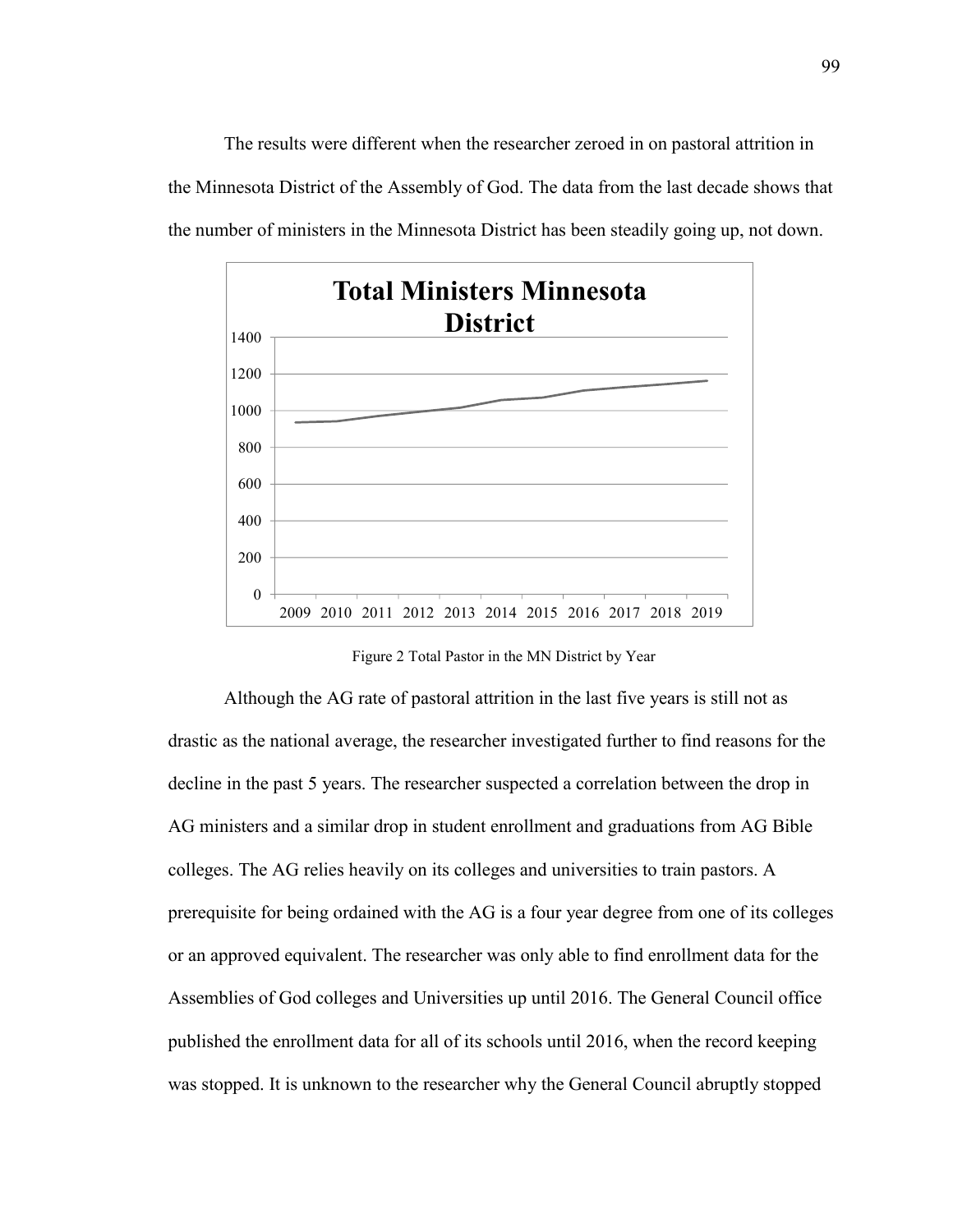The results were different when the researcher zeroed in on pastoral attrition in the Minnesota District of the Assembly of God. The data from the last decade shows that the number of ministers in the Minnesota District has been steadily going up, not down.

Figure 2 Total Pastor in the MN District by Year

Although the AG rate of pastoral attrition in the last five years is still not as drastic as the national average, the researcher investigated further to find reasons for the decline in the past 5 years. The researcher suspected a correlation between the drop in AG ministers and a similar drop in student enrollment and graduations from AG Bible colleges. The AG relies heavily on its colleges and universities to train pastors. A prerequisite for being ordained with the AG is a four year degree from one of its colleges or an approved equivalent. The researcher was only able to find enrollment data for the Assemblies of God colleges and Universities up until 2016. The General Council office published the enrollment data for all of its schools until 2016, when the record keeping was stopped. It is unknown to the researcher why the General Council abruptly stopped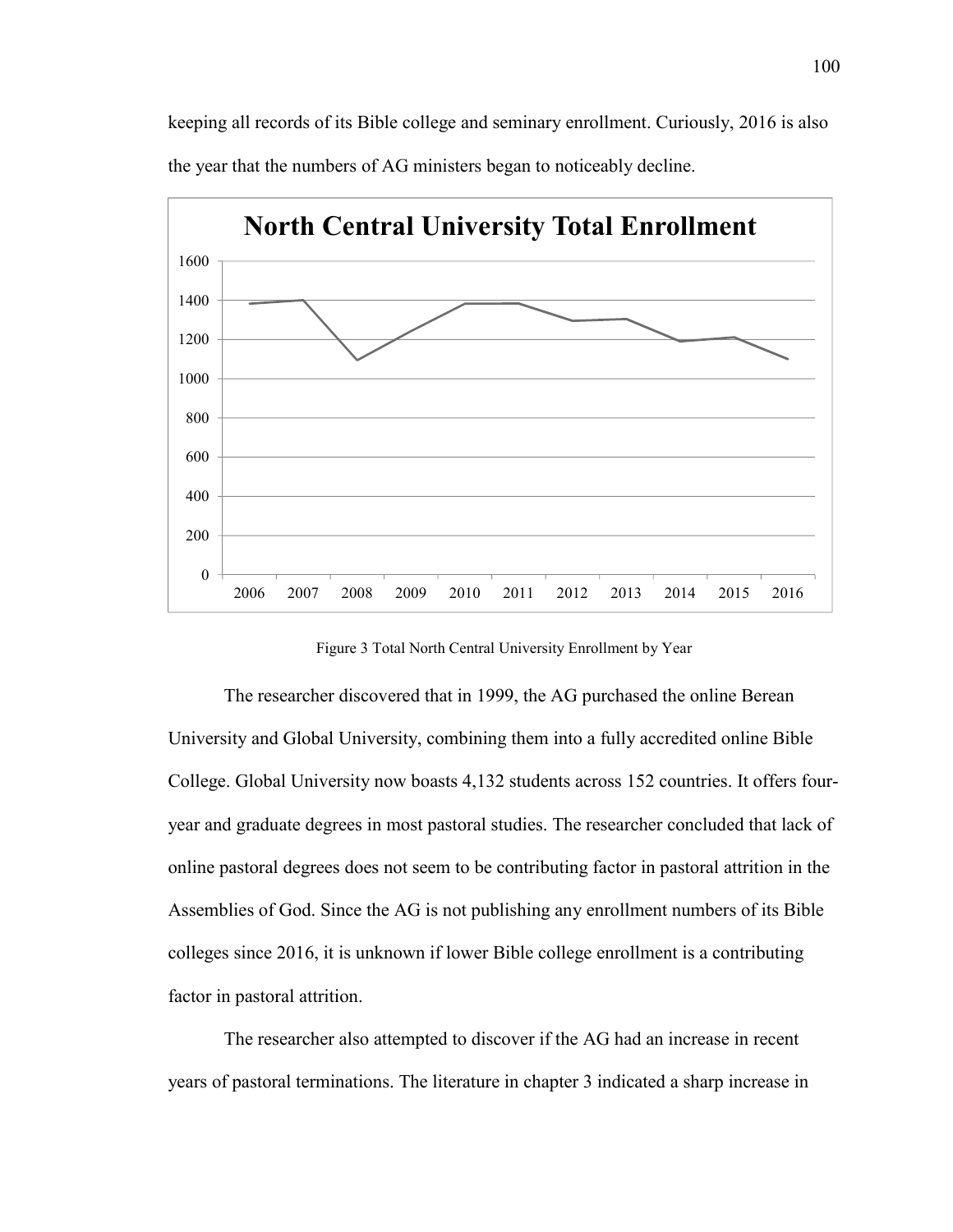keeping all records of its Bible college and seminary enrollment. Curiously, 2016 is also the year that the numbers of AG ministers began to noticeably decline.

Figure 3 Total North Central University Enrollment by Year

The researcher discovered that in 1999, the AG purchased the online Berean University and Global University, combining them into a fully accredited online Bible College. Global University now boasts 4,132 students across 152 countries. It offers four-year and graduate degrees in most pastoral studies. The researcher concluded that lack of online pastoral degrees does not seem to be contributing factor in pastoral attrition in the Assemblies of God. Since the AG is not publishing any enrollment numbers of its Bible colleges since 2016, it is unknown if lower Bible college enrollment is a contributing factor in pastoral attrition.

The researcher also attempted to discover if the AG had an increase in recent years of pastoral terminations. The literature in chapter 3 indicated a sharp increase in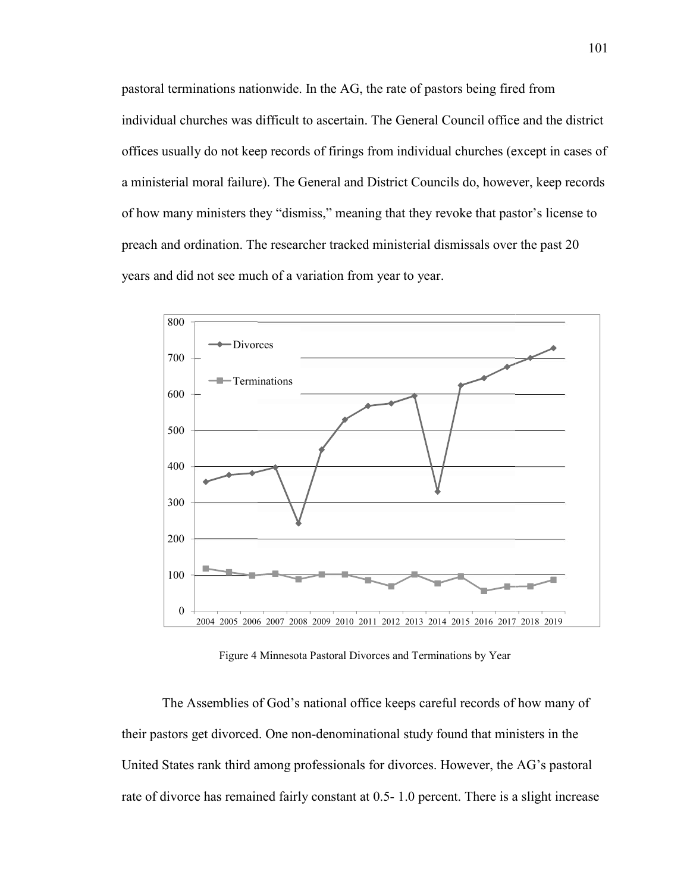pastoral terminations nationwide. In the AG, the rate of pastors being fired from individual churches was difficult to ascertain. The General Council office and the district offices usually do not keep records of firings from individual churches (except in cases of a ministerial moral failure). The General and District Councils do, however, keep records of how many ministers they "dismiss," meaning that they revoke that pastor's license to preach and ordination. The researcher tracked ministerial dismissals over the past 20 years and did not see much of a variation from year to year.

Figure 4 Minnesota Pastoral Divorces and Terminations by Year

The Assemblies of God's national office keeps careful records of how many of their pastors get divorced. One non-denominational study found that ministers in the United States rank third among professionals for divorces. However, the AG's pastoral rate of divorce has remained fairly constant at 0.5- 1.0 percent. There is a slight increase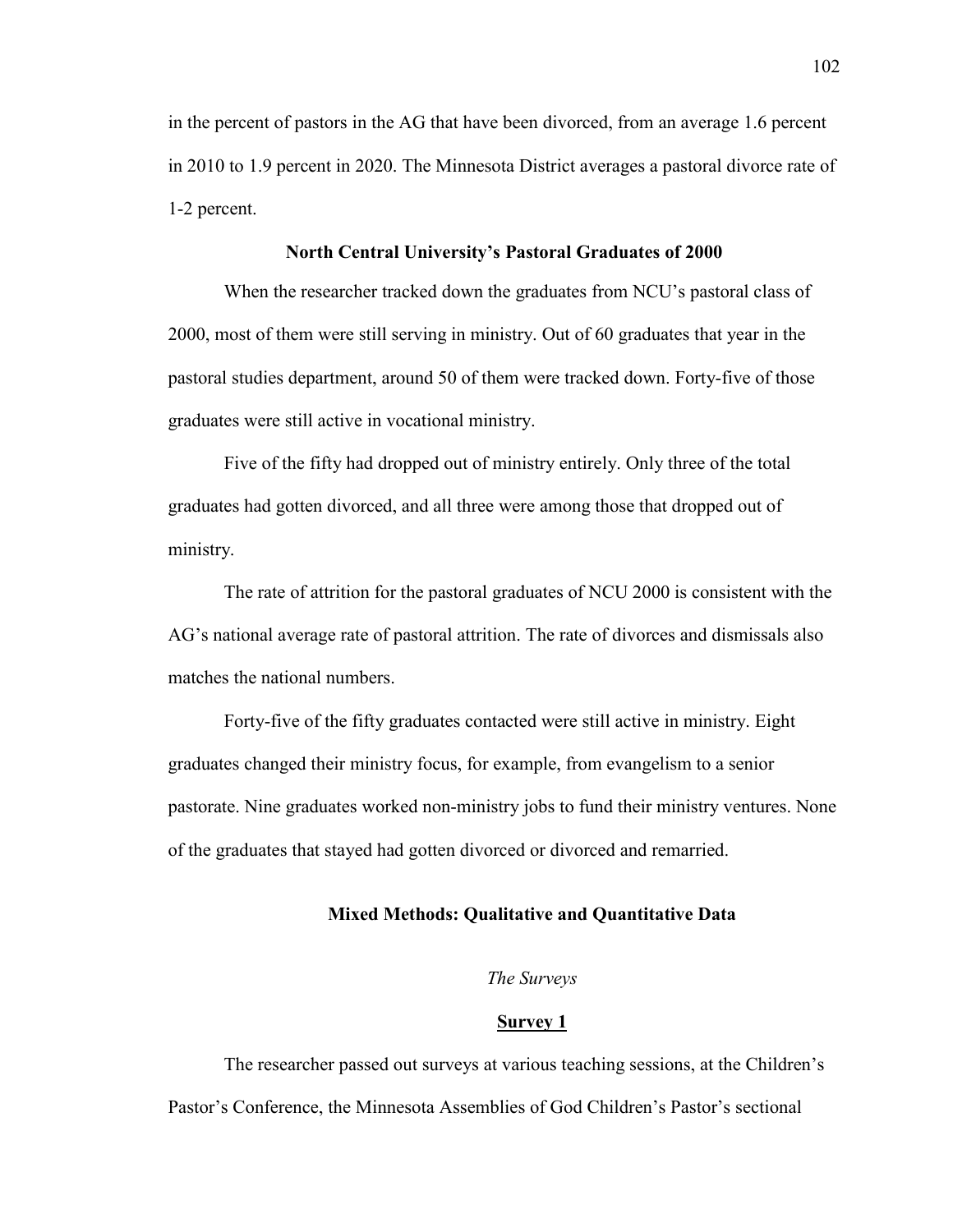in the percent of pastors in the AG that have been divorced, from an average 1.6 percent in 2010 to 1.9 percent in 2020. The Minnesota District averages a pastoral divorce rate of 1-2 percent.

## North Central University's Pastoral Graduates of 2000

When the researcher tracked down the graduates from NCU's pastoral class of 2000, most of them were still serving in ministry. Out of 60 graduates that year in the pastoral studies department, around 50 of them were tracked down. Forty-five of those graduates were still active in vocational ministry.

Five of the fifty had dropped out of ministry entirely. Only three of the total graduates had gotten divorced, and all three were among those that dropped out of ministry.

The rate of attrition for the pastoral graduates of NCU 2000 is consistent with the AG's national average rate of pastoral attrition. The rate of divorces and dismissals also matches the national numbers.

Forty-five of the fifty graduates contacted were still active in ministry. Eight graduates changed their ministry focus, for example, from evangelism to a senior pastorate. Nine graduates worked non-ministry jobs to fund their ministry ventures. None of the graduates that stayed had gotten divorced or divorced and remarried.

## Mixed Methods: Qualitative and Quantitative Data

### *The Surveys*

#### Survey 1

The researcher passed out surveys at various teaching sessions, at the Children's Pastor's Conference, the Minnesota Assemblies of God Children's Pastor's sectional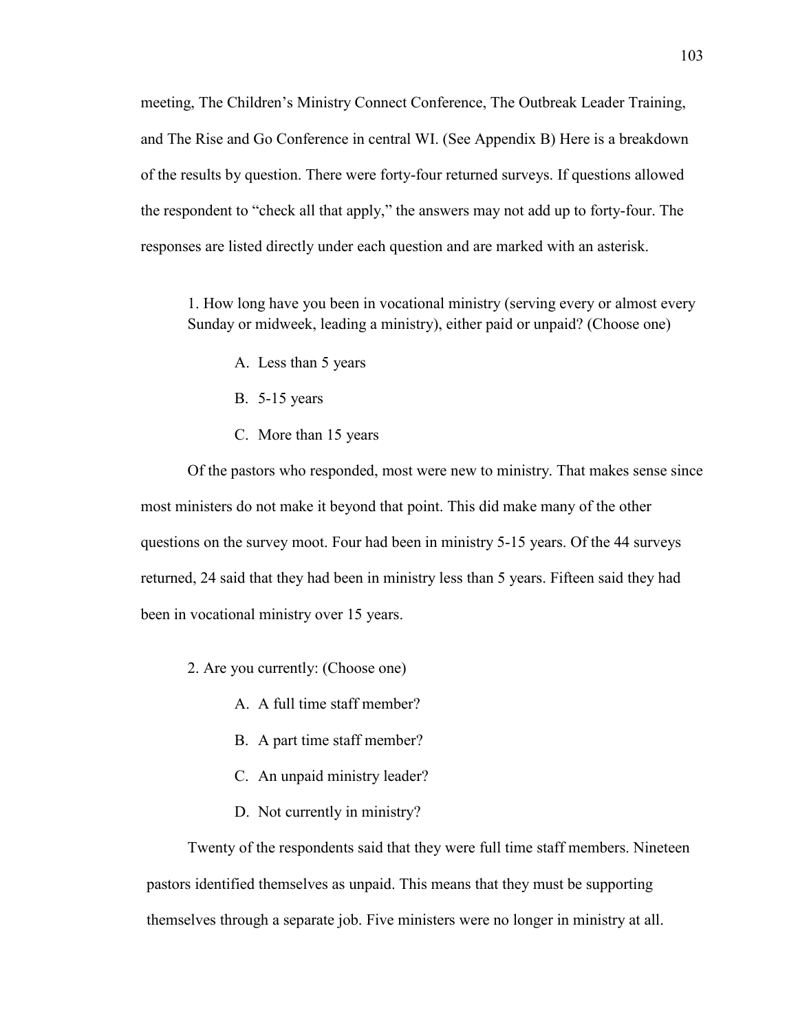meeting, The Children's Ministry Connect Conference, The Outbreak Leader Training, and The Rise and Go Conference in central WI. (See Appendix B) Here is a breakdown of the results by question. There were forty-four returned surveys. If questions allowed the respondent to "check all that apply," the answers may not add up to forty-four. The responses are listed directly under each question and are marked with an asterisk.

> 1. How long have you been in vocational ministry (serving every or almost every Sunday or midweek, leading a ministry), either paid or unpaid? (Choose one)
>
> A. Less than 5 years
>
> B. 5-15 years
>
> C. More than 15 years

Of the pastors who responded, most were new to ministry. That makes sense since most ministers do not make it beyond that point. This did make many of the other questions on the survey moot. Four had been in ministry 5-15 years. Of the 44 surveys returned, 24 said that they had been in ministry less than 5 years. Fifteen said they had been in vocational ministry over 15 years.

> 2. Are you currently: (Choose one)
>
> A. A full time staff member?
>
> B. A part time staff member?
>
> C. An unpaid ministry leader?
>
> D. Not currently in ministry?

Twenty of the respondents said that they were full time staff members. Nineteen pastors identified themselves as unpaid. This means that they must be supporting themselves through a separate job. Five ministers were no longer in ministry at all.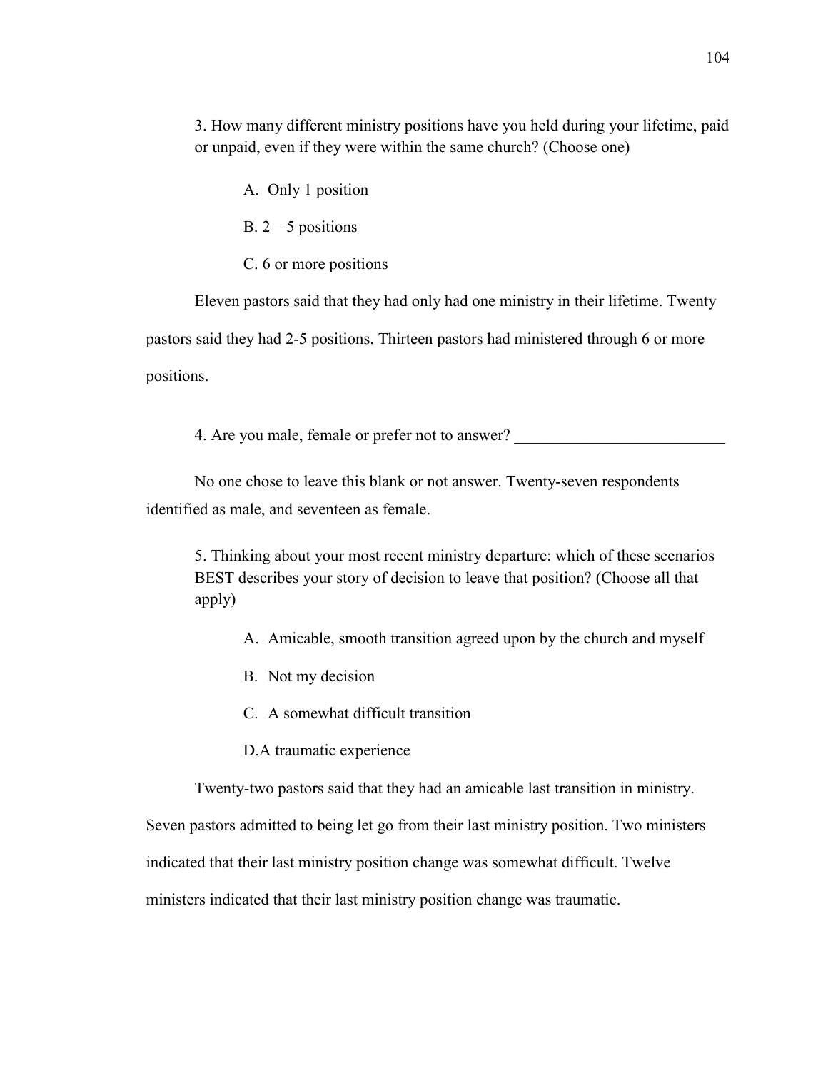> 3. How many different ministry positions have you held during your lifetime, paid or unpaid, even if they were within the same church? (Choose one)
>
> A. Only 1 position
>
> B. 2 – 5 positions
>
> C. 6 or more positions

Eleven pastors said that they had only had one ministry in their lifetime. Twenty pastors said they had 2-5 positions. Thirteen pastors had ministered through 6 or more positions.

> 4. Are you male, female or prefer not to answer? ___________________________

No one chose to leave this blank or not answer. Twenty-seven respondents identified as male, and seventeen as female.

> 5. Thinking about your most recent ministry departure: which of these scenarios BEST describes your story of decision to leave that position? (Choose all that apply)
>
> A. Amicable, smooth transition agreed upon by the church and myself
>
> B. Not my decision
>
> C. A somewhat difficult transition
>
> D.A traumatic experience

Twenty-two pastors said that they had an amicable last transition in ministry. Seven pastors admitted to being let go from their last ministry position. Two ministers indicated that their last ministry position change was somewhat difficult. Twelve ministers indicated that their last ministry position change was traumatic.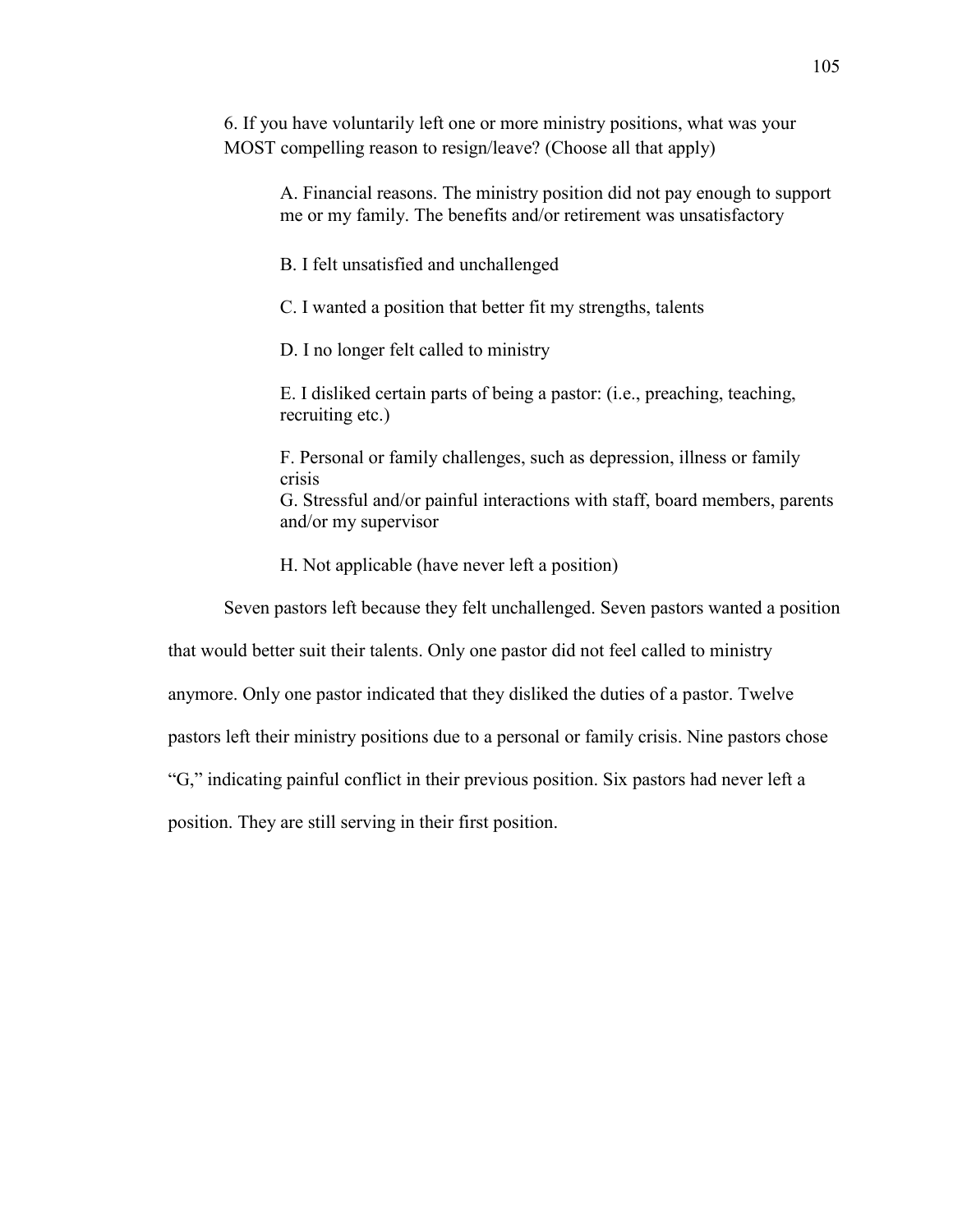6. If you have voluntarily left one or more ministry positions, what was your MOST compelling reason to resign/leave? (Choose all that apply)

A. Financial reasons. The ministry position did not pay enough to support me or my family. The benefits and/or retirement was unsatisfactory

B. I felt unsatisfied and unchallenged

C. I wanted a position that better fit my strengths, talents

D. I no longer felt called to ministry

E. I disliked certain parts of being a pastor: (i.e., preaching, teaching, recruiting etc.)

F. Personal or family challenges, such as depression, illness or family crisis
G. Stressful and/or painful interactions with staff, board members, parents and/or my supervisor

H. Not applicable (have never left a position)

Seven pastors left because they felt unchallenged. Seven pastors wanted a position that would better suit their talents. Only one pastor did not feel called to ministry anymore. Only one pastor indicated that they disliked the duties of a pastor. Twelve pastors left their ministry positions due to a personal or family crisis. Nine pastors chose "G," indicating painful conflict in their previous position. Six pastors had never left a position. They are still serving in their first position.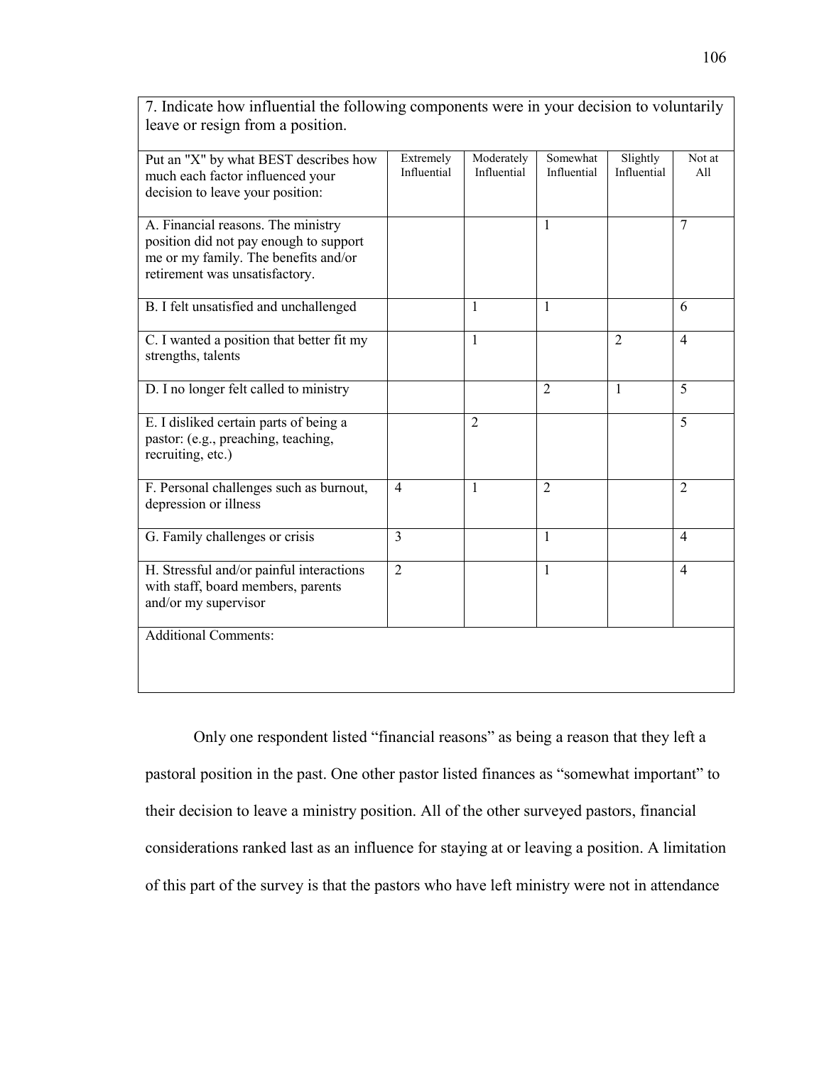| 7. Indicate how influential the following components were in your decision to voluntarily leave or resign from a position. | | | | | |
|---|---|---|---|---|---|
| Put an "X" by what BEST describes how much each factor influenced your decision to leave your position: | Extremely Influential | Moderately Influential | Somewhat Influential | Slightly Influential | Not at All |
| A. Financial reasons. The ministry position did not pay enough to support me or my family. The benefits and/or retirement was unsatisfactory. | | | 1 | | 7 |
| B. I felt unsatisfied and unchallenged | | 1 | 1 | | 6 |
| C. I wanted a position that better fit my strengths, talents | | 1 | | 2 | 4 |
| D. I no longer felt called to ministry | | | 2 | 1 | 5 |
| E. I disliked certain parts of being a pastor: (e.g., preaching, teaching, recruiting, etc.) | | 2 | | | 5 |
| F. Personal challenges such as burnout, depression or illness | 4 | 1 | 2 | | 2 |
| G. Family challenges or crisis | 3 | | 1 | | 4 |
| H. Stressful and/or painful interactions with staff, board members, parents and/or my supervisor | 2 | | 1 | | 4 |
| Additional Comments: | | | | | |

Only one respondent listed "financial reasons" as being a reason that they left a pastoral position in the past. One other pastor listed finances as "somewhat important" to their decision to leave a ministry position. All of the other surveyed pastors, financial considerations ranked last as an influence for staying at or leaving a position. A limitation of this part of the survey is that the pastors who have left ministry were not in attendance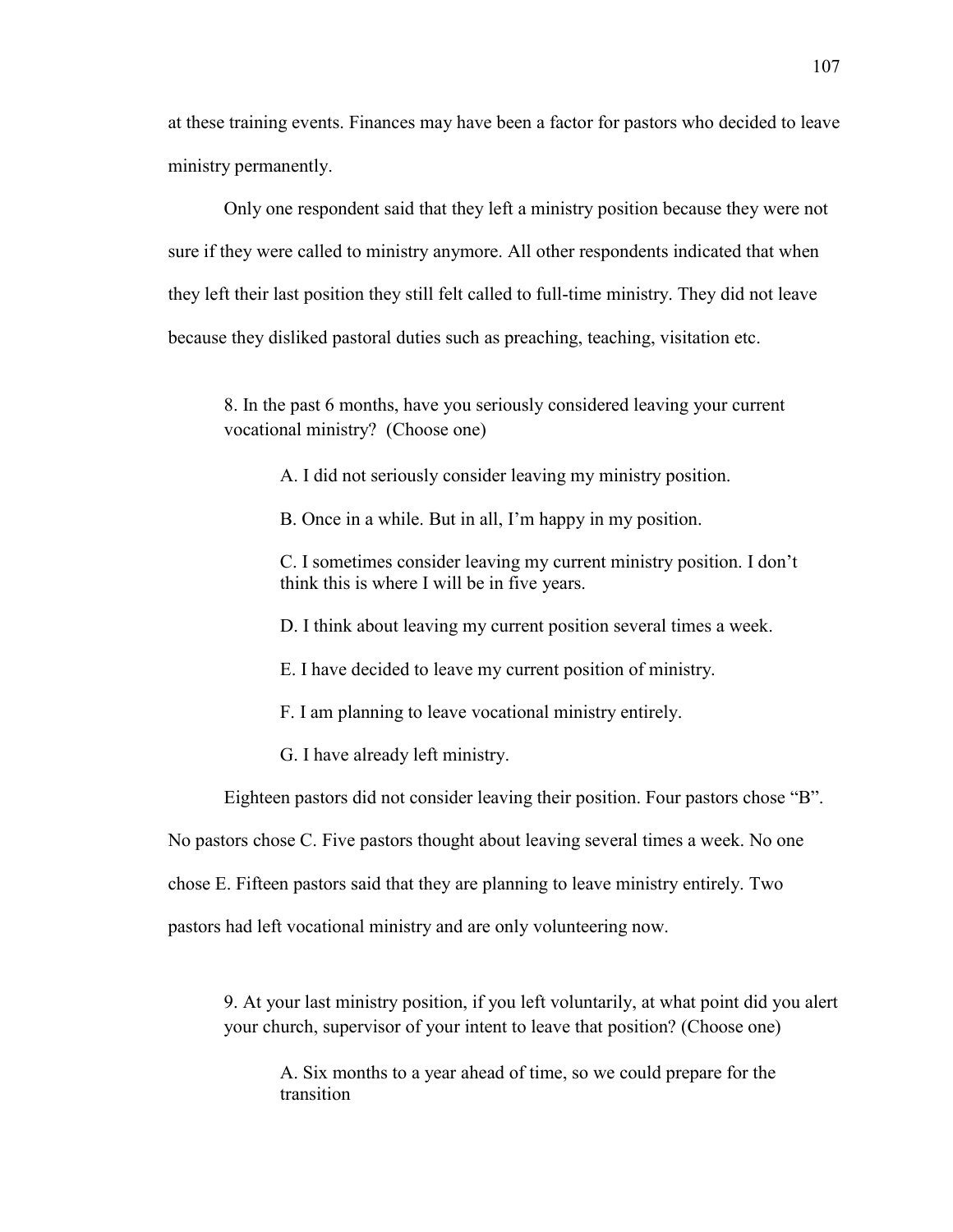at these training events. Finances may have been a factor for pastors who decided to leave ministry permanently.

Only one respondent said that they left a ministry position because they were not sure if they were called to ministry anymore. All other respondents indicated that when they left their last position they still felt called to full-time ministry. They did not leave because they disliked pastoral duties such as preaching, teaching, visitation etc.

> 8. In the past 6 months, have you seriously considered leaving your current vocational ministry? (Choose one)
>
> A. I did not seriously consider leaving my ministry position.
>
> B. Once in a while. But in all, I'm happy in my position.
>
> C. I sometimes consider leaving my current ministry position. I don't think this is where I will be in five years.
>
> D. I think about leaving my current position several times a week.
>
> E. I have decided to leave my current position of ministry.
>
> F. I am planning to leave vocational ministry entirely.
>
> G. I have already left ministry.

Eighteen pastors did not consider leaving their position. Four pastors chose "B". No pastors chose C. Five pastors thought about leaving several times a week. No one chose E. Fifteen pastors said that they are planning to leave ministry entirely. Two pastors had left vocational ministry and are only volunteering now.

> 9. At your last ministry position, if you left voluntarily, at what point did you alert your church, supervisor of your intent to leave that position? (Choose one)
>
> A. Six months to a year ahead of time, so we could prepare for the transition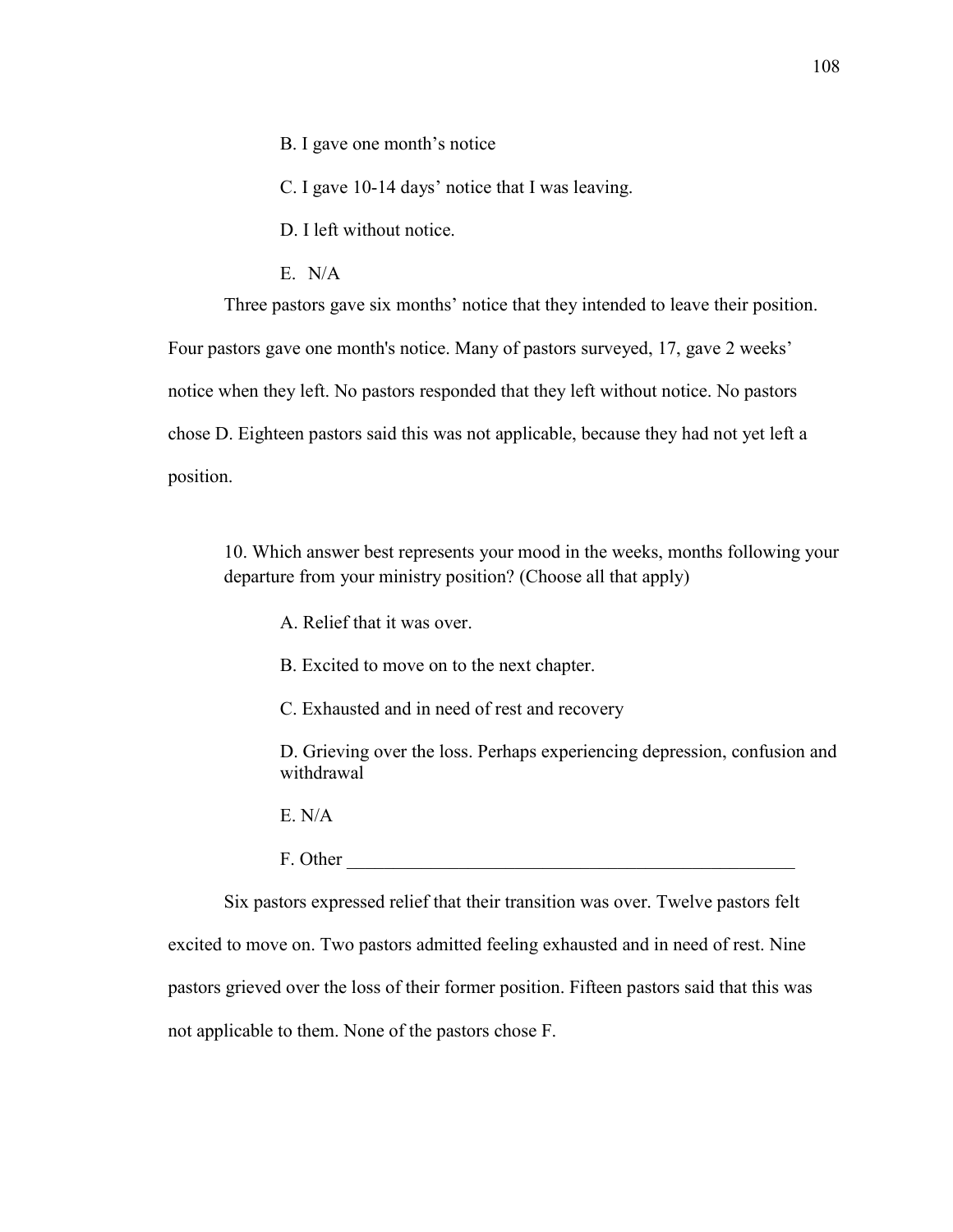B. I gave one month's notice

C. I gave 10-14 days' notice that I was leaving.

D. I left without notice.

E. N/A

Three pastors gave six months' notice that they intended to leave their position. Four pastors gave one month's notice. Many of pastors surveyed, 17, gave 2 weeks' notice when they left. No pastors responded that they left without notice. No pastors chose D. Eighteen pastors said this was not applicable, because they had not yet left a position.

> 10. Which answer best represents your mood in the weeks, months following your departure from your ministry position? (Choose all that apply)
>
> A. Relief that it was over.
>
> B. Excited to move on to the next chapter.
>
> C. Exhausted and in need of rest and recovery
>
> D. Grieving over the loss. Perhaps experiencing depression, confusion and withdrawal
>
> E. N/A
>
> F. Other ______________________________________________

Six pastors expressed relief that their transition was over. Twelve pastors felt excited to move on. Two pastors admitted feeling exhausted and in need of rest. Nine pastors grieved over the loss of their former position. Fifteen pastors said that this was not applicable to them. None of the pastors chose F.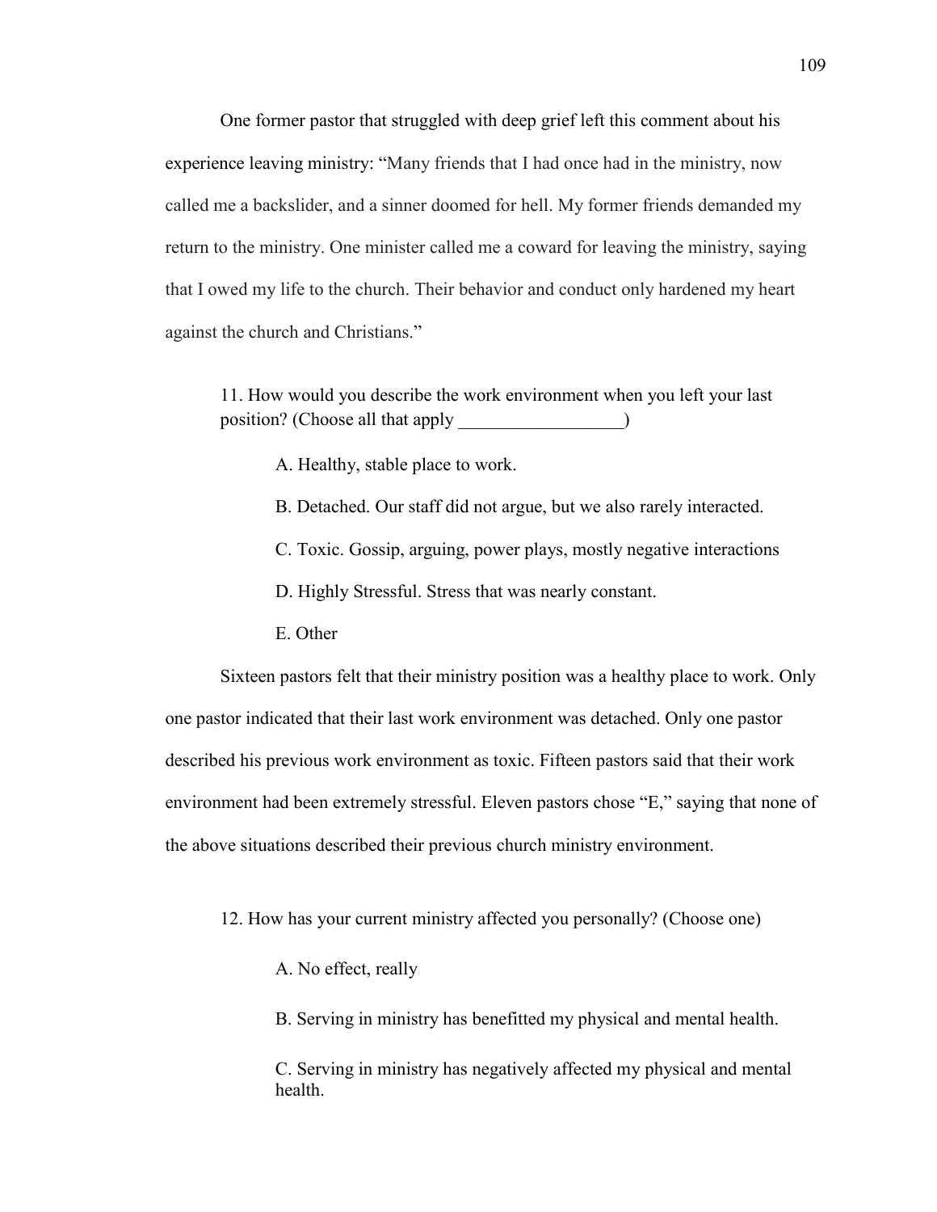One former pastor that struggled with deep grief left this comment about his experience leaving ministry: "Many friends that I had once had in the ministry, now called me a backslider, and a sinner doomed for hell. My former friends demanded my return to the ministry. One minister called me a coward for leaving the ministry, saying that I owed my life to the church. Their behavior and conduct only hardened my heart against the church and Christians."

11. How would you describe the work environment when you left your last position? (Choose all that apply __________________)

A. Healthy, stable place to work.

B. Detached. Our staff did not argue, but we also rarely interacted.

C. Toxic. Gossip, arguing, power plays, mostly negative interactions

D. Highly Stressful. Stress that was nearly constant.

E. Other

Sixteen pastors felt that their ministry position was a healthy place to work. Only one pastor indicated that their last work environment was detached. Only one pastor described his previous work environment as toxic. Fifteen pastors said that their work environment had been extremely stressful. Eleven pastors chose "E," saying that none of the above situations described their previous church ministry environment.

12. How has your current ministry affected you personally? (Choose one)

A. No effect, really

B. Serving in ministry has benefitted my physical and mental health.

C. Serving in ministry has negatively affected my physical and mental health.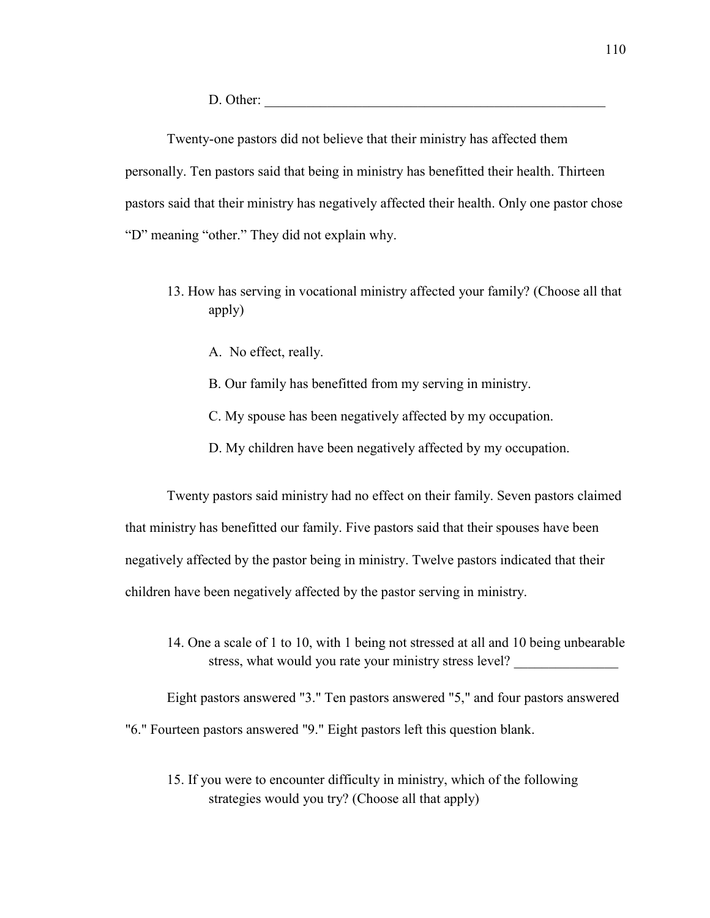D. Other: ___________________________________________________

Twenty-one pastors did not believe that their ministry has affected them personally. Ten pastors said that being in ministry has benefitted their health. Thirteen pastors said that their ministry has negatively affected their health. Only one pastor chose "D" meaning "other." They did not explain why.

13. How has serving in vocational ministry affected your family? (Choose all that apply)

A. No effect, really.

B. Our family has benefitted from my serving in ministry.

C. My spouse has been negatively affected by my occupation.

D. My children have been negatively affected by my occupation.

Twenty pastors said ministry had no effect on their family. Seven pastors claimed that ministry has benefitted our family. Five pastors said that their spouses have been negatively affected by the pastor being in ministry. Twelve pastors indicated that their children have been negatively affected by the pastor serving in ministry.

14. One a scale of 1 to 10, with 1 being not stressed at all and 10 being unbearable stress, what would you rate your ministry stress level? _______________

Eight pastors answered "3." Ten pastors answered "5," and four pastors answered "6." Fourteen pastors answered "9." Eight pastors left this question blank.

15. If you were to encounter difficulty in ministry, which of the following strategies would you try? (Choose all that apply)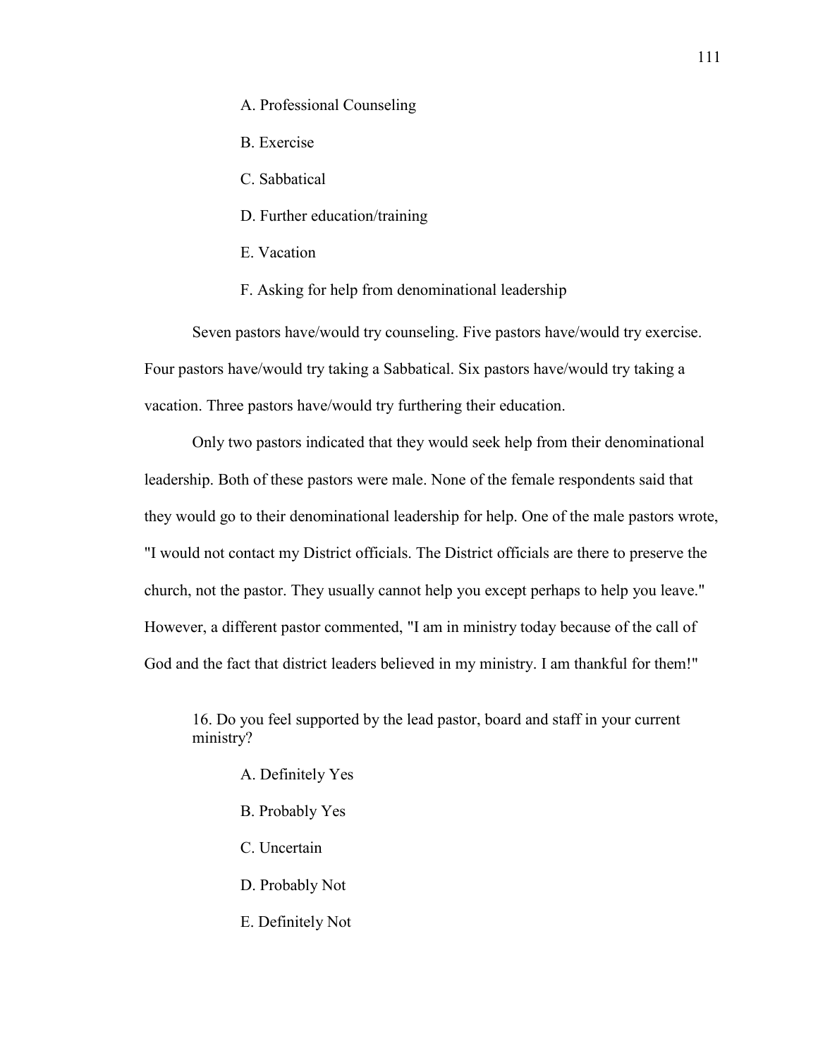A. Professional Counseling

B. Exercise

C. Sabbatical

D. Further education/training

E. Vacation

F. Asking for help from denominational leadership

Seven pastors have/would try counseling. Five pastors have/would try exercise. Four pastors have/would try taking a Sabbatical. Six pastors have/would try taking a vacation. Three pastors have/would try furthering their education.

Only two pastors indicated that they would seek help from their denominational leadership. Both of these pastors were male. None of the female respondents said that they would go to their denominational leadership for help. One of the male pastors wrote, "I would not contact my District officials. The District officials are there to preserve the church, not the pastor. They usually cannot help you except perhaps to help you leave." However, a different pastor commented, "I am in ministry today because of the call of God and the fact that district leaders believed in my ministry. I am thankful for them!"

16. Do you feel supported by the lead pastor, board and staff in your current ministry?

A. Definitely Yes

B. Probably Yes

C. Uncertain

D. Probably Not

E. Definitely Not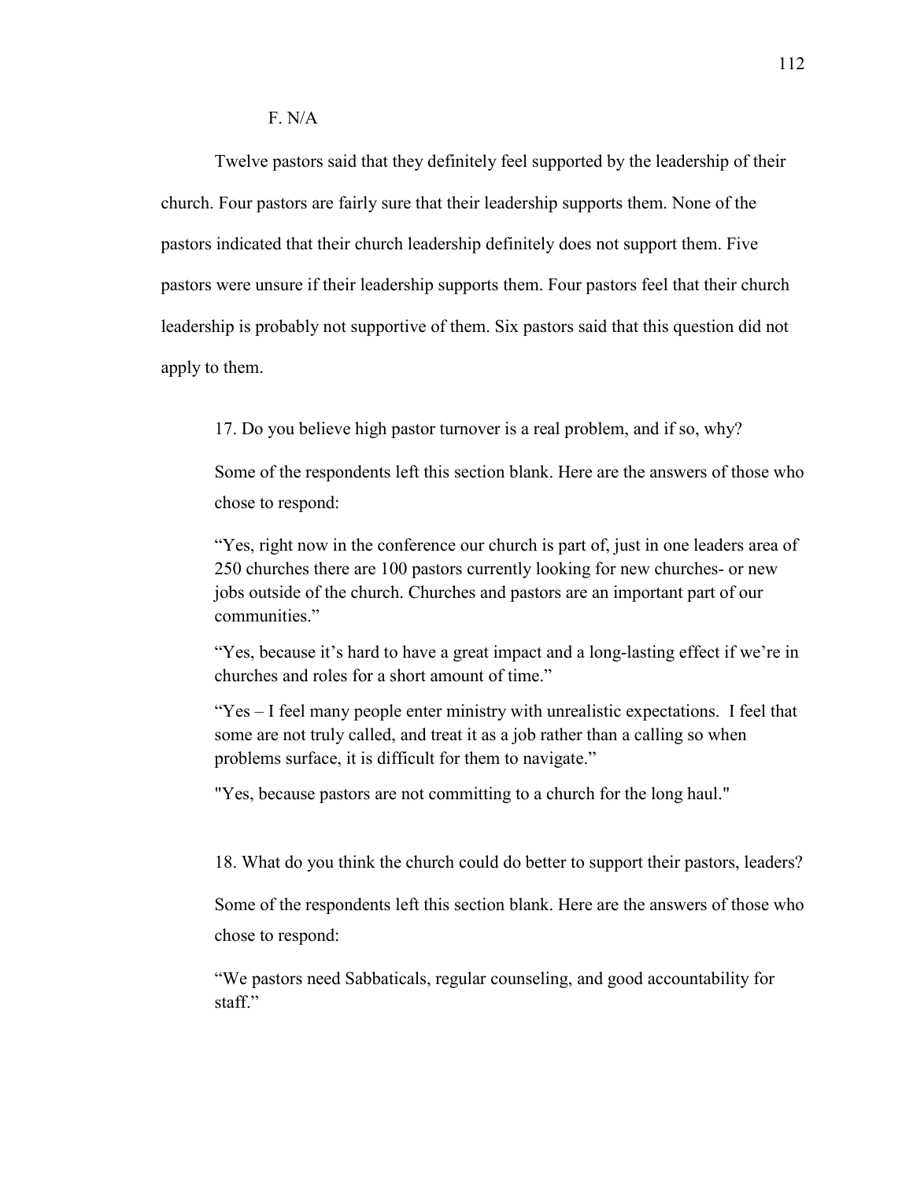F. N/A

Twelve pastors said that they definitely feel supported by the leadership of their church. Four pastors are fairly sure that their leadership supports them. None of the pastors indicated that their church leadership definitely does not support them. Five pastors were unsure if their leadership supports them. Four pastors feel that their church leadership is probably not supportive of them. Six pastors said that this question did not apply to them.

17. Do you believe high pastor turnover is a real problem, and if so, why?

Some of the respondents left this section blank. Here are the answers of those who chose to respond:

"Yes, right now in the conference our church is part of, just in one leaders area of 250 churches there are 100 pastors currently looking for new churches- or new jobs outside of the church. Churches and pastors are an important part of our communities."

"Yes, because it's hard to have a great impact and a long-lasting effect if we're in churches and roles for a short amount of time."

"Yes – I feel many people enter ministry with unrealistic expectations. I feel that some are not truly called, and treat it as a job rather than a calling so when problems surface, it is difficult for them to navigate."

"Yes, because pastors are not committing to a church for the long haul."

18. What do you think the church could do better to support their pastors, leaders?

Some of the respondents left this section blank. Here are the answers of those who chose to respond:

"We pastors need Sabbaticals, regular counseling, and good accountability for staff."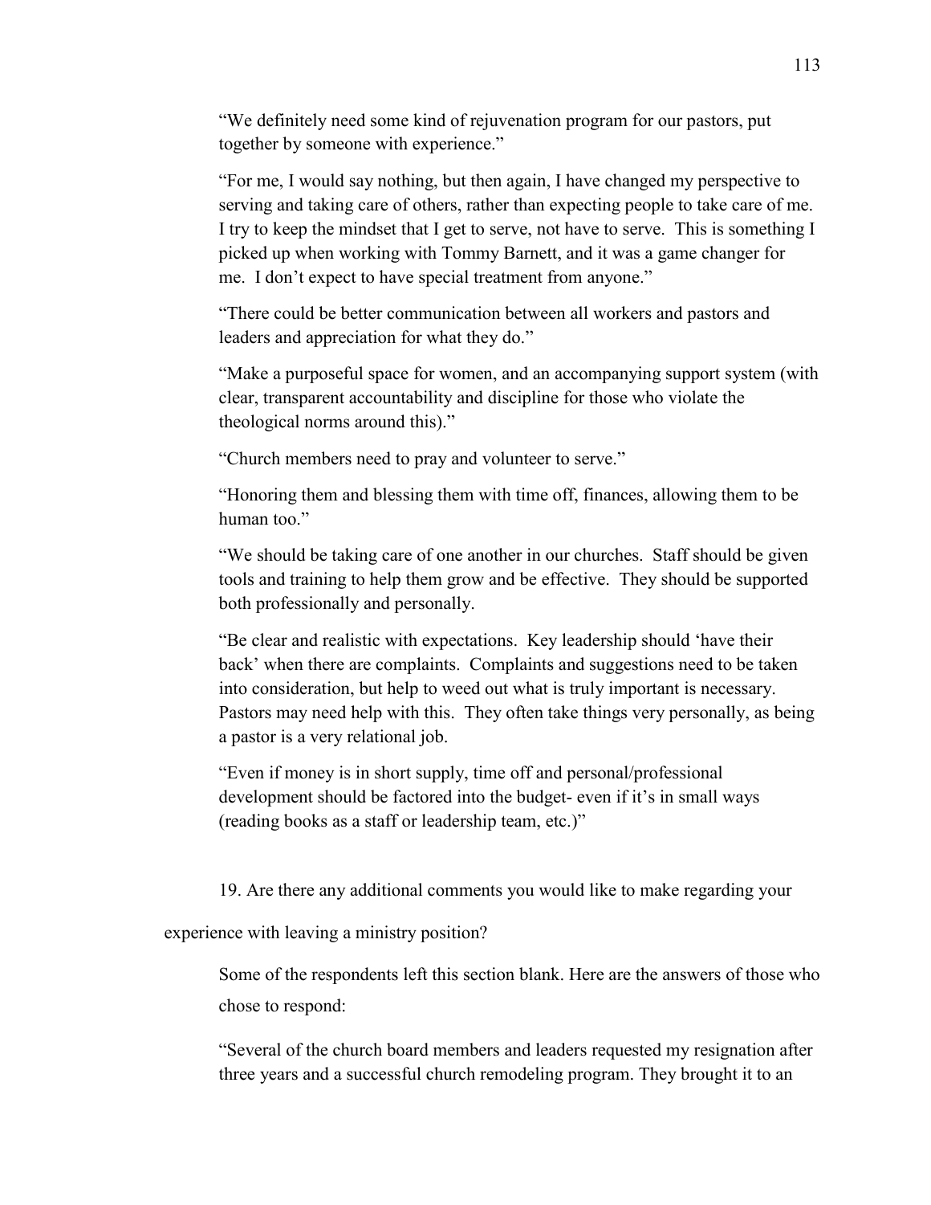"We definitely need some kind of rejuvenation program for our pastors, put together by someone with experience."

"For me, I would say nothing, but then again, I have changed my perspective to serving and taking care of others, rather than expecting people to take care of me. I try to keep the mindset that I get to serve, not have to serve. This is something I picked up when working with Tommy Barnett, and it was a game changer for me. I don't expect to have special treatment from anyone."

"There could be better communication between all workers and pastors and leaders and appreciation for what they do."

"Make a purposeful space for women, and an accompanying support system (with clear, transparent accountability and discipline for those who violate the theological norms around this)."

"Church members need to pray and volunteer to serve."

"Honoring them and blessing them with time off, finances, allowing them to be human too."

"We should be taking care of one another in our churches. Staff should be given tools and training to help them grow and be effective. They should be supported both professionally and personally.

"Be clear and realistic with expectations. Key leadership should 'have their back' when there are complaints. Complaints and suggestions need to be taken into consideration, but help to weed out what is truly important is necessary. Pastors may need help with this. They often take things very personally, as being a pastor is a very relational job.

"Even if money is in short supply, time off and personal/professional development should be factored into the budget- even if it's in small ways (reading books as a staff or leadership team, etc.)"

19. Are there any additional comments you would like to make regarding your experience with leaving a ministry position?

Some of the respondents left this section blank. Here are the answers of those who chose to respond:

"Several of the church board members and leaders requested my resignation after three years and a successful church remodeling program. They brought it to an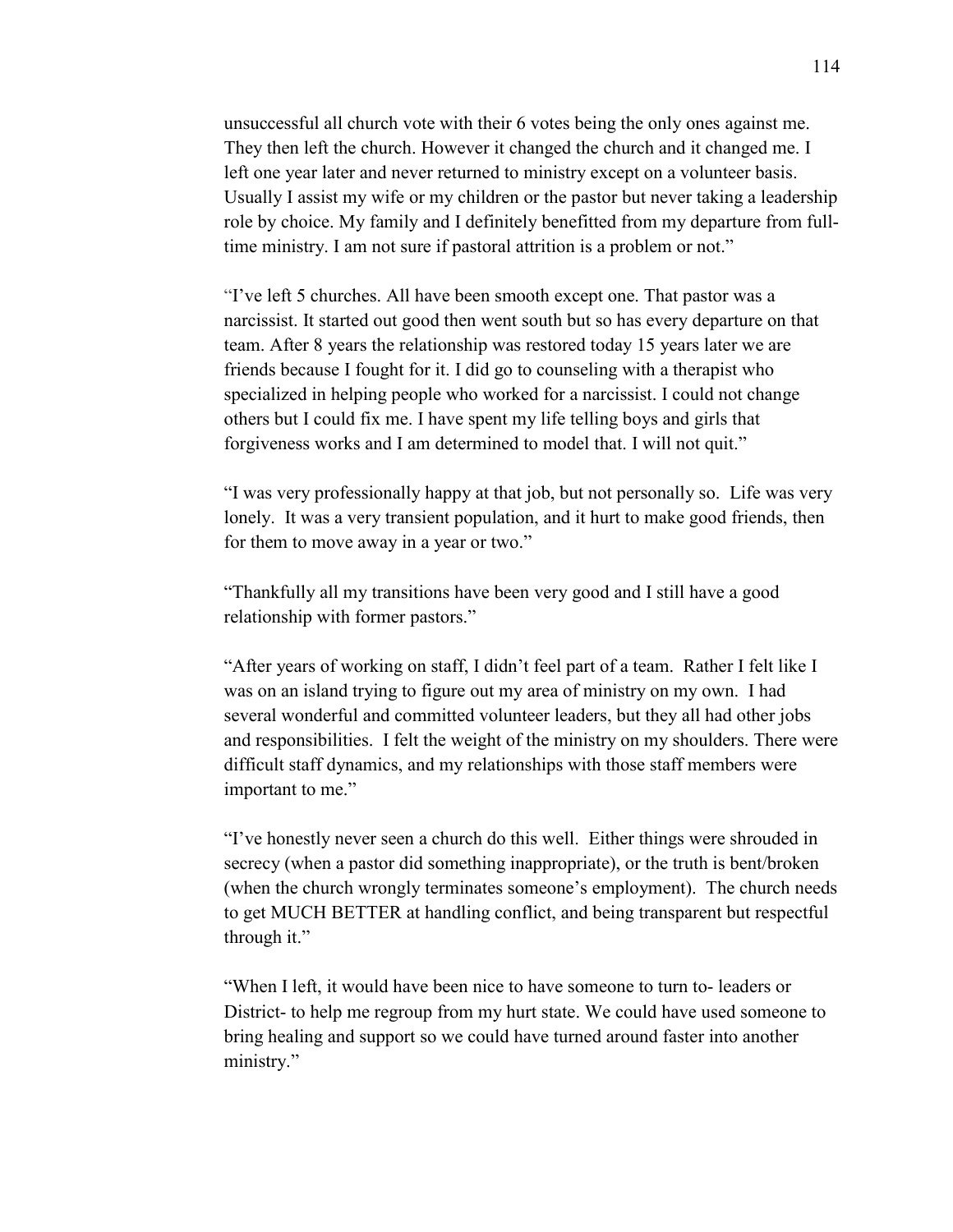unsuccessful all church vote with their 6 votes being the only ones against me. They then left the church. However it changed the church and it changed me. I left one year later and never returned to ministry except on a volunteer basis. Usually I assist my wife or my children or the pastor but never taking a leadership role by choice. My family and I definitely benefitted from my departure from full-time ministry. I am not sure if pastoral attrition is a problem or not."

"I've left 5 churches. All have been smooth except one. That pastor was a narcissist. It started out good then went south but so has every departure on that team. After 8 years the relationship was restored today 15 years later we are friends because I fought for it. I did go to counseling with a therapist who specialized in helping people who worked for a narcissist. I could not change others but I could fix me. I have spent my life telling boys and girls that forgiveness works and I am determined to model that. I will not quit."

"I was very professionally happy at that job, but not personally so. Life was very lonely. It was a very transient population, and it hurt to make good friends, then for them to move away in a year or two."

"Thankfully all my transitions have been very good and I still have a good relationship with former pastors."

"After years of working on staff, I didn't feel part of a team. Rather I felt like I was on an island trying to figure out my area of ministry on my own. I had several wonderful and committed volunteer leaders, but they all had other jobs and responsibilities. I felt the weight of the ministry on my shoulders. There were difficult staff dynamics, and my relationships with those staff members were important to me."

"I've honestly never seen a church do this well. Either things were shrouded in secrecy (when a pastor did something inappropriate), or the truth is bent/broken (when the church wrongly terminates someone's employment). The church needs to get MUCH BETTER at handling conflict, and being transparent but respectful through it."

"When I left, it would have been nice to have someone to turn to- leaders or District- to help me regroup from my hurt state. We could have used someone to bring healing and support so we could have turned around faster into another ministry."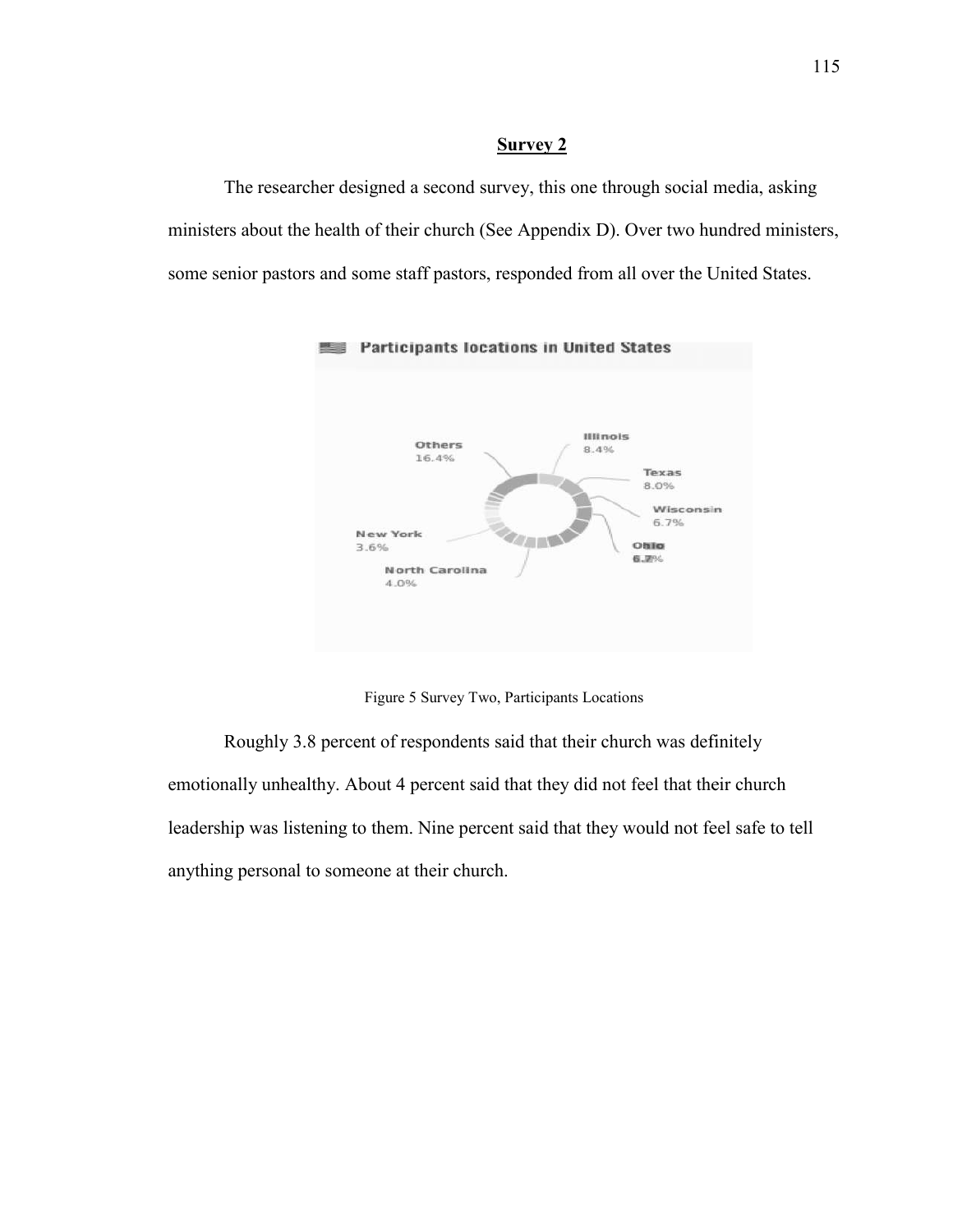## Survey 2

The researcher designed a second survey, this one through social media, asking ministers about the health of their church (See Appendix D). Over two hundred ministers, some senior pastors and some staff pastors, responded from all over the United States.

Figure 5 Survey Two, Participants Locations

Roughly 3.8 percent of respondents said that their church was definitely emotionally unhealthy. About 4 percent said that they did not feel that their church leadership was listening to them. Nine percent said that they would not feel safe to tell anything personal to someone at their church.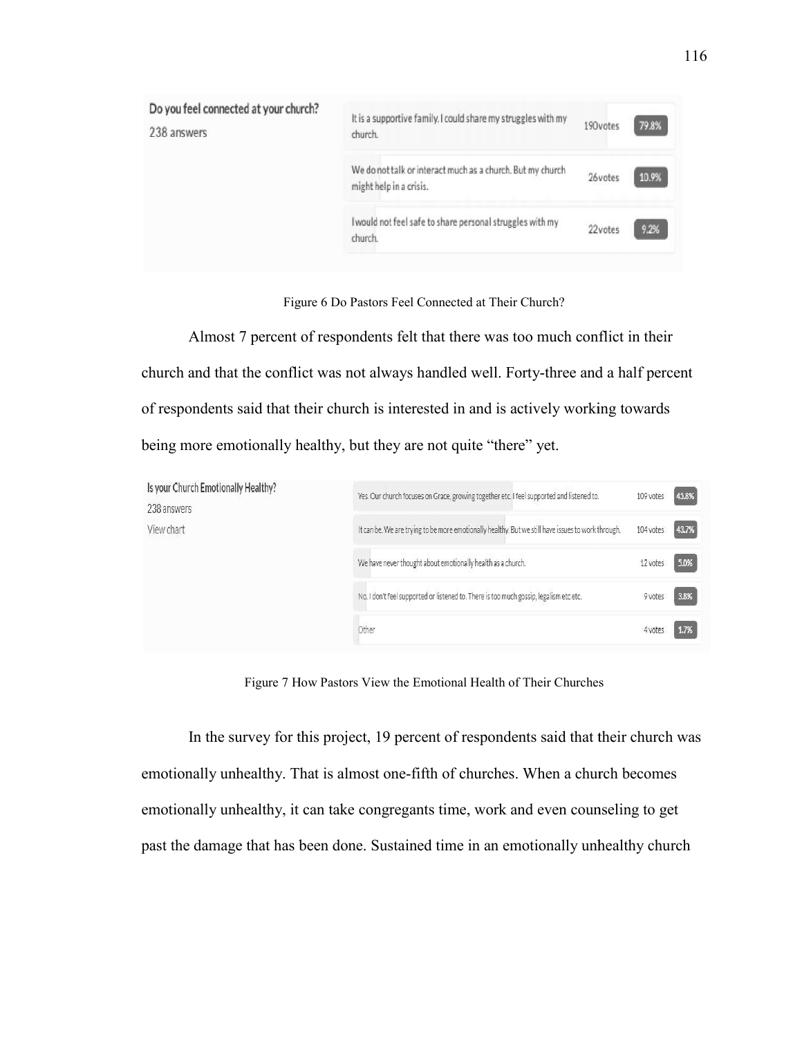| Do you feel connected at your church? 238 answers | | |
|---|---|---|
| It is a supportive family. I could share my struggles with my church. | 190votes | 79.8% |
| We do not talk or interact much as a church. But my church might help in a crisis. | 26votes | 10.9% |
| I would not feel safe to share personal struggles with my church. | 22votes | 9.2% |

Figure 6 Do Pastors Feel Connected at Their Church?

Almost 7 percent of respondents felt that there was too much conflict in their church and that the conflict was not always handled well. Forty-three and a half percent of respondents said that their church is interested in and is actively working towards being more emotionally healthy, but they are not quite "there" yet.

| Is your Church Emotionally Healthy? 238 answers View chart | | |
|---|---|---|
| Yes. Our church focuses on Grace, growing together etc. I feel supported and listened to. | 109 votes | 45.8% |
| It can be. We are trying to be more emotionally healthy. But we still have issues to work through. | 104 votes | 43.7% |
| We have never thought about emotionally health as a church. | 12 votes | 5.0% |
| No. I don't feel supported or listened to. There is too much gossip, legalism etc etc. | 9 votes | 3.8% |
| Other | 4 votes | 1.7% |

Figure 7 How Pastors View the Emotional Health of Their Churches

In the survey for this project, 19 percent of respondents said that their church was emotionally unhealthy. That is almost one-fifth of churches. When a church becomes emotionally unhealthy, it can take congregants time, work and even counseling to get past the damage that has been done. Sustained time in an emotionally unhealthy church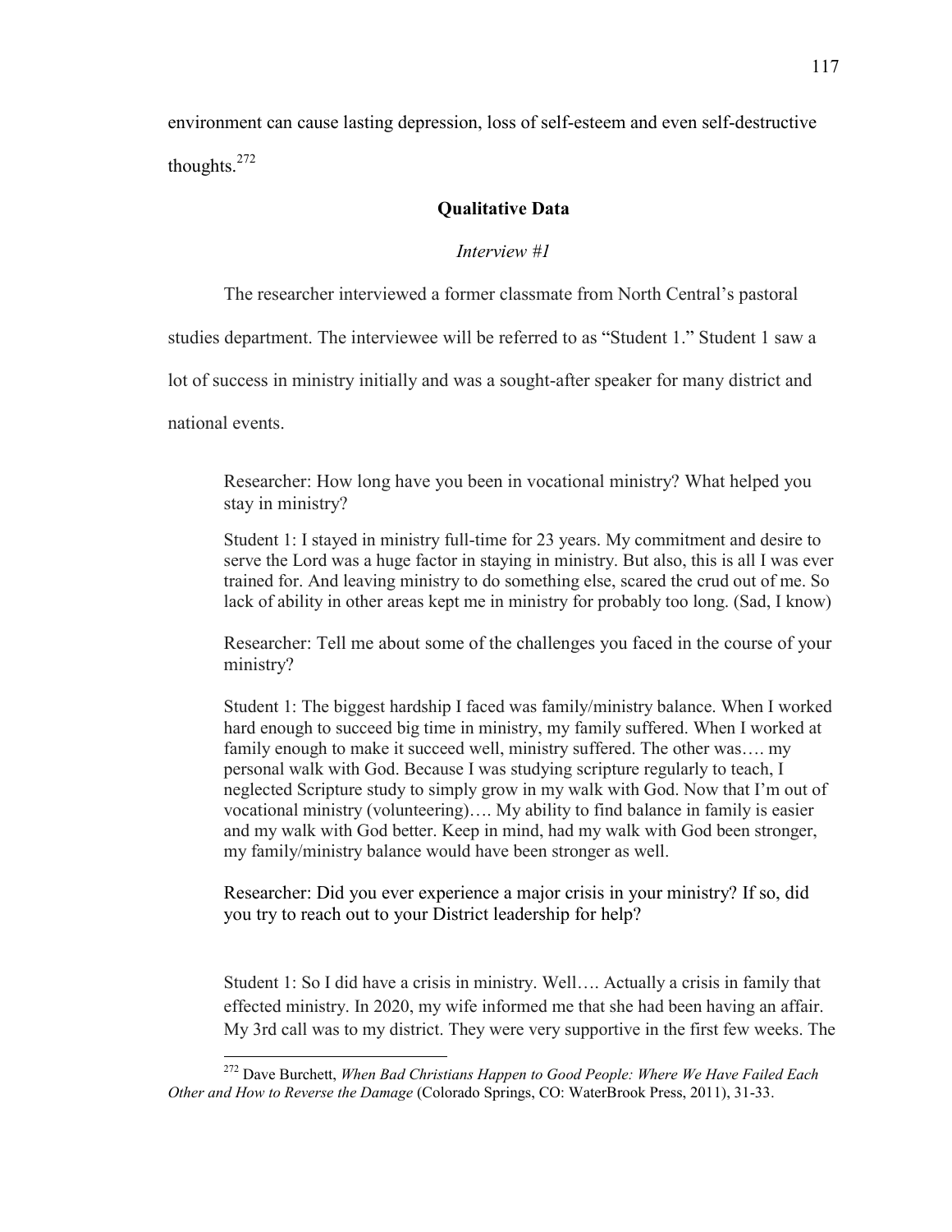environment can cause lasting depression, loss of self-esteem and even self-destructive thoughts.[272]

## Qualitative Data

### *Interview #1*

The researcher interviewed a former classmate from North Central's pastoral studies department. The interviewee will be referred to as "Student 1." Student 1 saw a lot of success in ministry initially and was a sought-after speaker for many district and national events.

> Researcher: How long have you been in vocational ministry? What helped you stay in ministry?
>
> Student 1: I stayed in ministry full-time for 23 years. My commitment and desire to serve the Lord was a huge factor in staying in ministry. But also, this is all I was ever trained for. And leaving ministry to do something else, scared the crud out of me. So lack of ability in other areas kept me in ministry for probably too long. (Sad, I know)
>
> Researcher: Tell me about some of the challenges you faced in the course of your ministry?
>
> Student 1: The biggest hardship I faced was family/ministry balance. When I worked hard enough to succeed big time in ministry, my family suffered. When I worked at family enough to make it succeed well, ministry suffered. The other was…. my personal walk with God. Because I was studying scripture regularly to teach, I neglected Scripture study to simply grow in my walk with God. Now that I'm out of vocational ministry (volunteering)…. My ability to find balance in family is easier and my walk with God better. Keep in mind, had my walk with God been stronger, my family/ministry balance would have been stronger as well.
>
> Researcher: Did you ever experience a major crisis in your ministry? If so, did you try to reach out to your District leadership for help?
>
> Student 1: So I did have a crisis in ministry. Well…. Actually a crisis in family that effected ministry. In 2020, my wife informed me that she had been having an affair. My 3rd call was to my district. They were very supportive in the first few weeks. The

[272] Dave Burchett, *When Bad Christians Happen to Good People: Where We Have Failed Each Other and How to Reverse the Damage* (Colorado Springs, CO: WaterBrook Press, 2011), 31-33.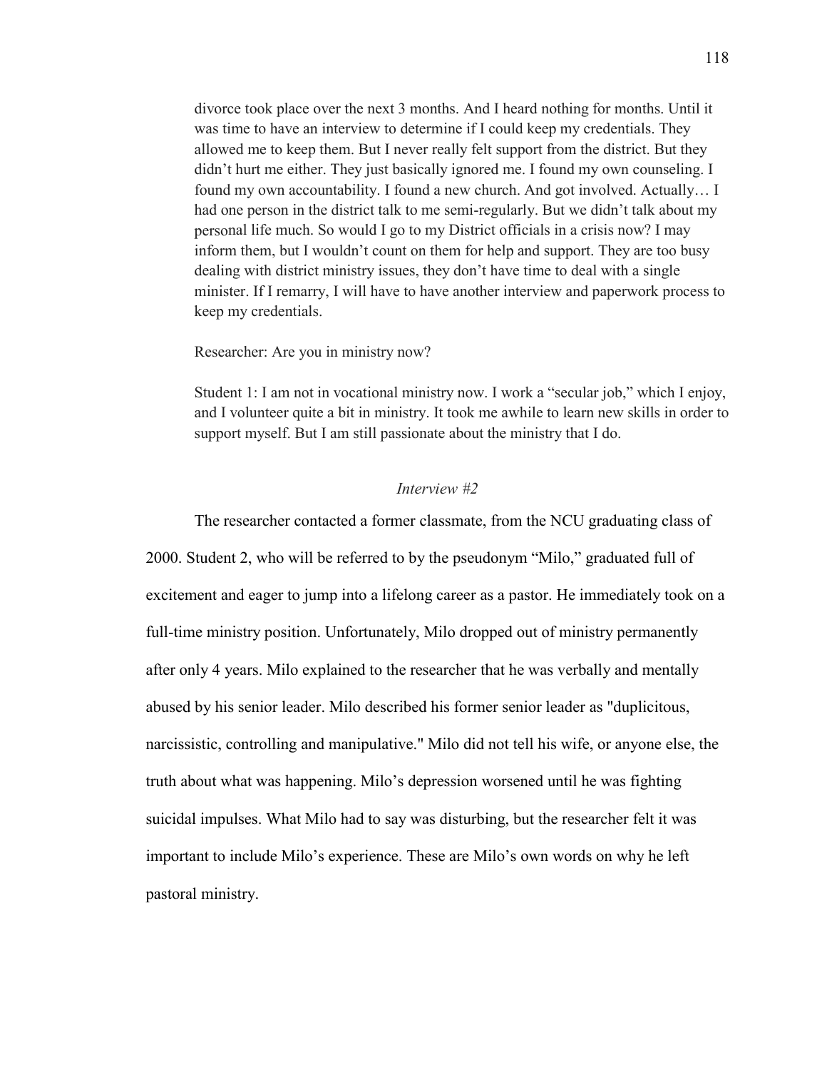divorce took place over the next 3 months. And I heard nothing for months. Until it was time to have an interview to determine if I could keep my credentials. They allowed me to keep them. But I never really felt support from the district. But they didn't hurt me either. They just basically ignored me. I found my own counseling. I found my own accountability. I found a new church. And got involved. Actually… I had one person in the district talk to me semi-regularly. But we didn't talk about my personal life much. So would I go to my District officials in a crisis now? I may inform them, but I wouldn't count on them for help and support. They are too busy dealing with district ministry issues, they don't have time to deal with a single minister. If I remarry, I will have to have another interview and paperwork process to keep my credentials.

> Researcher: Are you in ministry now?
>
> Student 1: I am not in vocational ministry now. I work a "secular job," which I enjoy, and I volunteer quite a bit in ministry. It took me awhile to learn new skills in order to support myself. But I am still passionate about the ministry that I do.

### *Interview #2*

The researcher contacted a former classmate, from the NCU graduating class of 2000. Student 2, who will be referred to by the pseudonym "Milo," graduated full of excitement and eager to jump into a lifelong career as a pastor. He immediately took on a full-time ministry position. Unfortunately, Milo dropped out of ministry permanently after only 4 years. Milo explained to the researcher that he was verbally and mentally abused by his senior leader. Milo described his former senior leader as "duplicitous, narcissistic, controlling and manipulative." Milo did not tell his wife, or anyone else, the truth about what was happening. Milo's depression worsened until he was fighting suicidal impulses. What Milo had to say was disturbing, but the researcher felt it was important to include Milo's experience. These are Milo's own words on why he left pastoral ministry.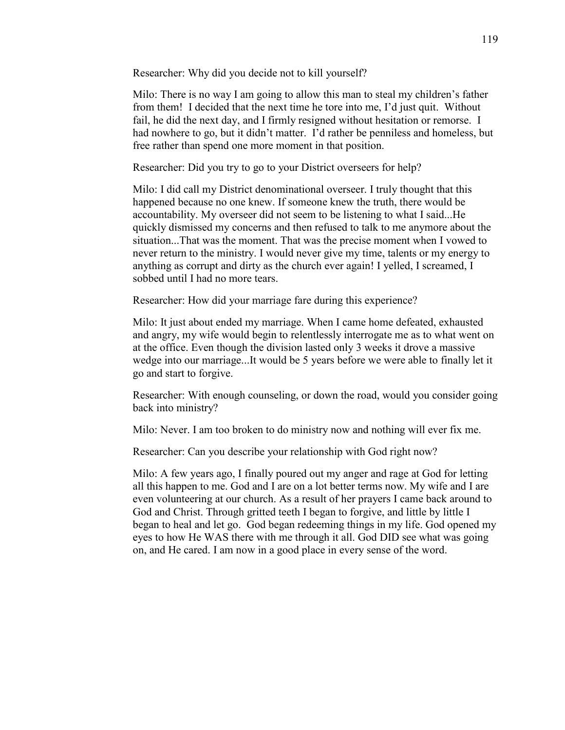Researcher: Why did you decide not to kill yourself?

Milo: There is no way I am going to allow this man to steal my children's father from them! I decided that the next time he tore into me, I'd just quit. Without fail, he did the next day, and I firmly resigned without hesitation or remorse. I had nowhere to go, but it didn't matter. I'd rather be penniless and homeless, but free rather than spend one more moment in that position.

Researcher: Did you try to go to your District overseers for help?

Milo: I did call my District denominational overseer. I truly thought that this happened because no one knew. If someone knew the truth, there would be accountability. My overseer did not seem to be listening to what I said...He quickly dismissed my concerns and then refused to talk to me anymore about the situation...That was the moment. That was the precise moment when I vowed to never return to the ministry. I would never give my time, talents or my energy to anything as corrupt and dirty as the church ever again! I yelled, I screamed, I sobbed until I had no more tears.

Researcher: How did your marriage fare during this experience?

Milo: It just about ended my marriage. When I came home defeated, exhausted and angry, my wife would begin to relentlessly interrogate me as to what went on at the office. Even though the division lasted only 3 weeks it drove a massive wedge into our marriage...It would be 5 years before we were able to finally let it go and start to forgive.

Researcher: With enough counseling, or down the road, would you consider going back into ministry?

Milo: Never. I am too broken to do ministry now and nothing will ever fix me.

Researcher: Can you describe your relationship with God right now?

Milo: A few years ago, I finally poured out my anger and rage at God for letting all this happen to me. God and I are on a lot better terms now. My wife and I are even volunteering at our church. As a result of her prayers I came back around to God and Christ. Through gritted teeth I began to forgive, and little by little I began to heal and let go. God began redeeming things in my life. God opened my eyes to how He WAS there with me through it all. God DID see what was going on, and He cared. I am now in a good place in every sense of the word.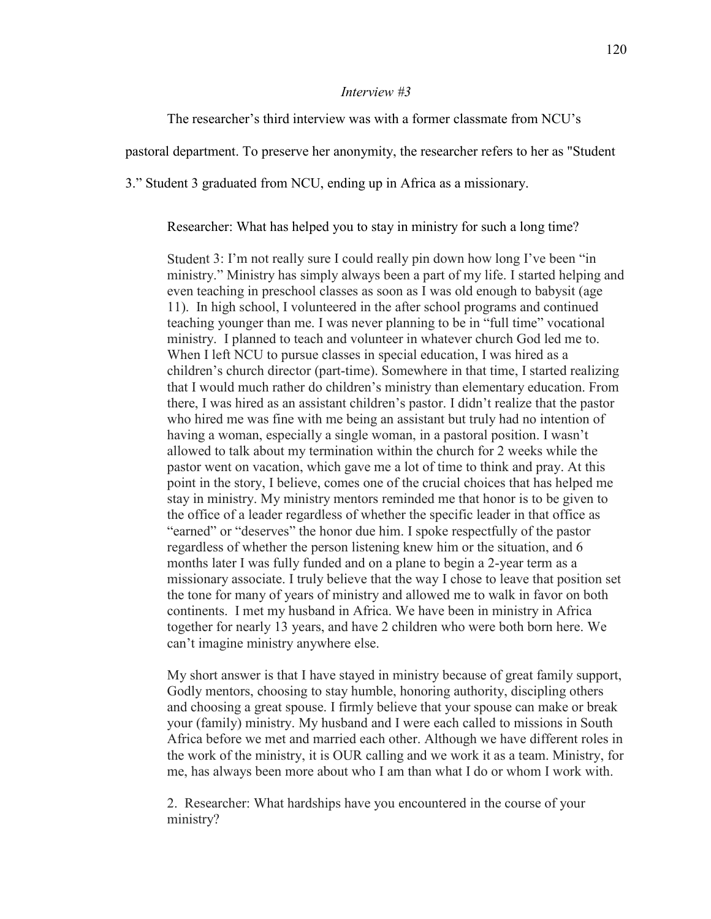*Interview #3*

The researcher's third interview was with a former classmate from NCU's pastoral department. To preserve her anonymity, the researcher refers to her as "Student 3." Student 3 graduated from NCU, ending up in Africa as a missionary.

> Researcher: What has helped you to stay in ministry for such a long time?
>
> Student 3: I'm not really sure I could really pin down how long I've been "in ministry." Ministry has simply always been a part of my life. I started helping and even teaching in preschool classes as soon as I was old enough to babysit (age 11). In high school, I volunteered in the after school programs and continued teaching younger than me. I was never planning to be in "full time" vocational ministry. I planned to teach and volunteer in whatever church God led me to. When I left NCU to pursue classes in special education, I was hired as a children's church director (part-time). Somewhere in that time, I started realizing that I would much rather do children's ministry than elementary education. From there, I was hired as an assistant children's pastor. I didn't realize that the pastor who hired me was fine with me being an assistant but truly had no intention of having a woman, especially a single woman, in a pastoral position. I wasn't allowed to talk about my termination within the church for 2 weeks while the pastor went on vacation, which gave me a lot of time to think and pray. At this point in the story, I believe, comes one of the crucial choices that has helped me stay in ministry. My ministry mentors reminded me that honor is to be given to the office of a leader regardless of whether the specific leader in that office as "earned" or "deserves" the honor due him. I spoke respectfully of the pastor regardless of whether the person listening knew him or the situation, and 6 months later I was fully funded and on a plane to begin a 2-year term as a missionary associate. I truly believe that the way I chose to leave that position set the tone for many of years of ministry and allowed me to walk in favor on both continents. I met my husband in Africa. We have been in ministry in Africa together for nearly 13 years, and have 2 children who were both born here. We can't imagine ministry anywhere else.
>
> My short answer is that I have stayed in ministry because of great family support, Godly mentors, choosing to stay humble, honoring authority, discipling others and choosing a great spouse. I firmly believe that your spouse can make or break your (family) ministry. My husband and I were each called to missions in South Africa before we met and married each other. Although we have different roles in the work of the ministry, it is OUR calling and we work it as a team. Ministry, for me, has always been more about who I am than what I do or whom I work with.
>
> 2. Researcher: What hardships have you encountered in the course of your ministry?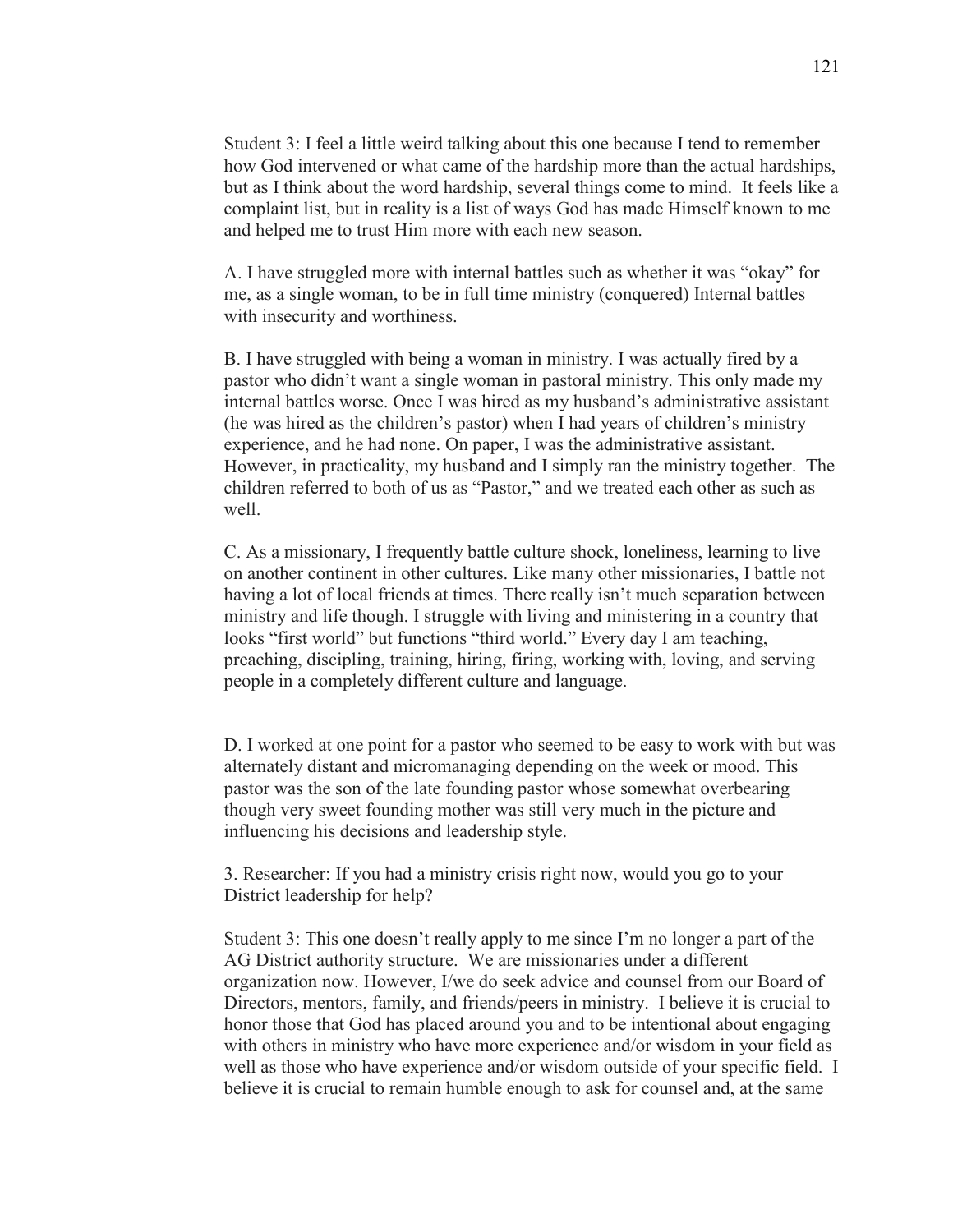Student 3: I feel a little weird talking about this one because I tend to remember how God intervened or what came of the hardship more than the actual hardships, but as I think about the word hardship, several things come to mind. It feels like a complaint list, but in reality is a list of ways God has made Himself known to me and helped me to trust Him more with each new season.

A. I have struggled more with internal battles such as whether it was "okay" for me, as a single woman, to be in full time ministry (conquered) Internal battles with insecurity and worthiness.

B. I have struggled with being a woman in ministry. I was actually fired by a pastor who didn't want a single woman in pastoral ministry. This only made my internal battles worse. Once I was hired as my husband's administrative assistant (he was hired as the children's pastor) when I had years of children's ministry experience, and he had none. On paper, I was the administrative assistant. However, in practicality, my husband and I simply ran the ministry together. The children referred to both of us as "Pastor," and we treated each other as such as well.

C. As a missionary, I frequently battle culture shock, loneliness, learning to live on another continent in other cultures. Like many other missionaries, I battle not having a lot of local friends at times. There really isn't much separation between ministry and life though. I struggle with living and ministering in a country that looks "first world" but functions "third world." Every day I am teaching, preaching, discipling, training, hiring, firing, working with, loving, and serving people in a completely different culture and language.

D. I worked at one point for a pastor who seemed to be easy to work with but was alternately distant and micromanaging depending on the week or mood. This pastor was the son of the late founding pastor whose somewhat overbearing though very sweet founding mother was still very much in the picture and influencing his decisions and leadership style.

3. Researcher: If you had a ministry crisis right now, would you go to your District leadership for help?

Student 3: This one doesn't really apply to me since I'm no longer a part of the AG District authority structure. We are missionaries under a different organization now. However, I/we do seek advice and counsel from our Board of Directors, mentors, family, and friends/peers in ministry. I believe it is crucial to honor those that God has placed around you and to be intentional about engaging with others in ministry who have more experience and/or wisdom in your field as well as those who have experience and/or wisdom outside of your specific field. I believe it is crucial to remain humble enough to ask for counsel and, at the same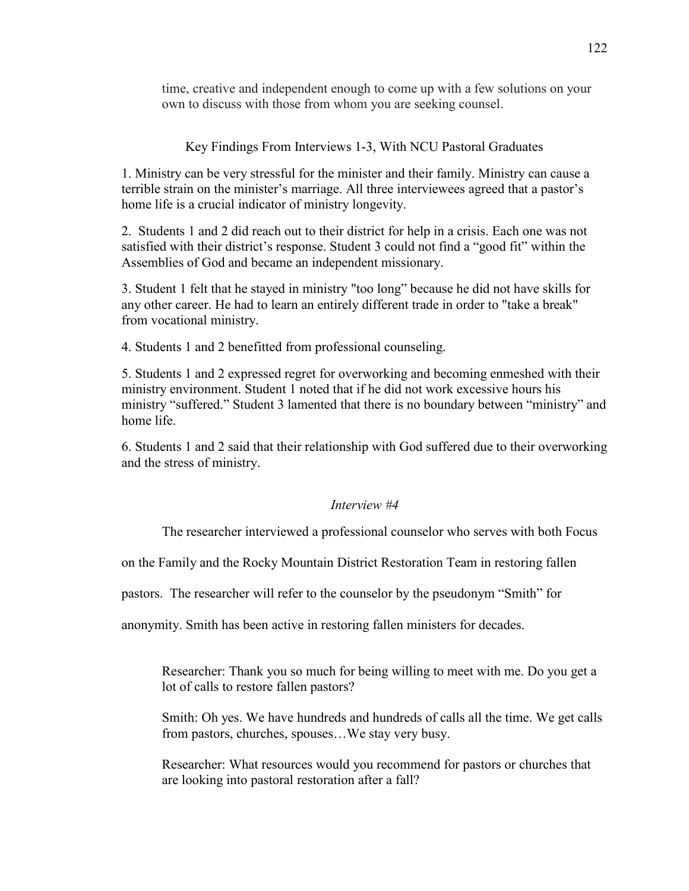time, creative and independent enough to come up with a few solutions on your own to discuss with those from whom you are seeking counsel.

Key Findings From Interviews 1-3, With NCU Pastoral Graduates

1. Ministry can be very stressful for the minister and their family. Ministry can cause a terrible strain on the minister's marriage. All three interviewees agreed that a pastor's home life is a crucial indicator of ministry longevity.

2. Students 1 and 2 did reach out to their district for help in a crisis. Each one was not satisfied with their district's response. Student 3 could not find a "good fit" within the Assemblies of God and became an independent missionary.

3. Student 1 felt that he stayed in ministry "too long" because he did not have skills for any other career. He had to learn an entirely different trade in order to "take a break" from vocational ministry.

4. Students 1 and 2 benefitted from professional counseling.

5. Students 1 and 2 expressed regret for overworking and becoming enmeshed with their ministry environment. Student 1 noted that if he did not work excessive hours his ministry "suffered." Student 3 lamented that there is no boundary between "ministry" and home life.

6. Students 1 and 2 said that their relationship with God suffered due to their overworking and the stress of ministry.

*Interview #4*

The researcher interviewed a professional counselor who serves with both Focus on the Family and the Rocky Mountain District Restoration Team in restoring fallen pastors. The researcher will refer to the counselor by the pseudonym "Smith" for anonymity. Smith has been active in restoring fallen ministers for decades.

> Researcher: Thank you so much for being willing to meet with me. Do you get a lot of calls to restore fallen pastors?
>
> Smith: Oh yes. We have hundreds and hundreds of calls all the time. We get calls from pastors, churches, spouses…We stay very busy.
>
> Researcher: What resources would you recommend for pastors or churches that are looking into pastoral restoration after a fall?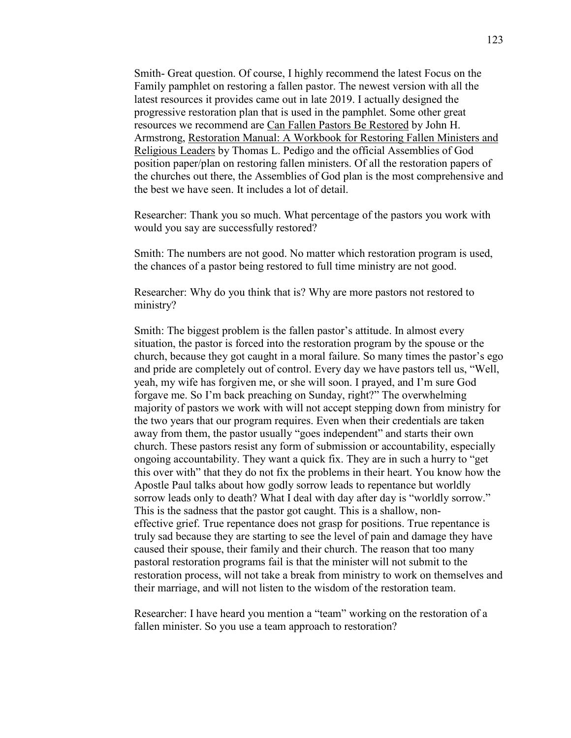Smith- Great question. Of course, I highly recommend the latest Focus on the Family pamphlet on restoring a fallen pastor. The newest version with all the latest resources it provides came out in late 2019. I actually designed the progressive restoration plan that is used in the pamphlet. Some other great resources we recommend are <u>Can Fallen Pastors Be Restored</u> by John H. Armstrong, <u>Restoration Manual: A Workbook for Restoring Fallen Ministers and Religious Leaders</u> by Thomas L. Pedigo and the official Assemblies of God position paper/plan on restoring fallen ministers. Of all the restoration papers of the churches out there, the Assemblies of God plan is the most comprehensive and the best we have seen. It includes a lot of detail.

Researcher: Thank you so much. What percentage of the pastors you work with would you say are successfully restored?

Smith: The numbers are not good. No matter which restoration program is used, the chances of a pastor being restored to full time ministry are not good.

Researcher: Why do you think that is? Why are more pastors not restored to ministry?

Smith: The biggest problem is the fallen pastor's attitude. In almost every situation, the pastor is forced into the restoration program by the spouse or the church, because they got caught in a moral failure. So many times the pastor's ego and pride are completely out of control. Every day we have pastors tell us, "Well, yeah, my wife has forgiven me, or she will soon. I prayed, and I'm sure God forgave me. So I'm back preaching on Sunday, right?" The overwhelming majority of pastors we work with will not accept stepping down from ministry for the two years that our program requires. Even when their credentials are taken away from them, the pastor usually "goes independent" and starts their own church. These pastors resist any form of submission or accountability, especially ongoing accountability. They want a quick fix. They are in such a hurry to "get this over with" that they do not fix the problems in their heart. You know how the Apostle Paul talks about how godly sorrow leads to repentance but worldly sorrow leads only to death? What I deal with day after day is "worldly sorrow." This is the sadness that the pastor got caught. This is a shallow, non-effective grief. True repentance does not grasp for positions. True repentance is truly sad because they are starting to see the level of pain and damage they have caused their spouse, their family and their church. The reason that too many pastoral restoration programs fail is that the minister will not submit to the restoration process, will not take a break from ministry to work on themselves and their marriage, and will not listen to the wisdom of the restoration team.

Researcher: I have heard you mention a "team" working on the restoration of a fallen minister. So you use a team approach to restoration?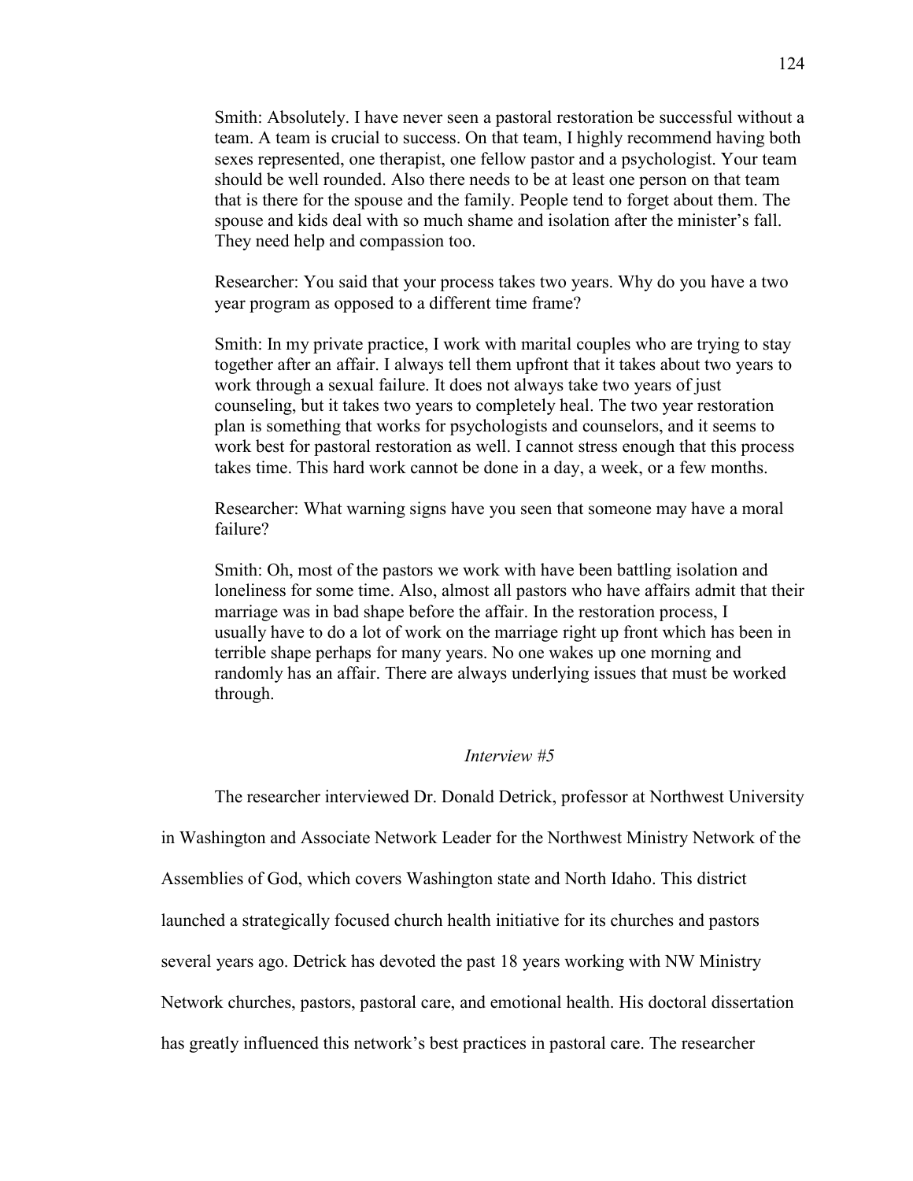Smith: Absolutely. I have never seen a pastoral restoration be successful without a team. A team is crucial to success. On that team, I highly recommend having both sexes represented, one therapist, one fellow pastor and a psychologist. Your team should be well rounded. Also there needs to be at least one person on that team that is there for the spouse and the family. People tend to forget about them. The spouse and kids deal with so much shame and isolation after the minister's fall. They need help and compassion too.

Researcher: You said that your process takes two years. Why do you have a two year program as opposed to a different time frame?

Smith: In my private practice, I work with marital couples who are trying to stay together after an affair. I always tell them upfront that it takes about two years to work through a sexual failure. It does not always take two years of just counseling, but it takes two years to completely heal. The two year restoration plan is something that works for psychologists and counselors, and it seems to work best for pastoral restoration as well. I cannot stress enough that this process takes time. This hard work cannot be done in a day, a week, or a few months.

Researcher: What warning signs have you seen that someone may have a moral failure?

Smith: Oh, most of the pastors we work with have been battling isolation and loneliness for some time. Also, almost all pastors who have affairs admit that their marriage was in bad shape before the affair. In the restoration process, I usually have to do a lot of work on the marriage right up front which has been in terrible shape perhaps for many years. No one wakes up one morning and randomly has an affair. There are always underlying issues that must be worked through.

*Interview #5*

The researcher interviewed Dr. Donald Detrick, professor at Northwest University in Washington and Associate Network Leader for the Northwest Ministry Network of the Assemblies of God, which covers Washington state and North Idaho. This district launched a strategically focused church health initiative for its churches and pastors several years ago. Detrick has devoted the past 18 years working with NW Ministry Network churches, pastors, pastoral care, and emotional health. His doctoral dissertation has greatly influenced this network's best practices in pastoral care. The researcher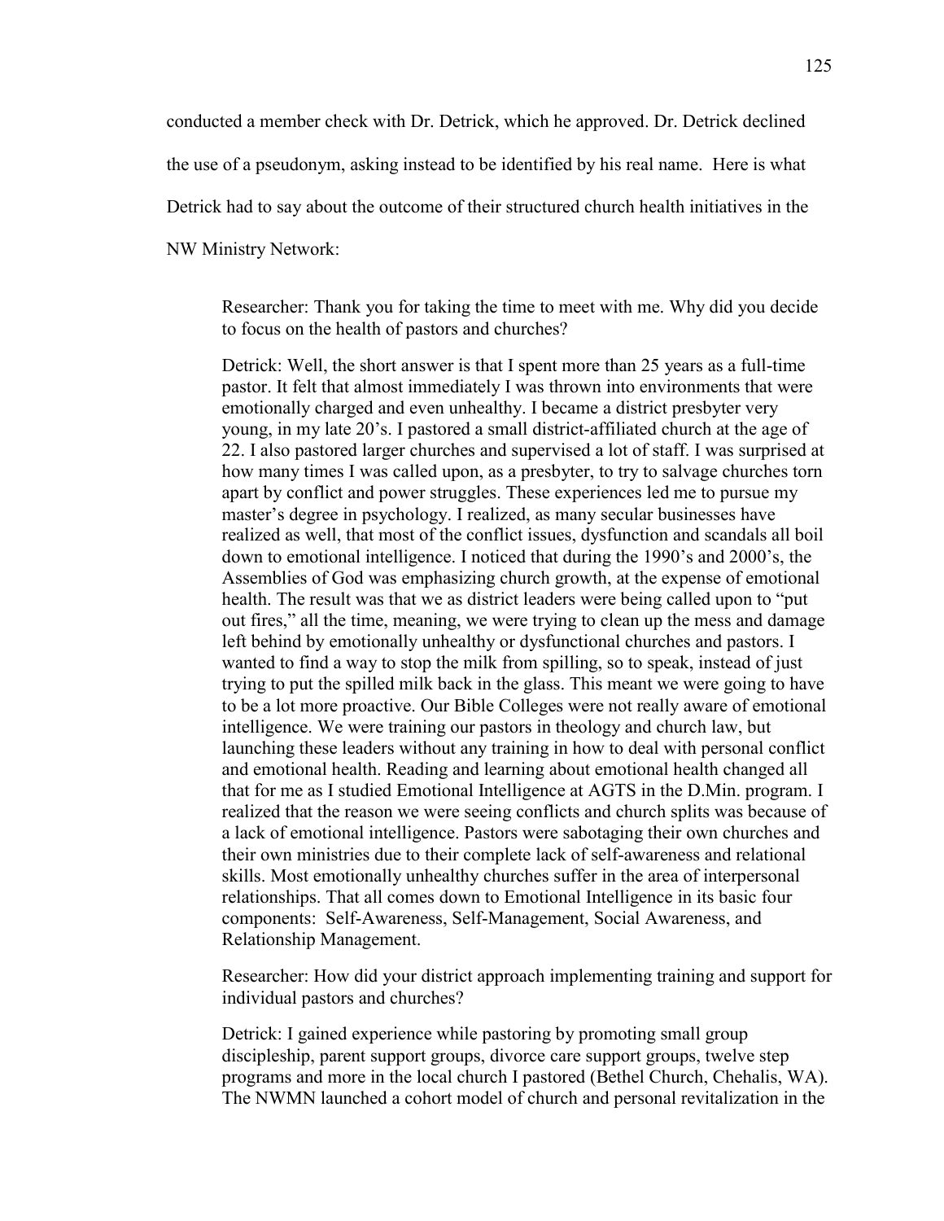conducted a member check with Dr. Detrick, which he approved. Dr. Detrick declined the use of a pseudonym, asking instead to be identified by his real name. Here is what Detrick had to say about the outcome of their structured church health initiatives in the NW Ministry Network:

> Researcher: Thank you for taking the time to meet with me. Why did you decide to focus on the health of pastors and churches?
>
> Detrick: Well, the short answer is that I spent more than 25 years as a full-time pastor. It felt that almost immediately I was thrown into environments that were emotionally charged and even unhealthy. I became a district presbyter very young, in my late 20's. I pastored a small district-affiliated church at the age of 22. I also pastored larger churches and supervised a lot of staff. I was surprised at how many times I was called upon, as a presbyter, to try to salvage churches torn apart by conflict and power struggles. These experiences led me to pursue my master's degree in psychology. I realized, as many secular businesses have realized as well, that most of the conflict issues, dysfunction and scandals all boil down to emotional intelligence. I noticed that during the 1990's and 2000's, the Assemblies of God was emphasizing church growth, at the expense of emotional health. The result was that we as district leaders were being called upon to "put out fires," all the time, meaning, we were trying to clean up the mess and damage left behind by emotionally unhealthy or dysfunctional churches and pastors. I wanted to find a way to stop the milk from spilling, so to speak, instead of just trying to put the spilled milk back in the glass. This meant we were going to have to be a lot more proactive. Our Bible Colleges were not really aware of emotional intelligence. We were training our pastors in theology and church law, but launching these leaders without any training in how to deal with personal conflict and emotional health. Reading and learning about emotional health changed all that for me as I studied Emotional Intelligence at AGTS in the D.Min. program. I realized that the reason we were seeing conflicts and church splits was because of a lack of emotional intelligence. Pastors were sabotaging their own churches and their own ministries due to their complete lack of self-awareness and relational skills. Most emotionally unhealthy churches suffer in the area of interpersonal relationships. That all comes down to Emotional Intelligence in its basic four components: Self-Awareness, Self-Management, Social Awareness, and Relationship Management.
>
> Researcher: How did your district approach implementing training and support for individual pastors and churches?
>
> Detrick: I gained experience while pastoring by promoting small group discipleship, parent support groups, divorce care support groups, twelve step programs and more in the local church I pastored (Bethel Church, Chehalis, WA). The NWMN launched a cohort model of church and personal revitalization in the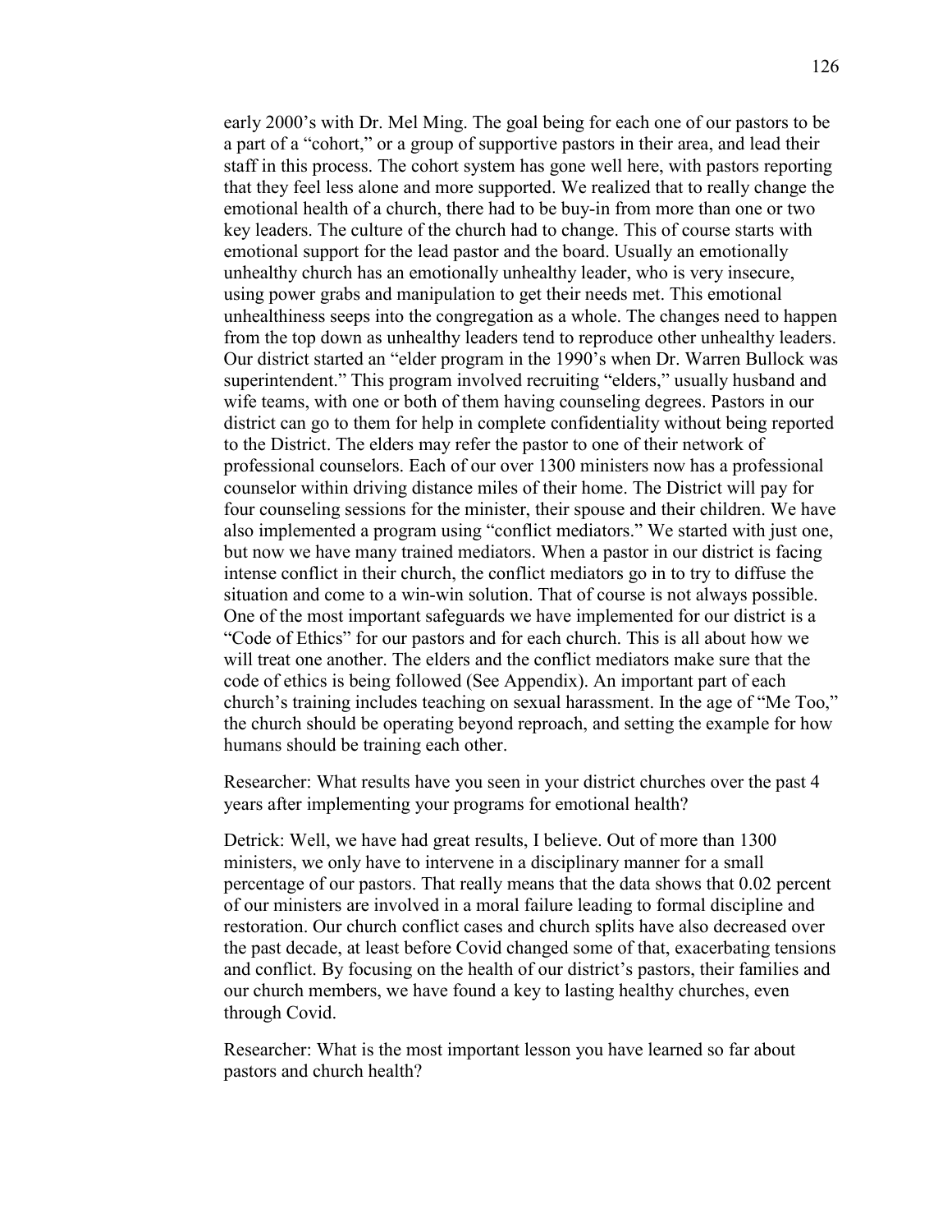early 2000's with Dr. Mel Ming. The goal being for each one of our pastors to be a part of a "cohort," or a group of supportive pastors in their area, and lead their staff in this process. The cohort system has gone well here, with pastors reporting that they feel less alone and more supported. We realized that to really change the emotional health of a church, there had to be buy-in from more than one or two key leaders. The culture of the church had to change. This of course starts with emotional support for the lead pastor and the board. Usually an emotionally unhealthy church has an emotionally unhealthy leader, who is very insecure, using power grabs and manipulation to get their needs met. This emotional unhealthiness seeps into the congregation as a whole. The changes need to happen from the top down as unhealthy leaders tend to reproduce other unhealthy leaders. Our district started an "elder program in the 1990's when Dr. Warren Bullock was superintendent." This program involved recruiting "elders," usually husband and wife teams, with one or both of them having counseling degrees. Pastors in our district can go to them for help in complete confidentiality without being reported to the District. The elders may refer the pastor to one of their network of professional counselors. Each of our over 1300 ministers now has a professional counselor within driving distance miles of their home. The District will pay for four counseling sessions for the minister, their spouse and their children. We have also implemented a program using "conflict mediators." We started with just one, but now we have many trained mediators. When a pastor in our district is facing intense conflict in their church, the conflict mediators go in to try to diffuse the situation and come to a win-win solution. That of course is not always possible. One of the most important safeguards we have implemented for our district is a "Code of Ethics" for our pastors and for each church. This is all about how we will treat one another. The elders and the conflict mediators make sure that the code of ethics is being followed (See Appendix). An important part of each church's training includes teaching on sexual harassment. In the age of "Me Too," the church should be operating beyond reproach, and setting the example for how humans should be training each other.

Researcher: What results have you seen in your district churches over the past 4 years after implementing your programs for emotional health?

Detrick: Well, we have had great results, I believe. Out of more than 1300 ministers, we only have to intervene in a disciplinary manner for a small percentage of our pastors. That really means that the data shows that 0.02 percent of our ministers are involved in a moral failure leading to formal discipline and restoration. Our church conflict cases and church splits have also decreased over the past decade, at least before Covid changed some of that, exacerbating tensions and conflict. By focusing on the health of our district's pastors, their families and our church members, we have found a key to lasting healthy churches, even through Covid.

Researcher: What is the most important lesson you have learned so far about pastors and church health?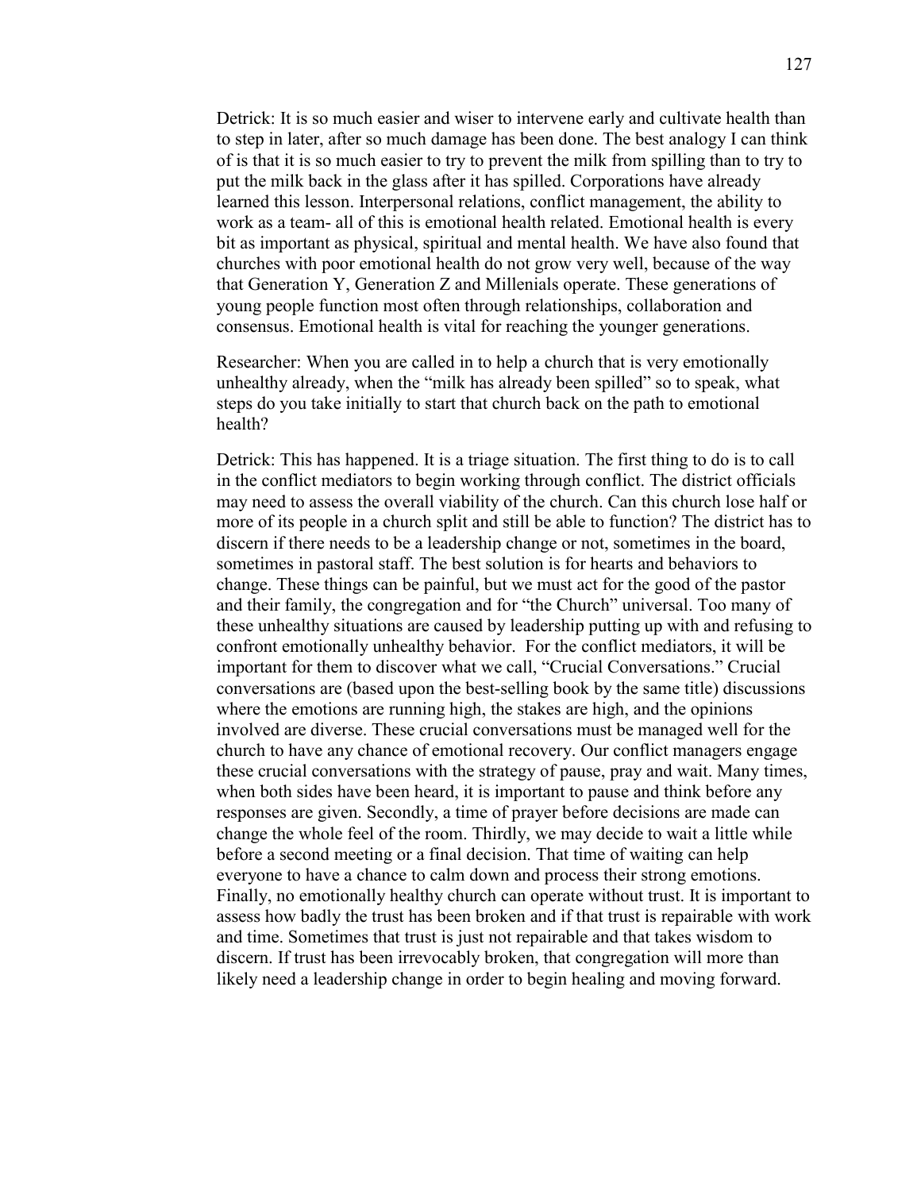Detrick: It is so much easier and wiser to intervene early and cultivate health than to step in later, after so much damage has been done. The best analogy I can think of is that it is so much easier to try to prevent the milk from spilling than to try to put the milk back in the glass after it has spilled. Corporations have already learned this lesson. Interpersonal relations, conflict management, the ability to work as a team- all of this is emotional health related. Emotional health is every bit as important as physical, spiritual and mental health. We have also found that churches with poor emotional health do not grow very well, because of the way that Generation Y, Generation Z and Millenials operate. These generations of young people function most often through relationships, collaboration and consensus. Emotional health is vital for reaching the younger generations.

Researcher: When you are called in to help a church that is very emotionally unhealthy already, when the "milk has already been spilled" so to speak, what steps do you take initially to start that church back on the path to emotional health?

Detrick: This has happened. It is a triage situation. The first thing to do is to call in the conflict mediators to begin working through conflict. The district officials may need to assess the overall viability of the church. Can this church lose half or more of its people in a church split and still be able to function? The district has to discern if there needs to be a leadership change or not, sometimes in the board, sometimes in pastoral staff. The best solution is for hearts and behaviors to change. These things can be painful, but we must act for the good of the pastor and their family, the congregation and for "the Church" universal. Too many of these unhealthy situations are caused by leadership putting up with and refusing to confront emotionally unhealthy behavior. For the conflict mediators, it will be important for them to discover what we call, "Crucial Conversations." Crucial conversations are (based upon the best-selling book by the same title) discussions where the emotions are running high, the stakes are high, and the opinions involved are diverse. These crucial conversations must be managed well for the church to have any chance of emotional recovery. Our conflict managers engage these crucial conversations with the strategy of pause, pray and wait. Many times, when both sides have been heard, it is important to pause and think before any responses are given. Secondly, a time of prayer before decisions are made can change the whole feel of the room. Thirdly, we may decide to wait a little while before a second meeting or a final decision. That time of waiting can help everyone to have a chance to calm down and process their strong emotions. Finally, no emotionally healthy church can operate without trust. It is important to assess how badly the trust has been broken and if that trust is repairable with work and time. Sometimes that trust is just not repairable and that takes wisdom to discern. If trust has been irrevocably broken, that congregation will more than likely need a leadership change in order to begin healing and moving forward.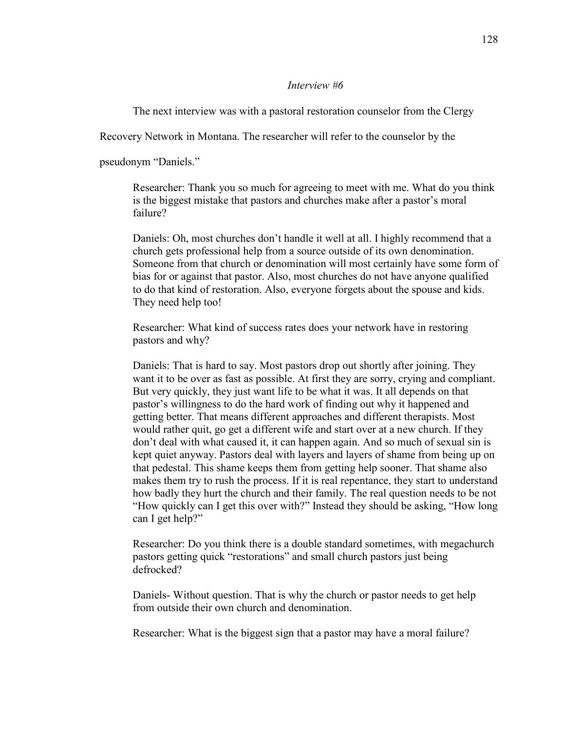*Interview #6*

The next interview was with a pastoral restoration counselor from the Clergy Recovery Network in Montana. The researcher will refer to the counselor by the pseudonym "Daniels."

> Researcher: Thank you so much for agreeing to meet with me. What do you think is the biggest mistake that pastors and churches make after a pastor's moral failure?
>
> Daniels: Oh, most churches don't handle it well at all. I highly recommend that a church gets professional help from a source outside of its own denomination. Someone from that church or denomination will most certainly have some form of bias for or against that pastor. Also, most churches do not have anyone qualified to do that kind of restoration. Also, everyone forgets about the spouse and kids. They need help too!
>
> Researcher: What kind of success rates does your network have in restoring pastors and why?
>
> Daniels: That is hard to say. Most pastors drop out shortly after joining. They want it to be over as fast as possible. At first they are sorry, crying and compliant. But very quickly, they just want life to be what it was. It all depends on that pastor's willingness to do the hard work of finding out why it happened and getting better. That means different approaches and different therapists. Most would rather quit, go get a different wife and start over at a new church. If they don't deal with what caused it, it can happen again. And so much of sexual sin is kept quiet anyway. Pastors deal with layers and layers of shame from being up on that pedestal. This shame keeps them from getting help sooner. That shame also makes them try to rush the process. If it is real repentance, they start to understand how badly they hurt the church and their family. The real question needs to be not "How quickly can I get this over with?" Instead they should be asking, "How long can I get help?"
>
> Researcher: Do you think there is a double standard sometimes, with megachurch pastors getting quick "restorations" and small church pastors just being defrocked?
>
> Daniels- Without question. That is why the church or pastor needs to get help from outside their own church and denomination.
>
> Researcher: What is the biggest sign that a pastor may have a moral failure?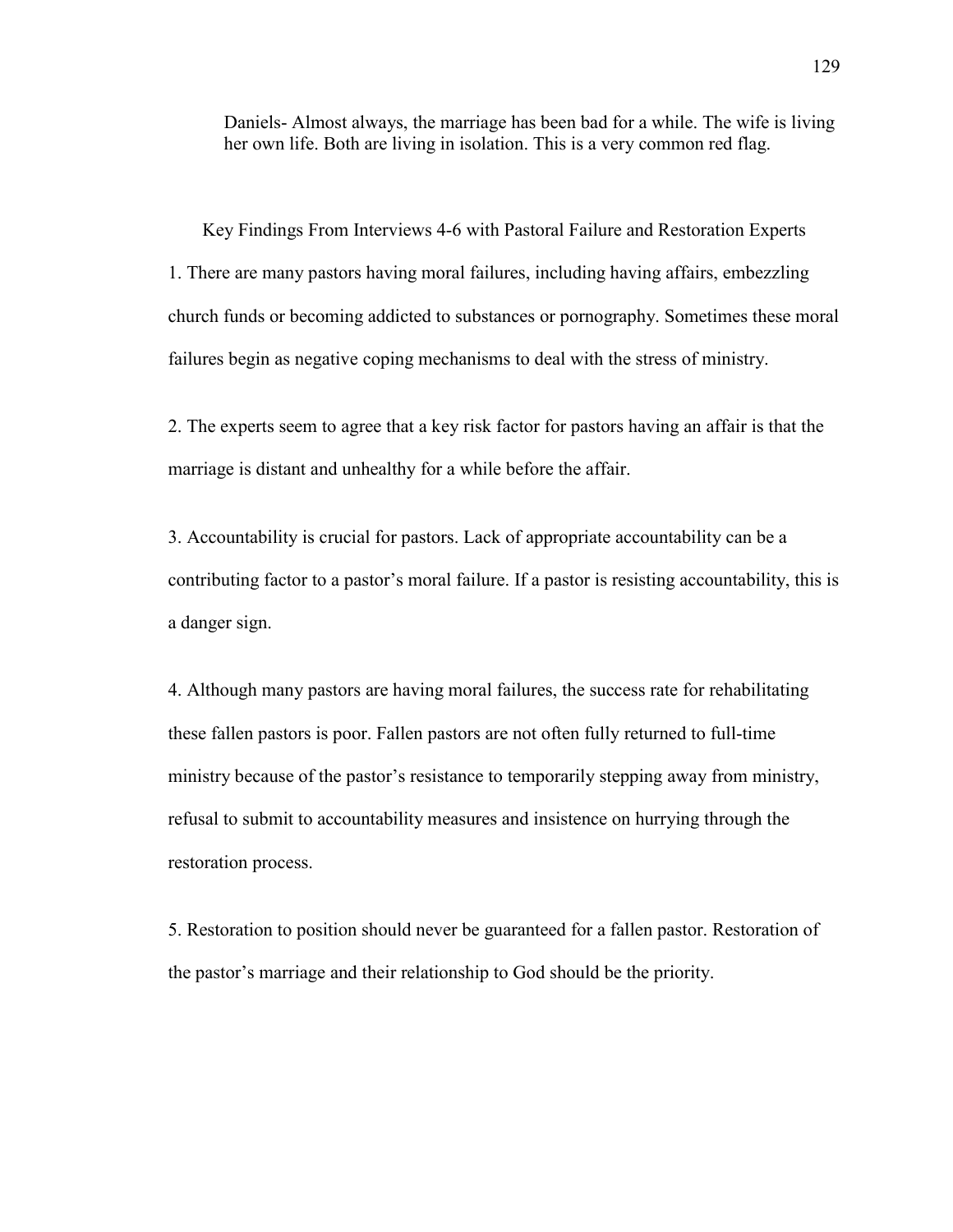Daniels- Almost always, the marriage has been bad for a while. The wife is living her own life. Both are living in isolation. This is a very common red flag.

## Key Findings From Interviews 4-6 with Pastoral Failure and Restoration Experts

1. There are many pastors having moral failures, including having affairs, embezzling church funds or becoming addicted to substances or pornography. Sometimes these moral failures begin as negative coping mechanisms to deal with the stress of ministry.

2. The experts seem to agree that a key risk factor for pastors having an affair is that the marriage is distant and unhealthy for a while before the affair.

3. Accountability is crucial for pastors. Lack of appropriate accountability can be a contributing factor to a pastor's moral failure. If a pastor is resisting accountability, this is a danger sign.

4. Although many pastors are having moral failures, the success rate for rehabilitating these fallen pastors is poor. Fallen pastors are not often fully returned to full-time ministry because of the pastor's resistance to temporarily stepping away from ministry, refusal to submit to accountability measures and insistence on hurrying through the restoration process.

5. Restoration to position should never be guaranteed for a fallen pastor. Restoration of the pastor's marriage and their relationship to God should be the priority.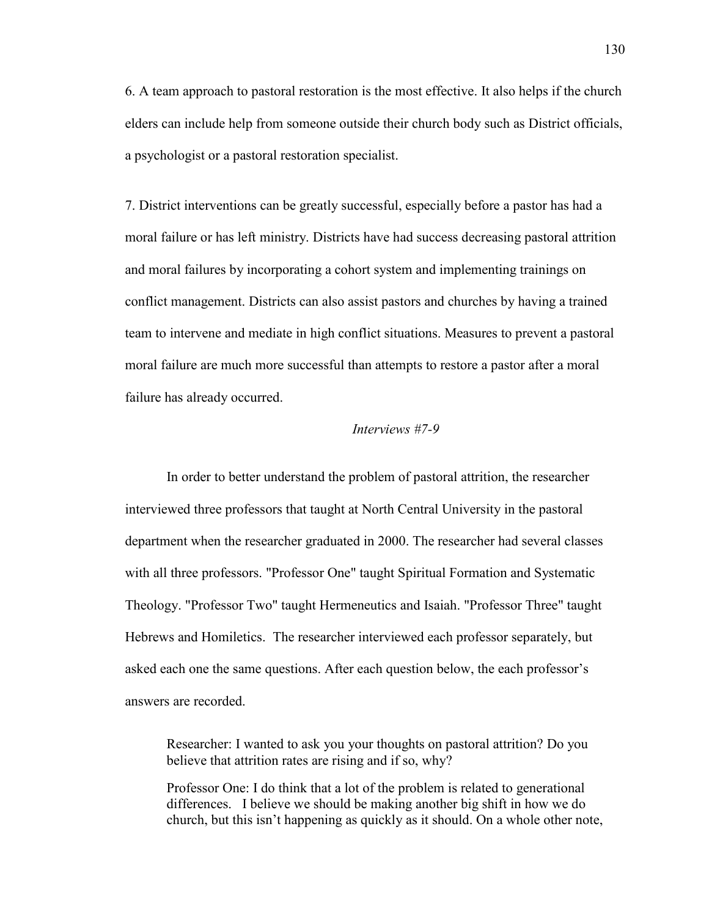6. A team approach to pastoral restoration is the most effective. It also helps if the church elders can include help from someone outside their church body such as District officials, a psychologist or a pastoral restoration specialist.

7. District interventions can be greatly successful, especially before a pastor has had a moral failure or has left ministry. Districts have had success decreasing pastoral attrition and moral failures by incorporating a cohort system and implementing trainings on conflict management. Districts can also assist pastors and churches by having a trained team to intervene and mediate in high conflict situations. Measures to prevent a pastoral moral failure are much more successful than attempts to restore a pastor after a moral failure has already occurred.

### *Interviews #7-9*

In order to better understand the problem of pastoral attrition, the researcher interviewed three professors that taught at North Central University in the pastoral department when the researcher graduated in 2000. The researcher had several classes with all three professors. "Professor One" taught Spiritual Formation and Systematic Theology. "Professor Two" taught Hermeneutics and Isaiah. "Professor Three" taught Hebrews and Homiletics. The researcher interviewed each professor separately, but asked each one the same questions. After each question below, the each professor's answers are recorded.

> Researcher: I wanted to ask you your thoughts on pastoral attrition? Do you believe that attrition rates are rising and if so, why?
>
> Professor One: I do think that a lot of the problem is related to generational differences. I believe we should be making another big shift in how we do church, but this isn't happening as quickly as it should. On a whole other note,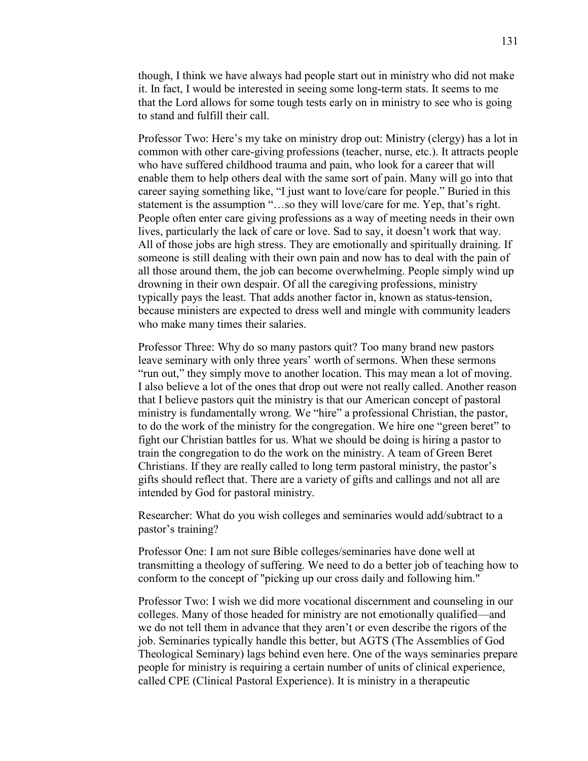though, I think we have always had people start out in ministry who did not make it. In fact, I would be interested in seeing some long-term stats. It seems to me that the Lord allows for some tough tests early on in ministry to see who is going to stand and fulfill their call.

Professor Two: Here's my take on ministry drop out: Ministry (clergy) has a lot in common with other care-giving professions (teacher, nurse, etc.). It attracts people who have suffered childhood trauma and pain, who look for a career that will enable them to help others deal with the same sort of pain. Many will go into that career saying something like, "I just want to love/care for people." Buried in this statement is the assumption "…so they will love/care for me. Yep, that's right. People often enter care giving professions as a way of meeting needs in their own lives, particularly the lack of care or love. Sad to say, it doesn't work that way. All of those jobs are high stress. They are emotionally and spiritually draining. If someone is still dealing with their own pain and now has to deal with the pain of all those around them, the job can become overwhelming. People simply wind up drowning in their own despair. Of all the caregiving professions, ministry typically pays the least. That adds another factor in, known as status-tension, because ministers are expected to dress well and mingle with community leaders who make many times their salaries.

Professor Three: Why do so many pastors quit? Too many brand new pastors leave seminary with only three years' worth of sermons. When these sermons "run out," they simply move to another location. This may mean a lot of moving. I also believe a lot of the ones that drop out were not really called. Another reason that I believe pastors quit the ministry is that our American concept of pastoral ministry is fundamentally wrong. We "hire" a professional Christian, the pastor, to do the work of the ministry for the congregation. We hire one "green beret" to fight our Christian battles for us. What we should be doing is hiring a pastor to train the congregation to do the work on the ministry. A team of Green Beret Christians. If they are really called to long term pastoral ministry, the pastor's gifts should reflect that. There are a variety of gifts and callings and not all are intended by God for pastoral ministry.

Researcher: What do you wish colleges and seminaries would add/subtract to a pastor's training?

Professor One: I am not sure Bible colleges/seminaries have done well at transmitting a theology of suffering. We need to do a better job of teaching how to conform to the concept of "picking up our cross daily and following him."

Professor Two: I wish we did more vocational discernment and counseling in our colleges. Many of those headed for ministry are not emotionally qualified—and we do not tell them in advance that they aren't or even describe the rigors of the job. Seminaries typically handle this better, but AGTS (The Assemblies of God Theological Seminary) lags behind even here. One of the ways seminaries prepare people for ministry is requiring a certain number of units of clinical experience, called CPE (Clinical Pastoral Experience). It is ministry in a therapeutic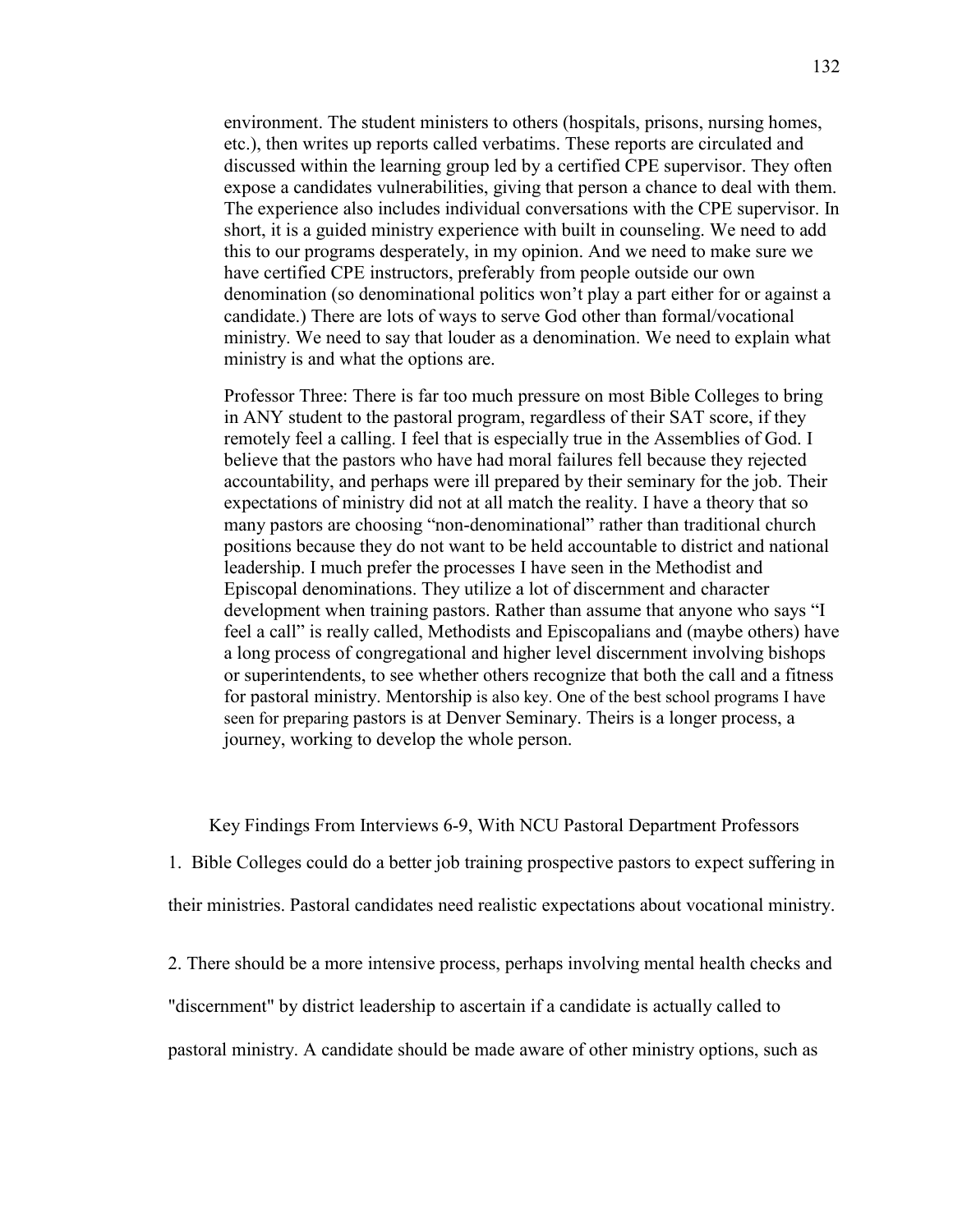environment. The student ministers to others (hospitals, prisons, nursing homes, etc.), then writes up reports called verbatims. These reports are circulated and discussed within the learning group led by a certified CPE supervisor. They often expose a candidates vulnerabilities, giving that person a chance to deal with them. The experience also includes individual conversations with the CPE supervisor. In short, it is a guided ministry experience with built in counseling. We need to add this to our programs desperately, in my opinion. And we need to make sure we have certified CPE instructors, preferably from people outside our own denomination (so denominational politics won't play a part either for or against a candidate.) There are lots of ways to serve God other than formal/vocational ministry. We need to say that louder as a denomination. We need to explain what ministry is and what the options are.

> Professor Three: There is far too much pressure on most Bible Colleges to bring in ANY student to the pastoral program, regardless of their SAT score, if they remotely feel a calling. I feel that is especially true in the Assemblies of God. I believe that the pastors who have had moral failures fell because they rejected accountability, and perhaps were ill prepared by their seminary for the job. Their expectations of ministry did not at all match the reality. I have a theory that so many pastors are choosing "non-denominational" rather than traditional church positions because they do not want to be held accountable to district and national leadership. I much prefer the processes I have seen in the Methodist and Episcopal denominations. They utilize a lot of discernment and character development when training pastors. Rather than assume that anyone who says "I feel a call" is really called, Methodists and Episcopalians and (maybe others) have a long process of congregational and higher level discernment involving bishops or superintendents, to see whether others recognize that both the call and a fitness for pastoral ministry. Mentorship is also key. One of the best school programs I have seen for preparing pastors is at Denver Seminary. Theirs is a longer process, a journey, working to develop the whole person.

### Key Findings From Interviews 6-9, With NCU Pastoral Department Professors

1. Bible Colleges could do a better job training prospective pastors to expect suffering in their ministries. Pastoral candidates need realistic expectations about vocational ministry.

2. There should be a more intensive process, perhaps involving mental health checks and "discernment" by district leadership to ascertain if a candidate is actually called to pastoral ministry. A candidate should be made aware of other ministry options, such as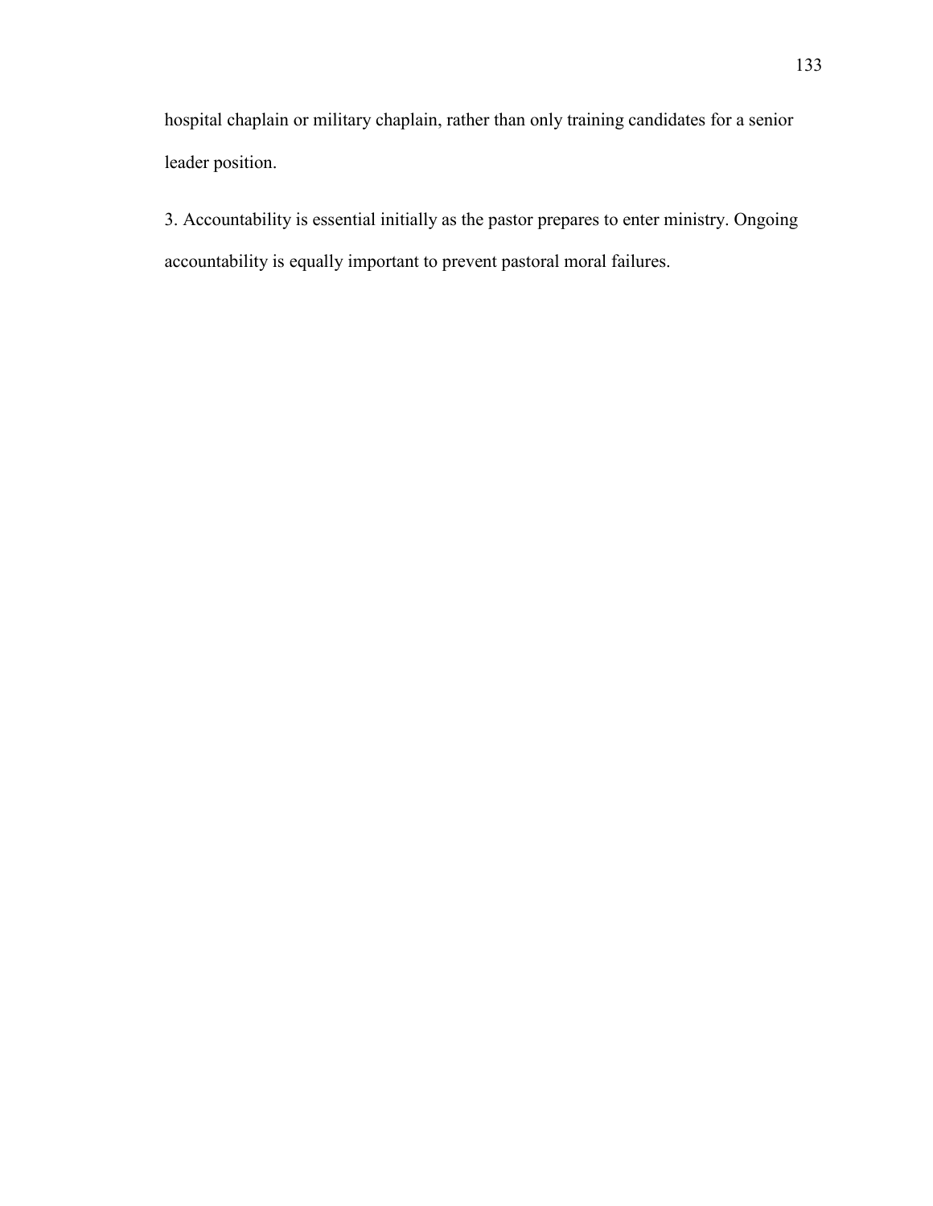hospital chaplain or military chaplain, rather than only training candidates for a senior leader position.

3. Accountability is essential initially as the pastor prepares to enter ministry. Ongoing accountability is equally important to prevent pastoral moral failures.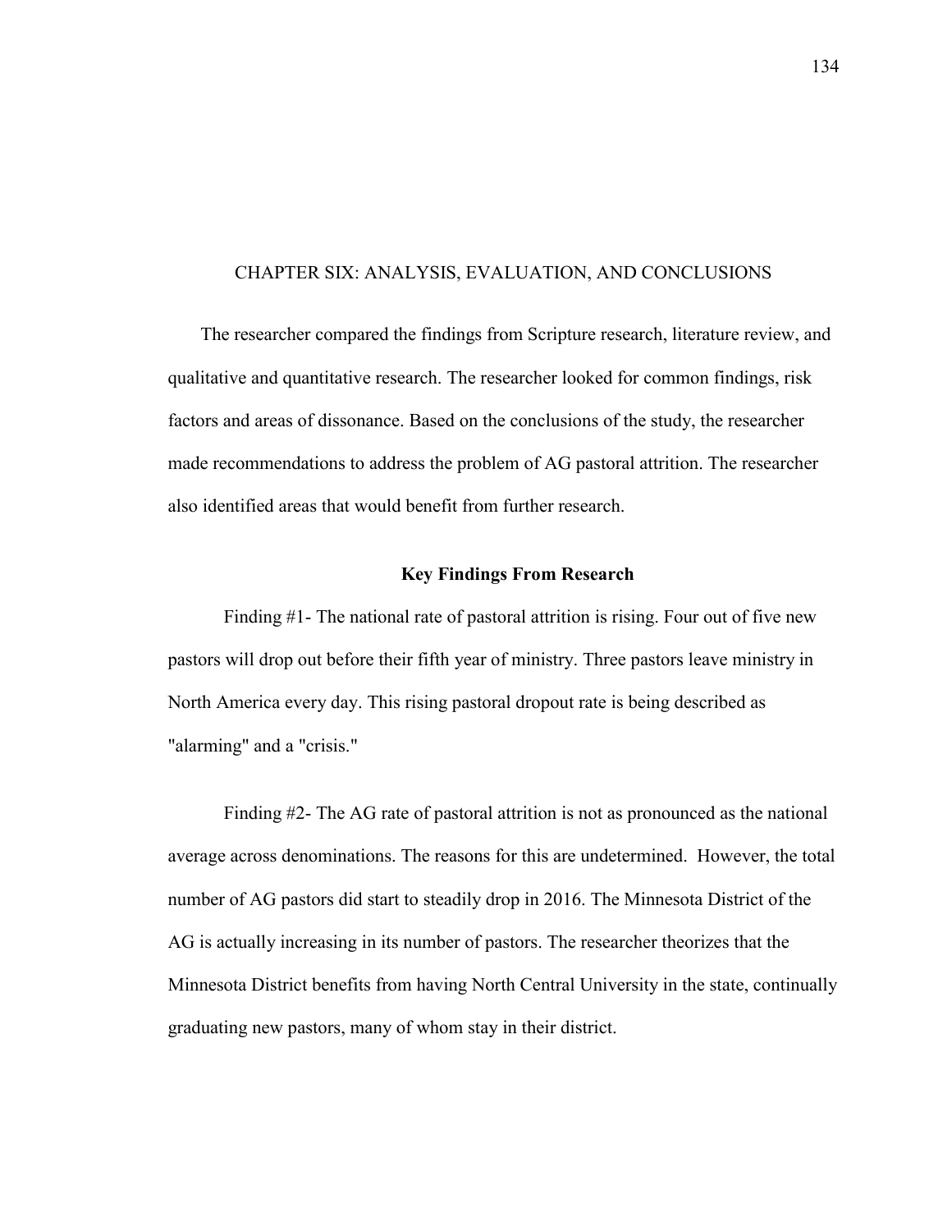# CHAPTER SIX: ANALYSIS, EVALUATION, AND CONCLUSIONS

The researcher compared the findings from Scripture research, literature review, and qualitative and quantitative research. The researcher looked for common findings, risk factors and areas of dissonance. Based on the conclusions of the study, the researcher made recommendations to address the problem of AG pastoral attrition. The researcher also identified areas that would benefit from further research.

## Key Findings From Research

Finding #1- The national rate of pastoral attrition is rising. Four out of five new pastors will drop out before their fifth year of ministry. Three pastors leave ministry in North America every day. This rising pastoral dropout rate is being described as "alarming" and a "crisis."

Finding #2- The AG rate of pastoral attrition is not as pronounced as the national average across denominations. The reasons for this are undetermined. However, the total number of AG pastors did start to steadily drop in 2016. The Minnesota District of the AG is actually increasing in its number of pastors. The researcher theorizes that the Minnesota District benefits from having North Central University in the state, continually graduating new pastors, many of whom stay in their district.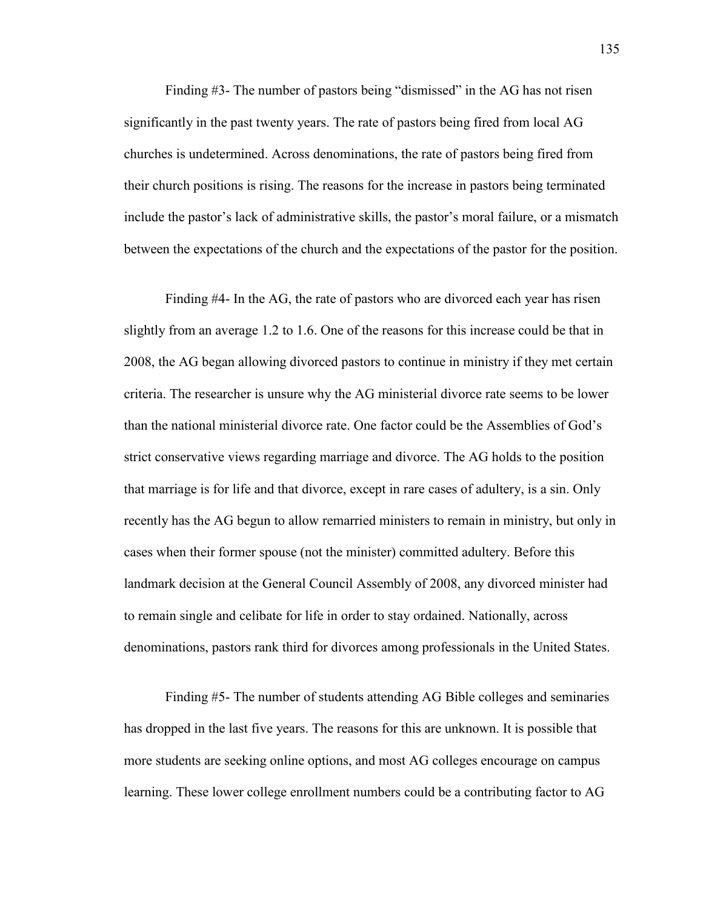Finding #3- The number of pastors being "dismissed" in the AG has not risen significantly in the past twenty years. The rate of pastors being fired from local AG churches is undetermined. Across denominations, the rate of pastors being fired from their church positions is rising. The reasons for the increase in pastors being terminated include the pastor's lack of administrative skills, the pastor's moral failure, or a mismatch between the expectations of the church and the expectations of the pastor for the position.

Finding #4- In the AG, the rate of pastors who are divorced each year has risen slightly from an average 1.2 to 1.6. One of the reasons for this increase could be that in 2008, the AG began allowing divorced pastors to continue in ministry if they met certain criteria. The researcher is unsure why the AG ministerial divorce rate seems to be lower than the national ministerial divorce rate. One factor could be the Assemblies of God's strict conservative views regarding marriage and divorce. The AG holds to the position that marriage is for life and that divorce, except in rare cases of adultery, is a sin. Only recently has the AG begun to allow remarried ministers to remain in ministry, but only in cases when their former spouse (not the minister) committed adultery. Before this landmark decision at the General Council Assembly of 2008, any divorced minister had to remain single and celibate for life in order to stay ordained. Nationally, across denominations, pastors rank third for divorces among professionals in the United States.

Finding #5- The number of students attending AG Bible colleges and seminaries has dropped in the last five years. The reasons for this are unknown. It is possible that more students are seeking online options, and most AG colleges encourage on campus learning. These lower college enrollment numbers could be a contributing factor to AG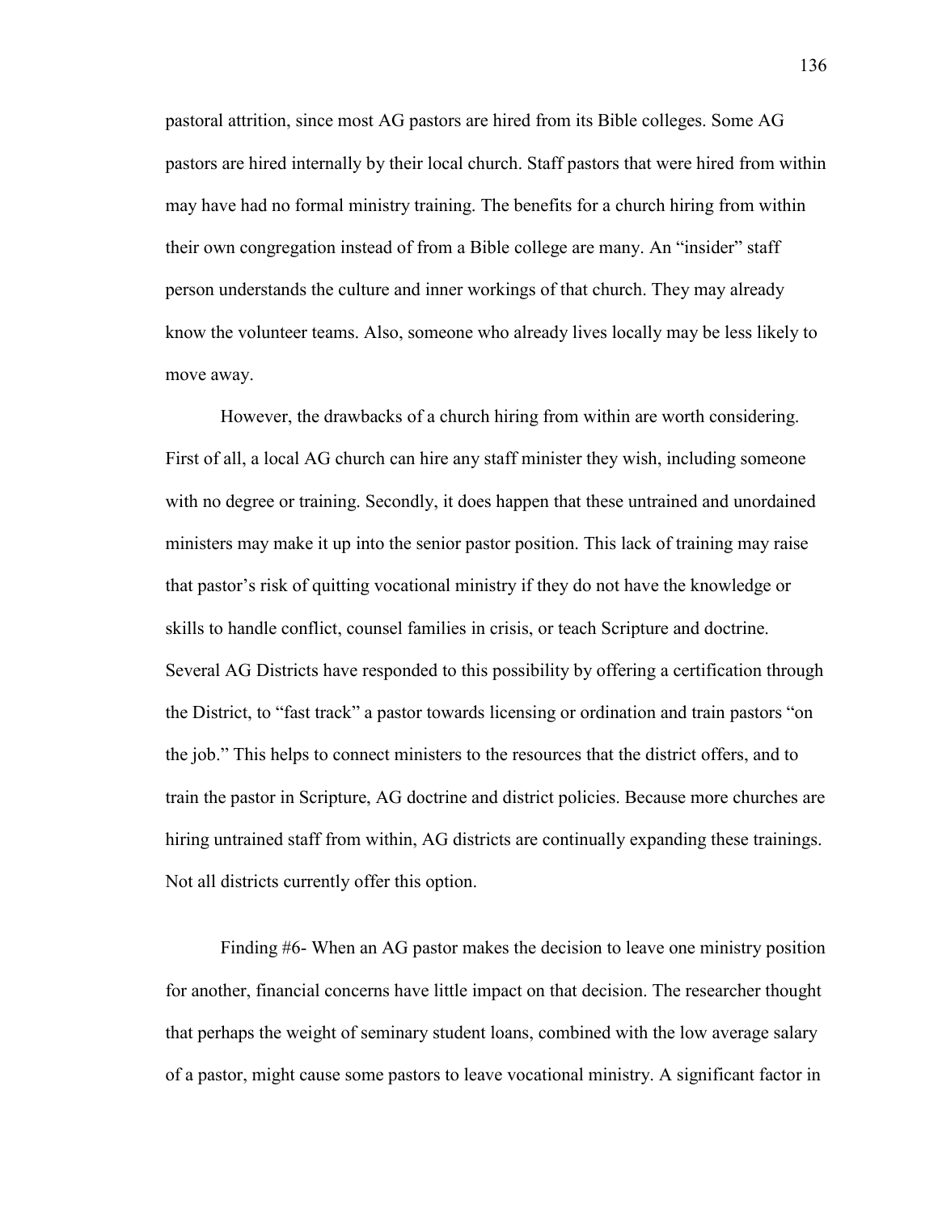pastoral attrition, since most AG pastors are hired from its Bible colleges. Some AG pastors are hired internally by their local church. Staff pastors that were hired from within may have had no formal ministry training. The benefits for a church hiring from within their own congregation instead of from a Bible college are many. An "insider" staff person understands the culture and inner workings of that church. They may already know the volunteer teams. Also, someone who already lives locally may be less likely to move away.

However, the drawbacks of a church hiring from within are worth considering. First of all, a local AG church can hire any staff minister they wish, including someone with no degree or training. Secondly, it does happen that these untrained and unordained ministers may make it up into the senior pastor position. This lack of training may raise that pastor's risk of quitting vocational ministry if they do not have the knowledge or skills to handle conflict, counsel families in crisis, or teach Scripture and doctrine. Several AG Districts have responded to this possibility by offering a certification through the District, to "fast track" a pastor towards licensing or ordination and train pastors "on the job." This helps to connect ministers to the resources that the district offers, and to train the pastor in Scripture, AG doctrine and district policies. Because more churches are hiring untrained staff from within, AG districts are continually expanding these trainings. Not all districts currently offer this option.

Finding #6- When an AG pastor makes the decision to leave one ministry position for another, financial concerns have little impact on that decision. The researcher thought that perhaps the weight of seminary student loans, combined with the low average salary of a pastor, might cause some pastors to leave vocational ministry. A significant factor in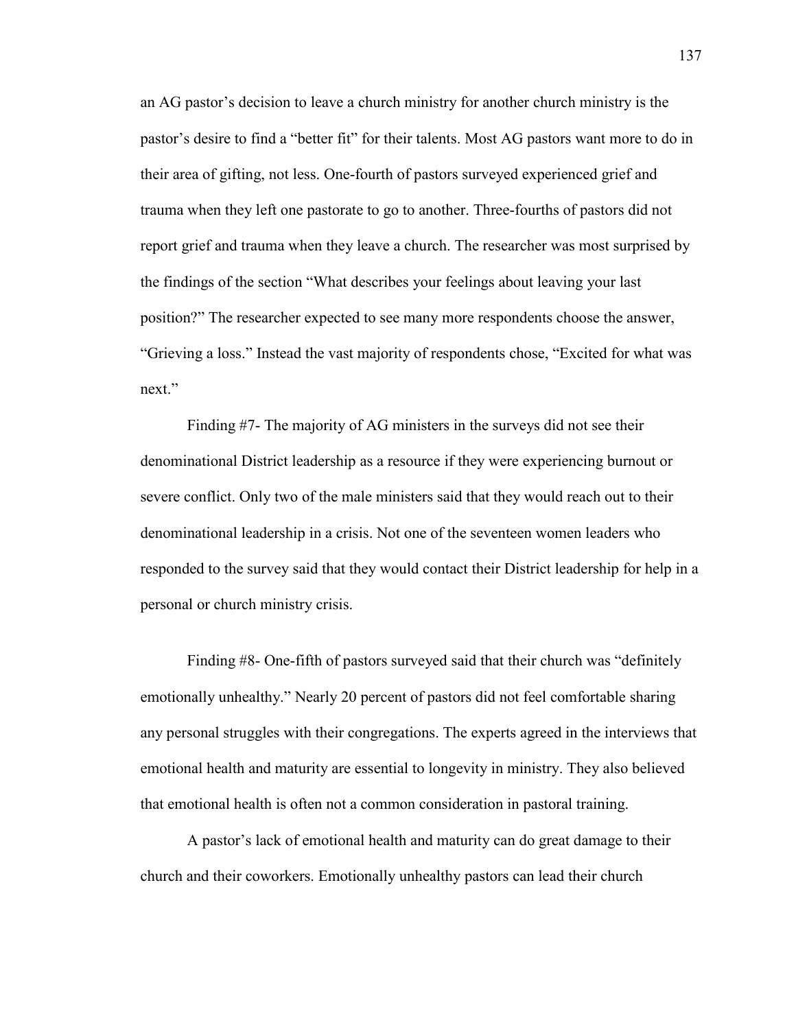an AG pastor's decision to leave a church ministry for another church ministry is the pastor's desire to find a "better fit" for their talents. Most AG pastors want more to do in their area of gifting, not less. One-fourth of pastors surveyed experienced grief and trauma when they left one pastorate to go to another. Three-fourths of pastors did not report grief and trauma when they leave a church. The researcher was most surprised by the findings of the section "What describes your feelings about leaving your last position?" The researcher expected to see many more respondents choose the answer, "Grieving a loss." Instead the vast majority of respondents chose, "Excited for what was next."

Finding #7- The majority of AG ministers in the surveys did not see their denominational District leadership as a resource if they were experiencing burnout or severe conflict. Only two of the male ministers said that they would reach out to their denominational leadership in a crisis. Not one of the seventeen women leaders who responded to the survey said that they would contact their District leadership for help in a personal or church ministry crisis.

Finding #8- One-fifth of pastors surveyed said that their church was "definitely emotionally unhealthy." Nearly 20 percent of pastors did not feel comfortable sharing any personal struggles with their congregations. The experts agreed in the interviews that emotional health and maturity are essential to longevity in ministry. They also believed that emotional health is often not a common consideration in pastoral training.

A pastor's lack of emotional health and maturity can do great damage to their church and their coworkers. Emotionally unhealthy pastors can lead their church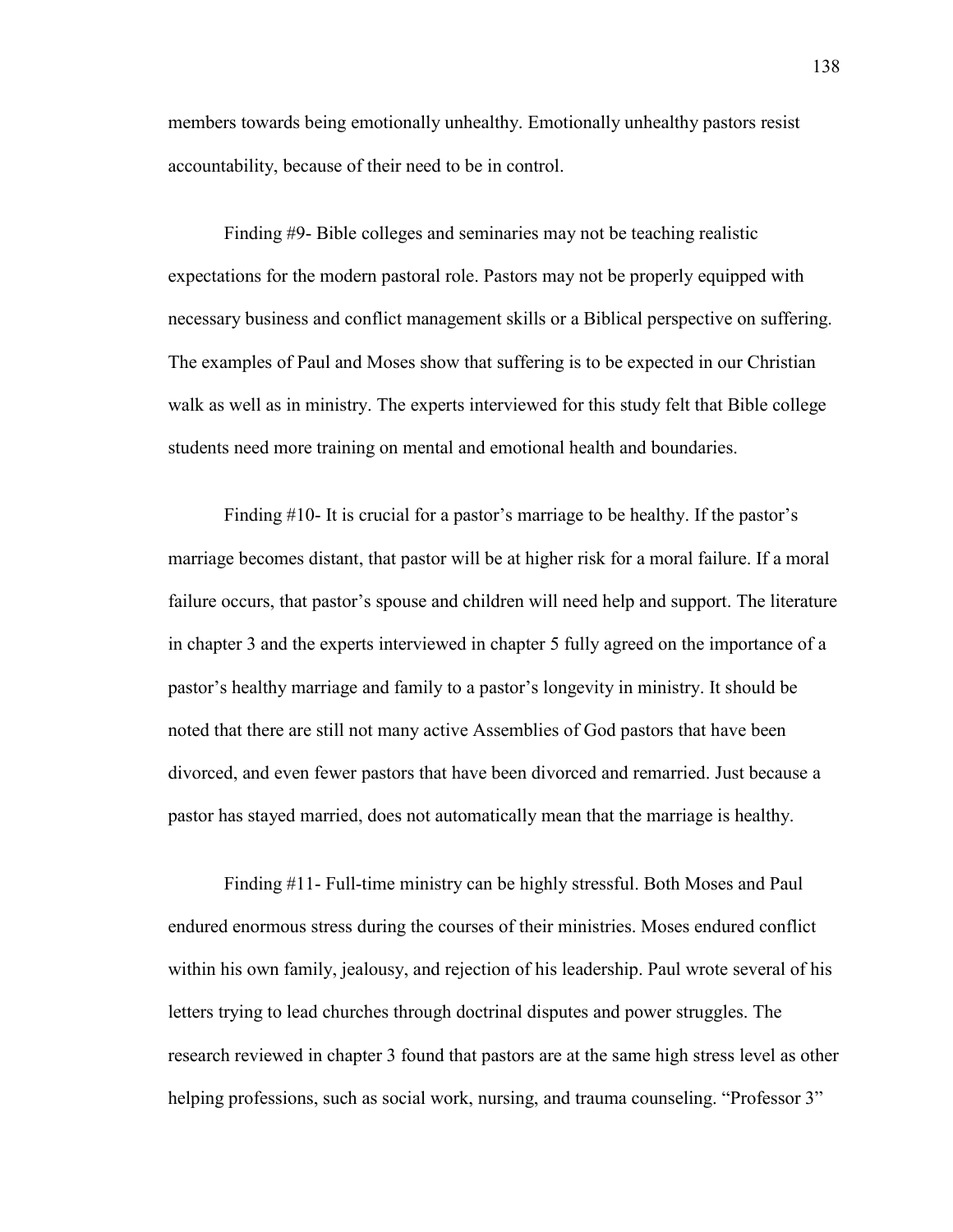members towards being emotionally unhealthy. Emotionally unhealthy pastors resist accountability, because of their need to be in control.

Finding #9- Bible colleges and seminaries may not be teaching realistic expectations for the modern pastoral role. Pastors may not be properly equipped with necessary business and conflict management skills or a Biblical perspective on suffering. The examples of Paul and Moses show that suffering is to be expected in our Christian walk as well as in ministry. The experts interviewed for this study felt that Bible college students need more training on mental and emotional health and boundaries.

Finding #10- It is crucial for a pastor's marriage to be healthy. If the pastor's marriage becomes distant, that pastor will be at higher risk for a moral failure. If a moral failure occurs, that pastor's spouse and children will need help and support. The literature in chapter 3 and the experts interviewed in chapter 5 fully agreed on the importance of a pastor's healthy marriage and family to a pastor's longevity in ministry. It should be noted that there are still not many active Assemblies of God pastors that have been divorced, and even fewer pastors that have been divorced and remarried. Just because a pastor has stayed married, does not automatically mean that the marriage is healthy.

Finding #11- Full-time ministry can be highly stressful. Both Moses and Paul endured enormous stress during the courses of their ministries. Moses endured conflict within his own family, jealousy, and rejection of his leadership. Paul wrote several of his letters trying to lead churches through doctrinal disputes and power struggles. The research reviewed in chapter 3 found that pastors are at the same high stress level as other helping professions, such as social work, nursing, and trauma counseling. "Professor 3"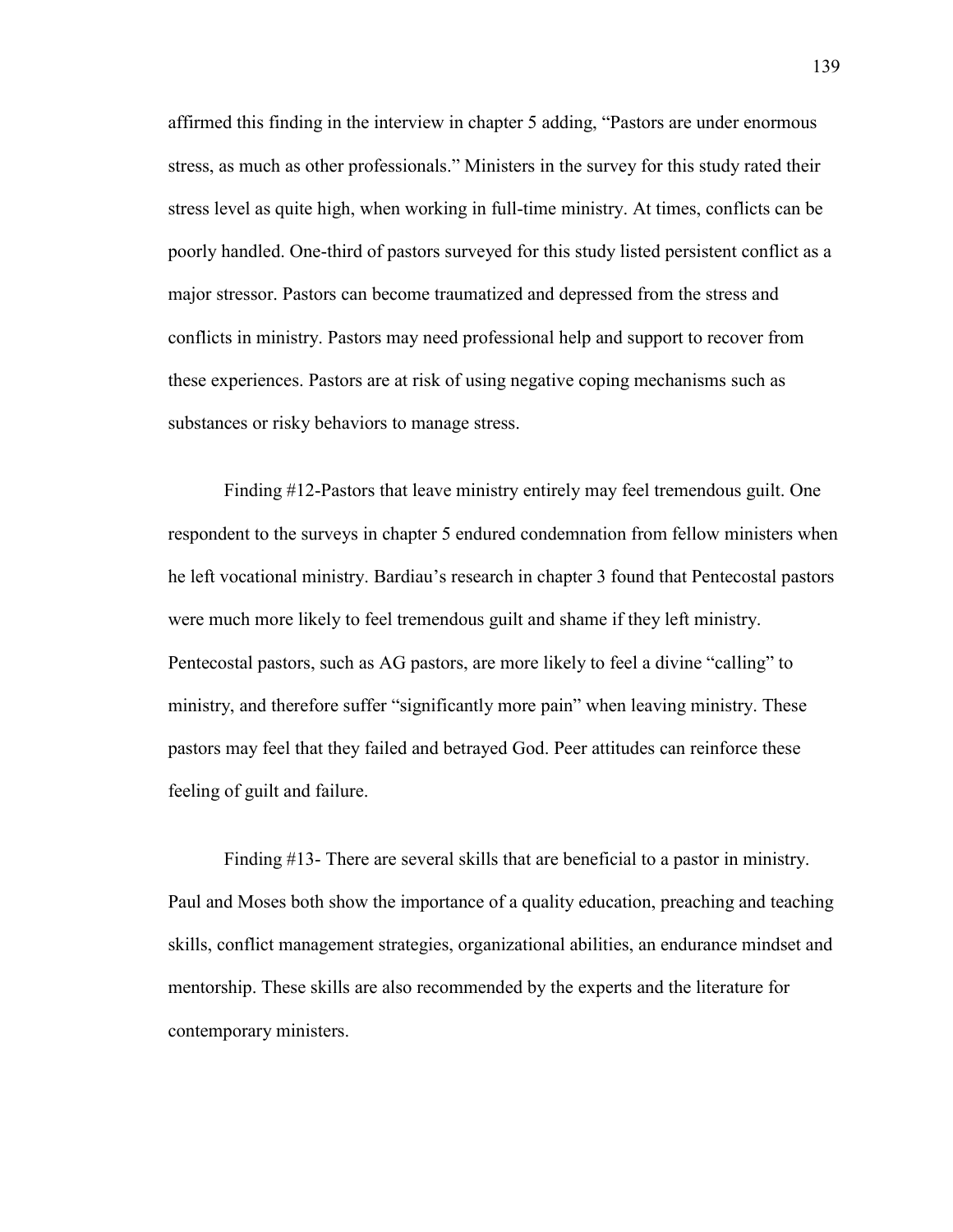affirmed this finding in the interview in chapter 5 adding, "Pastors are under enormous stress, as much as other professionals." Ministers in the survey for this study rated their stress level as quite high, when working in full-time ministry. At times, conflicts can be poorly handled. One-third of pastors surveyed for this study listed persistent conflict as a major stressor. Pastors can become traumatized and depressed from the stress and conflicts in ministry. Pastors may need professional help and support to recover from these experiences. Pastors are at risk of using negative coping mechanisms such as substances or risky behaviors to manage stress.

Finding #12-Pastors that leave ministry entirely may feel tremendous guilt. One respondent to the surveys in chapter 5 endured condemnation from fellow ministers when he left vocational ministry. Bardiau's research in chapter 3 found that Pentecostal pastors were much more likely to feel tremendous guilt and shame if they left ministry. Pentecostal pastors, such as AG pastors, are more likely to feel a divine "calling" to ministry, and therefore suffer "significantly more pain" when leaving ministry. These pastors may feel that they failed and betrayed God. Peer attitudes can reinforce these feeling of guilt and failure.

Finding #13- There are several skills that are beneficial to a pastor in ministry. Paul and Moses both show the importance of a quality education, preaching and teaching skills, conflict management strategies, organizational abilities, an endurance mindset and mentorship. These skills are also recommended by the experts and the literature for contemporary ministers.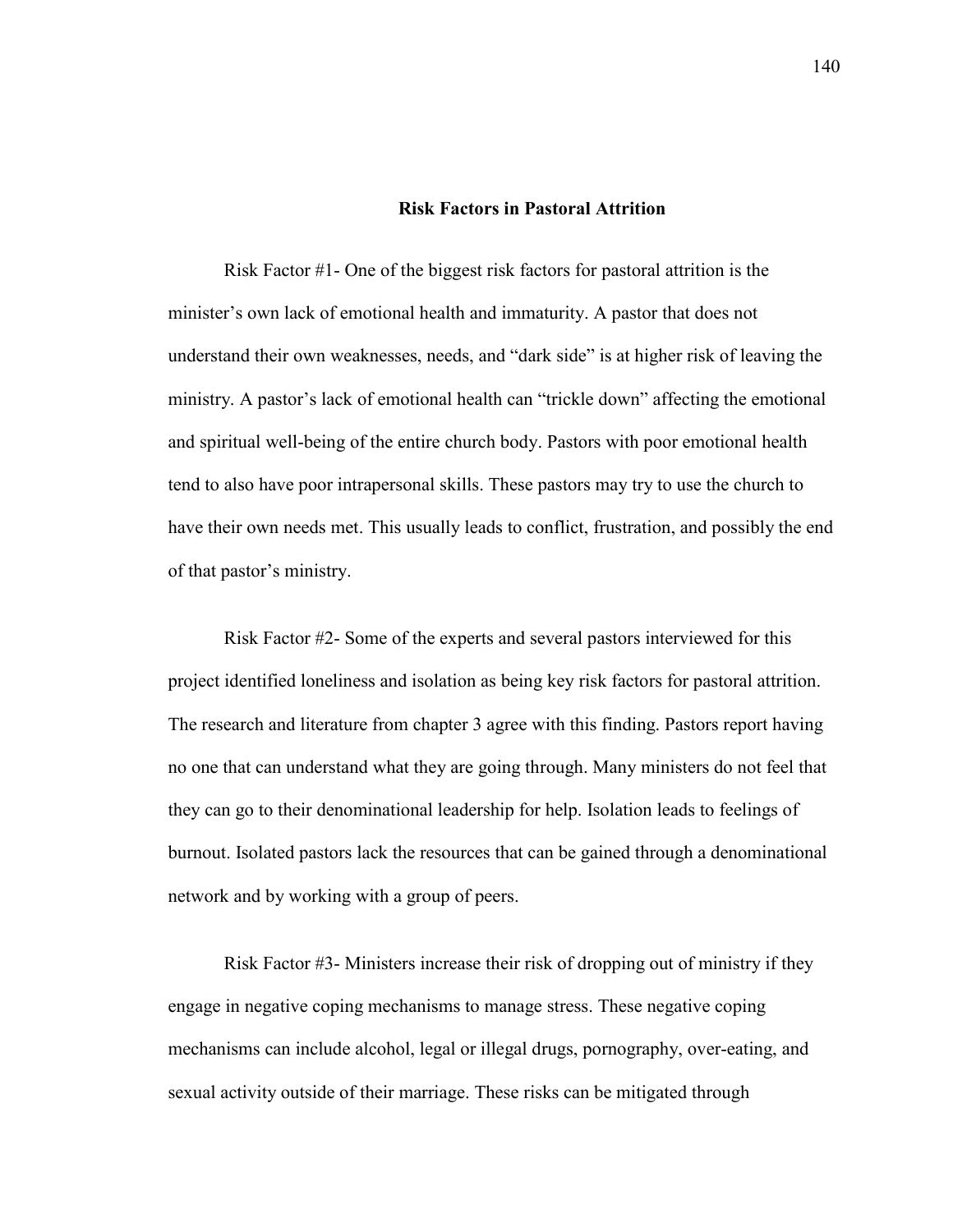## Risk Factors in Pastoral Attrition

Risk Factor #1- One of the biggest risk factors for pastoral attrition is the minister's own lack of emotional health and immaturity. A pastor that does not understand their own weaknesses, needs, and "dark side" is at higher risk of leaving the ministry. A pastor's lack of emotional health can "trickle down" affecting the emotional and spiritual well-being of the entire church body. Pastors with poor emotional health tend to also have poor intrapersonal skills. These pastors may try to use the church to have their own needs met. This usually leads to conflict, frustration, and possibly the end of that pastor's ministry.

Risk Factor #2- Some of the experts and several pastors interviewed for this project identified loneliness and isolation as being key risk factors for pastoral attrition. The research and literature from chapter 3 agree with this finding. Pastors report having no one that can understand what they are going through. Many ministers do not feel that they can go to their denominational leadership for help. Isolation leads to feelings of burnout. Isolated pastors lack the resources that can be gained through a denominational network and by working with a group of peers.

Risk Factor #3- Ministers increase their risk of dropping out of ministry if they engage in negative coping mechanisms to manage stress. These negative coping mechanisms can include alcohol, legal or illegal drugs, pornography, over-eating, and sexual activity outside of their marriage. These risks can be mitigated through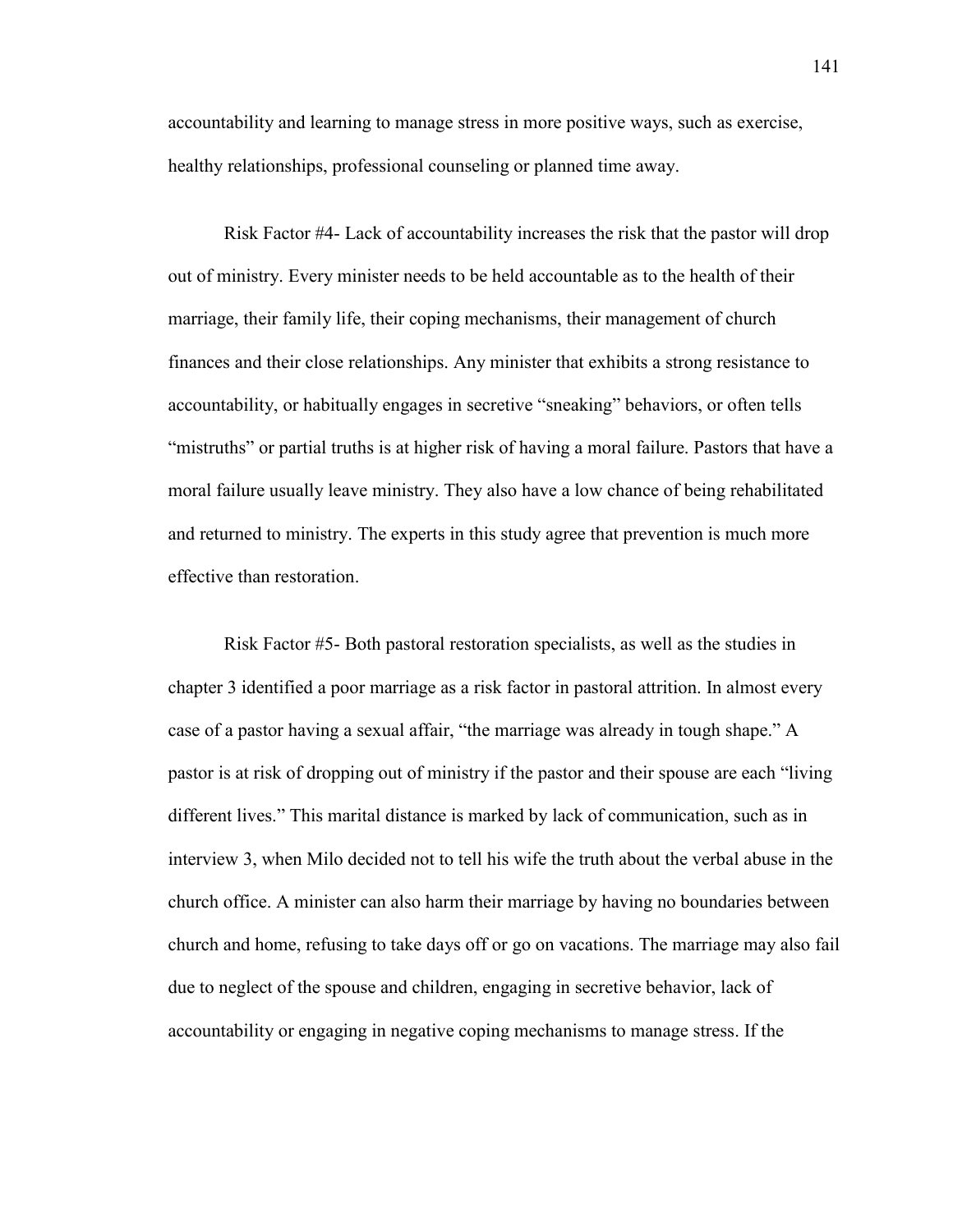accountability and learning to manage stress in more positive ways, such as exercise, healthy relationships, professional counseling or planned time away.

Risk Factor #4- Lack of accountability increases the risk that the pastor will drop out of ministry. Every minister needs to be held accountable as to the health of their marriage, their family life, their coping mechanisms, their management of church finances and their close relationships. Any minister that exhibits a strong resistance to accountability, or habitually engages in secretive "sneaking" behaviors, or often tells "mistruths" or partial truths is at higher risk of having a moral failure. Pastors that have a moral failure usually leave ministry. They also have a low chance of being rehabilitated and returned to ministry. The experts in this study agree that prevention is much more effective than restoration.

Risk Factor #5- Both pastoral restoration specialists, as well as the studies in chapter 3 identified a poor marriage as a risk factor in pastoral attrition. In almost every case of a pastor having a sexual affair, "the marriage was already in tough shape." A pastor is at risk of dropping out of ministry if the pastor and their spouse are each "living different lives." This marital distance is marked by lack of communication, such as in interview 3, when Milo decided not to tell his wife the truth about the verbal abuse in the church office. A minister can also harm their marriage by having no boundaries between church and home, refusing to take days off or go on vacations. The marriage may also fail due to neglect of the spouse and children, engaging in secretive behavior, lack of accountability or engaging in negative coping mechanisms to manage stress. If the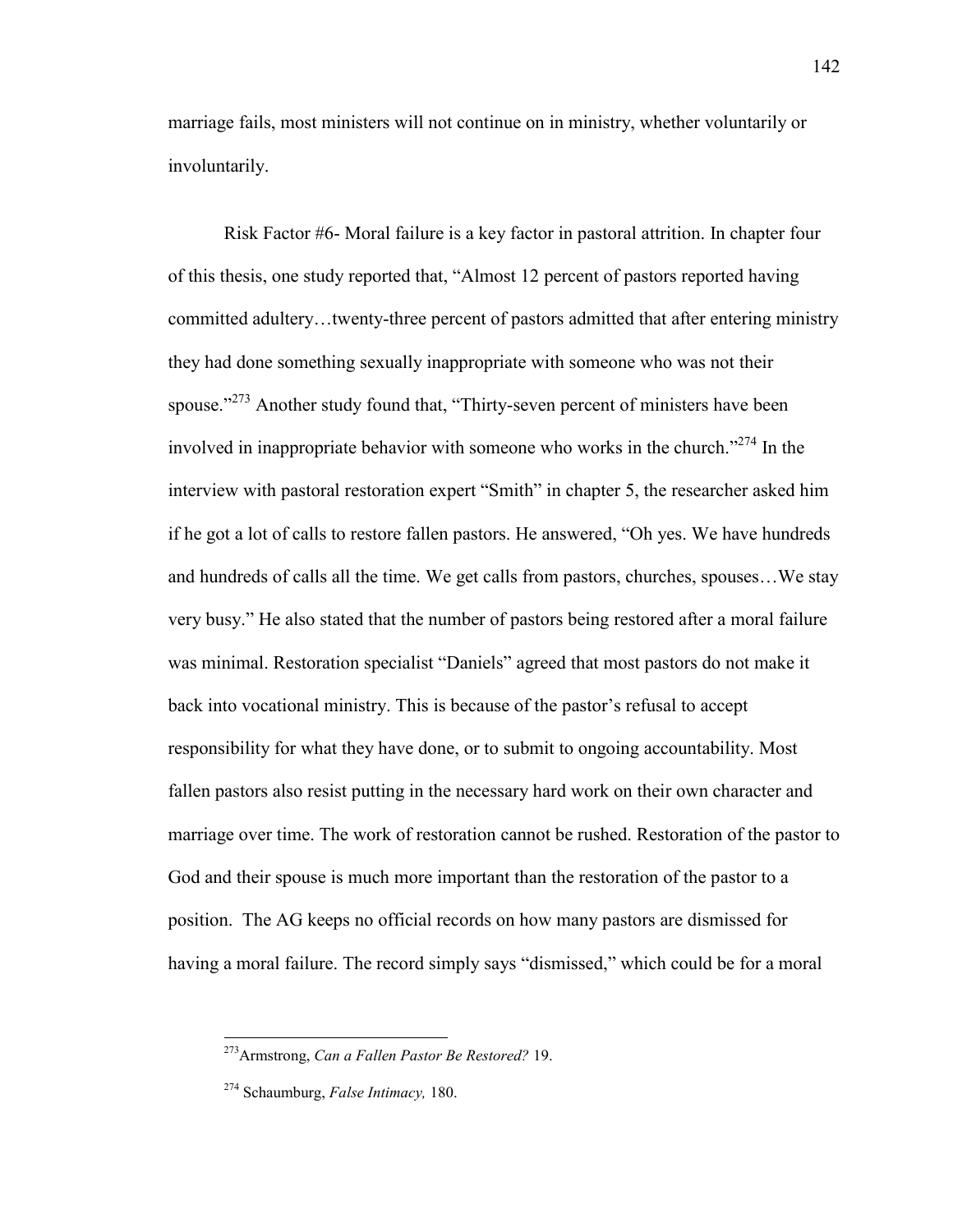marriage fails, most ministers will not continue on in ministry, whether voluntarily or involuntarily.

Risk Factor #6- Moral failure is a key factor in pastoral attrition. In chapter four of this thesis, one study reported that, "Almost 12 percent of pastors reported having committed adultery…twenty-three percent of pastors admitted that after entering ministry they had done something sexually inappropriate with someone who was not their spouse."[273] Another study found that, "Thirty-seven percent of ministers have been involved in inappropriate behavior with someone who works in the church."[274] In the interview with pastoral restoration expert "Smith" in chapter 5, the researcher asked him if he got a lot of calls to restore fallen pastors. He answered, "Oh yes. We have hundreds and hundreds of calls all the time. We get calls from pastors, churches, spouses…We stay very busy." He also stated that the number of pastors being restored after a moral failure was minimal. Restoration specialist "Daniels" agreed that most pastors do not make it back into vocational ministry. This is because of the pastor's refusal to accept responsibility for what they have done, or to submit to ongoing accountability. Most fallen pastors also resist putting in the necessary hard work on their own character and marriage over time. The work of restoration cannot be rushed. Restoration of the pastor to God and their spouse is much more important than the restoration of the pastor to a position. The AG keeps no official records on how many pastors are dismissed for having a moral failure. The record simply says "dismissed," which could be for a moral

[273] Armstrong, *Can a Fallen Pastor Be Restored?* 19.

[274] Schaumburg, *False Intimacy,* 180.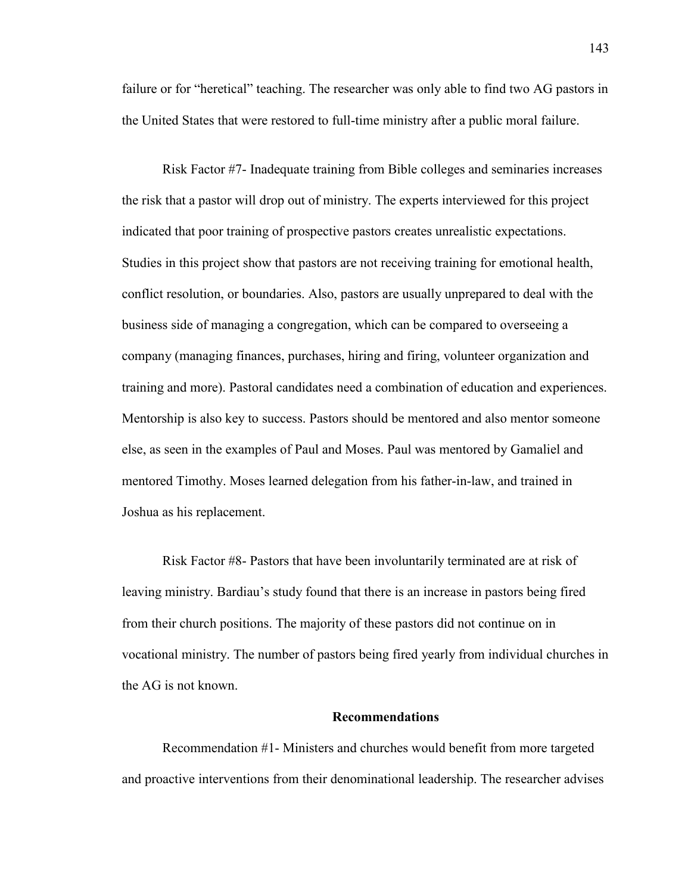failure or for "heretical" teaching. The researcher was only able to find two AG pastors in the United States that were restored to full-time ministry after a public moral failure.

Risk Factor #7- Inadequate training from Bible colleges and seminaries increases the risk that a pastor will drop out of ministry. The experts interviewed for this project indicated that poor training of prospective pastors creates unrealistic expectations. Studies in this project show that pastors are not receiving training for emotional health, conflict resolution, or boundaries. Also, pastors are usually unprepared to deal with the business side of managing a congregation, which can be compared to overseeing a company (managing finances, purchases, hiring and firing, volunteer organization and training and more). Pastoral candidates need a combination of education and experiences. Mentorship is also key to success. Pastors should be mentored and also mentor someone else, as seen in the examples of Paul and Moses. Paul was mentored by Gamaliel and mentored Timothy. Moses learned delegation from his father-in-law, and trained in Joshua as his replacement.

Risk Factor #8- Pastors that have been involuntarily terminated are at risk of leaving ministry. Bardiau's study found that there is an increase in pastors being fired from their church positions. The majority of these pastors did not continue on in vocational ministry. The number of pastors being fired yearly from individual churches in the AG is not known.

## Recommendations

Recommendation #1- Ministers and churches would benefit from more targeted and proactive interventions from their denominational leadership. The researcher advises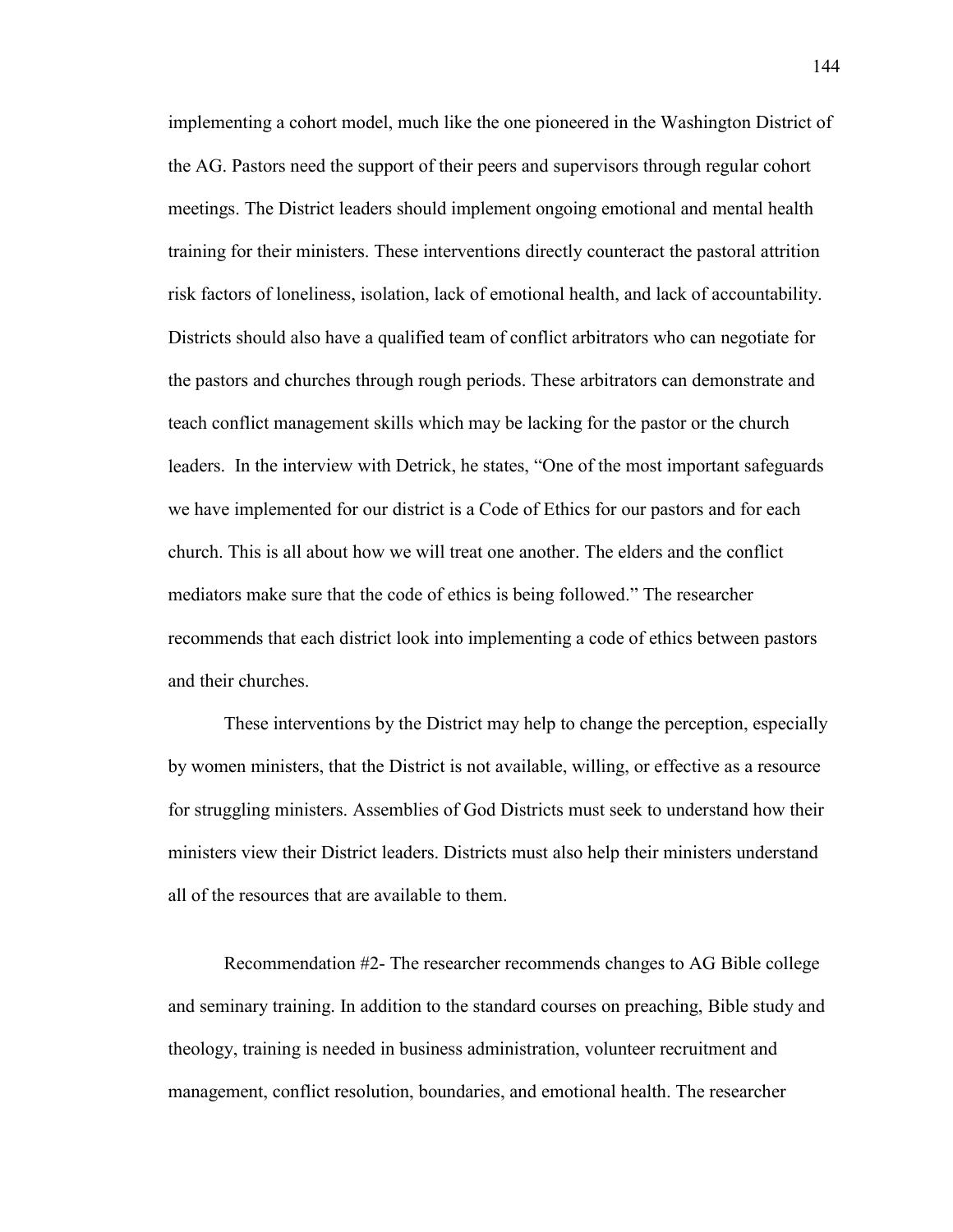implementing a cohort model, much like the one pioneered in the Washington District of the AG. Pastors need the support of their peers and supervisors through regular cohort meetings. The District leaders should implement ongoing emotional and mental health training for their ministers. These interventions directly counteract the pastoral attrition risk factors of loneliness, isolation, lack of emotional health, and lack of accountability. Districts should also have a qualified team of conflict arbitrators who can negotiate for the pastors and churches through rough periods. These arbitrators can demonstrate and teach conflict management skills which may be lacking for the pastor or the church leaders. In the interview with Detrick, he states, "One of the most important safeguards we have implemented for our district is a Code of Ethics for our pastors and for each church. This is all about how we will treat one another. The elders and the conflict mediators make sure that the code of ethics is being followed." The researcher recommends that each district look into implementing a code of ethics between pastors and their churches.

These interventions by the District may help to change the perception, especially by women ministers, that the District is not available, willing, or effective as a resource for struggling ministers. Assemblies of God Districts must seek to understand how their ministers view their District leaders. Districts must also help their ministers understand all of the resources that are available to them.

Recommendation #2- The researcher recommends changes to AG Bible college and seminary training. In addition to the standard courses on preaching, Bible study and theology, training is needed in business administration, volunteer recruitment and management, conflict resolution, boundaries, and emotional health. The researcher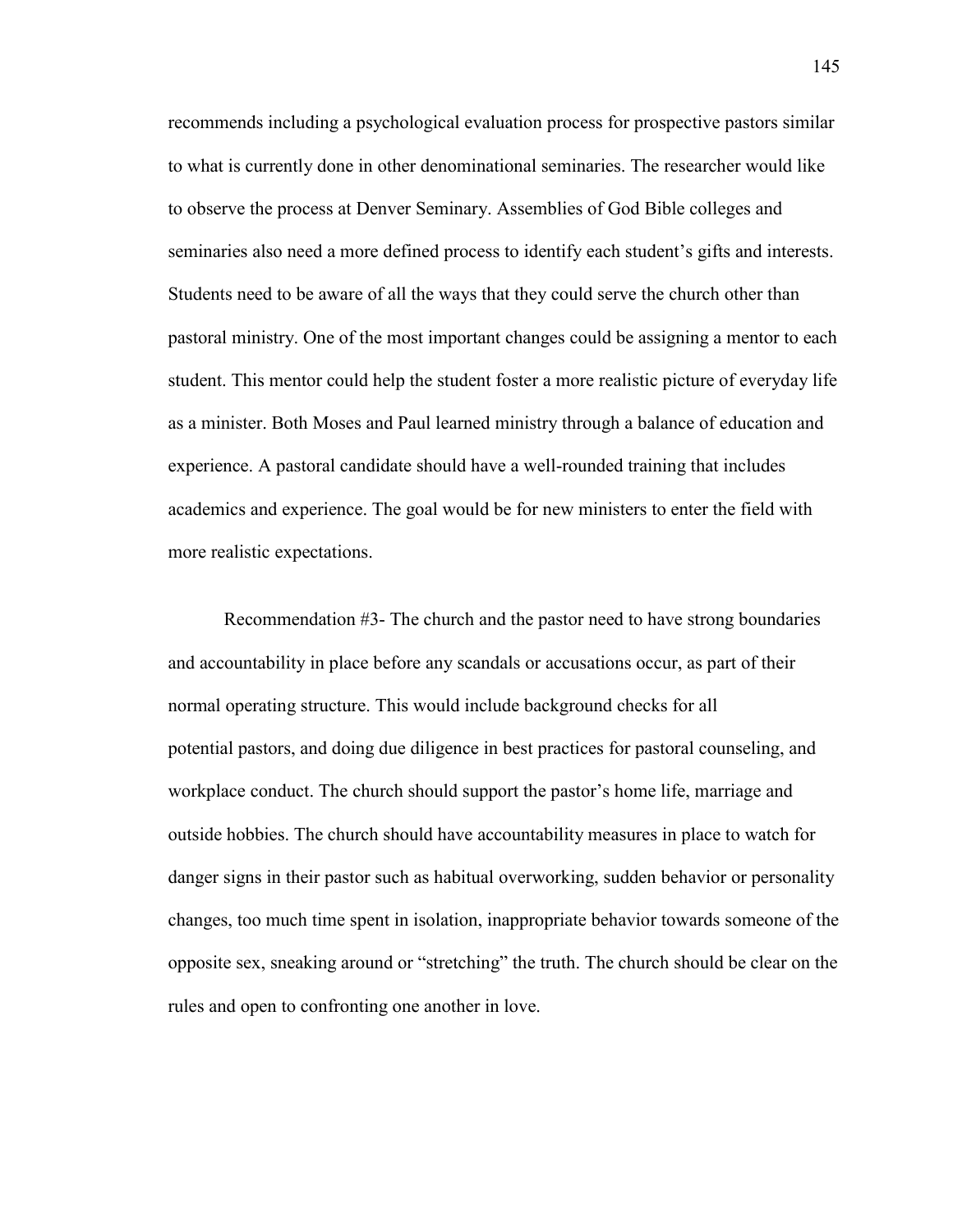recommends including a psychological evaluation process for prospective pastors similar to what is currently done in other denominational seminaries. The researcher would like to observe the process at Denver Seminary. Assemblies of God Bible colleges and seminaries also need a more defined process to identify each student's gifts and interests. Students need to be aware of all the ways that they could serve the church other than pastoral ministry. One of the most important changes could be assigning a mentor to each student. This mentor could help the student foster a more realistic picture of everyday life as a minister. Both Moses and Paul learned ministry through a balance of education and experience. A pastoral candidate should have a well-rounded training that includes academics and experience. The goal would be for new ministers to enter the field with more realistic expectations.

Recommendation #3- The church and the pastor need to have strong boundaries and accountability in place before any scandals or accusations occur, as part of their normal operating structure. This would include background checks for all potential pastors, and doing due diligence in best practices for pastoral counseling, and workplace conduct. The church should support the pastor's home life, marriage and outside hobbies. The church should have accountability measures in place to watch for danger signs in their pastor such as habitual overworking, sudden behavior or personality changes, too much time spent in isolation, inappropriate behavior towards someone of the opposite sex, sneaking around or "stretching" the truth. The church should be clear on the rules and open to confronting one another in love.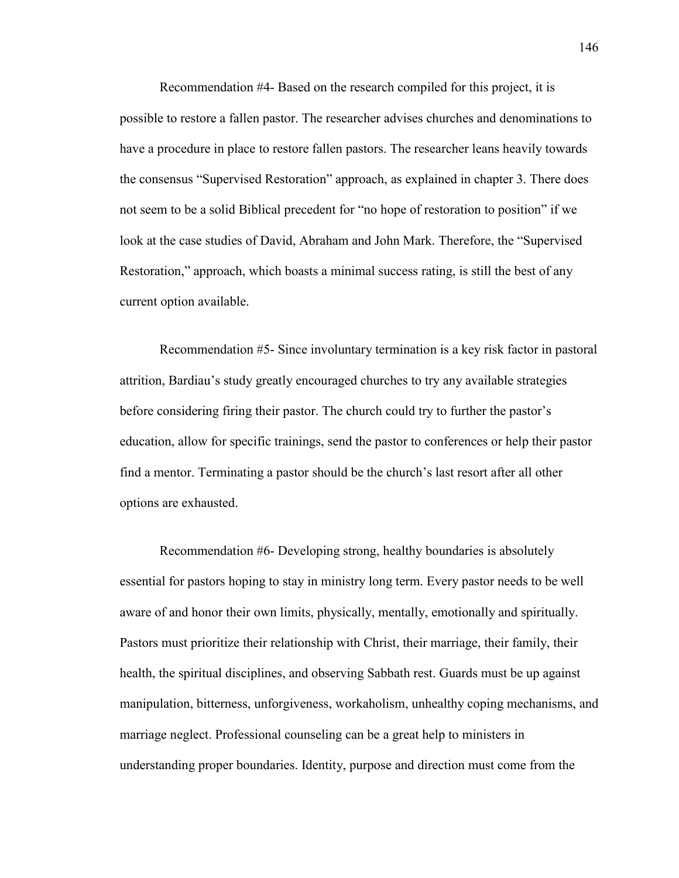Recommendation #4- Based on the research compiled for this project, it is possible to restore a fallen pastor. The researcher advises churches and denominations to have a procedure in place to restore fallen pastors. The researcher leans heavily towards the consensus "Supervised Restoration" approach, as explained in chapter 3. There does not seem to be a solid Biblical precedent for "no hope of restoration to position" if we look at the case studies of David, Abraham and John Mark. Therefore, the "Supervised Restoration," approach, which boasts a minimal success rating, is still the best of any current option available.

Recommendation #5- Since involuntary termination is a key risk factor in pastoral attrition, Bardiau's study greatly encouraged churches to try any available strategies before considering firing their pastor. The church could try to further the pastor's education, allow for specific trainings, send the pastor to conferences or help their pastor find a mentor. Terminating a pastor should be the church's last resort after all other options are exhausted.

Recommendation #6- Developing strong, healthy boundaries is absolutely essential for pastors hoping to stay in ministry long term. Every pastor needs to be well aware of and honor their own limits, physically, mentally, emotionally and spiritually. Pastors must prioritize their relationship with Christ, their marriage, their family, their health, the spiritual disciplines, and observing Sabbath rest. Guards must be up against manipulation, bitterness, unforgiveness, workaholism, unhealthy coping mechanisms, and marriage neglect. Professional counseling can be a great help to ministers in understanding proper boundaries. Identity, purpose and direction must come from the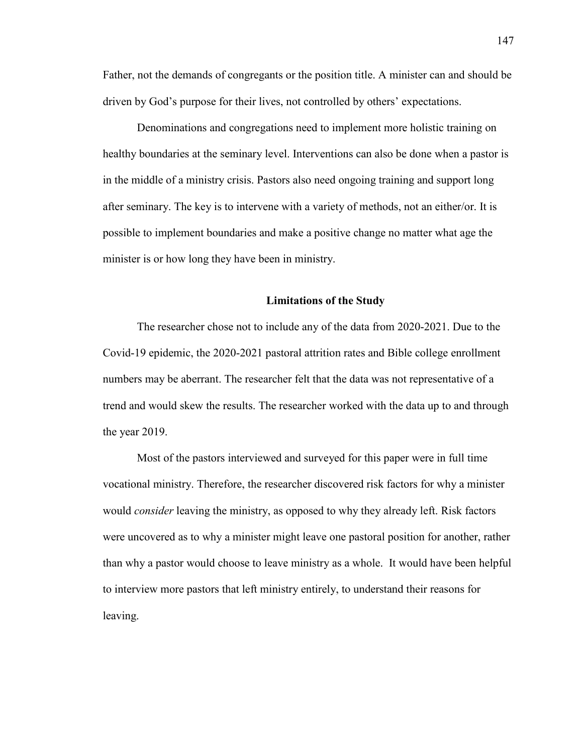Father, not the demands of congregants or the position title. A minister can and should be driven by God's purpose for their lives, not controlled by others' expectations.

Denominations and congregations need to implement more holistic training on healthy boundaries at the seminary level. Interventions can also be done when a pastor is in the middle of a ministry crisis. Pastors also need ongoing training and support long after seminary. The key is to intervene with a variety of methods, not an either/or. It is possible to implement boundaries and make a positive change no matter what age the minister is or how long they have been in ministry.

## Limitations of the Study

The researcher chose not to include any of the data from 2020-2021. Due to the Covid-19 epidemic, the 2020-2021 pastoral attrition rates and Bible college enrollment numbers may be aberrant. The researcher felt that the data was not representative of a trend and would skew the results. The researcher worked with the data up to and through the year 2019.

Most of the pastors interviewed and surveyed for this paper were in full time vocational ministry. Therefore, the researcher discovered risk factors for why a minister would *consider* leaving the ministry, as opposed to why they already left. Risk factors were uncovered as to why a minister might leave one pastoral position for another, rather than why a pastor would choose to leave ministry as a whole. It would have been helpful to interview more pastors that left ministry entirely, to understand their reasons for leaving.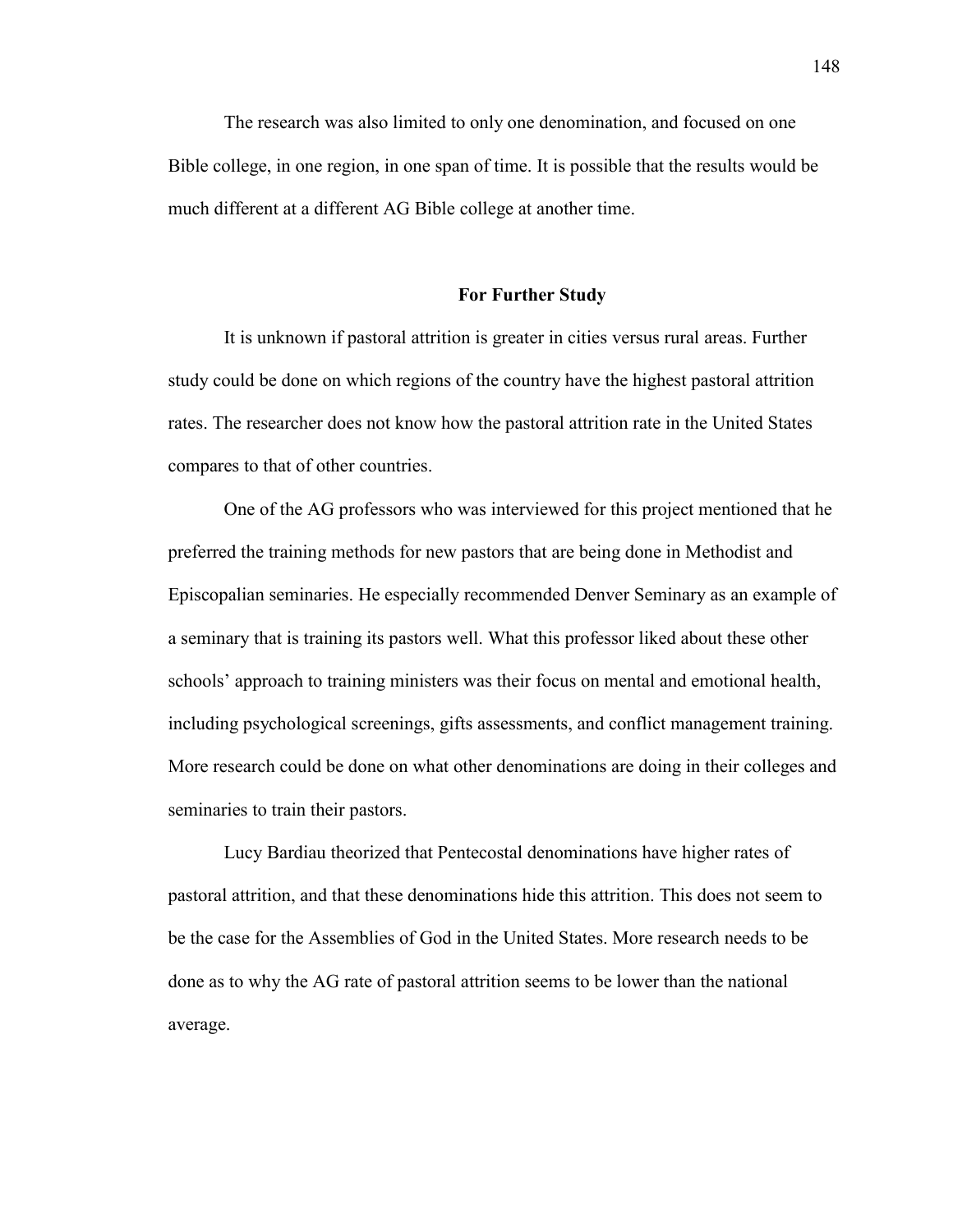The research was also limited to only one denomination, and focused on one Bible college, in one region, in one span of time. It is possible that the results would be much different at a different AG Bible college at another time.

## For Further Study

It is unknown if pastoral attrition is greater in cities versus rural areas. Further study could be done on which regions of the country have the highest pastoral attrition rates. The researcher does not know how the pastoral attrition rate in the United States compares to that of other countries.

One of the AG professors who was interviewed for this project mentioned that he preferred the training methods for new pastors that are being done in Methodist and Episcopalian seminaries. He especially recommended Denver Seminary as an example of a seminary that is training its pastors well. What this professor liked about these other schools' approach to training ministers was their focus on mental and emotional health, including psychological screenings, gifts assessments, and conflict management training. More research could be done on what other denominations are doing in their colleges and seminaries to train their pastors.

Lucy Bardiau theorized that Pentecostal denominations have higher rates of pastoral attrition, and that these denominations hide this attrition. This does not seem to be the case for the Assemblies of God in the United States. More research needs to be done as to why the AG rate of pastoral attrition seems to be lower than the national average.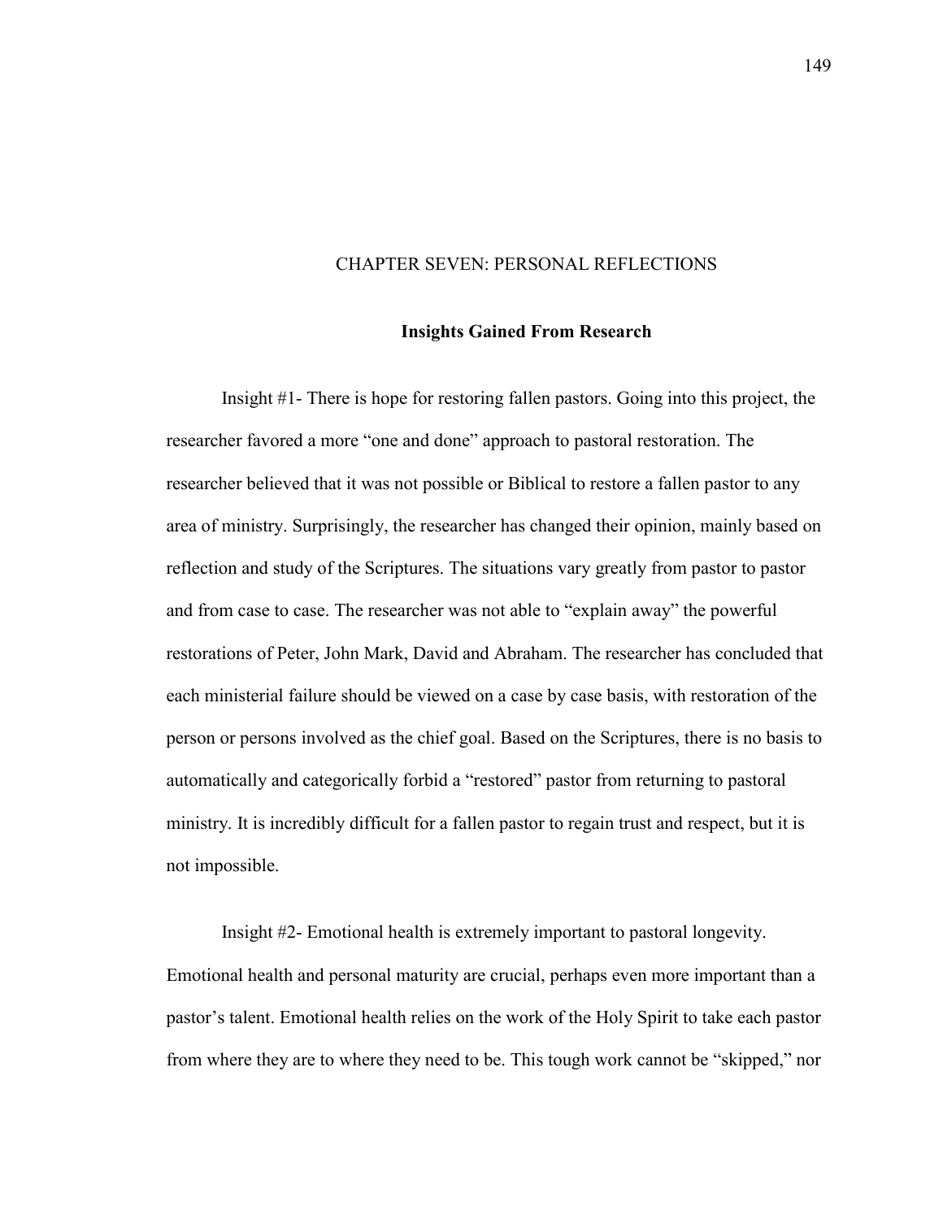# CHAPTER SEVEN: PERSONAL REFLECTIONS

## Insights Gained From Research

Insight #1- There is hope for restoring fallen pastors. Going into this project, the researcher favored a more "one and done" approach to pastoral restoration. The researcher believed that it was not possible or Biblical to restore a fallen pastor to any area of ministry. Surprisingly, the researcher has changed their opinion, mainly based on reflection and study of the Scriptures. The situations vary greatly from pastor to pastor and from case to case. The researcher was not able to "explain away" the powerful restorations of Peter, John Mark, David and Abraham. The researcher has concluded that each ministerial failure should be viewed on a case by case basis, with restoration of the person or persons involved as the chief goal. Based on the Scriptures, there is no basis to automatically and categorically forbid a "restored" pastor from returning to pastoral ministry. It is incredibly difficult for a fallen pastor to regain trust and respect, but it is not impossible.

Insight #2- Emotional health is extremely important to pastoral longevity. Emotional health and personal maturity are crucial, perhaps even more important than a pastor's talent. Emotional health relies on the work of the Holy Spirit to take each pastor from where they are to where they need to be. This tough work cannot be "skipped," nor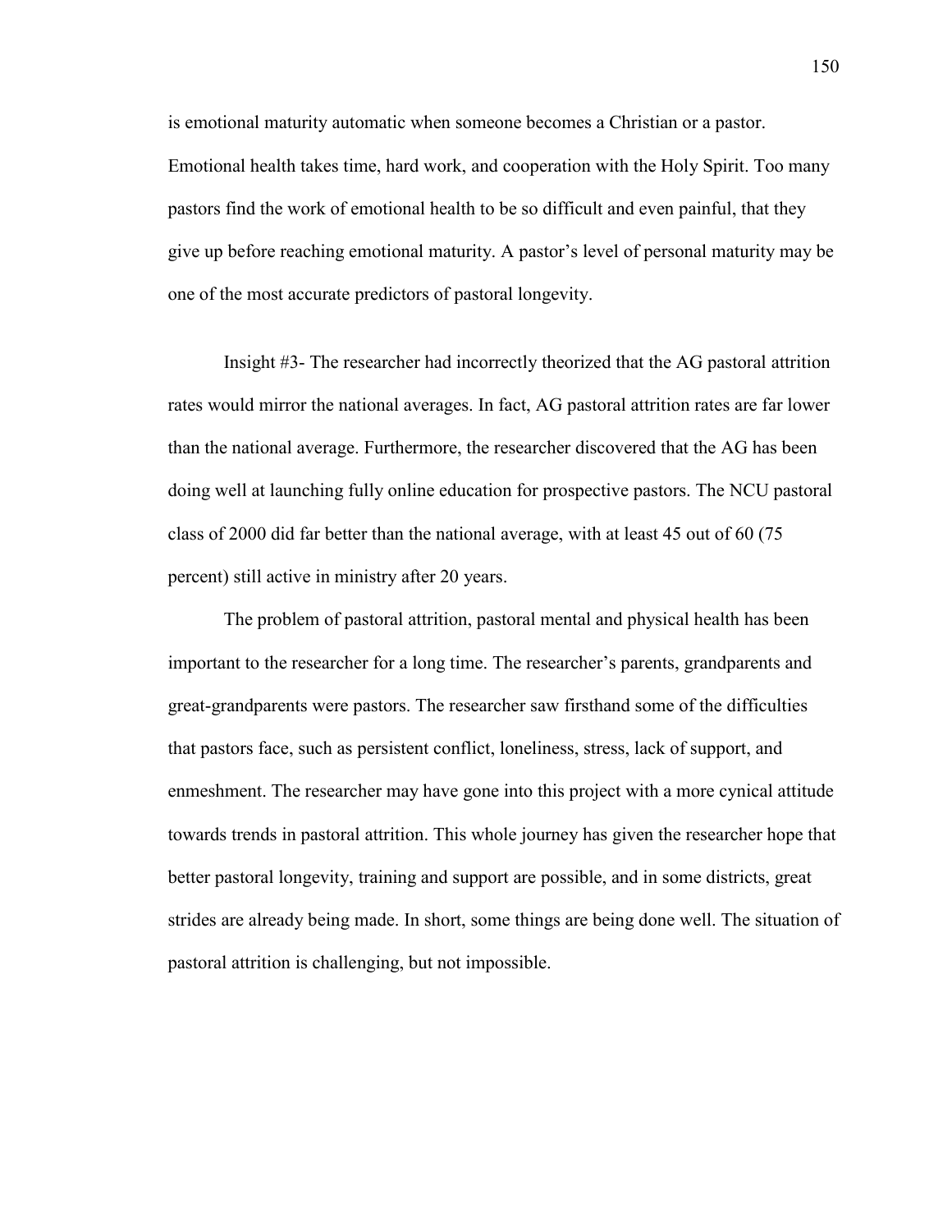is emotional maturity automatic when someone becomes a Christian or a pastor. Emotional health takes time, hard work, and cooperation with the Holy Spirit. Too many pastors find the work of emotional health to be so difficult and even painful, that they give up before reaching emotional maturity. A pastor's level of personal maturity may be one of the most accurate predictors of pastoral longevity.

Insight #3- The researcher had incorrectly theorized that the AG pastoral attrition rates would mirror the national averages. In fact, AG pastoral attrition rates are far lower than the national average. Furthermore, the researcher discovered that the AG has been doing well at launching fully online education for prospective pastors. The NCU pastoral class of 2000 did far better than the national average, with at least 45 out of 60 (75 percent) still active in ministry after 20 years.

The problem of pastoral attrition, pastoral mental and physical health has been important to the researcher for a long time. The researcher's parents, grandparents and great-grandparents were pastors. The researcher saw firsthand some of the difficulties that pastors face, such as persistent conflict, loneliness, stress, lack of support, and enmeshment. The researcher may have gone into this project with a more cynical attitude towards trends in pastoral attrition. This whole journey has given the researcher hope that better pastoral longevity, training and support are possible, and in some districts, great strides are already being made. In short, some things are being done well. The situation of pastoral attrition is challenging, but not impossible.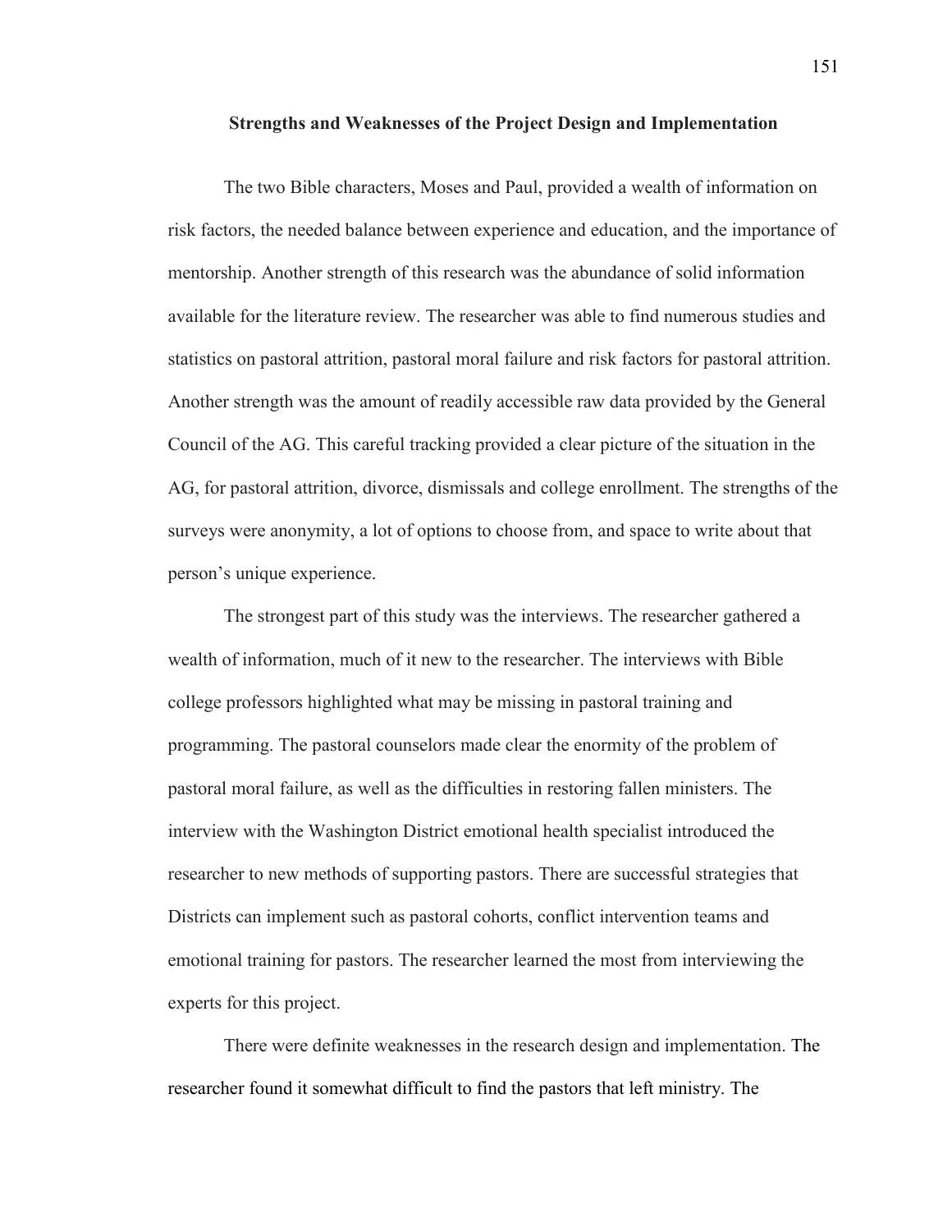## Strengths and Weaknesses of the Project Design and Implementation

The two Bible characters, Moses and Paul, provided a wealth of information on risk factors, the needed balance between experience and education, and the importance of mentorship. Another strength of this research was the abundance of solid information available for the literature review. The researcher was able to find numerous studies and statistics on pastoral attrition, pastoral moral failure and risk factors for pastoral attrition. Another strength was the amount of readily accessible raw data provided by the General Council of the AG. This careful tracking provided a clear picture of the situation in the AG, for pastoral attrition, divorce, dismissals and college enrollment. The strengths of the surveys were anonymity, a lot of options to choose from, and space to write about that person's unique experience.

The strongest part of this study was the interviews. The researcher gathered a wealth of information, much of it new to the researcher. The interviews with Bible college professors highlighted what may be missing in pastoral training and programming. The pastoral counselors made clear the enormity of the problem of pastoral moral failure, as well as the difficulties in restoring fallen ministers. The interview with the Washington District emotional health specialist introduced the researcher to new methods of supporting pastors. There are successful strategies that Districts can implement such as pastoral cohorts, conflict intervention teams and emotional training for pastors. The researcher learned the most from interviewing the experts for this project.

There were definite weaknesses in the research design and implementation. The researcher found it somewhat difficult to find the pastors that left ministry. The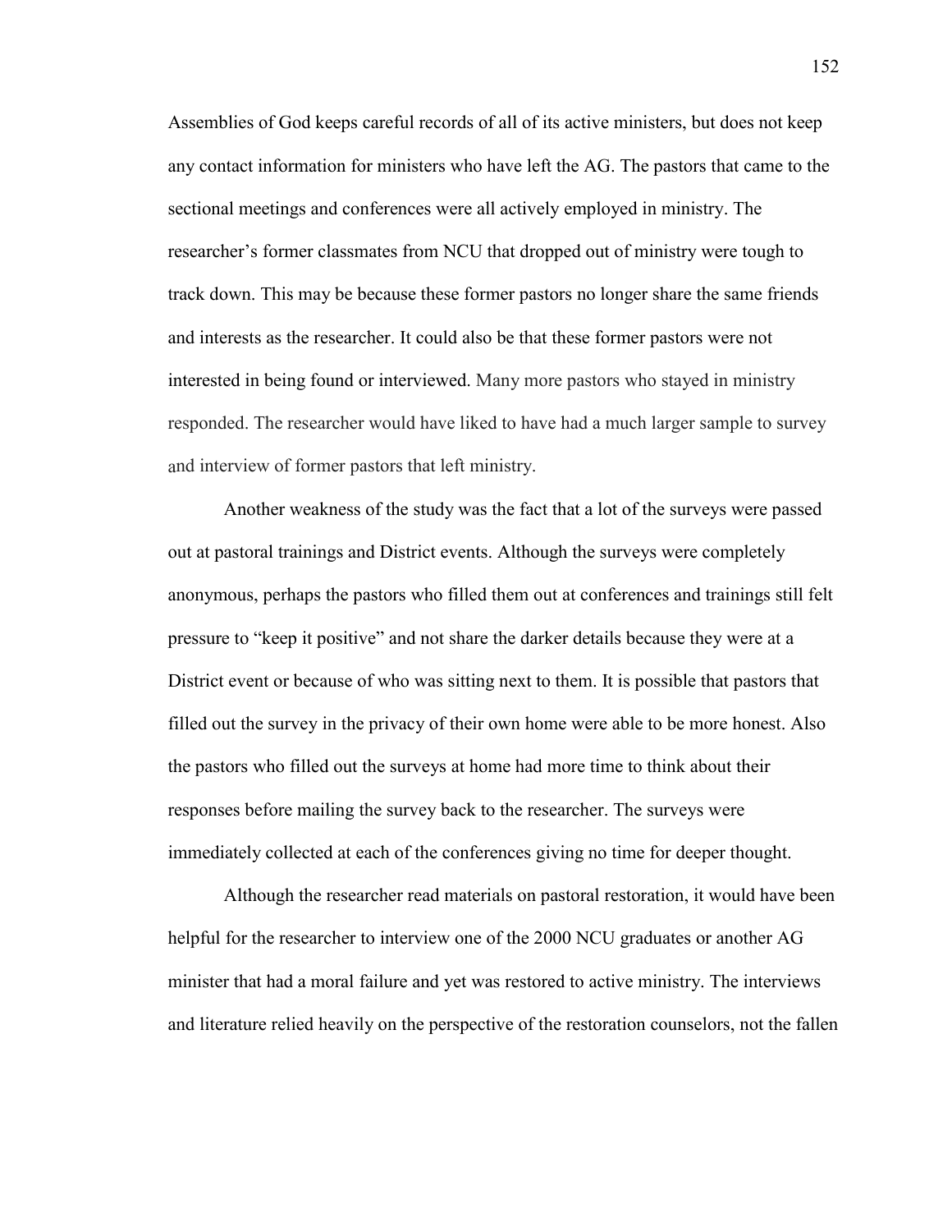Assemblies of God keeps careful records of all of its active ministers, but does not keep any contact information for ministers who have left the AG. The pastors that came to the sectional meetings and conferences were all actively employed in ministry. The researcher's former classmates from NCU that dropped out of ministry were tough to track down. This may be because these former pastors no longer share the same friends and interests as the researcher. It could also be that these former pastors were not interested in being found or interviewed. Many more pastors who stayed in ministry responded. The researcher would have liked to have had a much larger sample to survey and interview of former pastors that left ministry.

Another weakness of the study was the fact that a lot of the surveys were passed out at pastoral trainings and District events. Although the surveys were completely anonymous, perhaps the pastors who filled them out at conferences and trainings still felt pressure to "keep it positive" and not share the darker details because they were at a District event or because of who was sitting next to them. It is possible that pastors that filled out the survey in the privacy of their own home were able to be more honest. Also the pastors who filled out the surveys at home had more time to think about their responses before mailing the survey back to the researcher. The surveys were immediately collected at each of the conferences giving no time for deeper thought.

Although the researcher read materials on pastoral restoration, it would have been helpful for the researcher to interview one of the 2000 NCU graduates or another AG minister that had a moral failure and yet was restored to active ministry. The interviews and literature relied heavily on the perspective of the restoration counselors, not the fallen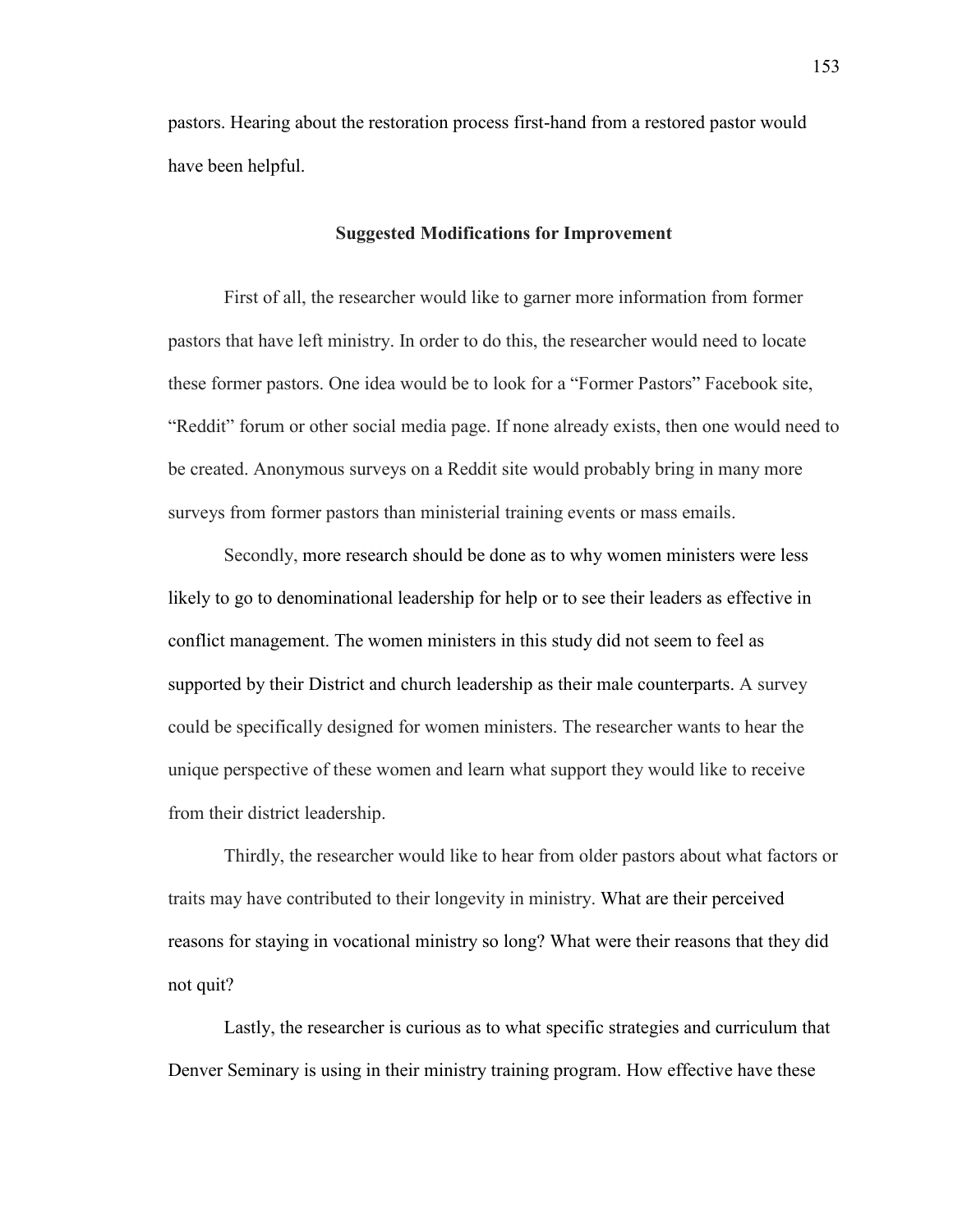pastors. Hearing about the restoration process first-hand from a restored pastor would have been helpful.

### Suggested Modifications for Improvement

First of all, the researcher would like to garner more information from former pastors that have left ministry. In order to do this, the researcher would need to locate these former pastors. One idea would be to look for a "Former Pastors" Facebook site, "Reddit" forum or other social media page. If none already exists, then one would need to be created. Anonymous surveys on a Reddit site would probably bring in many more surveys from former pastors than ministerial training events or mass emails.

Secondly, more research should be done as to why women ministers were less likely to go to denominational leadership for help or to see their leaders as effective in conflict management. The women ministers in this study did not seem to feel as supported by their District and church leadership as their male counterparts. A survey could be specifically designed for women ministers. The researcher wants to hear the unique perspective of these women and learn what support they would like to receive from their district leadership.

Thirdly, the researcher would like to hear from older pastors about what factors or traits may have contributed to their longevity in ministry. What are their perceived reasons for staying in vocational ministry so long? What were their reasons that they did not quit?

Lastly, the researcher is curious as to what specific strategies and curriculum that Denver Seminary is using in their ministry training program. How effective have these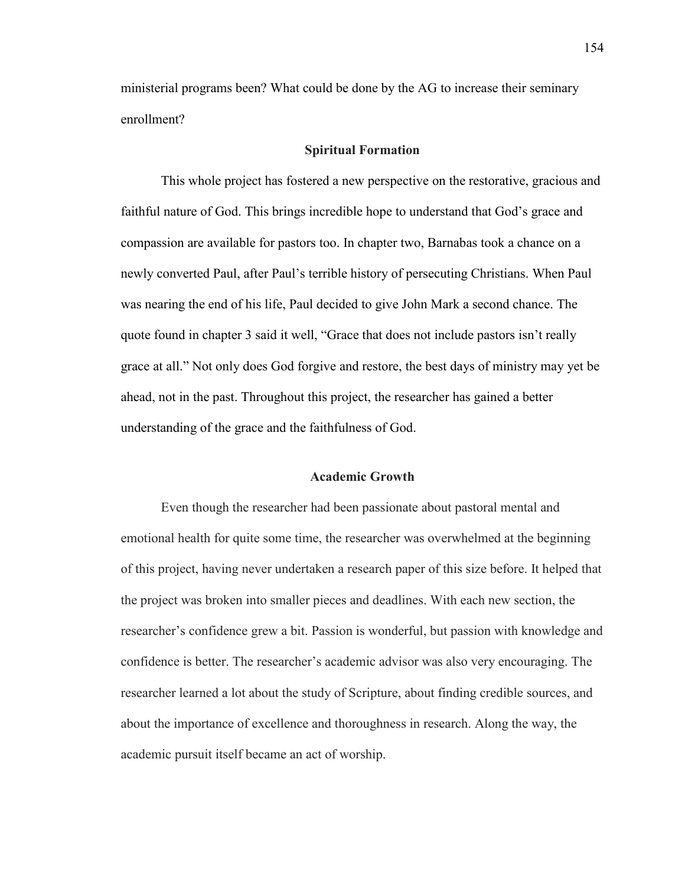ministerial programs been? What could be done by the AG to increase their seminary enrollment?

## Spiritual Formation

This whole project has fostered a new perspective on the restorative, gracious and faithful nature of God. This brings incredible hope to understand that God's grace and compassion are available for pastors too. In chapter two, Barnabas took a chance on a newly converted Paul, after Paul's terrible history of persecuting Christians. When Paul was nearing the end of his life, Paul decided to give John Mark a second chance. The quote found in chapter 3 said it well, "Grace that does not include pastors isn't really grace at all." Not only does God forgive and restore, the best days of ministry may yet be ahead, not in the past. Throughout this project, the researcher has gained a better understanding of the grace and the faithfulness of God.

## Academic Growth

Even though the researcher had been passionate about pastoral mental and emotional health for quite some time, the researcher was overwhelmed at the beginning of this project, having never undertaken a research paper of this size before. It helped that the project was broken into smaller pieces and deadlines. With each new section, the researcher's confidence grew a bit. Passion is wonderful, but passion with knowledge and confidence is better. The researcher's academic advisor was also very encouraging. The researcher learned a lot about the study of Scripture, about finding credible sources, and about the importance of excellence and thoroughness in research. Along the way, the academic pursuit itself became an act of worship.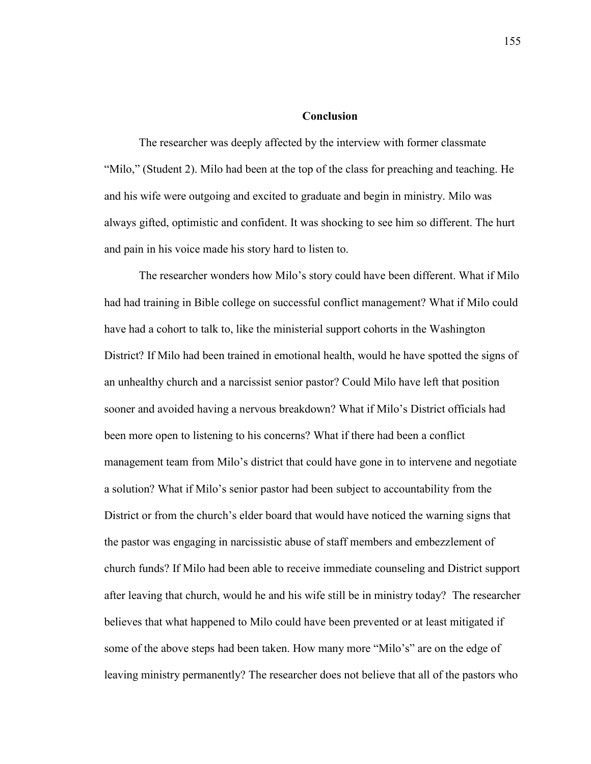## Conclusion

The researcher was deeply affected by the interview with former classmate "Milo," (Student 2). Milo had been at the top of the class for preaching and teaching. He and his wife were outgoing and excited to graduate and begin in ministry. Milo was always gifted, optimistic and confident. It was shocking to see him so different. The hurt and pain in his voice made his story hard to listen to.

The researcher wonders how Milo's story could have been different. What if Milo had had training in Bible college on successful conflict management? What if Milo could have had a cohort to talk to, like the ministerial support cohorts in the Washington District? If Milo had been trained in emotional health, would he have spotted the signs of an unhealthy church and a narcissist senior pastor? Could Milo have left that position sooner and avoided having a nervous breakdown? What if Milo's District officials had been more open to listening to his concerns? What if there had been a conflict management team from Milo's district that could have gone in to intervene and negotiate a solution? What if Milo's senior pastor had been subject to accountability from the District or from the church's elder board that would have noticed the warning signs that the pastor was engaging in narcissistic abuse of staff members and embezzlement of church funds? If Milo had been able to receive immediate counseling and District support after leaving that church, would he and his wife still be in ministry today? The researcher believes that what happened to Milo could have been prevented or at least mitigated if some of the above steps had been taken. How many more "Milo's" are on the edge of leaving ministry permanently? The researcher does not believe that all of the pastors who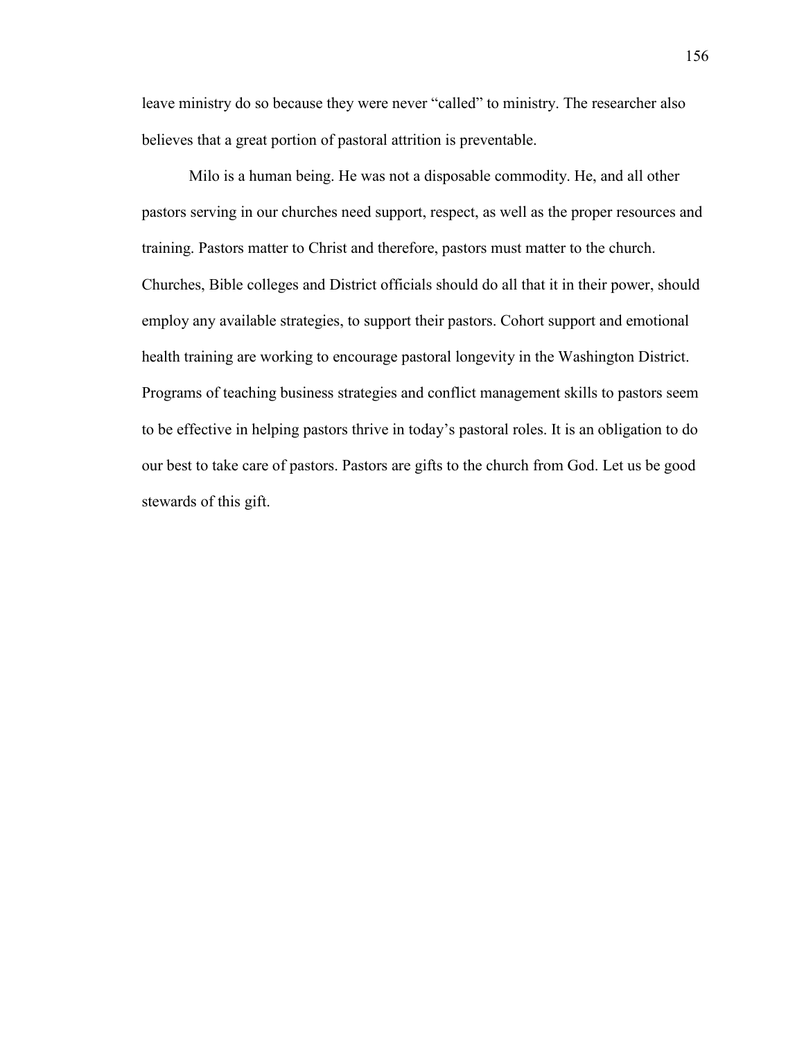leave ministry do so because they were never "called" to ministry. The researcher also believes that a great portion of pastoral attrition is preventable.

Milo is a human being. He was not a disposable commodity. He, and all other pastors serving in our churches need support, respect, as well as the proper resources and training. Pastors matter to Christ and therefore, pastors must matter to the church. Churches, Bible colleges and District officials should do all that it in their power, should employ any available strategies, to support their pastors. Cohort support and emotional health training are working to encourage pastoral longevity in the Washington District. Programs of teaching business strategies and conflict management skills to pastors seem to be effective in helping pastors thrive in today's pastoral roles. It is an obligation to do our best to take care of pastors. Pastors are gifts to the church from God. Let us be good stewards of this gift.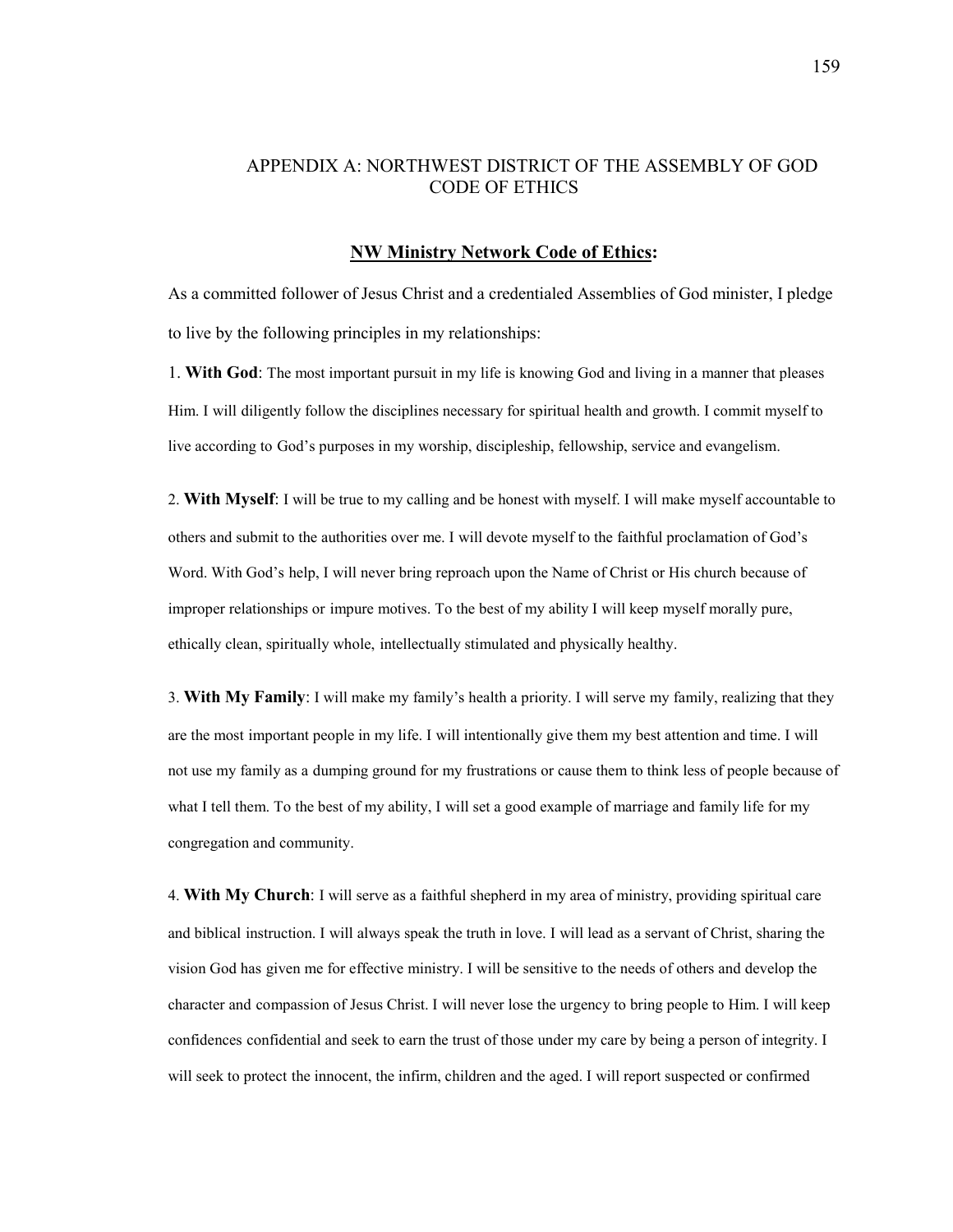# APPENDIX A: NORTHWEST DISTRICT OF THE ASSEMBLY OF GOD CODE OF ETHICS

## NW Ministry Network Code of Ethics:

As a committed follower of Jesus Christ and a credentialed Assemblies of God minister, I pledge to live by the following principles in my relationships:

1. **With God**: The most important pursuit in my life is knowing God and living in a manner that pleases Him. I will diligently follow the disciplines necessary for spiritual health and growth. I commit myself to live according to God's purposes in my worship, discipleship, fellowship, service and evangelism.

2. **With Myself**: I will be true to my calling and be honest with myself. I will make myself accountable to others and submit to the authorities over me. I will devote myself to the faithful proclamation of God's Word. With God's help, I will never bring reproach upon the Name of Christ or His church because of improper relationships or impure motives. To the best of my ability I will keep myself morally pure, ethically clean, spiritually whole, intellectually stimulated and physically healthy.

3. **With My Family**: I will make my family's health a priority. I will serve my family, realizing that they are the most important people in my life. I will intentionally give them my best attention and time. I will not use my family as a dumping ground for my frustrations or cause them to think less of people because of what I tell them. To the best of my ability, I will set a good example of marriage and family life for my congregation and community.

4. **With My Church**: I will serve as a faithful shepherd in my area of ministry, providing spiritual care and biblical instruction. I will always speak the truth in love. I will lead as a servant of Christ, sharing the vision God has given me for effective ministry. I will be sensitive to the needs of others and develop the character and compassion of Jesus Christ. I will never lose the urgency to bring people to Him. I will keep confidences confidential and seek to earn the trust of those under my care by being a person of integrity. I will seek to protect the innocent, the infirm, children and the aged. I will report suspected or confirmed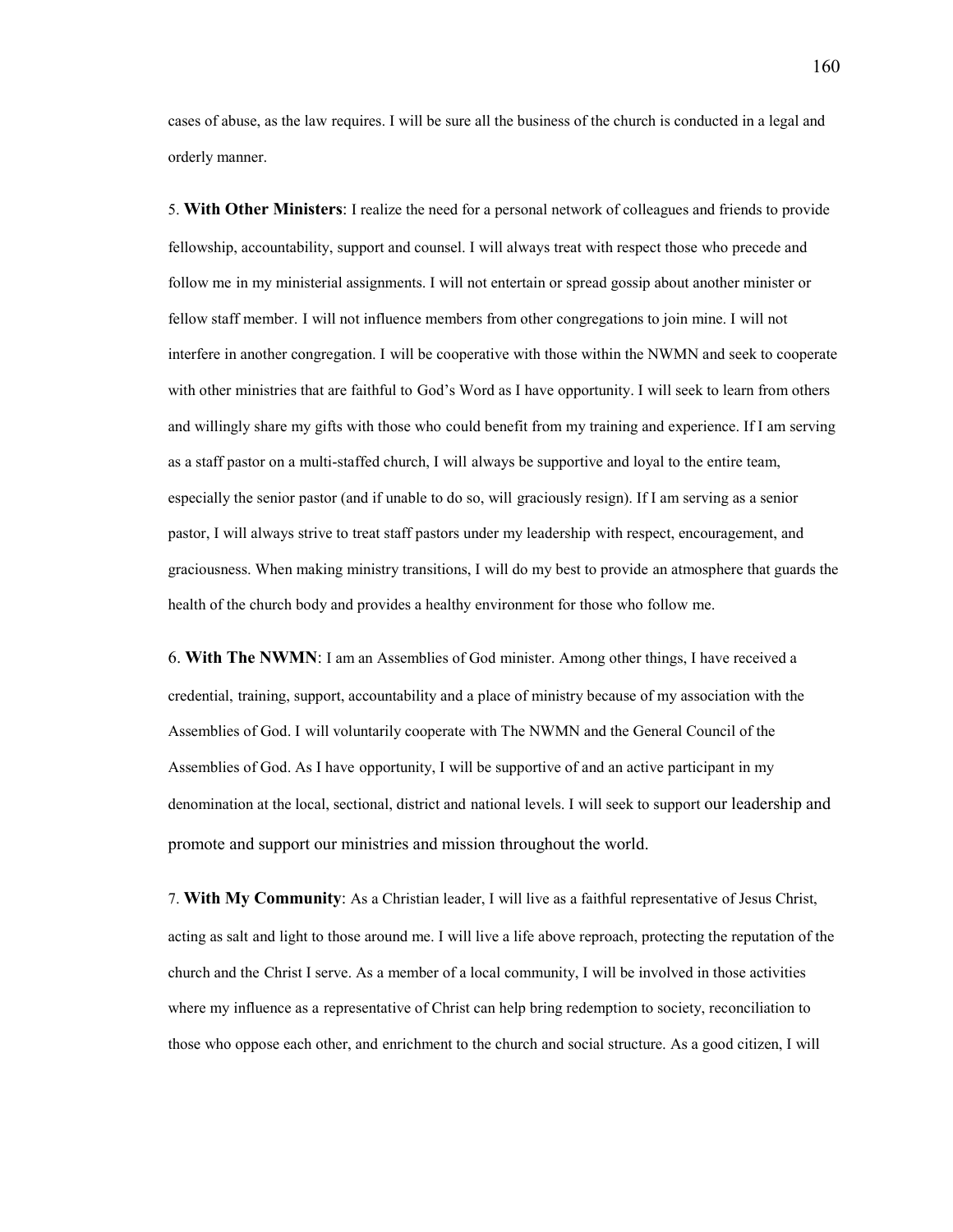cases of abuse, as the law requires. I will be sure all the business of the church is conducted in a legal and orderly manner.

5. **With Other Ministers**: I realize the need for a personal network of colleagues and friends to provide fellowship, accountability, support and counsel. I will always treat with respect those who precede and follow me in my ministerial assignments. I will not entertain or spread gossip about another minister or fellow staff member. I will not influence members from other congregations to join mine. I will not interfere in another congregation. I will be cooperative with those within the NWMN and seek to cooperate with other ministries that are faithful to God's Word as I have opportunity. I will seek to learn from others and willingly share my gifts with those who could benefit from my training and experience. If I am serving as a staff pastor on a multi-staffed church, I will always be supportive and loyal to the entire team, especially the senior pastor (and if unable to do so, will graciously resign). If I am serving as a senior pastor, I will always strive to treat staff pastors under my leadership with respect, encouragement, and graciousness. When making ministry transitions, I will do my best to provide an atmosphere that guards the health of the church body and provides a healthy environment for those who follow me.

6. **With The NWMN**: I am an Assemblies of God minister. Among other things, I have received a credential, training, support, accountability and a place of ministry because of my association with the Assemblies of God. I will voluntarily cooperate with The NWMN and the General Council of the Assemblies of God. As I have opportunity, I will be supportive of and an active participant in my denomination at the local, sectional, district and national levels. I will seek to support our leadership and promote and support our ministries and mission throughout the world.

7. **With My Community**: As a Christian leader, I will live as a faithful representative of Jesus Christ, acting as salt and light to those around me. I will live a life above reproach, protecting the reputation of the church and the Christ I serve. As a member of a local community, I will be involved in those activities where my influence as a representative of Christ can help bring redemption to society, reconciliation to those who oppose each other, and enrichment to the church and social structure. As a good citizen, I will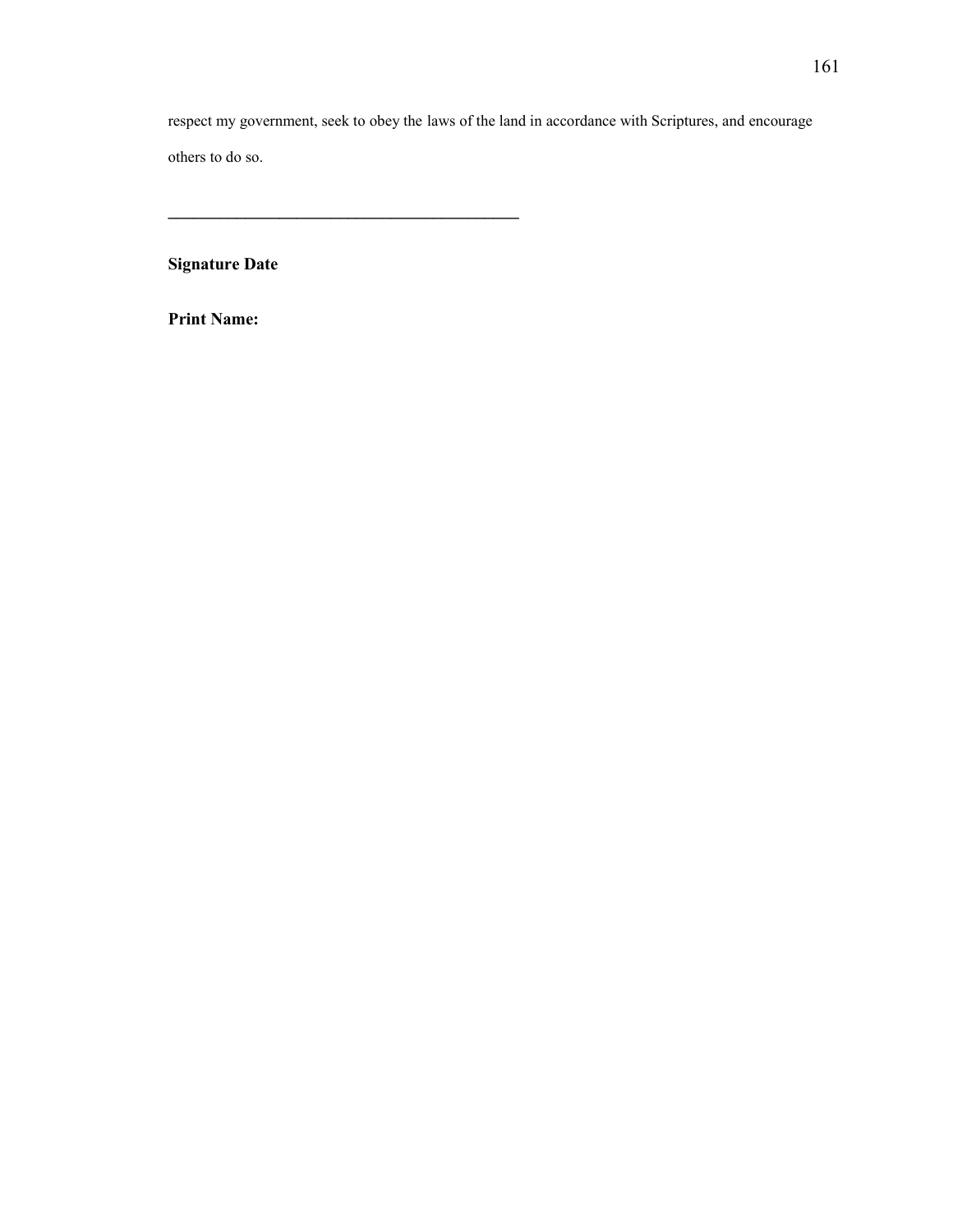respect my government, seek to obey the laws of the land in accordance with Scriptures, and encourage others to do so.

____________________________________________

**Signature Date**

**Print Name:**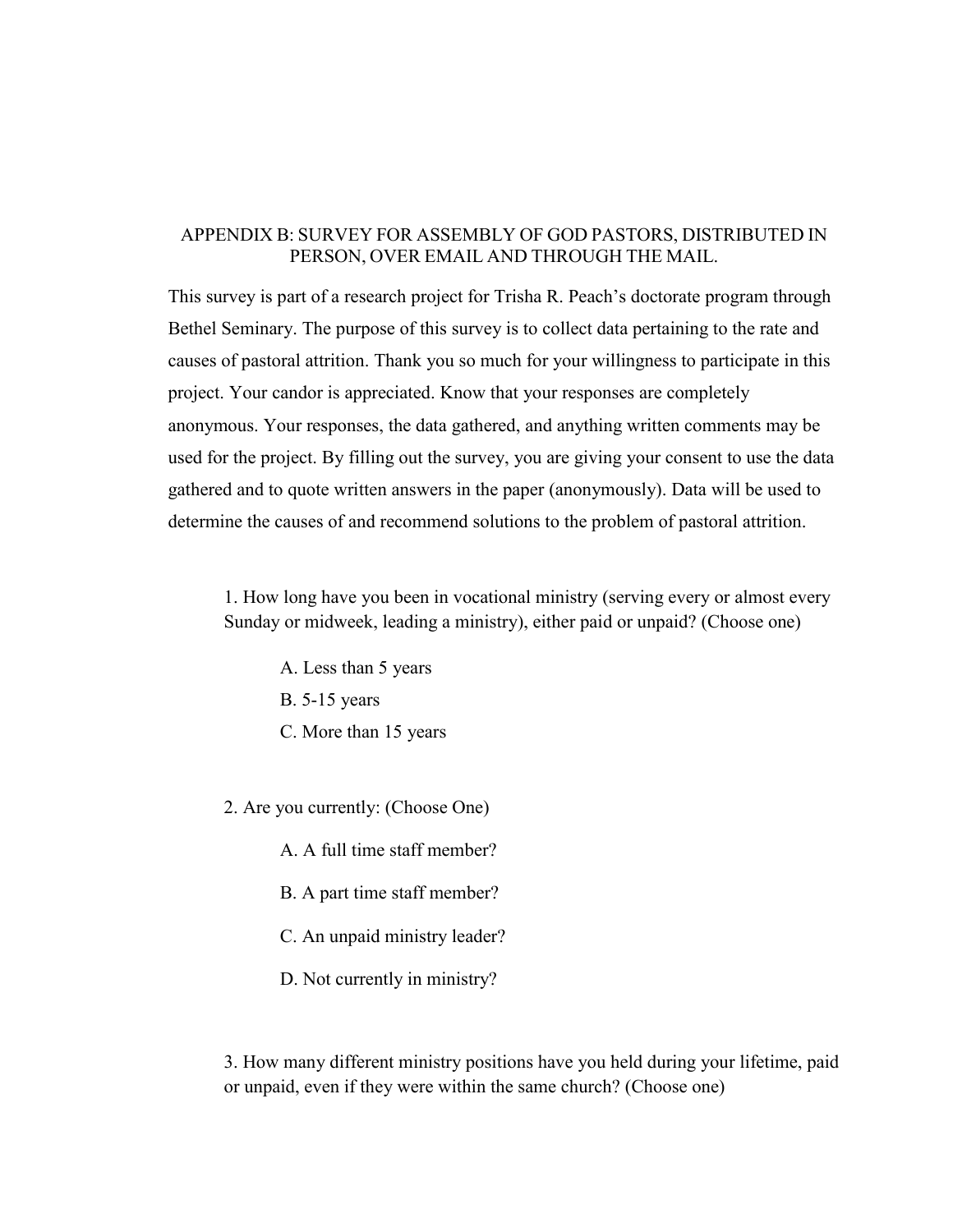## APPENDIX B: SURVEY FOR ASSEMBLY OF GOD PASTORS, DISTRIBUTED IN PERSON, OVER EMAIL AND THROUGH THE MAIL.

This survey is part of a research project for Trisha R. Peach's doctorate program through Bethel Seminary. The purpose of this survey is to collect data pertaining to the rate and causes of pastoral attrition. Thank you so much for your willingness to participate in this project. Your candor is appreciated. Know that your responses are completely anonymous. Your responses, the data gathered, and anything written comments may be used for the project. By filling out the survey, you are giving your consent to use the data gathered and to quote written answers in the paper (anonymously). Data will be used to determine the causes of and recommend solutions to the problem of pastoral attrition.

1. How long have you been in vocational ministry (serving every or almost every Sunday or midweek, leading a ministry), either paid or unpaid? (Choose one)

   A. Less than 5 years
   B. 5-15 years
   C. More than 15 years

2. Are you currently: (Choose One)

   A. A full time staff member?

   B. A part time staff member?

   C. An unpaid ministry leader?

   D. Not currently in ministry?

3. How many different ministry positions have you held during your lifetime, paid or unpaid, even if they were within the same church? (Choose one)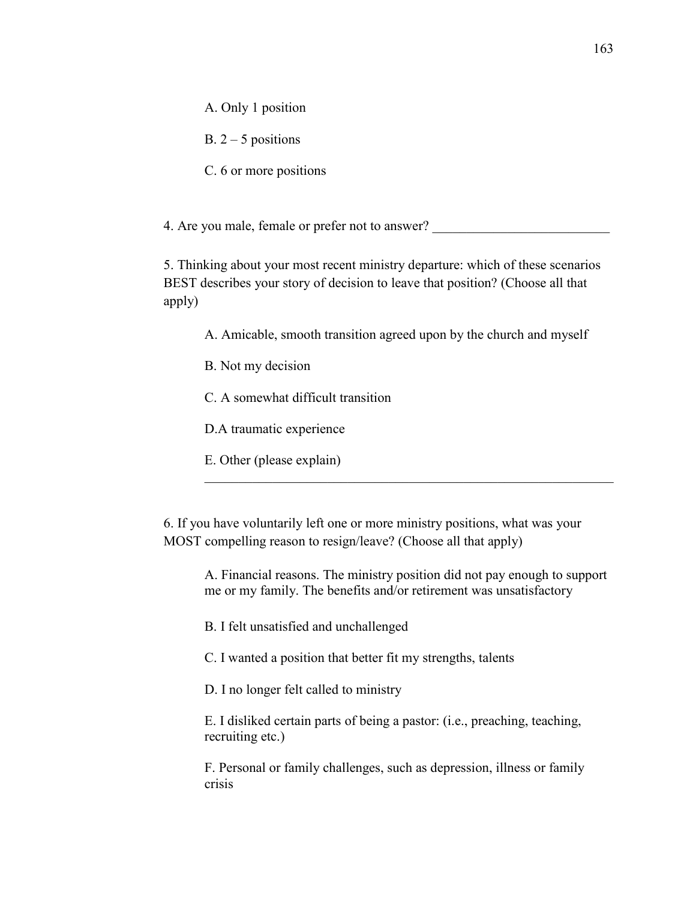A. Only 1 position

B. 2 – 5 positions

C. 6 or more positions

4. Are you male, female or prefer not to answer? __________________________

5. Thinking about your most recent ministry departure: which of these scenarios BEST describes your story of decision to leave that position? (Choose all that apply)

A. Amicable, smooth transition agreed upon by the church and myself

B. Not my decision

C. A somewhat difficult transition

D.A traumatic experience

E. Other (please explain)

_________________________________________________________________

6. If you have voluntarily left one or more ministry positions, what was your MOST compelling reason to resign/leave? (Choose all that apply)

A. Financial reasons. The ministry position did not pay enough to support me or my family. The benefits and/or retirement was unsatisfactory

B. I felt unsatisfied and unchallenged

C. I wanted a position that better fit my strengths, talents

D. I no longer felt called to ministry

E. I disliked certain parts of being a pastor: (i.e., preaching, teaching, recruiting etc.)

F. Personal or family challenges, such as depression, illness or family crisis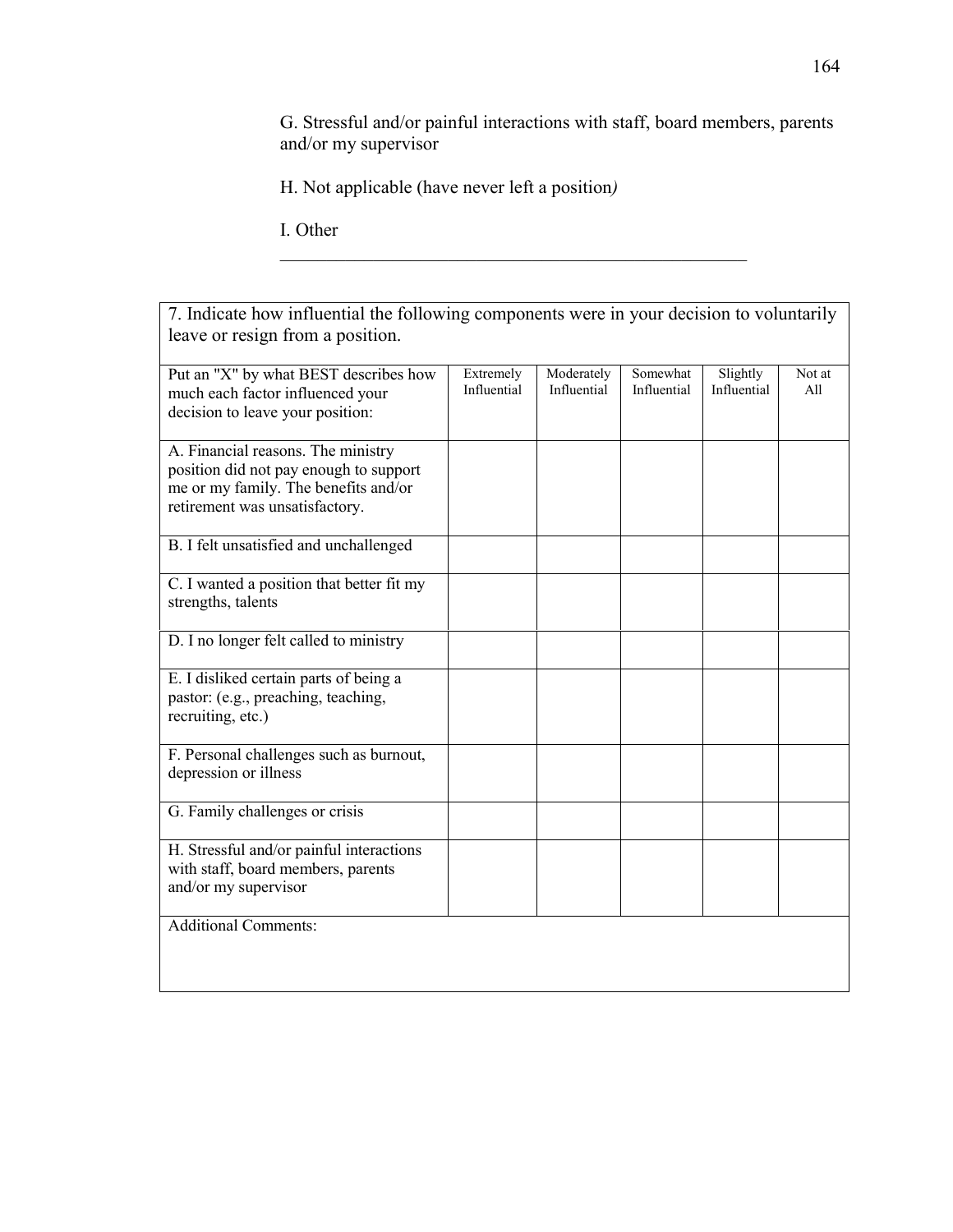G. Stressful and/or painful interactions with staff, board members, parents and/or my supervisor

H. Not applicable (have never left a position*)*

I. Other

___________________________________________________

| 7. Indicate how influential the following components were in your decision to voluntarily leave or resign from a position. | | | | | |
|---|---|---|---|---|---|
| Put an "X" by what BEST describes how much each factor influenced your decision to leave your position: | Extremely Influential | Moderately Influential | Somewhat Influential | Slightly Influential | Not at All |
| A. Financial reasons. The ministry position did not pay enough to support me or my family. The benefits and/or retirement was unsatisfactory. | | | | | |
| B. I felt unsatisfied and unchallenged | | | | | |
| C. I wanted a position that better fit my strengths, talents | | | | | |
| D. I no longer felt called to ministry | | | | | |
| E. I disliked certain parts of being a pastor: (e.g., preaching, teaching, recruiting, etc.) | | | | | |
| F. Personal challenges such as burnout, depression or illness | | | | | |
| G. Family challenges or crisis | | | | | |
| H. Stressful and/or painful interactions with staff, board members, parents and/or my supervisor | | | | | |
| Additional Comments: | | | | | |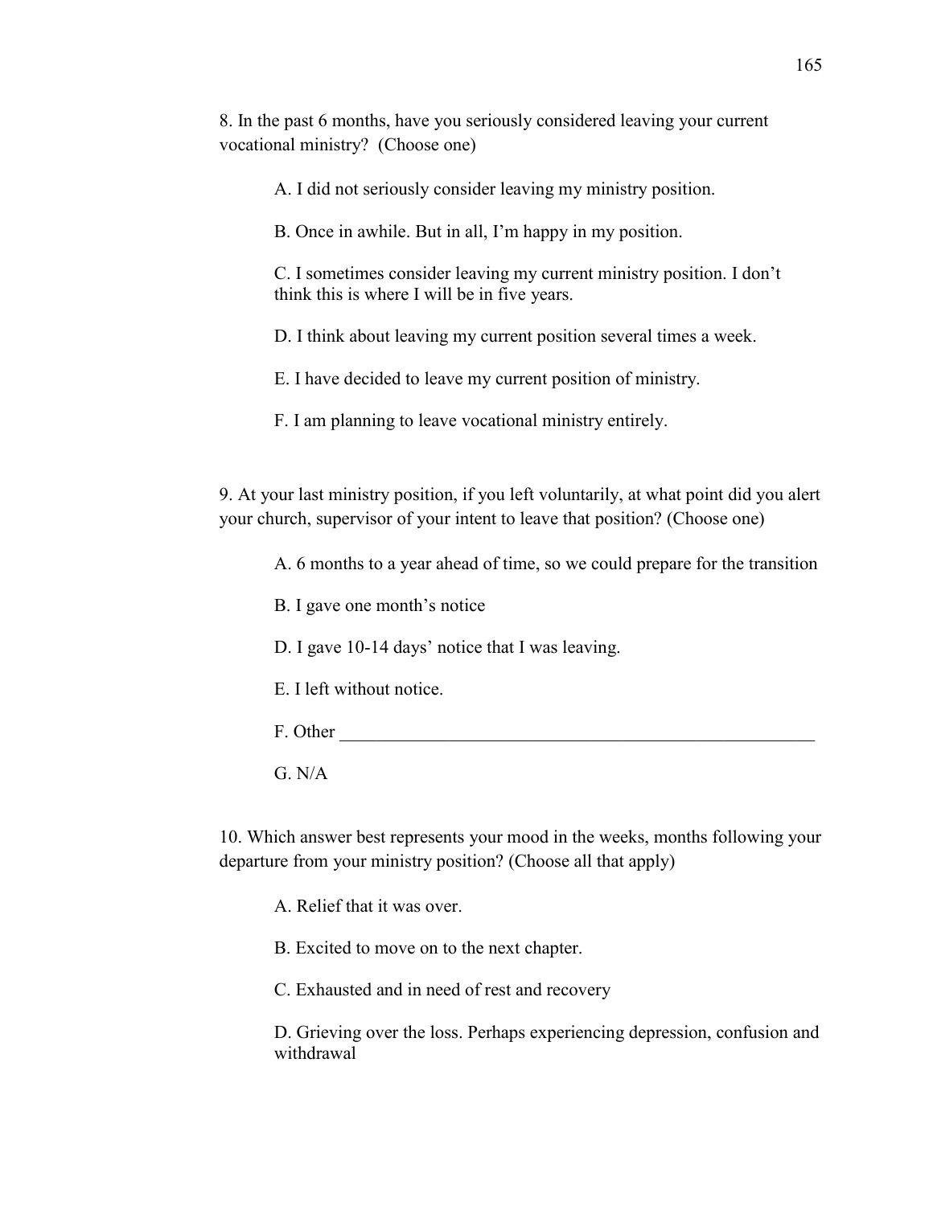8. In the past 6 months, have you seriously considered leaving your current vocational ministry? (Choose one)

A. I did not seriously consider leaving my ministry position.

B. Once in awhile. But in all, I'm happy in my position.

C. I sometimes consider leaving my current ministry position. I don't think this is where I will be in five years.

D. I think about leaving my current position several times a week.

E. I have decided to leave my current position of ministry.

F. I am planning to leave vocational ministry entirely.

9. At your last ministry position, if you left voluntarily, at what point did you alert your church, supervisor of your intent to leave that position? (Choose one)

A. 6 months to a year ahead of time, so we could prepare for the transition

B. I gave one month's notice

D. I gave 10-14 days' notice that I was leaving.

E. I left without notice.

F. Other ________________________________________________

G. N/A

10. Which answer best represents your mood in the weeks, months following your departure from your ministry position? (Choose all that apply)

A. Relief that it was over.

B. Excited to move on to the next chapter.

C. Exhausted and in need of rest and recovery

D. Grieving over the loss. Perhaps experiencing depression, confusion and withdrawal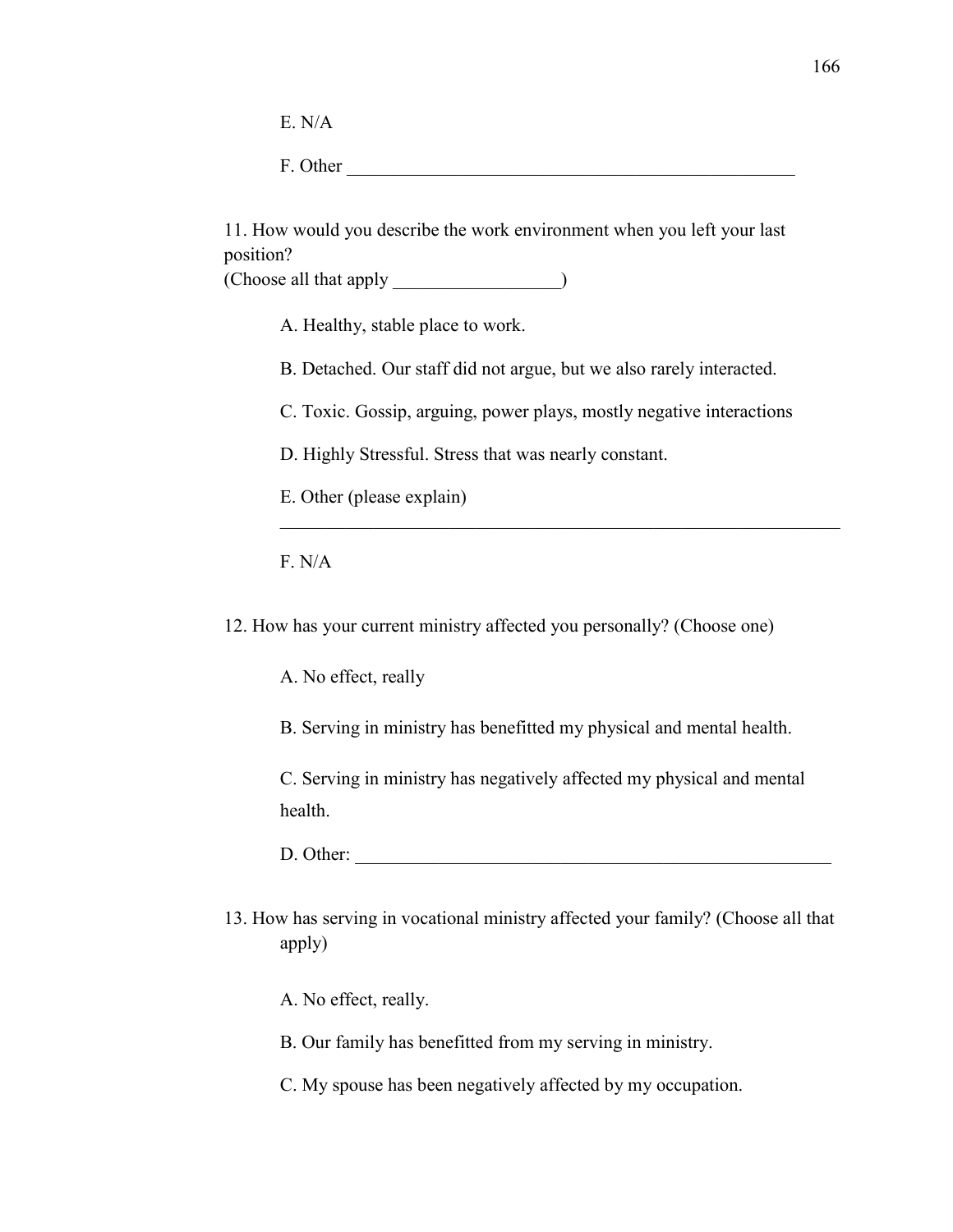E. N/A

F. Other ___________________________________________________

11. How would you describe the work environment when you left your last position?
(Choose all that apply __________________)

A. Healthy, stable place to work.

B. Detached. Our staff did not argue, but we also rarely interacted.

C. Toxic. Gossip, arguing, power plays, mostly negative interactions

D. Highly Stressful. Stress that was nearly constant.

E. Other (please explain)
_______________________________________________________________

F. N/A

12. How has your current ministry affected you personally? (Choose one)

A. No effect, really

B. Serving in ministry has benefitted my physical and mental health.

C. Serving in ministry has negatively affected my physical and mental health.

D. Other: ______________________________________________________

13. How has serving in vocational ministry affected your family? (Choose all that apply)

A. No effect, really.

B. Our family has benefitted from my serving in ministry.

C. My spouse has been negatively affected by my occupation.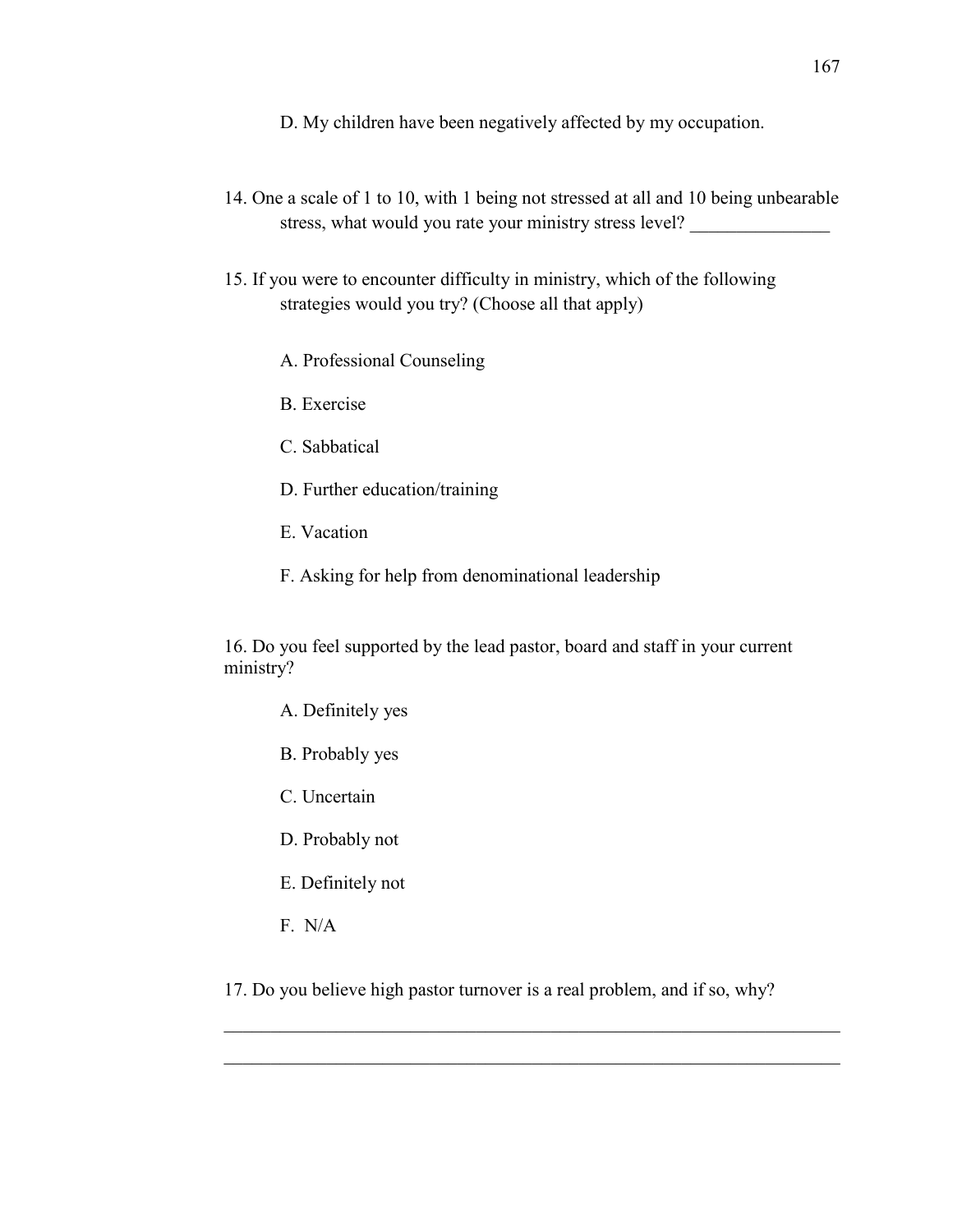D. My children have been negatively affected by my occupation.

14. One a scale of 1 to 10, with 1 being not stressed at all and 10 being unbearable stress, what would you rate your ministry stress level? _______________

15. If you were to encounter difficulty in ministry, which of the following strategies would you try? (Choose all that apply)

A. Professional Counseling

B. Exercise

C. Sabbatical

D. Further education/training

E. Vacation

F. Asking for help from denominational leadership

16. Do you feel supported by the lead pastor, board and staff in your current ministry?

A. Definitely yes

B. Probably yes

C. Uncertain

D. Probably not

E. Definitely not

F. N/A

17. Do you believe high pastor turnover is a real problem, and if so, why?

_____________________________________________________________________

_____________________________________________________________________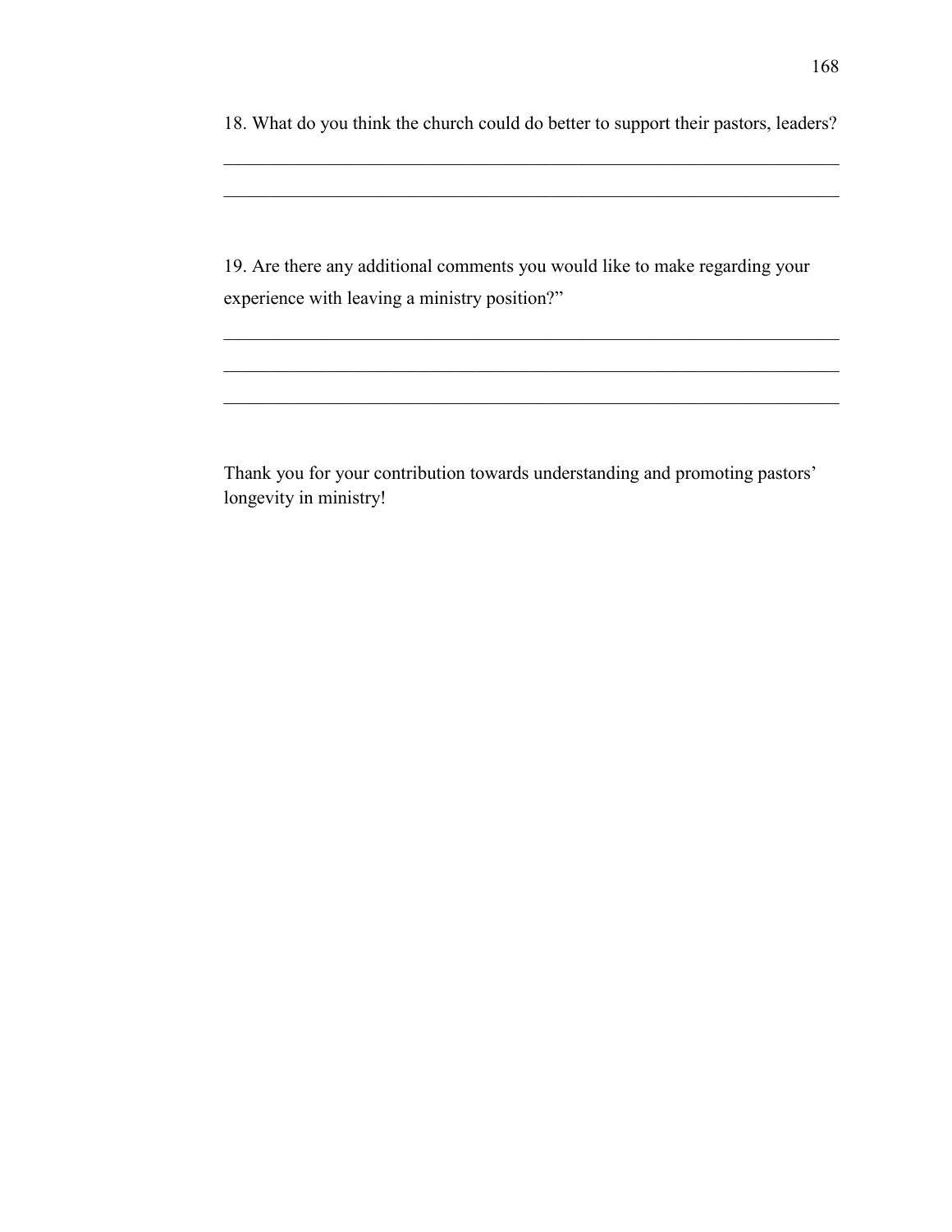18. What do you think the church could do better to support their pastors, leaders?

_____________________________________________________________________

_____________________________________________________________________

19. Are there any additional comments you would like to make regarding your experience with leaving a ministry position?"

_____________________________________________________________________

_____________________________________________________________________

_____________________________________________________________________

Thank you for your contribution towards understanding and promoting pastors' longevity in ministry!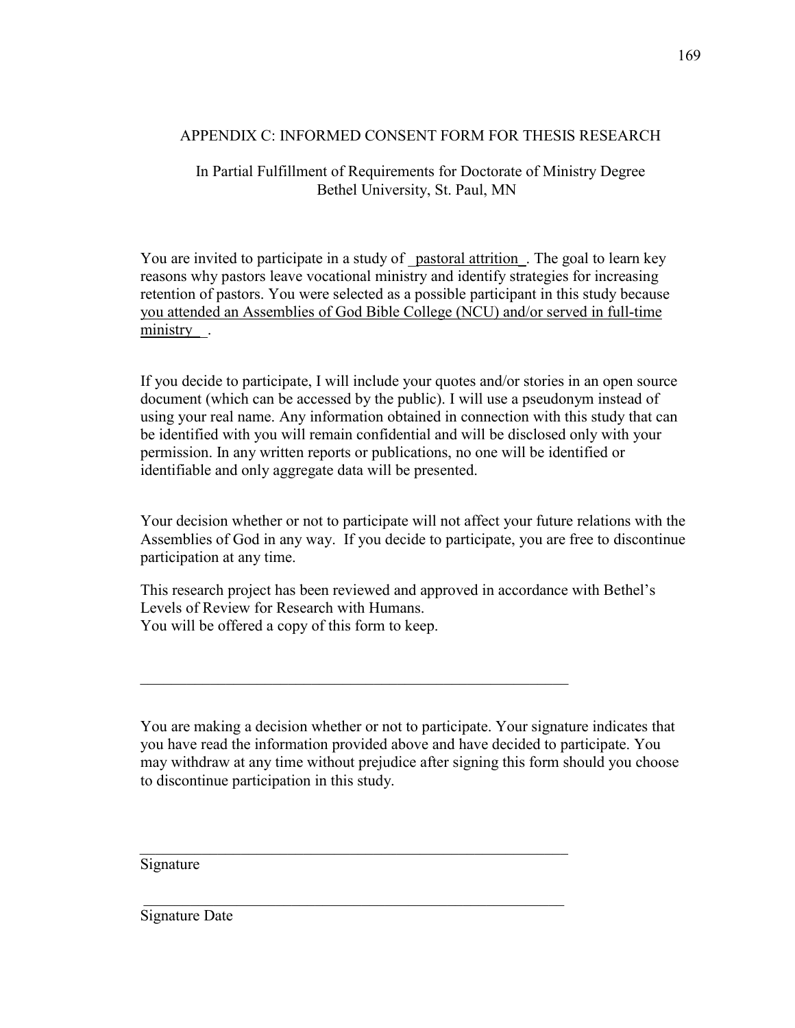## APPENDIX C: INFORMED CONSENT FORM FOR THESIS RESEARCH

In Partial Fulfillment of Requirements for Doctorate of Ministry Degree
Bethel University, St. Paul, MN

You are invited to participate in a study of _pastoral attrition_. The goal to learn key reasons why pastors leave vocational ministry and identify strategies for increasing retention of pastors. You were selected as a possible participant in this study because you attended an Assemblies of God Bible College (NCU) and/or served in full-time ministry_ .

If you decide to participate, I will include your quotes and/or stories in an open source document (which can be accessed by the public). I will use a pseudonym instead of using your real name. Any information obtained in connection with this study that can be identified with you will remain confidential and will be disclosed only with your permission. In any written reports or publications, no one will be identified or identifiable and only aggregate data will be presented.

Your decision whether or not to participate will not affect your future relations with the Assemblies of God in any way. If you decide to participate, you are free to discontinue participation at any time.

This research project has been reviewed and approved in accordance with Bethel's Levels of Review for Research with Humans.
You will be offered a copy of this form to keep.

_____________________________________________________________

You are making a decision whether or not to participate. Your signature indicates that you have read the information provided above and have decided to participate. You may withdraw at any time without prejudice after signing this form should you choose to discontinue participation in this study.

_____________________________________________________________
Signature

_____________________________________________________________
Signature Date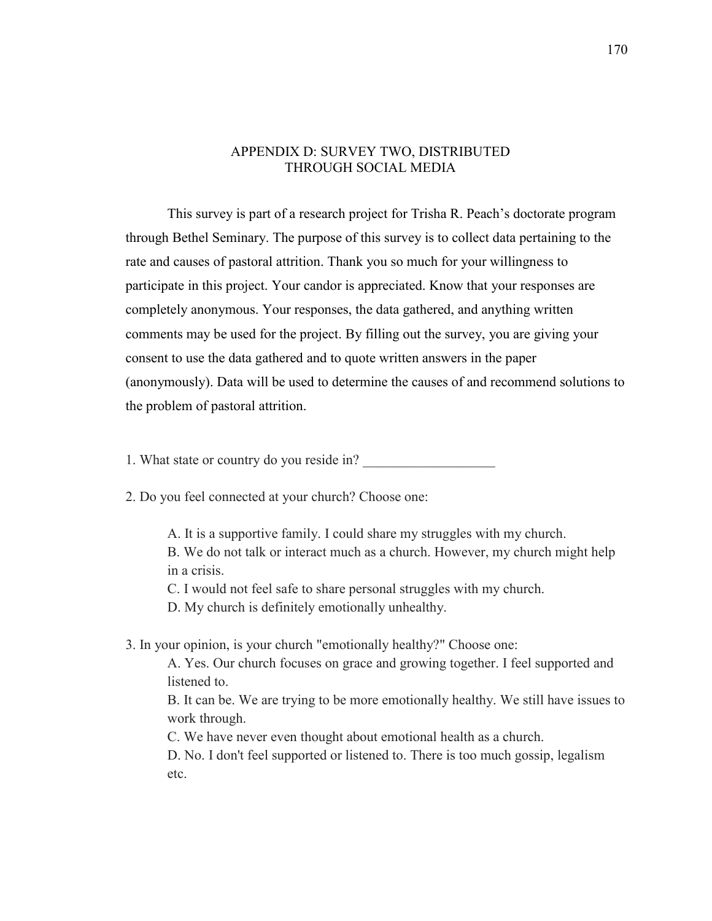# APPENDIX D: SURVEY TWO, DISTRIBUTED THROUGH SOCIAL MEDIA

This survey is part of a research project for Trisha R. Peach's doctorate program through Bethel Seminary. The purpose of this survey is to collect data pertaining to the rate and causes of pastoral attrition. Thank you so much for your willingness to participate in this project. Your candor is appreciated. Know that your responses are completely anonymous. Your responses, the data gathered, and anything written comments may be used for the project. By filling out the survey, you are giving your consent to use the data gathered and to quote written answers in the paper (anonymously). Data will be used to determine the causes of and recommend solutions to the problem of pastoral attrition.

1. What state or country do you reside in? ___________________

2. Do you feel connected at your church? Choose one:

   A. It is a supportive family. I could share my struggles with my church.
   B. We do not talk or interact much as a church. However, my church might help in a crisis.
   C. I would not feel safe to share personal struggles with my church.
   D. My church is definitely emotionally unhealthy.

3. In your opinion, is your church "emotionally healthy?" Choose one:

   A. Yes. Our church focuses on grace and growing together. I feel supported and listened to.
   B. It can be. We are trying to be more emotionally healthy. We still have issues to work through.
   C. We have never even thought about emotional health as a church.
   D. No. I don't feel supported or listened to. There is too much gossip, legalism etc.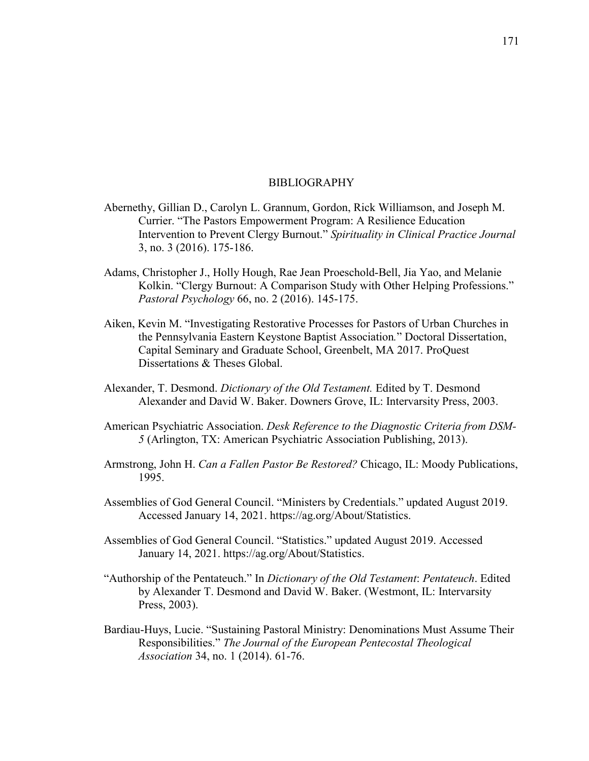# BIBLIOGRAPHY

Abernethy, Gillian D., Carolyn L. Grannum, Gordon, Rick Williamson, and Joseph M. Currier. "The Pastors Empowerment Program: A Resilience Education Intervention to Prevent Clergy Burnout." *Spirituality in Clinical Practice Journal* 3, no. 3 (2016). 175-186.

Adams, Christopher J., Holly Hough, Rae Jean Proeschold-Bell, Jia Yao, and Melanie Kolkin. "Clergy Burnout: A Comparison Study with Other Helping Professions." *Pastoral Psychology* 66, no. 2 (2016). 145-175.

Aiken, Kevin M. "Investigating Restorative Processes for Pastors of Urban Churches in the Pennsylvania Eastern Keystone Baptist Association." Doctoral Dissertation, Capital Seminary and Graduate School, Greenbelt, MA 2017. ProQuest Dissertations & Theses Global.

Alexander, T. Desmond. *Dictionary of the Old Testament.* Edited by T. Desmond Alexander and David W. Baker. Downers Grove, IL: Intervarsity Press, 2003.

American Psychiatric Association. *Desk Reference to the Diagnostic Criteria from DSM-5* (Arlington, TX: American Psychiatric Association Publishing, 2013).

Armstrong, John H. *Can a Fallen Pastor Be Restored?* Chicago, IL: Moody Publications, 1995.

Assemblies of God General Council. "Ministers by Credentials." updated August 2019. Accessed January 14, 2021. https://ag.org/About/Statistics.

Assemblies of God General Council. "Statistics." updated August 2019. Accessed January 14, 2021. https://ag.org/About/Statistics.

"Authorship of the Pentateuch." In *Dictionary of the Old Testament*: *Pentateuch*. Edited by Alexander T. Desmond and David W. Baker. (Westmont, IL: Intervarsity Press, 2003).

Bardiau-Huys, Lucie. "Sustaining Pastoral Ministry: Denominations Must Assume Their Responsibilities." *The Journal of the European Pentecostal Theological Association* 34, no. 1 (2014). 61-76.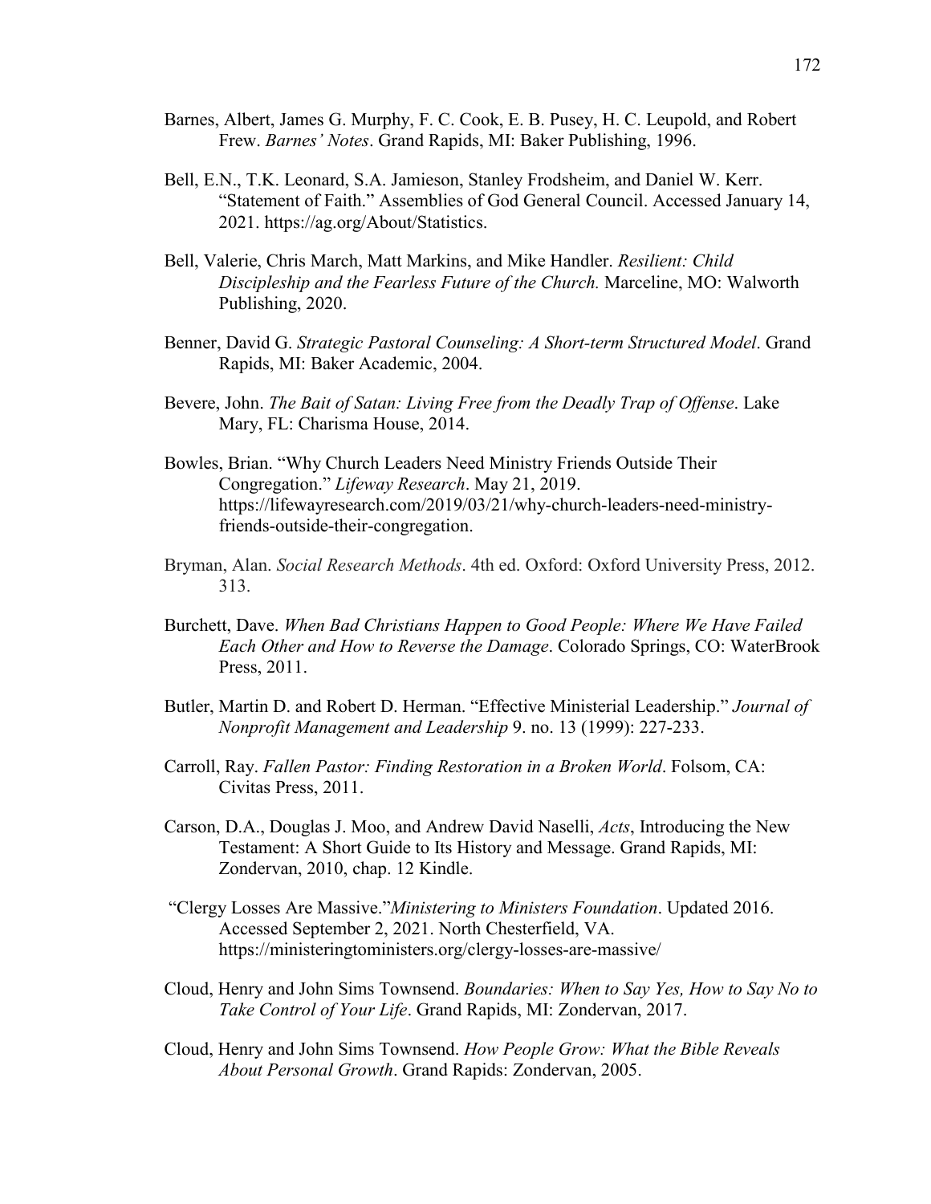Barnes, Albert, James G. Murphy, F. C. Cook, E. B. Pusey, H. C. Leupold, and Robert Frew. *Barnes' Notes*. Grand Rapids, MI: Baker Publishing, 1996.

Bell, E.N., T.K. Leonard, S.A. Jamieson, Stanley Frodsheim, and Daniel W. Kerr. "Statement of Faith." Assemblies of God General Council. Accessed January 14, 2021. https://ag.org/About/Statistics.

Bell, Valerie, Chris March, Matt Markins, and Mike Handler. *Resilient: Child Discipleship and the Fearless Future of the Church.* Marceline, MO: Walworth Publishing, 2020.

Benner, David G. *Strategic Pastoral Counseling: A Short-term Structured Model*. Grand Rapids, MI: Baker Academic, 2004.

Bevere, John. *The Bait of Satan: Living Free from the Deadly Trap of Offense*. Lake Mary, FL: Charisma House, 2014.

Bowles, Brian. "Why Church Leaders Need Ministry Friends Outside Their Congregation." *Lifeway Research*. May 21, 2019. https://lifewayresearch.com/2019/03/21/why-church-leaders-need-ministry-friends-outside-their-congregation.

Bryman, Alan. *Social Research Methods*. 4th ed. Oxford: Oxford University Press, 2012. 313.

Burchett, Dave. *When Bad Christians Happen to Good People: Where We Have Failed Each Other and How to Reverse the Damage*. Colorado Springs, CO: WaterBrook Press, 2011.

Butler, Martin D. and Robert D. Herman. "Effective Ministerial Leadership." *Journal of Nonprofit Management and Leadership* 9. no. 13 (1999): 227-233.

Carroll, Ray. *Fallen Pastor: Finding Restoration in a Broken World*. Folsom, CA: Civitas Press, 2011.

Carson, D.A., Douglas J. Moo, and Andrew David Naselli, *Acts*, Introducing the New Testament: A Short Guide to Its History and Message. Grand Rapids, MI: Zondervan, 2010, chap. 12 Kindle.

"Clergy Losses Are Massive."*Ministering to Ministers Foundation*. Updated 2016. Accessed September 2, 2021. North Chesterfield, VA. https://ministeringtoministers.org/clergy-losses-are-massive/

Cloud, Henry and John Sims Townsend. *Boundaries: When to Say Yes, How to Say No to Take Control of Your Life*. Grand Rapids, MI: Zondervan, 2017.

Cloud, Henry and John Sims Townsend. *How People Grow: What the Bible Reveals About Personal Growth*. Grand Rapids: Zondervan, 2005.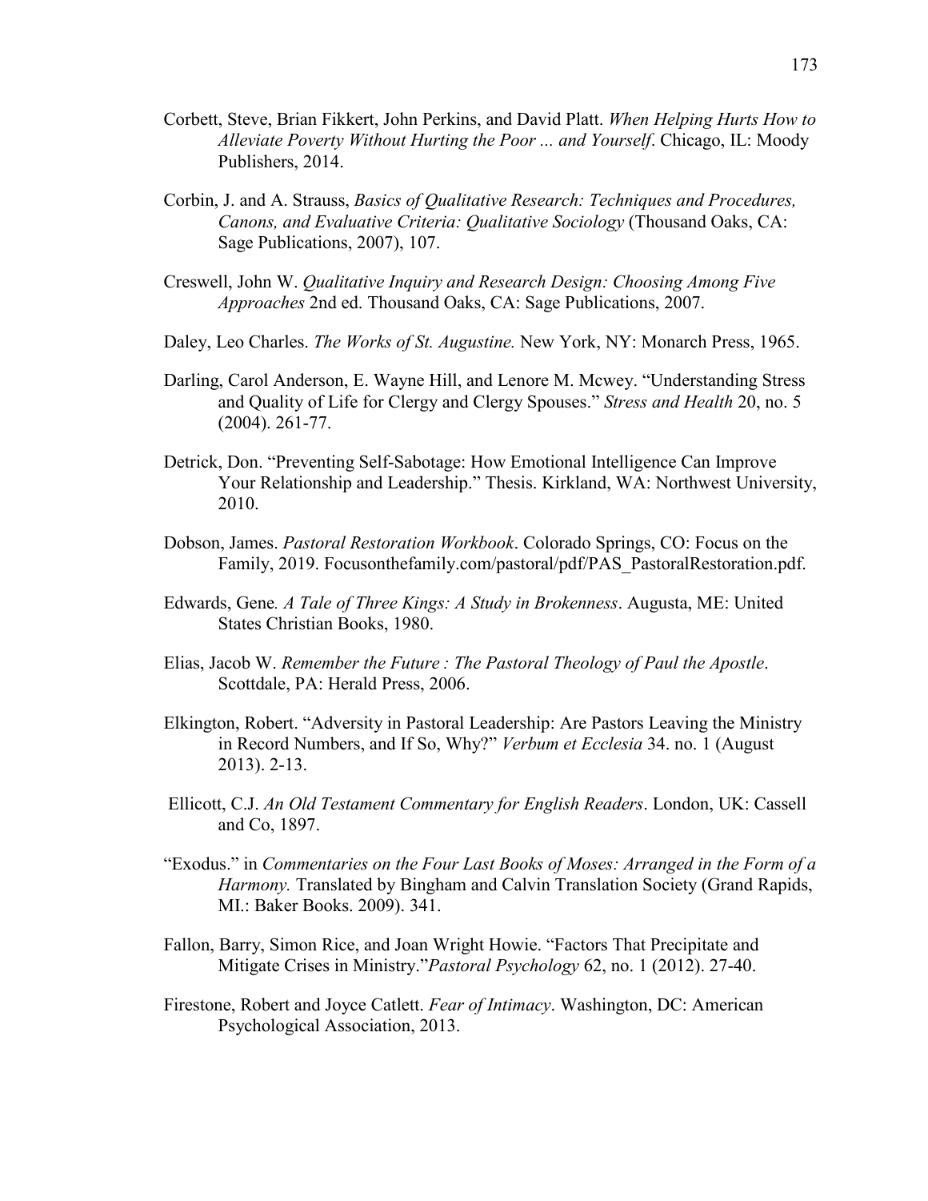Corbett, Steve, Brian Fikkert, John Perkins, and David Platt. *When Helping Hurts How to Alleviate Poverty Without Hurting the Poor ... and Yourself*. Chicago, IL: Moody Publishers, 2014.

Corbin, J. and A. Strauss, *Basics of Qualitative Research: Techniques and Procedures, Canons, and Evaluative Criteria: Qualitative Sociology* (Thousand Oaks, CA: Sage Publications, 2007), 107.

Creswell, John W. *Qualitative Inquiry and Research Design: Choosing Among Five Approaches* 2nd ed. Thousand Oaks, CA: Sage Publications, 2007.

Daley, Leo Charles. *The Works of St. Augustine.* New York, NY: Monarch Press, 1965.

Darling, Carol Anderson, E. Wayne Hill, and Lenore M. Mcwey. "Understanding Stress and Quality of Life for Clergy and Clergy Spouses." *Stress and Health* 20, no. 5 (2004). 261-77.

Detrick, Don. "Preventing Self-Sabotage: How Emotional Intelligence Can Improve Your Relationship and Leadership." Thesis. Kirkland, WA: Northwest University, 2010.

Dobson, James. *Pastoral Restoration Workbook*. Colorado Springs, CO: Focus on the Family, 2019. Focusonthefamily.com/pastoral/pdf/PAS_PastoralRestoration.pdf.

Edwards, Gene*. A Tale of Three Kings: A Study in Brokenness*. Augusta, ME: United States Christian Books, 1980.

Elias, Jacob W. *Remember the Future : The Pastoral Theology of Paul the Apostle*. Scottdale, PA: Herald Press, 2006.

Elkington, Robert. "Adversity in Pastoral Leadership: Are Pastors Leaving the Ministry in Record Numbers, and If So, Why?" *Verbum et Ecclesia* 34. no. 1 (August 2013). 2-13.

Ellicott, C.J. *An Old Testament Commentary for English Readers*. London, UK: Cassell and Co, 1897.

"Exodus." in *Commentaries on the Four Last Books of Moses: Arranged in the Form of a Harmony.* Translated by Bingham and Calvin Translation Society (Grand Rapids, MI.: Baker Books. 2009). 341.

Fallon, Barry, Simon Rice, and Joan Wright Howie. "Factors That Precipitate and Mitigate Crises in Ministry."*Pastoral Psychology* 62, no. 1 (2012). 27-40.

Firestone, Robert and Joyce Catlett. *Fear of Intimacy*. Washington, DC: American Psychological Association, 2013.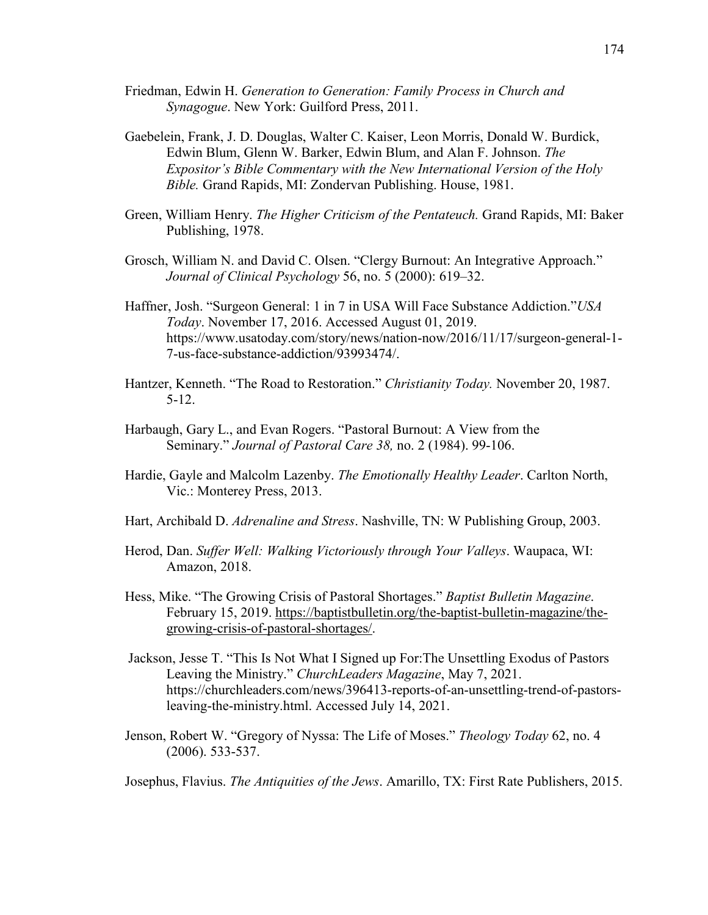Friedman, Edwin H. *Generation to Generation: Family Process in Church and Synagogue*. New York: Guilford Press, 2011.

Gaebelein, Frank, J. D. Douglas, Walter C. Kaiser, Leon Morris, Donald W. Burdick, Edwin Blum, Glenn W. Barker, Edwin Blum, and Alan F. Johnson. *The Expositor's Bible Commentary with the New International Version of the Holy Bible.* Grand Rapids, MI: Zondervan Publishing. House, 1981.

Green, William Henry. *The Higher Criticism of the Pentateuch.* Grand Rapids, MI: Baker Publishing, 1978.

Grosch, William N. and David C. Olsen. "Clergy Burnout: An Integrative Approach." *Journal of Clinical Psychology* 56, no. 5 (2000): 619–32.

Haffner, Josh. "Surgeon General: 1 in 7 in USA Will Face Substance Addiction."*USA Today*. November 17, 2016. Accessed August 01, 2019. https://www.usatoday.com/story/news/nation-now/2016/11/17/surgeon-general-1-7-us-face-substance-addiction/93993474/.

Hantzer, Kenneth. "The Road to Restoration." *Christianity Today.* November 20, 1987. 5-12.

Harbaugh, Gary L., and Evan Rogers. "Pastoral Burnout: A View from the Seminary." *Journal of Pastoral Care 38,* no. 2 (1984). 99-106.

Hardie, Gayle and Malcolm Lazenby. *The Emotionally Healthy Leader*. Carlton North, Vic.: Monterey Press, 2013.

Hart, Archibald D. *Adrenaline and Stress*. Nashville, TN: W Publishing Group, 2003.

Herod, Dan. *Suffer Well: Walking Victoriously through Your Valleys*. Waupaca, WI: Amazon, 2018.

Hess, Mike. "The Growing Crisis of Pastoral Shortages." *Baptist Bulletin Magazine*. February 15, 2019. https://baptistbulletin.org/the-baptist-bulletin-magazine/the-growing-crisis-of-pastoral-shortages/.

Jackson, Jesse T. "This Is Not What I Signed up For:The Unsettling Exodus of Pastors Leaving the Ministry." *ChurchLeaders Magazine*, May 7, 2021. https://churchleaders.com/news/396413-reports-of-an-unsettling-trend-of-pastors-leaving-the-ministry.html. Accessed July 14, 2021.

Jenson, Robert W. "Gregory of Nyssa: The Life of Moses." *Theology Today* 62, no. 4 (2006). 533-537.

Josephus, Flavius. *The Antiquities of the Jews*. Amarillo, TX: First Rate Publishers, 2015.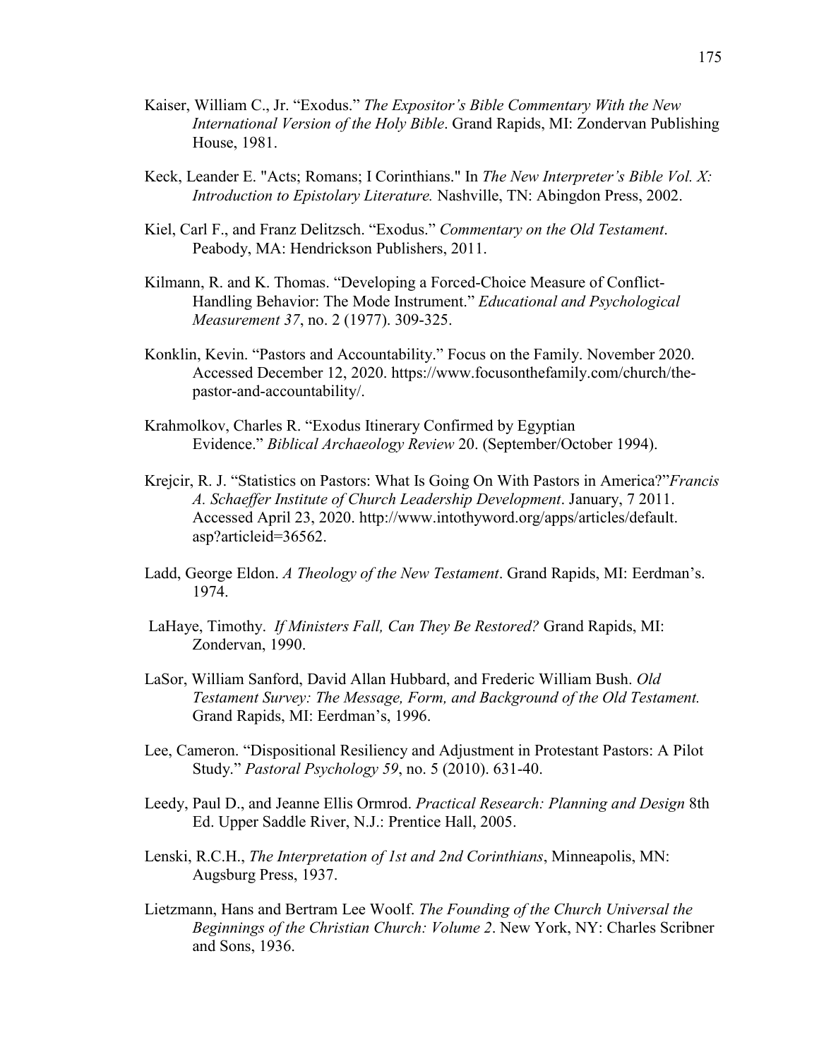Kaiser, William C., Jr. "Exodus." *The Expositor's Bible Commentary With the New International Version of the Holy Bible*. Grand Rapids, MI: Zondervan Publishing House, 1981.

Keck, Leander E. "Acts; Romans; I Corinthians." In *The New Interpreter's Bible Vol. X: Introduction to Epistolary Literature.* Nashville, TN: Abingdon Press, 2002.

Kiel, Carl F., and Franz Delitzsch. "Exodus." *Commentary on the Old Testament*. Peabody, MA: Hendrickson Publishers, 2011.

Kilmann, R. and K. Thomas. "Developing a Forced-Choice Measure of Conflict-Handling Behavior: The Mode Instrument." *Educational and Psychological Measurement 37*, no. 2 (1977). 309-325.

Konklin, Kevin. "Pastors and Accountability." Focus on the Family. November 2020. Accessed December 12, 2020. https://www.focusonthefamily.com/church/the-pastor-and-accountability/.

Krahmolkov, Charles R. "Exodus Itinerary Confirmed by Egyptian Evidence." *Biblical Archaeology Review* 20. (September/October 1994).

Krejcir, R. J. "Statistics on Pastors: What Is Going On With Pastors in America?"*Francis A. Schaeffer Institute of Church Leadership Development*. January, 7 2011. Accessed April 23, 2020. http://www.intothyword.org/apps/articles/default.asp?articleid=36562.

Ladd, George Eldon. *A Theology of the New Testament*. Grand Rapids, MI: Eerdman's. 1974.

LaHaye, Timothy. *If Ministers Fall, Can They Be Restored?* Grand Rapids, MI: Zondervan, 1990.

LaSor, William Sanford, David Allan Hubbard, and Frederic William Bush. *Old Testament Survey: The Message, Form, and Background of the Old Testament.* Grand Rapids, MI: Eerdman's, 1996.

Lee, Cameron. "Dispositional Resiliency and Adjustment in Protestant Pastors: A Pilot Study." *Pastoral Psychology 59*, no. 5 (2010). 631-40.

Leedy, Paul D., and Jeanne Ellis Ormrod. *Practical Research: Planning and Design* 8th Ed. Upper Saddle River, N.J.: Prentice Hall, 2005.

Lenski, R.C.H., *The Interpretation of 1st and 2nd Corinthians*, Minneapolis, MN: Augsburg Press, 1937.

Lietzmann, Hans and Bertram Lee Woolf. *The Founding of the Church Universal the Beginnings of the Christian Church: Volume 2*. New York, NY: Charles Scribner and Sons, 1936.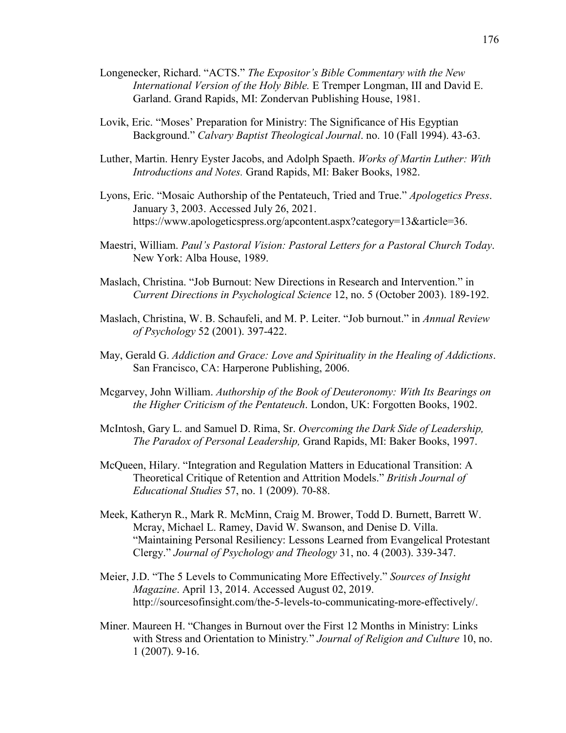Longenecker, Richard. "ACTS." *The Expositor's Bible Commentary with the New International Version of the Holy Bible.* E Tremper Longman, III and David E. Garland. Grand Rapids, MI: Zondervan Publishing House, 1981.

Lovik, Eric. "Moses' Preparation for Ministry: The Significance of His Egyptian Background." *Calvary Baptist Theological Journal*. no. 10 (Fall 1994). 43-63.

Luther, Martin. Henry Eyster Jacobs, and Adolph Spaeth. *Works of Martin Luther: With Introductions and Notes.* Grand Rapids, MI: Baker Books, 1982.

Lyons, Eric. "Mosaic Authorship of the Pentateuch, Tried and True." *Apologetics Press*. January 3, 2003. Accessed July 26, 2021. https://www.apologeticspress.org/apcontent.aspx?category=13&article=36.

Maestri, William. *Paul's Pastoral Vision: Pastoral Letters for a Pastoral Church Today*. New York: Alba House, 1989.

Maslach, Christina. "Job Burnout: New Directions in Research and Intervention." in *Current Directions in Psychological Science* 12, no. 5 (October 2003). 189-192.

Maslach, Christina, W. B. Schaufeli, and M. P. Leiter. "Job burnout." in *Annual Review of Psychology* 52 (2001). 397-422.

May, Gerald G. *Addiction and Grace: Love and Spirituality in the Healing of Addictions*. San Francisco, CA: Harperone Publishing, 2006.

Mcgarvey, John William. *Authorship of the Book of Deuteronomy: With Its Bearings on the Higher Criticism of the Pentateuch*. London, UK: Forgotten Books, 1902.

McIntosh, Gary L. and Samuel D. Rima, Sr. *Overcoming the Dark Side of Leadership, The Paradox of Personal Leadership,* Grand Rapids, MI: Baker Books, 1997.

McQueen, Hilary. "Integration and Regulation Matters in Educational Transition: A Theoretical Critique of Retention and Attrition Models." *British Journal of Educational Studies* 57, no. 1 (2009). 70-88.

Meek, Katheryn R., Mark R. McMinn, Craig M. Brower, Todd D. Burnett, Barrett W. Mcray, Michael L. Ramey, David W. Swanson, and Denise D. Villa. "Maintaining Personal Resiliency: Lessons Learned from Evangelical Protestant Clergy." *Journal of Psychology and Theology* 31, no. 4 (2003). 339-347.

Meier, J.D. "The 5 Levels to Communicating More Effectively." *Sources of Insight Magazine*. April 13, 2014. Accessed August 02, 2019. http://sourcesofinsight.com/the-5-levels-to-communicating-more-effectively/.

Miner. Maureen H. "Changes in Burnout over the First 12 Months in Ministry: Links with Stress and Orientation to Ministry." *Journal of Religion and Culture* 10, no. 1 (2007). 9-16.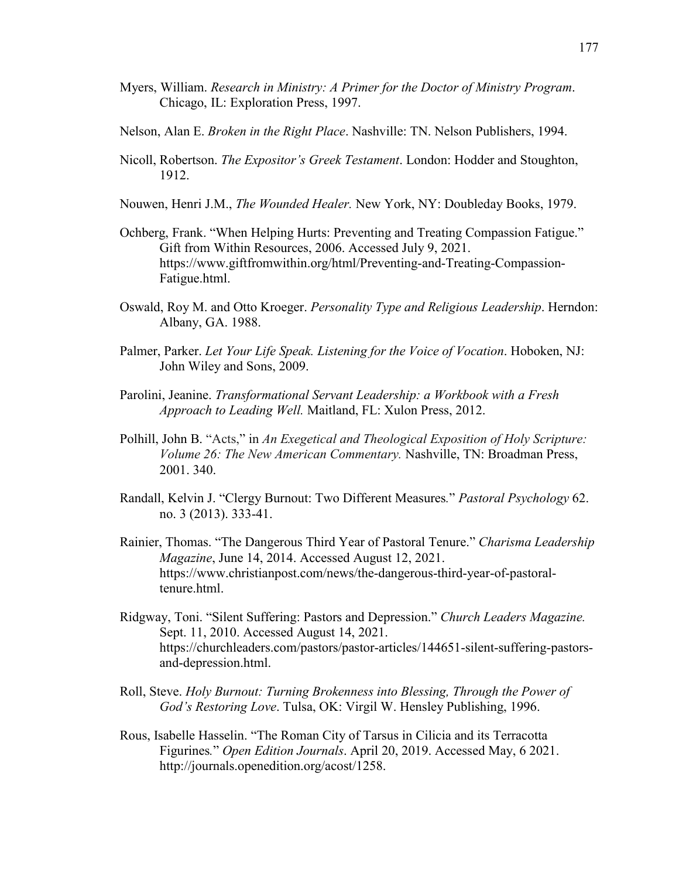Myers, William. *Research in Ministry: A Primer for the Doctor of Ministry Program*. Chicago, IL: Exploration Press, 1997.

Nelson, Alan E. *Broken in the Right Place*. Nashville: TN. Nelson Publishers, 1994.

Nicoll, Robertson. *The Expositor's Greek Testament*. London: Hodder and Stoughton, 1912.

Nouwen, Henri J.M., *The Wounded Healer.* New York, NY: Doubleday Books, 1979.

Ochberg, Frank. "When Helping Hurts: Preventing and Treating Compassion Fatigue." Gift from Within Resources, 2006. Accessed July 9, 2021. https://www.giftfromwithin.org/html/Preventing-and-Treating-Compassion-Fatigue.html.

Oswald, Roy M. and Otto Kroeger. *Personality Type and Religious Leadership*. Herndon: Albany, GA. 1988.

Palmer, Parker. *Let Your Life Speak. Listening for the Voice of Vocation*. Hoboken, NJ: John Wiley and Sons, 2009.

Parolini, Jeanine. *Transformational Servant Leadership: a Workbook with a Fresh Approach to Leading Well.* Maitland, FL: Xulon Press, 2012.

Polhill, John B. "Acts," in *An Exegetical and Theological Exposition of Holy Scripture: Volume 26: The New American Commentary.* Nashville, TN: Broadman Press, 2001. 340.

Randall, Kelvin J. "Clergy Burnout: Two Different Measures." *Pastoral Psychology* 62. no. 3 (2013). 333-41.

Rainier, Thomas. "The Dangerous Third Year of Pastoral Tenure." *Charisma Leadership Magazine*, June 14, 2014. Accessed August 12, 2021. https://www.christianpost.com/news/the-dangerous-third-year-of-pastoral-tenure.html.

Ridgway, Toni. "Silent Suffering: Pastors and Depression." *Church Leaders Magazine.* Sept. 11, 2010. Accessed August 14, 2021. https://churchleaders.com/pastors/pastor-articles/144651-silent-suffering-pastors-and-depression.html.

Roll, Steve. *Holy Burnout: Turning Brokenness into Blessing, Through the Power of God's Restoring Love*. Tulsa, OK: Virgil W. Hensley Publishing, 1996.

Rous, Isabelle Hasselin. "The Roman City of Tarsus in Cilicia and its Terracotta Figurines." *Open Edition Journals*. April 20, 2019. Accessed May, 6 2021. http://journals.openedition.org/acost/1258.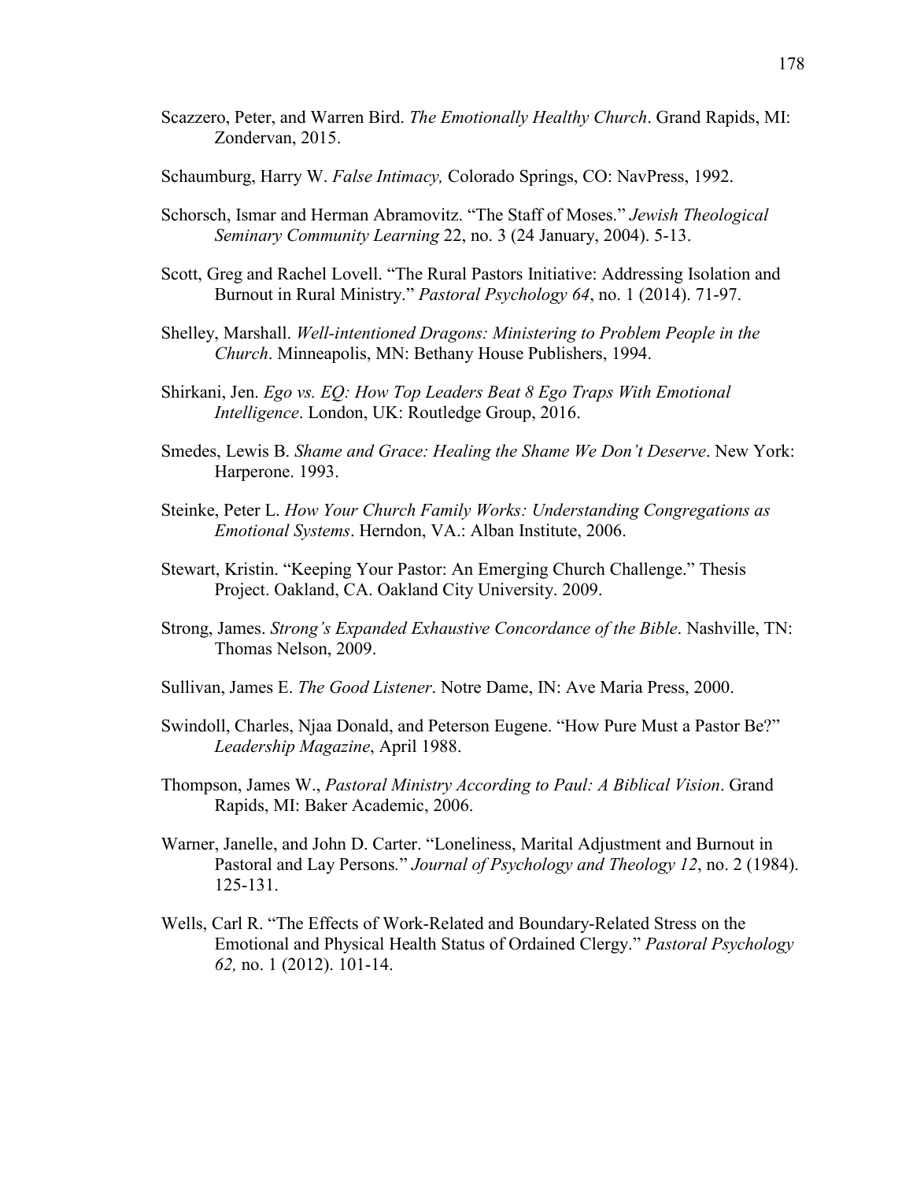Scazzero, Peter, and Warren Bird. *The Emotionally Healthy Church*. Grand Rapids, MI: Zondervan, 2015.

Schaumburg, Harry W. *False Intimacy,* Colorado Springs, CO: NavPress, 1992.

Schorsch, Ismar and Herman Abramovitz. "The Staff of Moses." *Jewish Theological Seminary Community Learning* 22, no. 3 (24 January, 2004). 5-13.

Scott, Greg and Rachel Lovell. "The Rural Pastors Initiative: Addressing Isolation and Burnout in Rural Ministry." *Pastoral Psychology 64*, no. 1 (2014). 71-97.

Shelley, Marshall. *Well-intentioned Dragons: Ministering to Problem People in the Church*. Minneapolis, MN: Bethany House Publishers, 1994.

Shirkani, Jen. *Ego vs. EQ: How Top Leaders Beat 8 Ego Traps With Emotional Intelligence*. London, UK: Routledge Group, 2016.

Smedes, Lewis B. *Shame and Grace: Healing the Shame We Don't Deserve*. New York: Harperone. 1993.

Steinke, Peter L. *How Your Church Family Works: Understanding Congregations as Emotional Systems*. Herndon, VA.: Alban Institute, 2006.

Stewart, Kristin. "Keeping Your Pastor: An Emerging Church Challenge." Thesis Project. Oakland, CA. Oakland City University. 2009.

Strong, James. *Strong's Expanded Exhaustive Concordance of the Bible*. Nashville, TN: Thomas Nelson, 2009.

Sullivan, James E. *The Good Listener*. Notre Dame, IN: Ave Maria Press, 2000.

Swindoll, Charles, Njaa Donald, and Peterson Eugene. "How Pure Must a Pastor Be?" *Leadership Magazine*, April 1988.

Thompson, James W., *Pastoral Ministry According to Paul: A Biblical Vision*. Grand Rapids, MI: Baker Academic, 2006.

Warner, Janelle, and John D. Carter. "Loneliness, Marital Adjustment and Burnout in Pastoral and Lay Persons*.*" *Journal of Psychology and Theology 12*, no. 2 (1984). 125-131.

Wells, Carl R. "The Effects of Work-Related and Boundary-Related Stress on the Emotional and Physical Health Status of Ordained Clergy." *Pastoral Psychology 62,* no. 1 (2012). 101-14.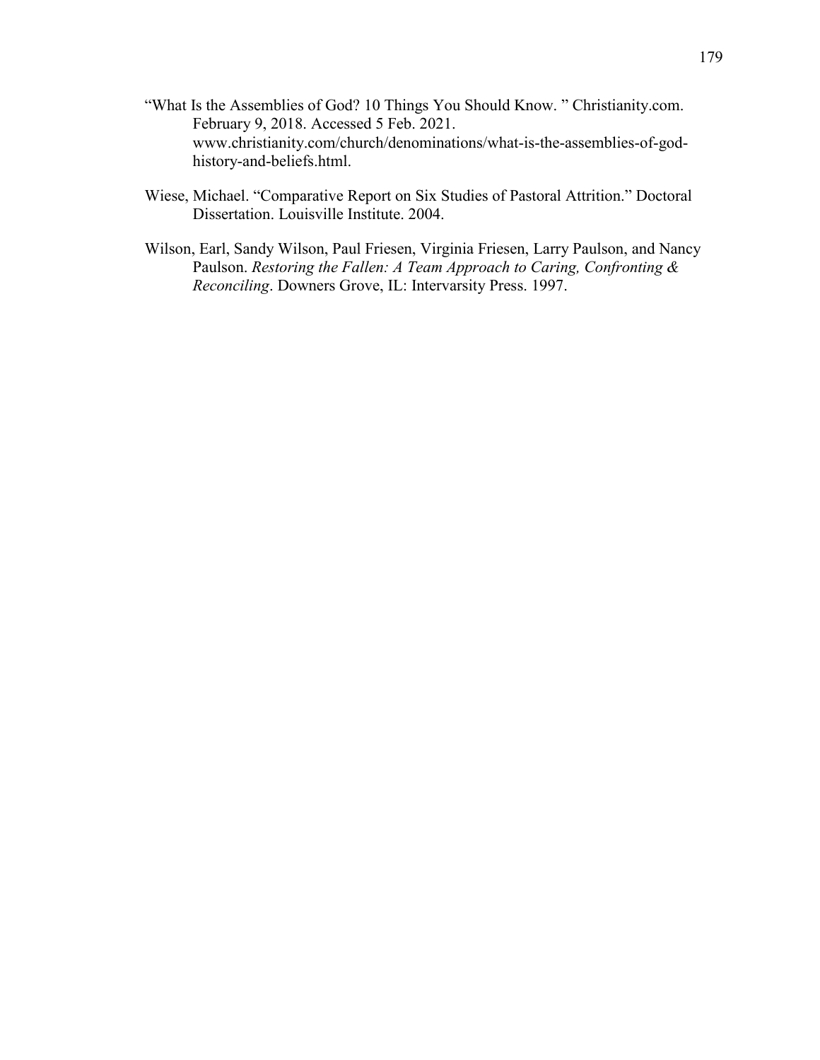"What Is the Assemblies of God? 10 Things You Should Know. " Christianity.com. February 9, 2018. Accessed 5 Feb. 2021. www.christianity.com/church/denominations/what-is-the-assemblies-of-god-history-and-beliefs.html.

Wiese, Michael. "Comparative Report on Six Studies of Pastoral Attrition." Doctoral Dissertation. Louisville Institute. 2004.

Wilson, Earl, Sandy Wilson, Paul Friesen, Virginia Friesen, Larry Paulson, and Nancy Paulson. *Restoring the Fallen: A Team Approach to Caring, Confronting & Reconciling*. Downers Grove, IL: Intervarsity Press. 1997.